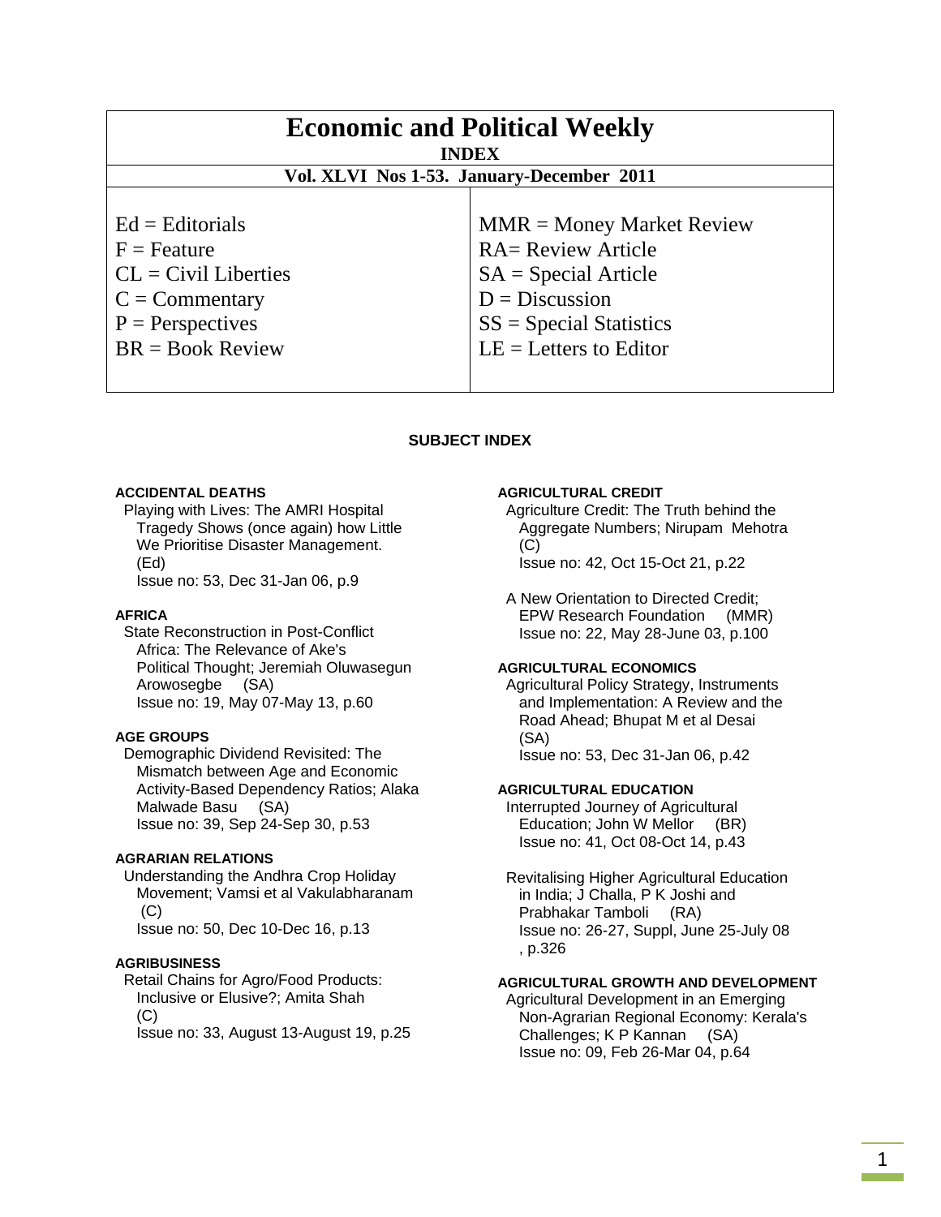# Economic and Political Weekly

## INDEX

### Vol. XLVI Nos 1-53. January-December 2011

| | |
|---|---|
| Ed = Editorials | MMR = Money Market Review |
| F = Feature | RA= Review Article |
| CL = Civil Liberties | SA = Special Article |
| C = Commentary | D = Discussion |
| P = Perspectives | SS = Special Statistics |
| BR = Book Review | LE = Letters to Editor |

## SUBJECT INDEX

**ACCIDENTAL DEATHS**

Playing with Lives: The AMRI Hospital Tragedy Shows (once again) how Little We Prioritise Disaster Management. (Ed)
Issue no: 53, Dec 31-Jan 06, p.9

**AFRICA**

State Reconstruction in Post-Conflict Africa: The Relevance of Ake's Political Thought; Jeremiah Oluwasegun Arowosegbe (SA)
Issue no: 19, May 07-May 13, p.60

**AGE GROUPS**

Demographic Dividend Revisited: The Mismatch between Age and Economic Activity-Based Dependency Ratios; Alaka Malwade Basu (SA)
Issue no: 39, Sep 24-Sep 30, p.53

**AGRARIAN RELATIONS**

Understanding the Andhra Crop Holiday Movement; Vamsi et al Vakulabharanam (C)
Issue no: 50, Dec 10-Dec 16, p.13

**AGRIBUSINESS**

Retail Chains for Agro/Food Products: Inclusive or Elusive?; Amita Shah (C)
Issue no: 33, August 13-August 19, p.25

**AGRICULTURAL CREDIT**

Agriculture Credit: The Truth behind the Aggregate Numbers; Nirupam Mehotra (C)
Issue no: 42, Oct 15-Oct 21, p.22

A New Orientation to Directed Credit; EPW Research Foundation (MMR)
Issue no: 22, May 28-June 03, p.100

**AGRICULTURAL ECONOMICS**

Agricultural Policy Strategy, Instruments and Implementation: A Review and the Road Ahead; Bhupat M et al Desai (SA)
Issue no: 53, Dec 31-Jan 06, p.42

**AGRICULTURAL EDUCATION**

Interrupted Journey of Agricultural Education; John W Mellor (BR)
Issue no: 41, Oct 08-Oct 14, p.43

Revitalising Higher Agricultural Education in India; J Challa, P K Joshi and Prabhakar Tamboli (RA)
Issue no: 26-27, Suppl, June 25-July 08, p.326

**AGRICULTURAL GROWTH AND DEVELOPMENT**

Agricultural Development in an Emerging Non-Agrarian Regional Economy: Kerala's Challenges; K P Kannan (SA)
Issue no: 09, Feb 26-Mar 04, p.64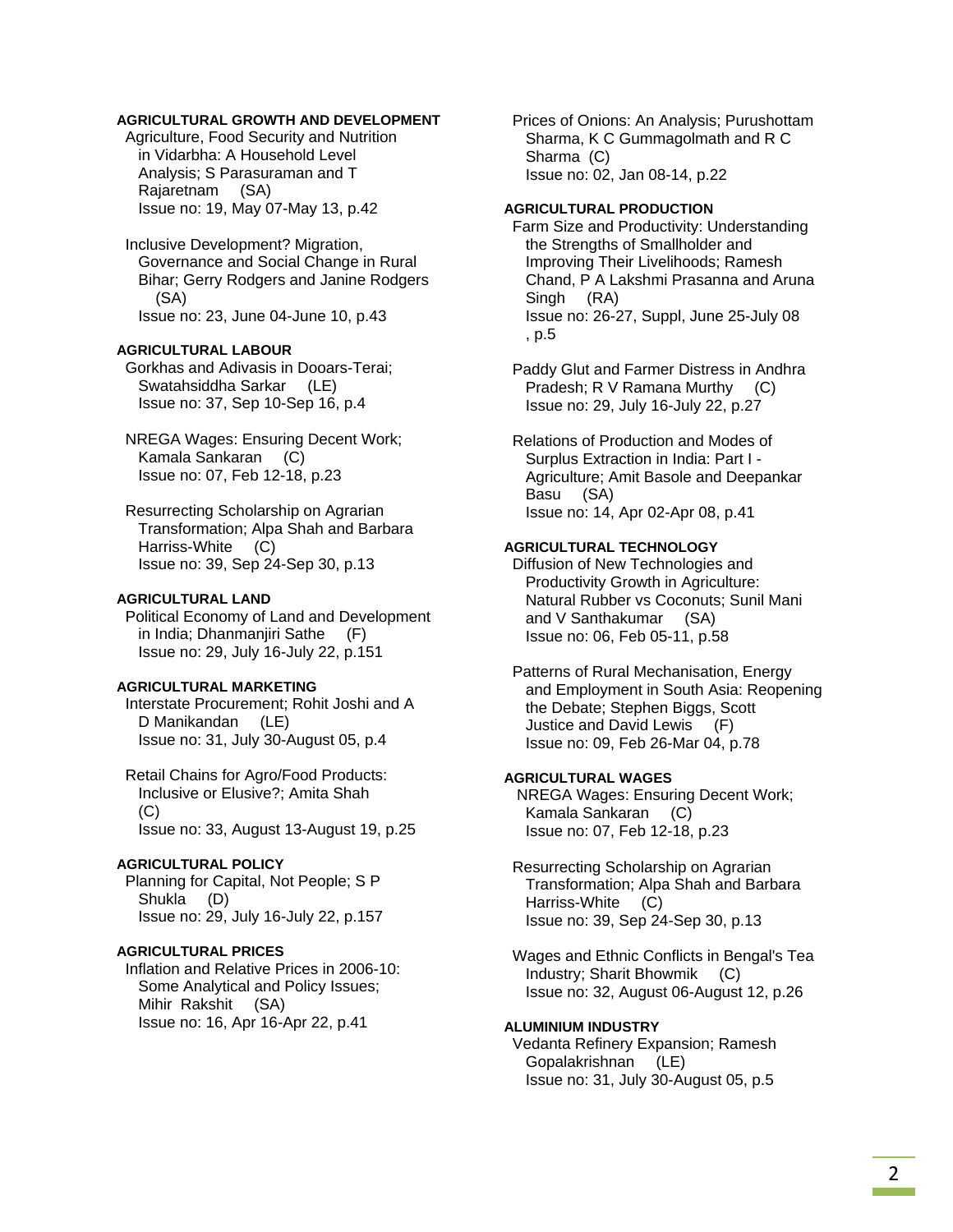**AGRICULTURAL GROWTH AND DEVELOPMENT**

Agriculture, Food Security and Nutrition in Vidarbha: A Household Level Analysis; S Parasuraman and T Rajaretnam (SA)
Issue no: 19, May 07-May 13, p.42

Inclusive Development? Migration, Governance and Social Change in Rural Bihar; Gerry Rodgers and Janine Rodgers (SA)
Issue no: 23, June 04-June 10, p.43

**AGRICULTURAL LABOUR**

Gorkhas and Adivasis in Dooars-Terai; Swatahsiddha Sarkar (LE)
Issue no: 37, Sep 10-Sep 16, p.4

NREGA Wages: Ensuring Decent Work; Kamala Sankaran (C)
Issue no: 07, Feb 12-18, p.23

Resurrecting Scholarship on Agrarian Transformation; Alpa Shah and Barbara Harriss-White (C)
Issue no: 39, Sep 24-Sep 30, p.13

**AGRICULTURAL LAND**

Political Economy of Land and Development in India; Dhanmanjiri Sathe (F)
Issue no: 29, July 16-July 22, p.151

**AGRICULTURAL MARKETING**

Interstate Procurement; Rohit Joshi and A D Manikandan (LE)
Issue no: 31, July 30-August 05, p.4

Retail Chains for Agro/Food Products: Inclusive or Elusive?; Amita Shah (C)
Issue no: 33, August 13-August 19, p.25

**AGRICULTURAL POLICY**

Planning for Capital, Not People; S P Shukla (D)
Issue no: 29, July 16-July 22, p.157

**AGRICULTURAL PRICES**

Inflation and Relative Prices in 2006-10: Some Analytical and Policy Issues; Mihir Rakshit (SA)
Issue no: 16, Apr 16-Apr 22, p.41

Prices of Onions: An Analysis; Purushottam Sharma, K C Gummagolmath and R C Sharma (C)
Issue no: 02, Jan 08-14, p.22

**AGRICULTURAL PRODUCTION**

Farm Size and Productivity: Understanding the Strengths of Smallholder and Improving Their Livelihoods; Ramesh Chand, P A Lakshmi Prasanna and Aruna Singh (RA)
Issue no: 26-27, Suppl, June 25-July 08, p.5

Paddy Glut and Farmer Distress in Andhra Pradesh; R V Ramana Murthy (C)
Issue no: 29, July 16-July 22, p.27

Relations of Production and Modes of Surplus Extraction in India: Part I - Agriculture; Amit Basole and Deepankar Basu (SA)
Issue no: 14, Apr 02-Apr 08, p.41

**AGRICULTURAL TECHNOLOGY**

Diffusion of New Technologies and Productivity Growth in Agriculture: Natural Rubber vs Coconuts; Sunil Mani and V Santhakumar (SA)
Issue no: 06, Feb 05-11, p.58

Patterns of Rural Mechanisation, Energy and Employment in South Asia: Reopening the Debate; Stephen Biggs, Scott Justice and David Lewis (F)
Issue no: 09, Feb 26-Mar 04, p.78

**AGRICULTURAL WAGES**

NREGA Wages: Ensuring Decent Work; Kamala Sankaran (C)
Issue no: 07, Feb 12-18, p.23

Resurrecting Scholarship on Agrarian Transformation; Alpa Shah and Barbara Harriss-White (C)
Issue no: 39, Sep 24-Sep 30, p.13

Wages and Ethnic Conflicts in Bengal's Tea Industry; Sharit Bhowmik (C)
Issue no: 32, August 06-August 12, p.26

**ALUMINIUM INDUSTRY**

Vedanta Refinery Expansion; Ramesh Gopalakrishnan (LE)
Issue no: 31, July 30-August 05, p.5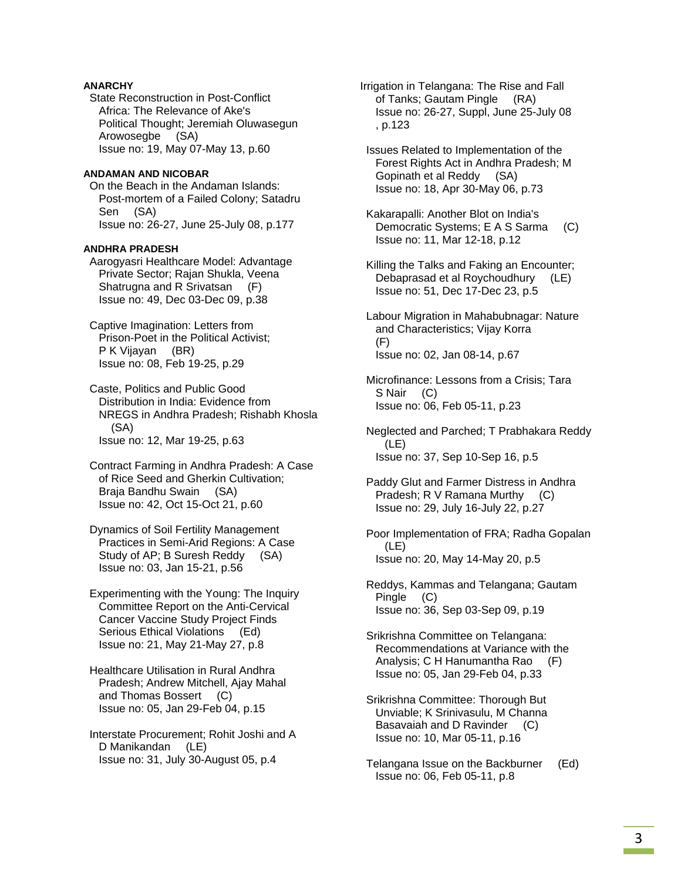**ANARCHY**

State Reconstruction in Post-Conflict Africa: The Relevance of Ake's Political Thought; Jeremiah Oluwasegun Arowosegbe (SA)
Issue no: 19, May 07-May 13, p.60

**ANDAMAN AND NICOBAR**

On the Beach in the Andaman Islands: Post-mortem of a Failed Colony; Satadru Sen (SA)
Issue no: 26-27, June 25-July 08, p.177

**ANDHRA PRADESH**

Aarogyasri Healthcare Model: Advantage Private Sector; Rajan Shukla, Veena Shatrugna and R Srivatsan (F)
Issue no: 49, Dec 03-Dec 09, p.38

Captive Imagination: Letters from Prison-Poet in the Political Activist; P K Vijayan (BR)
Issue no: 08, Feb 19-25, p.29

Caste, Politics and Public Good Distribution in India: Evidence from NREGS in Andhra Pradesh; Rishabh Khosla (SA)
Issue no: 12, Mar 19-25, p.63

Contract Farming in Andhra Pradesh: A Case of Rice Seed and Gherkin Cultivation; Braja Bandhu Swain (SA)
Issue no: 42, Oct 15-Oct 21, p.60

Dynamics of Soil Fertility Management Practices in Semi-Arid Regions: A Case Study of AP; B Suresh Reddy (SA)
Issue no: 03, Jan 15-21, p.56

Experimenting with the Young: The Inquiry Committee Report on the Anti-Cervical Cancer Vaccine Study Project Finds Serious Ethical Violations (Ed)
Issue no: 21, May 21-May 27, p.8

Healthcare Utilisation in Rural Andhra Pradesh; Andrew Mitchell, Ajay Mahal and Thomas Bossert (C)
Issue no: 05, Jan 29-Feb 04, p.15

Interstate Procurement; Rohit Joshi and A D Manikandan (LE)
Issue no: 31, July 30-August 05, p.4

Irrigation in Telangana: The Rise and Fall of Tanks; Gautam Pingle (RA)
Issue no: 26-27, Suppl, June 25-July 08, p.123

Issues Related to Implementation of the Forest Rights Act in Andhra Pradesh; M Gopinath et al Reddy (SA)
Issue no: 18, Apr 30-May 06, p.73

Kakarapalli: Another Blot on India's Democratic Systems; E A S Sarma (C)
Issue no: 11, Mar 12-18, p.12

Killing the Talks and Faking an Encounter; Debaprasad et al Roychoudhury (LE)
Issue no: 51, Dec 17-Dec 23, p.5

Labour Migration in Mahabubnagar: Nature and Characteristics; Vijay Korra (F)
Issue no: 02, Jan 08-14, p.67

Microfinance: Lessons from a Crisis; Tara S Nair (C)
Issue no: 06, Feb 05-11, p.23

Neglected and Parched; T Prabhakara Reddy (LE)
Issue no: 37, Sep 10-Sep 16, p.5

Paddy Glut and Farmer Distress in Andhra Pradesh; R V Ramana Murthy (C)
Issue no: 29, July 16-July 22, p.27

Poor Implementation of FRA; Radha Gopalan (LE)
Issue no: 20, May 14-May 20, p.5

Reddys, Kammas and Telangana; Gautam Pingle (C)
Issue no: 36, Sep 03-Sep 09, p.19

Srikrishna Committee on Telangana: Recommendations at Variance with the Analysis; C H Hanumantha Rao (F)
Issue no: 05, Jan 29-Feb 04, p.33

Srikrishna Committee: Thorough But Unviable; K Srinivasulu, M Channa Basavaiah and D Ravinder (C)
Issue no: 10, Mar 05-11, p.16

Telangana Issue on the Backburner (Ed)
Issue no: 06, Feb 05-11, p.8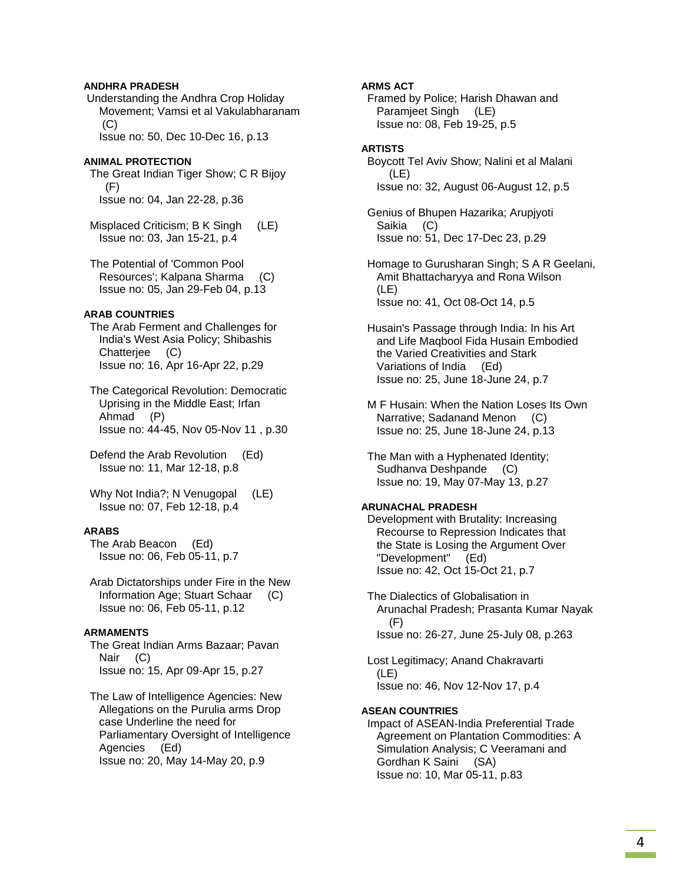**ANDHRA PRADESH**

Understanding the Andhra Crop Holiday Movement; Vamsi et al Vakulabharanam (C)
Issue no: 50, Dec 10-Dec 16, p.13

**ANIMAL PROTECTION**

The Great Indian Tiger Show; C R Bijoy (F)
Issue no: 04, Jan 22-28, p.36

Misplaced Criticism; B K Singh (LE)
Issue no: 03, Jan 15-21, p.4

The Potential of 'Common Pool Resources'; Kalpana Sharma (C)
Issue no: 05, Jan 29-Feb 04, p.13

**ARAB COUNTRIES**

The Arab Ferment and Challenges for India's West Asia Policy; Shibashis Chatterjee (C)
Issue no: 16, Apr 16-Apr 22, p.29

The Categorical Revolution: Democratic Uprising in the Middle East; Irfan Ahmad (P)
Issue no: 44-45, Nov 05-Nov 11 , p.30

Defend the Arab Revolution (Ed)
Issue no: 11, Mar 12-18, p.8

Why Not India?; N Venugopal (LE)
Issue no: 07, Feb 12-18, p.4

**ARABS**

The Arab Beacon (Ed)
Issue no: 06, Feb 05-11, p.7

Arab Dictatorships under Fire in the New Information Age; Stuart Schaar (C)
Issue no: 06, Feb 05-11, p.12

**ARMAMENTS**

The Great Indian Arms Bazaar; Pavan Nair (C)
Issue no: 15, Apr 09-Apr 15, p.27

The Law of Intelligence Agencies: New Allegations on the Purulia arms Drop case Underline the need for Parliamentary Oversight of Intelligence Agencies (Ed)
Issue no: 20, May 14-May 20, p.9

**ARMS ACT**

Framed by Police; Harish Dhawan and Paramjeet Singh (LE)
Issue no: 08, Feb 19-25, p.5

**ARTISTS**

Boycott Tel Aviv Show; Nalini et al Malani (LE)
Issue no: 32, August 06-August 12, p.5

Genius of Bhupen Hazarika; Arupjyoti Saikia (C)
Issue no: 51, Dec 17-Dec 23, p.29

Homage to Gurusharan Singh; S A R Geelani, Amit Bhattacharyya and Rona Wilson (LE)
Issue no: 41, Oct 08-Oct 14, p.5

Husain's Passage through India: In his Art and Life Maqbool Fida Husain Embodied the Varied Creativities and Stark Variations of India (Ed)
Issue no: 25, June 18-June 24, p.7

M F Husain: When the Nation Loses Its Own Narrative; Sadanand Menon (C)
Issue no: 25, June 18-June 24, p.13

The Man with a Hyphenated Identity; Sudhanva Deshpande (C)
Issue no: 19, May 07-May 13, p.27

**ARUNACHAL PRADESH**

Development with Brutality: Increasing Recourse to Repression Indicates that the State is Losing the Argument Over "Development" (Ed)
Issue no: 42, Oct 15-Oct 21, p.7

The Dialectics of Globalisation in Arunachal Pradesh; Prasanta Kumar Nayak (F)
Issue no: 26-27, June 25-July 08, p.263

Lost Legitimacy; Anand Chakravarti (LE)
Issue no: 46, Nov 12-Nov 17, p.4

**ASEAN COUNTRIES**

Impact of ASEAN-India Preferential Trade Agreement on Plantation Commodities: A Simulation Analysis; C Veeramani and Gordhan K Saini (SA)
Issue no: 10, Mar 05-11, p.83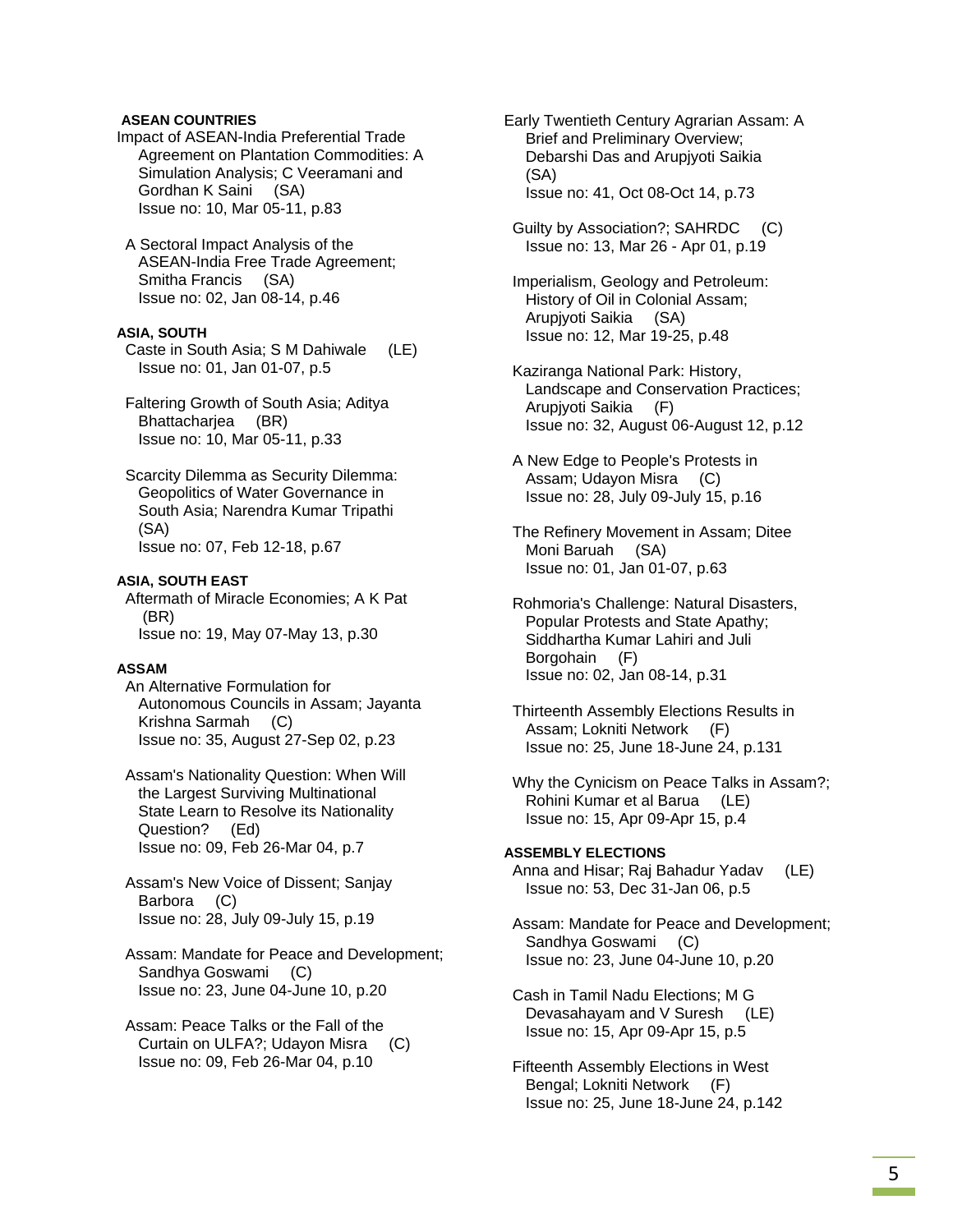**ASEAN COUNTRIES**

Impact of ASEAN-India Preferential Trade Agreement on Plantation Commodities: A Simulation Analysis; C Veeramani and Gordhan K Saini (SA)
Issue no: 10, Mar 05-11, p.83

A Sectoral Impact Analysis of the ASEAN-India Free Trade Agreement; Smitha Francis (SA)
Issue no: 02, Jan 08-14, p.46

**ASIA, SOUTH**

Caste in South Asia; S M Dahiwale (LE)
Issue no: 01, Jan 01-07, p.5

Faltering Growth of South Asia; Aditya Bhattacharjea (BR)
Issue no: 10, Mar 05-11, p.33

Scarcity Dilemma as Security Dilemma: Geopolitics of Water Governance in South Asia; Narendra Kumar Tripathi (SA)
Issue no: 07, Feb 12-18, p.67

**ASIA, SOUTH EAST**

Aftermath of Miracle Economies; A K Pat (BR)
Issue no: 19, May 07-May 13, p.30

**ASSAM**

An Alternative Formulation for Autonomous Councils in Assam; Jayanta Krishna Sarmah (C)
Issue no: 35, August 27-Sep 02, p.23

Assam's Nationality Question: When Will the Largest Surviving Multinational State Learn to Resolve its Nationality Question? (Ed)
Issue no: 09, Feb 26-Mar 04, p.7

Assam's New Voice of Dissent; Sanjay Barbora (C)
Issue no: 28, July 09-July 15, p.19

Assam: Mandate for Peace and Development; Sandhya Goswami (C)
Issue no: 23, June 04-June 10, p.20

Assam: Peace Talks or the Fall of the Curtain on ULFA?; Udayon Misra (C)
Issue no: 09, Feb 26-Mar 04, p.10

Early Twentieth Century Agrarian Assam: A Brief and Preliminary Overview; Debarshi Das and Arupjyoti Saikia (SA)
Issue no: 41, Oct 08-Oct 14, p.73

Guilty by Association?; SAHRDC (C)
Issue no: 13, Mar 26 - Apr 01, p.19

Imperialism, Geology and Petroleum: History of Oil in Colonial Assam; Arupjyoti Saikia (SA)
Issue no: 12, Mar 19-25, p.48

Kaziranga National Park: History, Landscape and Conservation Practices; Arupjyoti Saikia (F)
Issue no: 32, August 06-August 12, p.12

A New Edge to People's Protests in Assam; Udayon Misra (C)
Issue no: 28, July 09-July 15, p.16

The Refinery Movement in Assam; Ditee Moni Baruah (SA)
Issue no: 01, Jan 01-07, p.63

Rohmoria's Challenge: Natural Disasters, Popular Protests and State Apathy; Siddhartha Kumar Lahiri and Juli Borgohain (F)
Issue no: 02, Jan 08-14, p.31

Thirteenth Assembly Elections Results in Assam; Lokniti Network (F)
Issue no: 25, June 18-June 24, p.131

Why the Cynicism on Peace Talks in Assam?; Rohini Kumar et al Barua (LE)
Issue no: 15, Apr 09-Apr 15, p.4

**ASSEMBLY ELECTIONS**

Anna and Hisar; Raj Bahadur Yadav (LE)
Issue no: 53, Dec 31-Jan 06, p.5

Assam: Mandate for Peace and Development; Sandhya Goswami (C)
Issue no: 23, June 04-June 10, p.20

Cash in Tamil Nadu Elections; M G Devasahayam and V Suresh (LE)
Issue no: 15, Apr 09-Apr 15, p.5

Fifteenth Assembly Elections in West Bengal; Lokniti Network (F)
Issue no: 25, June 18-June 24, p.142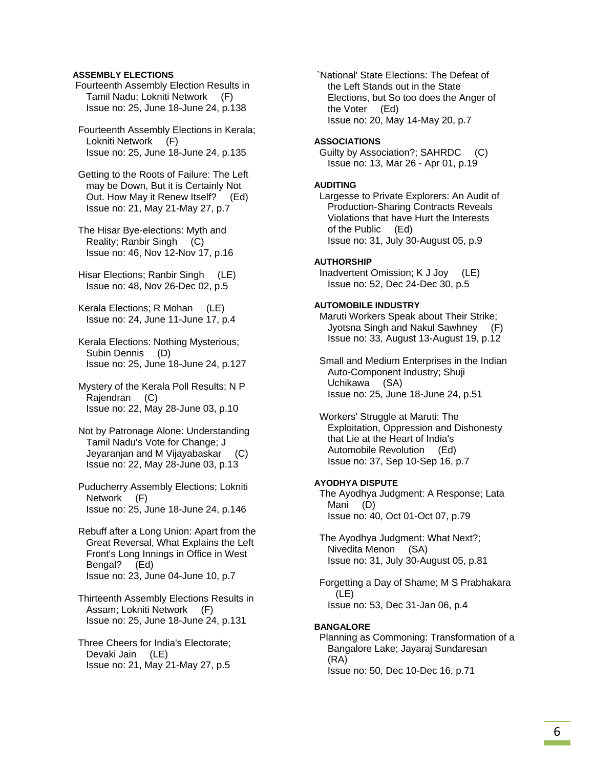**ASSEMBLY ELECTIONS**

Fourteenth Assembly Election Results in Tamil Nadu; Lokniti Network (F)
Issue no: 25, June 18-June 24, p.138

Fourteenth Assembly Elections in Kerala; Lokniti Network (F)
Issue no: 25, June 18-June 24, p.135

Getting to the Roots of Failure: The Left may be Down, But it is Certainly Not Out. How May it Renew Itself? (Ed)
Issue no: 21, May 21-May 27, p.7

The Hisar Bye-elections: Myth and Reality; Ranbir Singh (C)
Issue no: 46, Nov 12-Nov 17, p.16

Hisar Elections; Ranbir Singh (LE)
Issue no: 48, Nov 26-Dec 02, p.5

Kerala Elections; R Mohan (LE)
Issue no: 24, June 11-June 17, p.4

Kerala Elections: Nothing Mysterious; Subin Dennis (D)
Issue no: 25, June 18-June 24, p.127

Mystery of the Kerala Poll Results; N P Rajendran (C)
Issue no: 22, May 28-June 03, p.10

Not by Patronage Alone: Understanding Tamil Nadu's Vote for Change; J Jeyaranjan and M Vijayabaskar (C)
Issue no: 22, May 28-June 03, p.13

Puducherry Assembly Elections; Lokniti Network (F)
Issue no: 25, June 18-June 24, p.146

Rebuff after a Long Union: Apart from the Great Reversal, What Explains the Left Front's Long Innings in Office in West Bengal? (Ed)
Issue no: 23, June 04-June 10, p.7

Thirteenth Assembly Elections Results in Assam; Lokniti Network (F)
Issue no: 25, June 18-June 24, p.131

Three Cheers for India's Electorate; Devaki Jain (LE)
Issue no: 21, May 21-May 27, p.5

`National' State Elections: The Defeat of the Left Stands out in the State Elections, but So too does the Anger of the Voter (Ed)
Issue no: 20, May 14-May 20, p.7

**ASSOCIATIONS**

Guilty by Association?; SAHRDC (C)
Issue no: 13, Mar 26 - Apr 01, p.19

**AUDITING**

Largesse to Private Explorers: An Audit of Production-Sharing Contracts Reveals Violations that have Hurt the Interests of the Public (Ed)
Issue no: 31, July 30-August 05, p.9

**AUTHORSHIP**

Inadvertent Omission; K J Joy (LE)
Issue no: 52, Dec 24-Dec 30, p.5

**AUTOMOBILE INDUSTRY**

Maruti Workers Speak about Their Strike; Jyotsna Singh and Nakul Sawhney (F)
Issue no: 33, August 13-August 19, p.12

Small and Medium Enterprises in the Indian Auto-Component Industry; Shuji Uchikawa (SA)
Issue no: 25, June 18-June 24, p.51

Workers' Struggle at Maruti: The Exploitation, Oppression and Dishonesty that Lie at the Heart of India's Automobile Revolution (Ed)
Issue no: 37, Sep 10-Sep 16, p.7

**AYODHYA DISPUTE**

The Ayodhya Judgment: A Response; Lata Mani (D)
Issue no: 40, Oct 01-Oct 07, p.79

The Ayodhya Judgment: What Next?; Nivedita Menon (SA)
Issue no: 31, July 30-August 05, p.81

Forgetting a Day of Shame; M S Prabhakara (LE)
Issue no: 53, Dec 31-Jan 06, p.4

**BANGALORE**

Planning as Commoning: Transformation of a Bangalore Lake; Jayaraj Sundaresan (RA)
Issue no: 50, Dec 10-Dec 16, p.71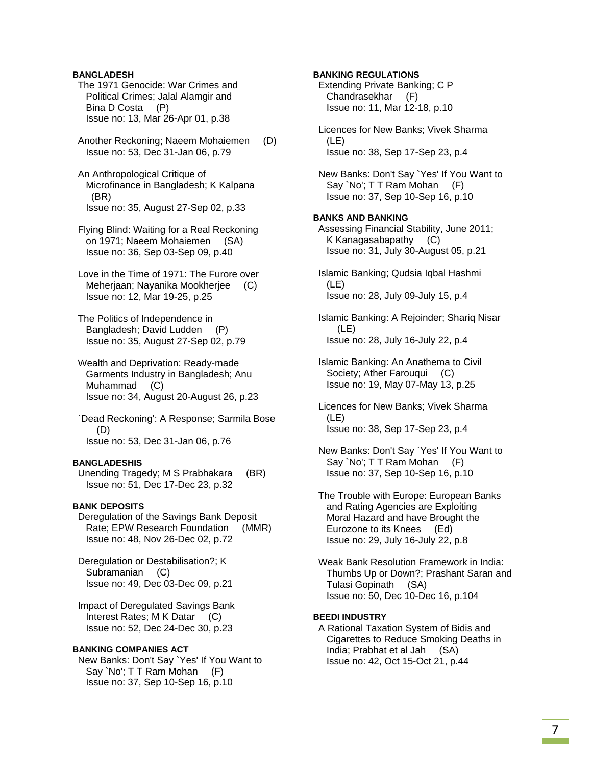**BANGLADESH**

The 1971 Genocide: War Crimes and Political Crimes; Jalal Alamgir and Bina D Costa (P)
Issue no: 13, Mar 26-Apr 01, p.38

Another Reckoning; Naeem Mohaiemen (D)
Issue no: 53, Dec 31-Jan 06, p.79

An Anthropological Critique of Microfinance in Bangladesh; K Kalpana (BR)
Issue no: 35, August 27-Sep 02, p.33

Flying Blind: Waiting for a Real Reckoning on 1971; Naeem Mohaiemen (SA)
Issue no: 36, Sep 03-Sep 09, p.40

Love in the Time of 1971: The Furore over Meherjaan; Nayanika Mookherjee (C)
Issue no: 12, Mar 19-25, p.25

The Politics of Independence in Bangladesh; David Ludden (P)
Issue no: 35, August 27-Sep 02, p.79

Wealth and Deprivation: Ready-made Garments Industry in Bangladesh; Anu Muhammad (C)
Issue no: 34, August 20-August 26, p.23

`Dead Reckoning': A Response; Sarmila Bose (D)
Issue no: 53, Dec 31-Jan 06, p.76

**BANGLADESHIS**

Unending Tragedy; M S Prabhakara (BR)
Issue no: 51, Dec 17-Dec 23, p.32

**BANK DEPOSITS**

Deregulation of the Savings Bank Deposit Rate; EPW Research Foundation (MMR)
Issue no: 48, Nov 26-Dec 02, p.72

Deregulation or Destabilisation?; K Subramanian (C)
Issue no: 49, Dec 03-Dec 09, p.21

Impact of Deregulated Savings Bank Interest Rates; M K Datar (C)
Issue no: 52, Dec 24-Dec 30, p.23

**BANKING COMPANIES ACT**

New Banks: Don't Say `Yes' If You Want to Say `No'; T T Ram Mohan (F)
Issue no: 37, Sep 10-Sep 16, p.10

**BANKING REGULATIONS**

Extending Private Banking; C P Chandrasekhar (F)
Issue no: 11, Mar 12-18, p.10

Licences for New Banks; Vivek Sharma (LE)
Issue no: 38, Sep 17-Sep 23, p.4

New Banks: Don't Say `Yes' If You Want to Say `No'; T T Ram Mohan (F)
Issue no: 37, Sep 10-Sep 16, p.10

**BANKS AND BANKING**

Assessing Financial Stability, June 2011; K Kanagasabapathy (C)
Issue no: 31, July 30-August 05, p.21

Islamic Banking; Qudsia Iqbal Hashmi (LE)
Issue no: 28, July 09-July 15, p.4

Islamic Banking: A Rejoinder; Shariq Nisar (LE)
Issue no: 28, July 16-July 22, p.4

Islamic Banking: An Anathema to Civil Society; Ather Farouqui (C)
Issue no: 19, May 07-May 13, p.25

Licences for New Banks; Vivek Sharma (LE)
Issue no: 38, Sep 17-Sep 23, p.4

New Banks: Don't Say `Yes' If You Want to Say `No'; T T Ram Mohan (F)
Issue no: 37, Sep 10-Sep 16, p.10

The Trouble with Europe: European Banks and Rating Agencies are Exploiting Moral Hazard and have Brought the Eurozone to its Knees (Ed)
Issue no: 29, July 16-July 22, p.8

Weak Bank Resolution Framework in India: Thumbs Up or Down?; Prashant Saran and Tulasi Gopinath (SA)
Issue no: 50, Dec 10-Dec 16, p.104

**BEEDI INDUSTRY**

A Rational Taxation System of Bidis and Cigarettes to Reduce Smoking Deaths in India; Prabhat et al Jah (SA)
Issue no: 42, Oct 15-Oct 21, p.44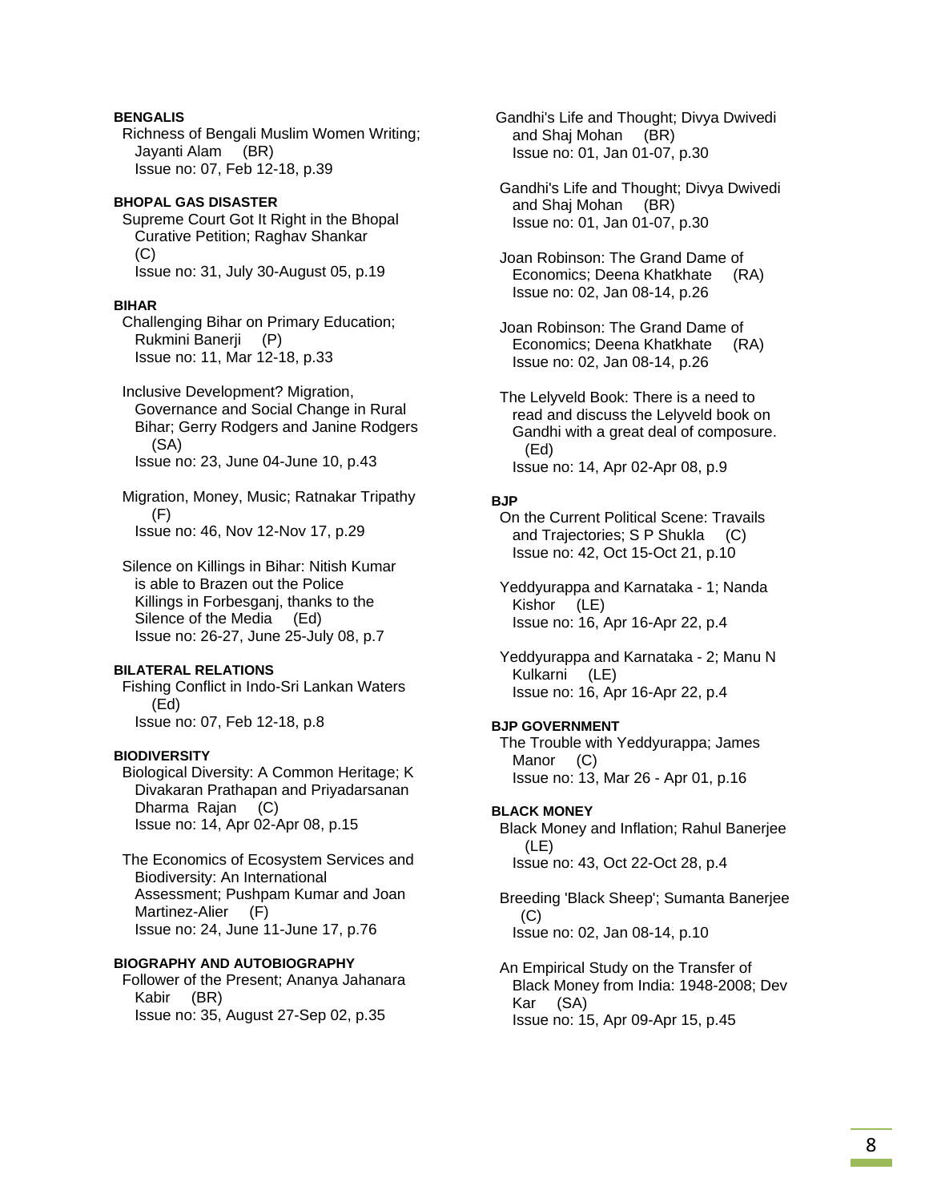**BENGALIS**

Richness of Bengali Muslim Women Writing; Jayanti Alam (BR)
Issue no: 07, Feb 12-18, p.39

**BHOPAL GAS DISASTER**

Supreme Court Got It Right in the Bhopal Curative Petition; Raghav Shankar (C)
Issue no: 31, July 30-August 05, p.19

**BIHAR**

Challenging Bihar on Primary Education; Rukmini Banerji (P)
Issue no: 11, Mar 12-18, p.33

Inclusive Development? Migration, Governance and Social Change in Rural Bihar; Gerry Rodgers and Janine Rodgers (SA)
Issue no: 23, June 04-June 10, p.43

Migration, Money, Music; Ratnakar Tripathy (F)
Issue no: 46, Nov 12-Nov 17, p.29

Silence on Killings in Bihar: Nitish Kumar is able to Brazen out the Police Killings in Forbesganj, thanks to the Silence of the Media (Ed)
Issue no: 26-27, June 25-July 08, p.7

**BILATERAL RELATIONS**

Fishing Conflict in Indo-Sri Lankan Waters (Ed)
Issue no: 07, Feb 12-18, p.8

**BIODIVERSITY**

Biological Diversity: A Common Heritage; K Divakaran Prathapan and Priyadarsanan Dharma Rajan (C)
Issue no: 14, Apr 02-Apr 08, p.15

The Economics of Ecosystem Services and Biodiversity: An International Assessment; Pushpam Kumar and Joan Martinez-Alier (F)
Issue no: 24, June 11-June 17, p.76

**BIOGRAPHY AND AUTOBIOGRAPHY**

Follower of the Present; Ananya Jahanara Kabir (BR)
Issue no: 35, August 27-Sep 02, p.35

Gandhi's Life and Thought; Divya Dwivedi and Shaj Mohan (BR)
Issue no: 01, Jan 01-07, p.30

Gandhi's Life and Thought; Divya Dwivedi and Shaj Mohan (BR)
Issue no: 01, Jan 01-07, p.30

Joan Robinson: The Grand Dame of Economics; Deena Khatkhate (RA)
Issue no: 02, Jan 08-14, p.26

Joan Robinson: The Grand Dame of Economics; Deena Khatkhate (RA)
Issue no: 02, Jan 08-14, p.26

The Lelyveld Book: There is a need to read and discuss the Lelyveld book on Gandhi with a great deal of composure. (Ed)
Issue no: 14, Apr 02-Apr 08, p.9

**BJP**

On the Current Political Scene: Travails and Trajectories; S P Shukla (C)
Issue no: 42, Oct 15-Oct 21, p.10

Yeddyurappa and Karnataka - 1; Nanda Kishor (LE)
Issue no: 16, Apr 16-Apr 22, p.4

Yeddyurappa and Karnataka - 2; Manu N Kulkarni (LE)
Issue no: 16, Apr 16-Apr 22, p.4

**BJP GOVERNMENT**

The Trouble with Yeddyurappa; James Manor (C)
Issue no: 13, Mar 26 - Apr 01, p.16

**BLACK MONEY**

Black Money and Inflation; Rahul Banerjee (LE)
Issue no: 43, Oct 22-Oct 28, p.4

Breeding 'Black Sheep'; Sumanta Banerjee (C)
Issue no: 02, Jan 08-14, p.10

An Empirical Study on the Transfer of Black Money from India: 1948-2008; Dev Kar (SA)
Issue no: 15, Apr 09-Apr 15, p.45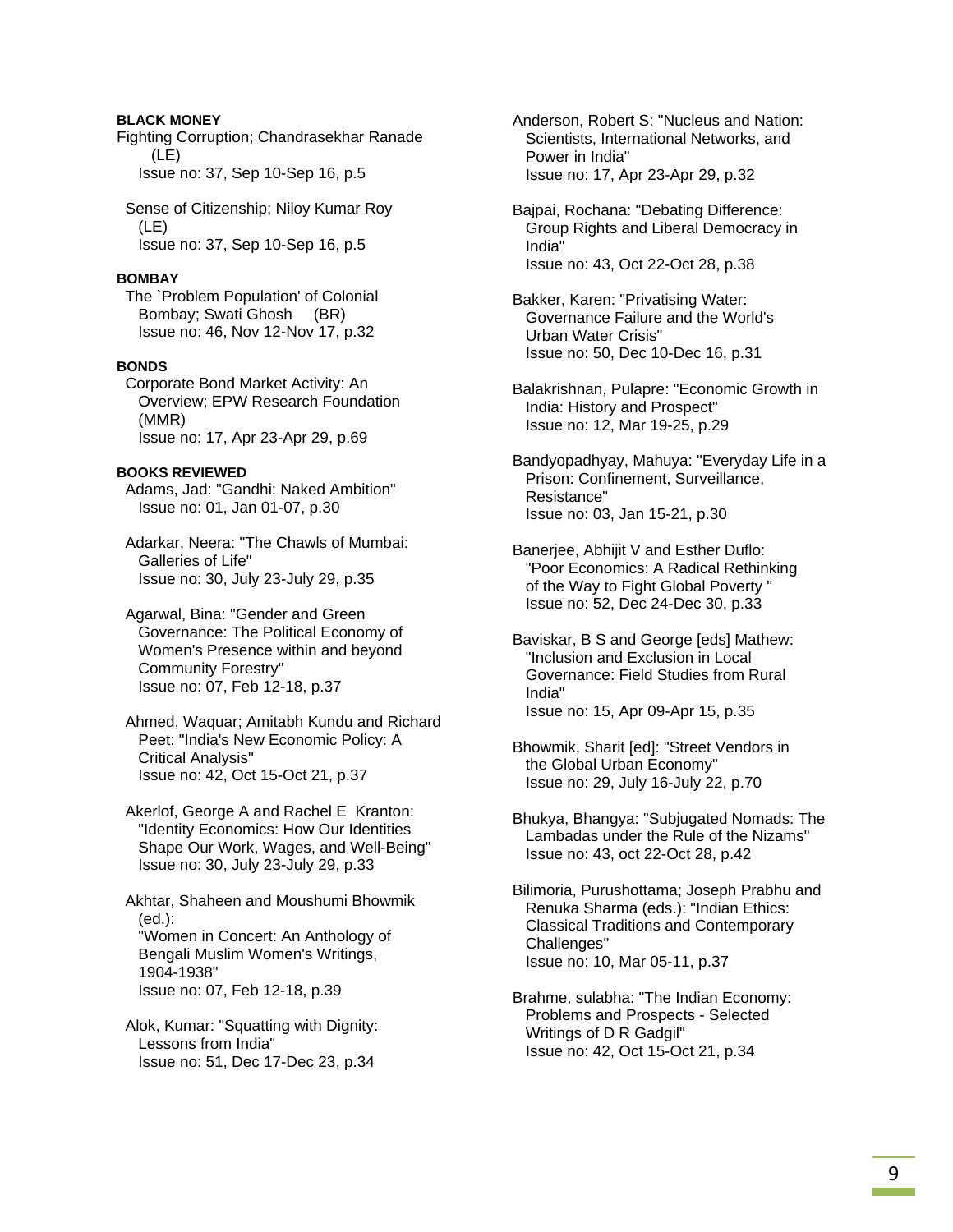#### BLACK MONEY

Fighting Corruption; Chandrasekhar Ranade (LE)
Issue no: 37, Sep 10-Sep 16, p.5

Sense of Citizenship; Niloy Kumar Roy (LE)
Issue no: 37, Sep 10-Sep 16, p.5

#### BOMBAY

The `Problem Population' of Colonial Bombay; Swati Ghosh (BR)
Issue no: 46, Nov 12-Nov 17, p.32

#### BONDS

Corporate Bond Market Activity: An Overview; EPW Research Foundation (MMR)
Issue no: 17, Apr 23-Apr 29, p.69

#### BOOKS REVIEWED

Adams, Jad: "Gandhi: Naked Ambition"
Issue no: 01, Jan 01-07, p.30

Adarkar, Neera: "The Chawls of Mumbai: Galleries of Life"
Issue no: 30, July 23-July 29, p.35

Agarwal, Bina: "Gender and Green Governance: The Political Economy of Women's Presence within and beyond Community Forestry"
Issue no: 07, Feb 12-18, p.37

Ahmed, Waquar; Amitabh Kundu and Richard Peet: "India's New Economic Policy: A Critical Analysis"
Issue no: 42, Oct 15-Oct 21, p.37

Akerlof, George A and Rachel E Kranton: "Identity Economics: How Our Identities Shape Our Work, Wages, and Well-Being"
Issue no: 30, July 23-July 29, p.33

Akhtar, Shaheen and Moushumi Bhowmik (ed.):
"Women in Concert: An Anthology of Bengali Muslim Women's Writings, 1904-1938"
Issue no: 07, Feb 12-18, p.39

Alok, Kumar: "Squatting with Dignity: Lessons from India"
Issue no: 51, Dec 17-Dec 23, p.34

Anderson, Robert S: "Nucleus and Nation: Scientists, International Networks, and Power in India"
Issue no: 17, Apr 23-Apr 29, p.32

Bajpai, Rochana: "Debating Difference: Group Rights and Liberal Democracy in India"
Issue no: 43, Oct 22-Oct 28, p.38

Bakker, Karen: "Privatising Water: Governance Failure and the World's Urban Water Crisis"
Issue no: 50, Dec 10-Dec 16, p.31

Balakrishnan, Pulapre: "Economic Growth in India: History and Prospect"
Issue no: 12, Mar 19-25, p.29

Bandyopadhyay, Mahuya: "Everyday Life in a Prison: Confinement, Surveillance, Resistance"
Issue no: 03, Jan 15-21, p.30

Banerjee, Abhijit V and Esther Duflo: "Poor Economics: A Radical Rethinking of the Way to Fight Global Poverty "
Issue no: 52, Dec 24-Dec 30, p.33

Baviskar, B S and George [eds] Mathew: "Inclusion and Exclusion in Local Governance: Field Studies from Rural India"
Issue no: 15, Apr 09-Apr 15, p.35

Bhowmik, Sharit [ed]: "Street Vendors in the Global Urban Economy"
Issue no: 29, July 16-July 22, p.70

Bhukya, Bhangya: "Subjugated Nomads: The Lambadas under the Rule of the Nizams"
Issue no: 43, oct 22-Oct 28, p.42

Bilimoria, Purushottama; Joseph Prabhu and Renuka Sharma (eds.): "Indian Ethics: Classical Traditions and Contemporary Challenges"
Issue no: 10, Mar 05-11, p.37

Brahme, sulabha: "The Indian Economy: Problems and Prospects - Selected Writings of D R Gadgil"
Issue no: 42, Oct 15-Oct 21, p.34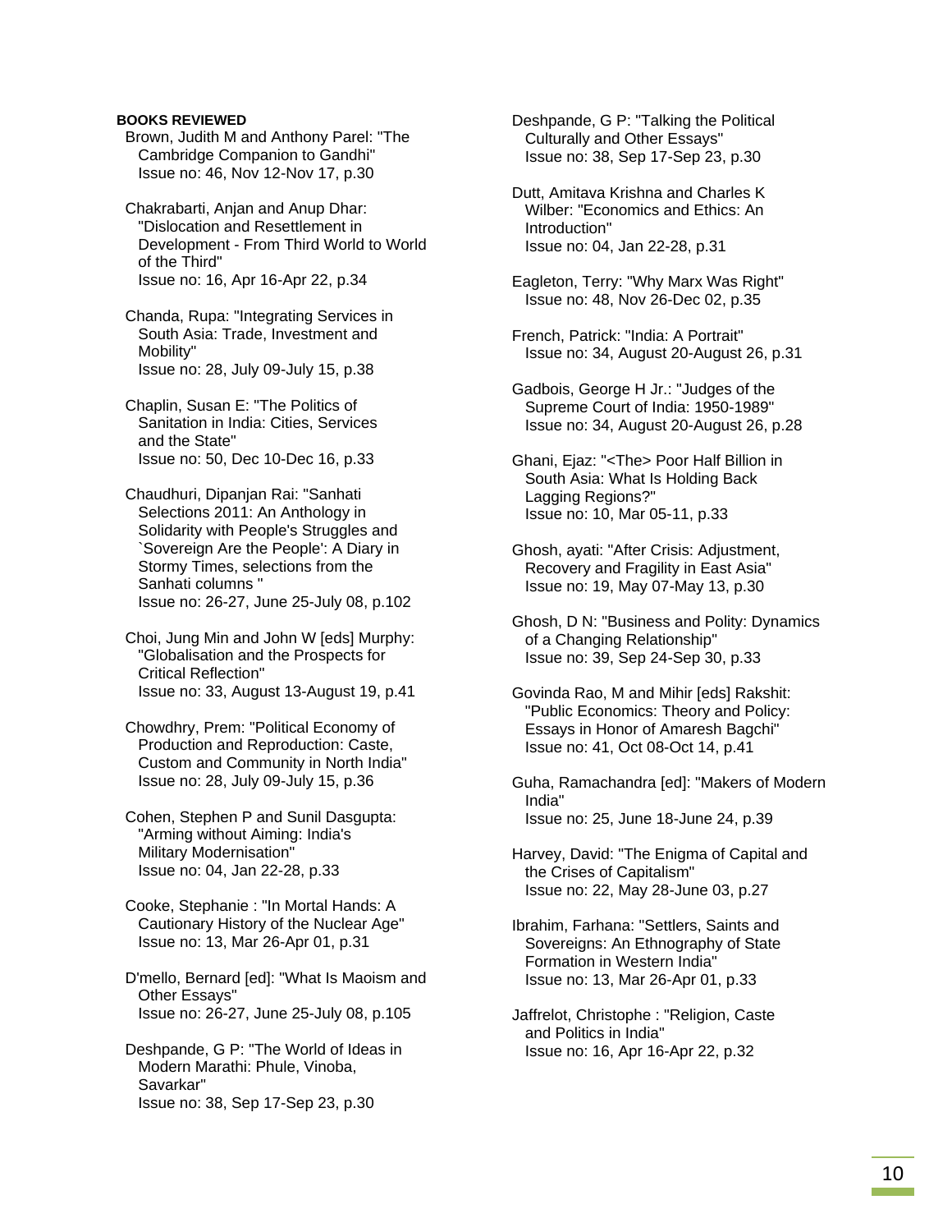**BOOKS REVIEWED**

Brown, Judith M and Anthony Parel: "The Cambridge Companion to Gandhi"
Issue no: 46, Nov 12-Nov 17, p.30

Chakrabarti, Anjan and Anup Dhar: "Dislocation and Resettlement in Development - From Third World to World of the Third"
Issue no: 16, Apr 16-Apr 22, p.34

Chanda, Rupa: "Integrating Services in South Asia: Trade, Investment and Mobility"
Issue no: 28, July 09-July 15, p.38

Chaplin, Susan E: "The Politics of Sanitation in India: Cities, Services and the State"
Issue no: 50, Dec 10-Dec 16, p.33

Chaudhuri, Dipanjan Rai: "Sanhati Selections 2011: An Anthology in Solidarity with People's Struggles and `Sovereign Are the People': A Diary in Stormy Times, selections from the Sanhati columns "
Issue no: 26-27, June 25-July 08, p.102

Choi, Jung Min and John W [eds] Murphy: "Globalisation and the Prospects for Critical Reflection"
Issue no: 33, August 13-August 19, p.41

Chowdhry, Prem: "Political Economy of Production and Reproduction: Caste, Custom and Community in North India"
Issue no: 28, July 09-July 15, p.36

Cohen, Stephen P and Sunil Dasgupta: "Arming without Aiming: India's Military Modernisation"
Issue no: 04, Jan 22-28, p.33

Cooke, Stephanie : "In Mortal Hands: A Cautionary History of the Nuclear Age"
Issue no: 13, Mar 26-Apr 01, p.31

D'mello, Bernard [ed]: "What Is Maoism and Other Essays"
Issue no: 26-27, June 25-July 08, p.105

Deshpande, G P: "The World of Ideas in Modern Marathi: Phule, Vinoba, Savarkar"
Issue no: 38, Sep 17-Sep 23, p.30

Deshpande, G P: "Talking the Political Culturally and Other Essays"
Issue no: 38, Sep 17-Sep 23, p.30

Dutt, Amitava Krishna and Charles K Wilber: "Economics and Ethics: An Introduction"
Issue no: 04, Jan 22-28, p.31

Eagleton, Terry: "Why Marx Was Right"
Issue no: 48, Nov 26-Dec 02, p.35

French, Patrick: "India: A Portrait"
Issue no: 34, August 20-August 26, p.31

Gadbois, George H Jr.: "Judges of the Supreme Court of India: 1950-1989"
Issue no: 34, August 20-August 26, p.28

Ghani, Ejaz: "<The> Poor Half Billion in South Asia: What Is Holding Back Lagging Regions?"
Issue no: 10, Mar 05-11, p.33

Ghosh, ayati: "After Crisis: Adjustment, Recovery and Fragility in East Asia"
Issue no: 19, May 07-May 13, p.30

Ghosh, D N: "Business and Polity: Dynamics of a Changing Relationship"
Issue no: 39, Sep 24-Sep 30, p.33

Govinda Rao, M and Mihir [eds] Rakshit: "Public Economics: Theory and Policy: Essays in Honor of Amaresh Bagchi"
Issue no: 41, Oct 08-Oct 14, p.41

Guha, Ramachandra [ed]: "Makers of Modern India"
Issue no: 25, June 18-June 24, p.39

Harvey, David: "The Enigma of Capital and the Crises of Capitalism"
Issue no: 22, May 28-June 03, p.27

Ibrahim, Farhana: "Settlers, Saints and Sovereigns: An Ethnography of State Formation in Western India"
Issue no: 13, Mar 26-Apr 01, p.33

Jaffrelot, Christophe : "Religion, Caste and Politics in India"
Issue no: 16, Apr 16-Apr 22, p.32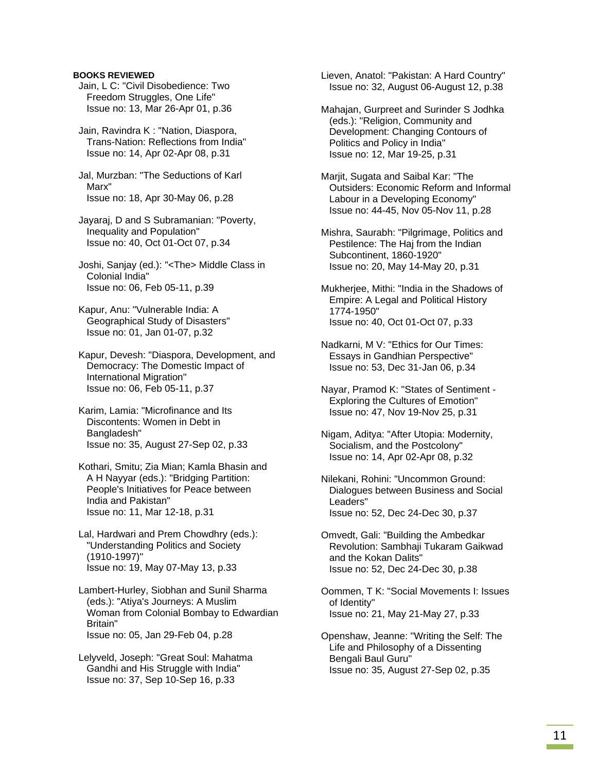**BOOKS REVIEWED**

Jain, L C: "Civil Disobedience: Two Freedom Struggles, One Life"
Issue no: 13, Mar 26-Apr 01, p.36

Jain, Ravindra K : "Nation, Diaspora, Trans-Nation: Reflections from India"
Issue no: 14, Apr 02-Apr 08, p.31

Jal, Murzban: "The Seductions of Karl Marx"
Issue no: 18, Apr 30-May 06, p.28

Jayaraj, D and S Subramanian: "Poverty, Inequality and Population"
Issue no: 40, Oct 01-Oct 07, p.34

Joshi, Sanjay (ed.): "<The> Middle Class in Colonial India"
Issue no: 06, Feb 05-11, p.39

Kapur, Anu: "Vulnerable India: A Geographical Study of Disasters"
Issue no: 01, Jan 01-07, p.32

Kapur, Devesh: "Diaspora, Development, and Democracy: The Domestic Impact of International Migration"
Issue no: 06, Feb 05-11, p.37

Karim, Lamia: "Microfinance and Its Discontents: Women in Debt in Bangladesh"
Issue no: 35, August 27-Sep 02, p.33

Kothari, Smitu; Zia Mian; Kamla Bhasin and A H Nayyar (eds.): "Bridging Partition: People's Initiatives for Peace between India and Pakistan"
Issue no: 11, Mar 12-18, p.31

Lal, Hardwari and Prem Chowdhry (eds.): "Understanding Politics and Society (1910-1997)"
Issue no: 19, May 07-May 13, p.33

Lambert-Hurley, Siobhan and Sunil Sharma (eds.): "Atiya's Journeys: A Muslim Woman from Colonial Bombay to Edwardian Britain"
Issue no: 05, Jan 29-Feb 04, p.28

Lelyveld, Joseph: "Great Soul: Mahatma Gandhi and His Struggle with India"
Issue no: 37, Sep 10-Sep 16, p.33

Lieven, Anatol: "Pakistan: A Hard Country"
Issue no: 32, August 06-August 12, p.38

Mahajan, Gurpreet and Surinder S Jodhka (eds.): "Religion, Community and Development: Changing Contours of Politics and Policy in India"
Issue no: 12, Mar 19-25, p.31

Marjit, Sugata and Saibal Kar: "The Outsiders: Economic Reform and Informal Labour in a Developing Economy"
Issue no: 44-45, Nov 05-Nov 11, p.28

Mishra, Saurabh: "Pilgrimage, Politics and Pestilence: The Haj from the Indian Subcontinent, 1860-1920"
Issue no: 20, May 14-May 20, p.31

Mukherjee, Mithi: "India in the Shadows of Empire: A Legal and Political History 1774-1950"
Issue no: 40, Oct 01-Oct 07, p.33

Nadkarni, M V: "Ethics for Our Times: Essays in Gandhian Perspective"
Issue no: 53, Dec 31-Jan 06, p.34

Nayar, Pramod K: "States of Sentiment - Exploring the Cultures of Emotion"
Issue no: 47, Nov 19-Nov 25, p.31

Nigam, Aditya: "After Utopia: Modernity, Socialism, and the Postcolony"
Issue no: 14, Apr 02-Apr 08, p.32

Nilekani, Rohini: "Uncommon Ground: Dialogues between Business and Social Leaders"
Issue no: 52, Dec 24-Dec 30, p.37

Omvedt, Gali: "Building the Ambedkar Revolution: Sambhaji Tukaram Gaikwad and the Kokan Dalits"
Issue no: 52, Dec 24-Dec 30, p.38

Oommen, T K: "Social Movements I: Issues of Identity"
Issue no: 21, May 21-May 27, p.33

Openshaw, Jeanne: "Writing the Self: The Life and Philosophy of a Dissenting Bengali Baul Guru"
Issue no: 35, August 27-Sep 02, p.35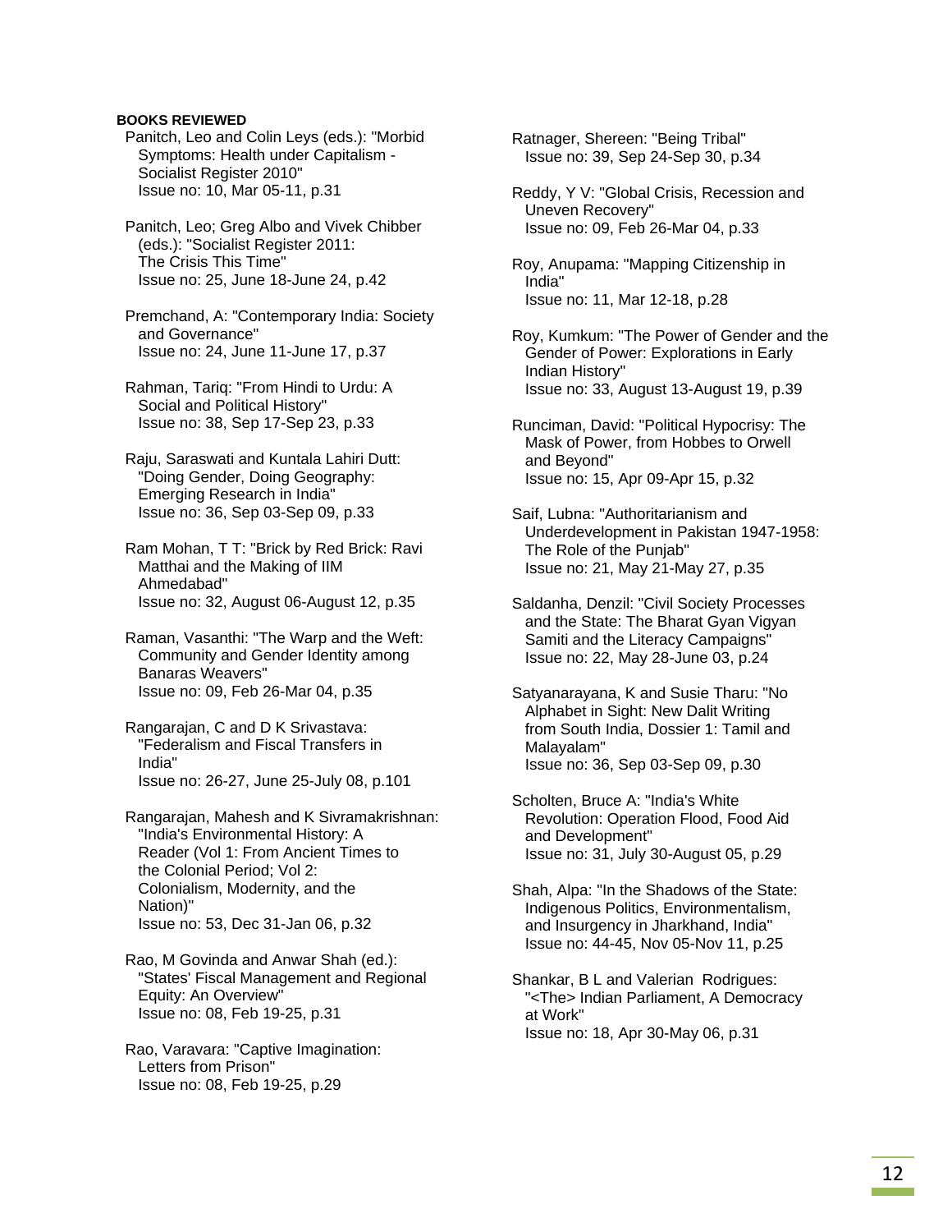**BOOKS REVIEWED**

Panitch, Leo and Colin Leys (eds.): "Morbid Symptoms: Health under Capitalism - Socialist Register 2010"
Issue no: 10, Mar 05-11, p.31

Panitch, Leo; Greg Albo and Vivek Chibber (eds.): "Socialist Register 2011: The Crisis This Time"
Issue no: 25, June 18-June 24, p.42

Premchand, A: "Contemporary India: Society and Governance"
Issue no: 24, June 11-June 17, p.37

Rahman, Tariq: "From Hindi to Urdu: A Social and Political History"
Issue no: 38, Sep 17-Sep 23, p.33

Raju, Saraswati and Kuntala Lahiri Dutt: "Doing Gender, Doing Geography: Emerging Research in India"
Issue no: 36, Sep 03-Sep 09, p.33

Ram Mohan, T T: "Brick by Red Brick: Ravi Matthai and the Making of IIM Ahmedabad"
Issue no: 32, August 06-August 12, p.35

Raman, Vasanthi: "The Warp and the Weft: Community and Gender Identity among Banaras Weavers"
Issue no: 09, Feb 26-Mar 04, p.35

Rangarajan, C and D K Srivastava: "Federalism and Fiscal Transfers in India"
Issue no: 26-27, June 25-July 08, p.101

Rangarajan, Mahesh and K Sivramakrishnan: "India's Environmental History: A Reader (Vol 1: From Ancient Times to the Colonial Period; Vol 2: Colonialism, Modernity, and the Nation)"
Issue no: 53, Dec 31-Jan 06, p.32

Rao, M Govinda and Anwar Shah (ed.): "States' Fiscal Management and Regional Equity: An Overview"
Issue no: 08, Feb 19-25, p.31

Rao, Varavara: "Captive Imagination: Letters from Prison"
Issue no: 08, Feb 19-25, p.29

Ratnager, Shereen: "Being Tribal"
Issue no: 39, Sep 24-Sep 30, p.34

Reddy, Y V: "Global Crisis, Recession and Uneven Recovery"
Issue no: 09, Feb 26-Mar 04, p.33

Roy, Anupama: "Mapping Citizenship in India"
Issue no: 11, Mar 12-18, p.28

Roy, Kumkum: "The Power of Gender and the Gender of Power: Explorations in Early Indian History"
Issue no: 33, August 13-August 19, p.39

Runciman, David: "Political Hypocrisy: The Mask of Power, from Hobbes to Orwell and Beyond"
Issue no: 15, Apr 09-Apr 15, p.32

Saif, Lubna: "Authoritarianism and Underdevelopment in Pakistan 1947-1958: The Role of the Punjab"
Issue no: 21, May 21-May 27, p.35

Saldanha, Denzil: "Civil Society Processes and the State: The Bharat Gyan Vigyan Samiti and the Literacy Campaigns"
Issue no: 22, May 28-June 03, p.24

Satyanarayana, K and Susie Tharu: "No Alphabet in Sight: New Dalit Writing from South India, Dossier 1: Tamil and Malayalam"
Issue no: 36, Sep 03-Sep 09, p.30

Scholten, Bruce A: "India's White Revolution: Operation Flood, Food Aid and Development"
Issue no: 31, July 30-August 05, p.29

Shah, Alpa: "In the Shadows of the State: Indigenous Politics, Environmentalism, and Insurgency in Jharkhand, India"
Issue no: 44-45, Nov 05-Nov 11, p.25

Shankar, B L and Valerian Rodrigues: "<The> Indian Parliament, A Democracy at Work"
Issue no: 18, Apr 30-May 06, p.31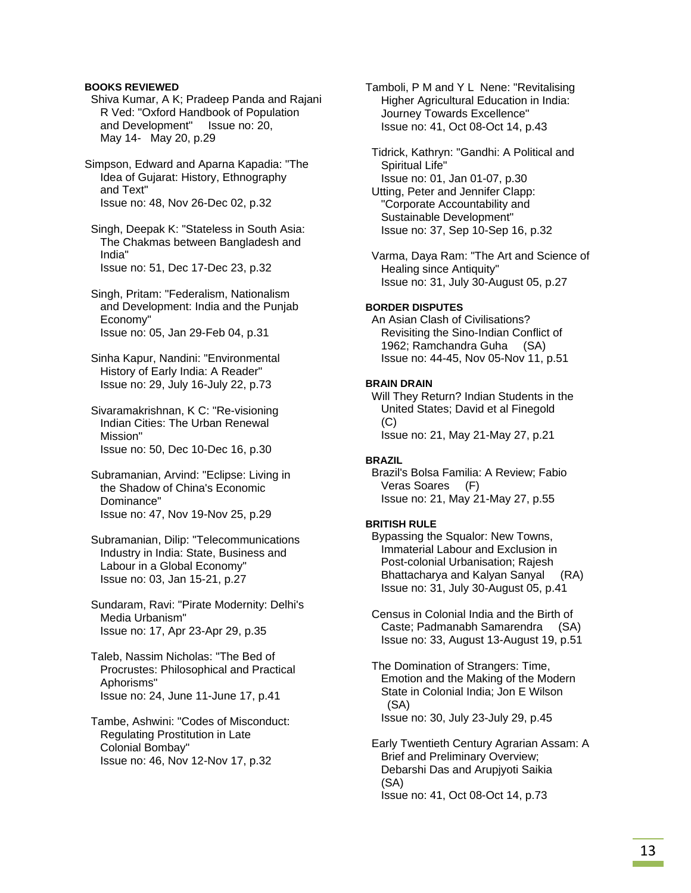**BOOKS REVIEWED**

Shiva Kumar, A K; Pradeep Panda and Rajani R Ved: "Oxford Handbook of Population and Development" Issue no: 20, May 14- May 20, p.29

Simpson, Edward and Aparna Kapadia: "The Idea of Gujarat: History, Ethnography and Text"
Issue no: 48, Nov 26-Dec 02, p.32

Singh, Deepak K: "Stateless in South Asia: The Chakmas between Bangladesh and India"
Issue no: 51, Dec 17-Dec 23, p.32

Singh, Pritam: "Federalism, Nationalism and Development: India and the Punjab Economy"
Issue no: 05, Jan 29-Feb 04, p.31

Sinha Kapur, Nandini: "Environmental History of Early India: A Reader"
Issue no: 29, July 16-July 22, p.73

Sivaramakrishnan, K C: "Re-visioning Indian Cities: The Urban Renewal Mission"
Issue no: 50, Dec 10-Dec 16, p.30

Subramanian, Arvind: "Eclipse: Living in the Shadow of China's Economic Dominance"
Issue no: 47, Nov 19-Nov 25, p.29

Subramanian, Dilip: "Telecommunications Industry in India: State, Business and Labour in a Global Economy"
Issue no: 03, Jan 15-21, p.27

Sundaram, Ravi: "Pirate Modernity: Delhi's Media Urbanism"
Issue no: 17, Apr 23-Apr 29, p.35

Taleb, Nassim Nicholas: "The Bed of Procrustes: Philosophical and Practical Aphorisms"
Issue no: 24, June 11-June 17, p.41

Tambe, Ashwini: "Codes of Misconduct: Regulating Prostitution in Late Colonial Bombay"
Issue no: 46, Nov 12-Nov 17, p.32

Tamboli, P M and Y L Nene: "Revitalising Higher Agricultural Education in India: Journey Towards Excellence"
Issue no: 41, Oct 08-Oct 14, p.43

Tidrick, Kathryn: "Gandhi: A Political and Spiritual Life"
Issue no: 01, Jan 01-07, p.30

Utting, Peter and Jennifer Clapp: "Corporate Accountability and Sustainable Development"
Issue no: 37, Sep 10-Sep 16, p.32

Varma, Daya Ram: "The Art and Science of Healing since Antiquity"
Issue no: 31, July 30-August 05, p.27

**BORDER DISPUTES**

An Asian Clash of Civilisations? Revisiting the Sino-Indian Conflict of 1962; Ramchandra Guha (SA)
Issue no: 44-45, Nov 05-Nov 11, p.51

**BRAIN DRAIN**

Will They Return? Indian Students in the United States; David et al Finegold (C)
Issue no: 21, May 21-May 27, p.21

**BRAZIL**

Brazil's Bolsa Familia: A Review; Fabio Veras Soares (F)
Issue no: 21, May 21-May 27, p.55

**BRITISH RULE**

Bypassing the Squalor: New Towns, Immaterial Labour and Exclusion in Post-colonial Urbanisation; Rajesh Bhattacharya and Kalyan Sanyal (RA)
Issue no: 31, July 30-August 05, p.41

Census in Colonial India and the Birth of Caste; Padmanabh Samarendra (SA)
Issue no: 33, August 13-August 19, p.51

The Domination of Strangers: Time, Emotion and the Making of the Modern State in Colonial India; Jon E Wilson (SA)
Issue no: 30, July 23-July 29, p.45

Early Twentieth Century Agrarian Assam: A Brief and Preliminary Overview; Debarshi Das and Arupjyoti Saikia (SA)
Issue no: 41, Oct 08-Oct 14, p.73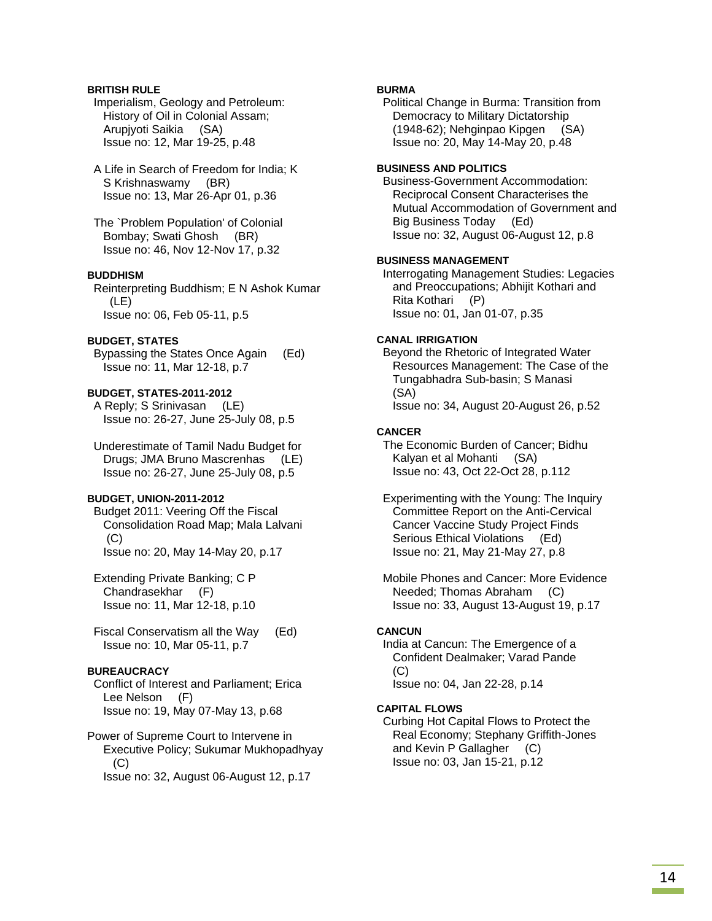**BRITISH RULE**

Imperialism, Geology and Petroleum: History of Oil in Colonial Assam; Arupjyoti Saikia (SA)
Issue no: 12, Mar 19-25, p.48

A Life in Search of Freedom for India; K S Krishnaswamy (BR)
Issue no: 13, Mar 26-Apr 01, p.36

The `Problem Population' of Colonial Bombay; Swati Ghosh (BR)
Issue no: 46, Nov 12-Nov 17, p.32

**BUDDHISM**

Reinterpreting Buddhism; E N Ashok Kumar (LE)
Issue no: 06, Feb 05-11, p.5

**BUDGET, STATES**

Bypassing the States Once Again (Ed)
Issue no: 11, Mar 12-18, p.7

**BUDGET, STATES-2011-2012**

A Reply; S Srinivasan (LE)
Issue no: 26-27, June 25-July 08, p.5

Underestimate of Tamil Nadu Budget for Drugs; JMA Bruno Mascrenhas (LE)
Issue no: 26-27, June 25-July 08, p.5

**BUDGET, UNION-2011-2012**

Budget 2011: Veering Off the Fiscal Consolidation Road Map; Mala Lalvani (C)
Issue no: 20, May 14-May 20, p.17

Extending Private Banking; C P Chandrasekhar (F)
Issue no: 11, Mar 12-18, p.10

Fiscal Conservatism all the Way (Ed)
Issue no: 10, Mar 05-11, p.7

**BUREAUCRACY**

Conflict of Interest and Parliament; Erica Lee Nelson (F)
Issue no: 19, May 07-May 13, p.68

Power of Supreme Court to Intervene in Executive Policy; Sukumar Mukhopadhyay (C)
Issue no: 32, August 06-August 12, p.17

**BURMA**

Political Change in Burma: Transition from Democracy to Military Dictatorship (1948-62); Nehginpao Kipgen (SA)
Issue no: 20, May 14-May 20, p.48

**BUSINESS AND POLITICS**

Business-Government Accommodation: Reciprocal Consent Characterises the Mutual Accommodation of Government and Big Business Today (Ed)
Issue no: 32, August 06-August 12, p.8

**BUSINESS MANAGEMENT**

Interrogating Management Studies: Legacies and Preoccupations; Abhijit Kothari and Rita Kothari (P)
Issue no: 01, Jan 01-07, p.35

**CANAL IRRIGATION**

Beyond the Rhetoric of Integrated Water Resources Management: The Case of the Tungabhadra Sub-basin; S Manasi (SA)
Issue no: 34, August 20-August 26, p.52

**CANCER**

The Economic Burden of Cancer; Bidhu Kalyan et al Mohanti (SA)
Issue no: 43, Oct 22-Oct 28, p.112

Experimenting with the Young: The Inquiry Committee Report on the Anti-Cervical Cancer Vaccine Study Project Finds Serious Ethical Violations (Ed)
Issue no: 21, May 21-May 27, p.8

Mobile Phones and Cancer: More Evidence Needed; Thomas Abraham (C)
Issue no: 33, August 13-August 19, p.17

**CANCUN**

India at Cancun: The Emergence of a Confident Dealmaker; Varad Pande (C)
Issue no: 04, Jan 22-28, p.14

**CAPITAL FLOWS**

Curbing Hot Capital Flows to Protect the Real Economy; Stephany Griffith-Jones and Kevin P Gallagher (C)
Issue no: 03, Jan 15-21, p.12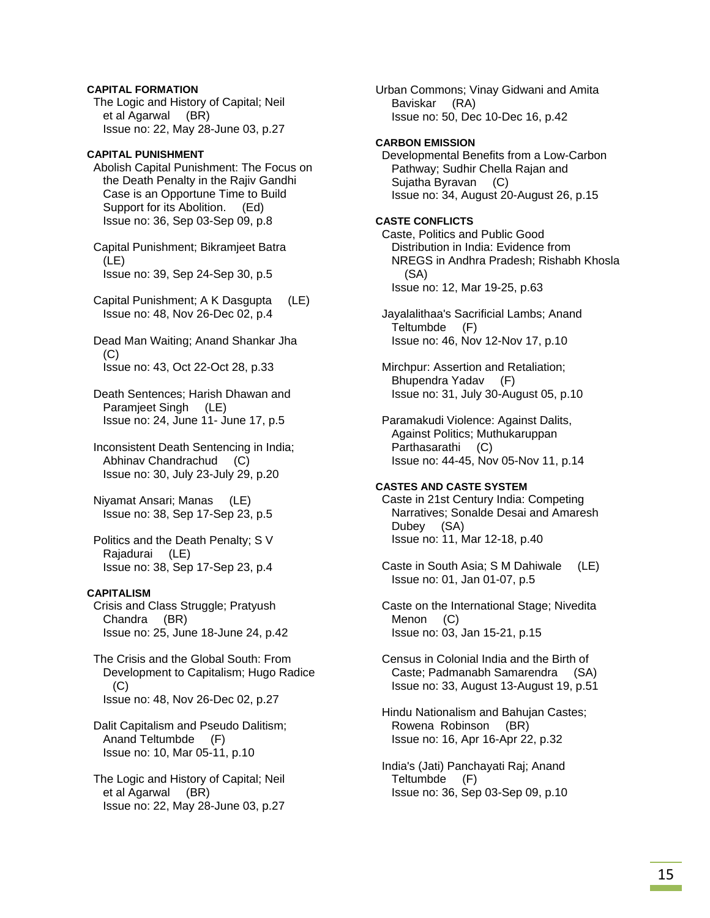**CAPITAL FORMATION**

The Logic and History of Capital; Neil et al Agarwal (BR)
Issue no: 22, May 28-June 03, p.27

**CAPITAL PUNISHMENT**

Abolish Capital Punishment: The Focus on the Death Penalty in the Rajiv Gandhi Case is an Opportune Time to Build Support for its Abolition. (Ed)
Issue no: 36, Sep 03-Sep 09, p.8

Capital Punishment; Bikramjeet Batra (LE)
Issue no: 39, Sep 24-Sep 30, p.5

Capital Punishment; A K Dasgupta (LE)
Issue no: 48, Nov 26-Dec 02, p.4

Dead Man Waiting; Anand Shankar Jha (C)
Issue no: 43, Oct 22-Oct 28, p.33

Death Sentences; Harish Dhawan and Paramjeet Singh (LE)
Issue no: 24, June 11- June 17, p.5

Inconsistent Death Sentencing in India; Abhinav Chandrachud (C)
Issue no: 30, July 23-July 29, p.20

Niyamat Ansari; Manas (LE)
Issue no: 38, Sep 17-Sep 23, p.5

Politics and the Death Penalty; S V Rajadurai (LE)
Issue no: 38, Sep 17-Sep 23, p.4

**CAPITALISM**

Crisis and Class Struggle; Pratyush Chandra (BR)
Issue no: 25, June 18-June 24, p.42

The Crisis and the Global South: From Development to Capitalism; Hugo Radice (C)
Issue no: 48, Nov 26-Dec 02, p.27

Dalit Capitalism and Pseudo Dalitism; Anand Teltumbde (F)
Issue no: 10, Mar 05-11, p.10

The Logic and History of Capital; Neil et al Agarwal (BR)
Issue no: 22, May 28-June 03, p.27

Urban Commons; Vinay Gidwani and Amita Baviskar (RA)
Issue no: 50, Dec 10-Dec 16, p.42

**CARBON EMISSION**

Developmental Benefits from a Low-Carbon Pathway; Sudhir Chella Rajan and Sujatha Byravan (C)
Issue no: 34, August 20-August 26, p.15

**CASTE CONFLICTS**

Caste, Politics and Public Good Distribution in India: Evidence from NREGS in Andhra Pradesh; Rishabh Khosla (SA)
Issue no: 12, Mar 19-25, p.63

Jayalalithaa's Sacrificial Lambs; Anand Teltumbde (F)
Issue no: 46, Nov 12-Nov 17, p.10

Mirchpur: Assertion and Retaliation; Bhupendra Yadav (F)
Issue no: 31, July 30-August 05, p.10

Paramakudi Violence: Against Dalits, Against Politics; Muthukaruppan Parthasarathi (C)
Issue no: 44-45, Nov 05-Nov 11, p.14

**CASTES AND CASTE SYSTEM**

Caste in 21st Century India: Competing Narratives; Sonalde Desai and Amaresh Dubey (SA)
Issue no: 11, Mar 12-18, p.40

Caste in South Asia; S M Dahiwale (LE)
Issue no: 01, Jan 01-07, p.5

Caste on the International Stage; Nivedita Menon (C)
Issue no: 03, Jan 15-21, p.15

Census in Colonial India and the Birth of Caste; Padmanabh Samarendra (SA)
Issue no: 33, August 13-August 19, p.51

Hindu Nationalism and Bahujan Castes; Rowena Robinson (BR)
Issue no: 16, Apr 16-Apr 22, p.32

India's (Jati) Panchayati Raj; Anand Teltumbde (F)
Issue no: 36, Sep 03-Sep 09, p.10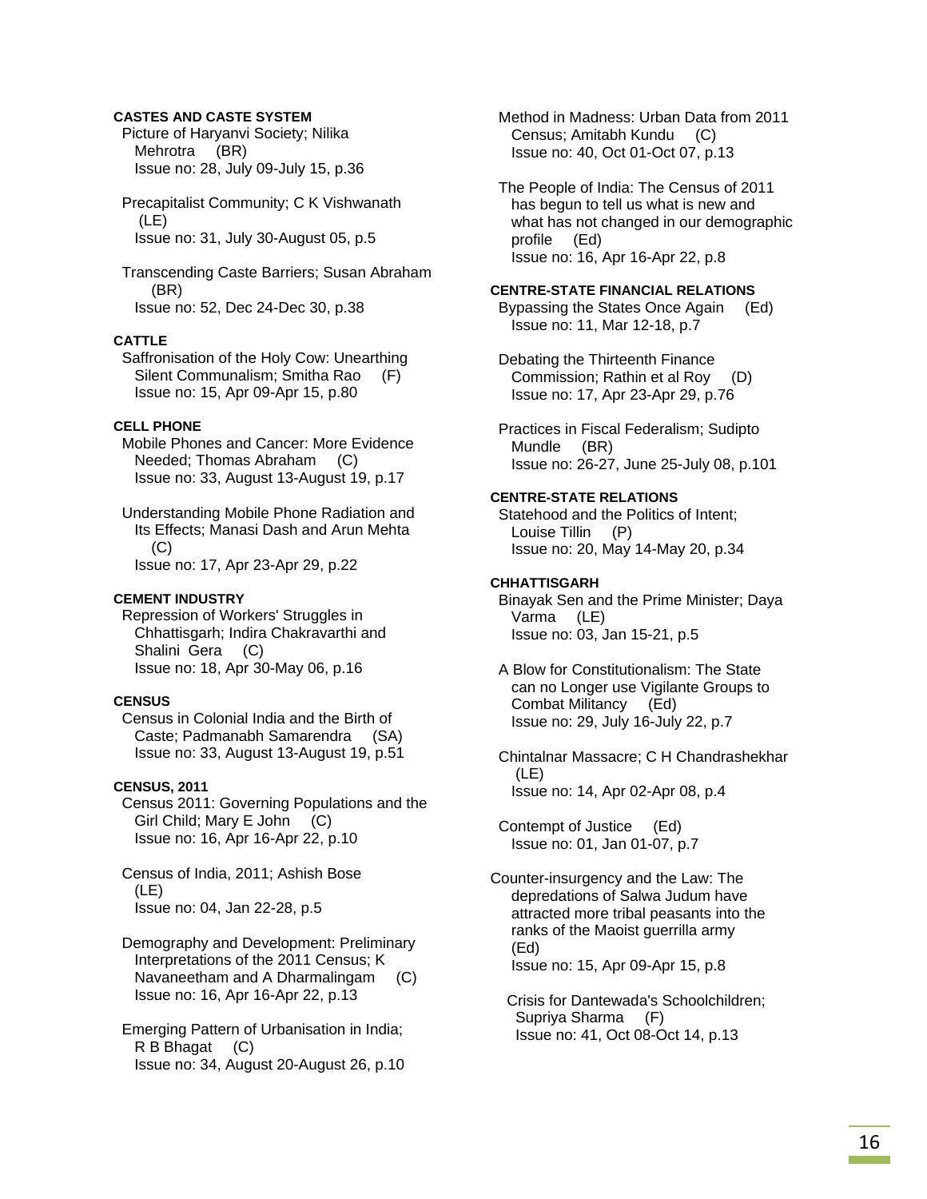**CASTES AND CASTE SYSTEM**

Picture of Haryanvi Society; Nilika Mehrotra (BR)
Issue no: 28, July 09-July 15, p.36

Precapitalist Community; C K Vishwanath (LE)
Issue no: 31, July 30-August 05, p.5

Transcending Caste Barriers; Susan Abraham (BR)
Issue no: 52, Dec 24-Dec 30, p.38

**CATTLE**

Saffronisation of the Holy Cow: Unearthing Silent Communalism; Smitha Rao (F)
Issue no: 15, Apr 09-Apr 15, p.80

**CELL PHONE**

Mobile Phones and Cancer: More Evidence Needed; Thomas Abraham (C)
Issue no: 33, August 13-August 19, p.17

Understanding Mobile Phone Radiation and Its Effects; Manasi Dash and Arun Mehta (C)
Issue no: 17, Apr 23-Apr 29, p.22

**CEMENT INDUSTRY**

Repression of Workers' Struggles in Chhattisgarh; Indira Chakravarthi and Shalini Gera (C)
Issue no: 18, Apr 30-May 06, p.16

**CENSUS**

Census in Colonial India and the Birth of Caste; Padmanabh Samarendra (SA)
Issue no: 33, August 13-August 19, p.51

**CENSUS, 2011**

Census 2011: Governing Populations and the Girl Child; Mary E John (C)
Issue no: 16, Apr 16-Apr 22, p.10

Census of India, 2011; Ashish Bose (LE)
Issue no: 04, Jan 22-28, p.5

Demography and Development: Preliminary Interpretations of the 2011 Census; K Navaneetham and A Dharmalingam (C)
Issue no: 16, Apr 16-Apr 22, p.13

Emerging Pattern of Urbanisation in India; R B Bhagat (C)
Issue no: 34, August 20-August 26, p.10

Method in Madness: Urban Data from 2011 Census; Amitabh Kundu (C)
Issue no: 40, Oct 01-Oct 07, p.13

The People of India: The Census of 2011 has begun to tell us what is new and what has not changed in our demographic profile (Ed)
Issue no: 16, Apr 16-Apr 22, p.8

**CENTRE-STATE FINANCIAL RELATIONS**

Bypassing the States Once Again (Ed)
Issue no: 11, Mar 12-18, p.7

Debating the Thirteenth Finance Commission; Rathin et al Roy (D)
Issue no: 17, Apr 23-Apr 29, p.76

Practices in Fiscal Federalism; Sudipto Mundle (BR)
Issue no: 26-27, June 25-July 08, p.101

**CENTRE-STATE RELATIONS**

Statehood and the Politics of Intent; Louise Tillin (P)
Issue no: 20, May 14-May 20, p.34

**CHHATTISGARH**

Binayak Sen and the Prime Minister; Daya Varma (LE)
Issue no: 03, Jan 15-21, p.5

A Blow for Constitutionalism: The State can no Longer use Vigilante Groups to Combat Militancy (Ed)
Issue no: 29, July 16-July 22, p.7

Chintalnar Massacre; C H Chandrashekhar (LE)
Issue no: 14, Apr 02-Apr 08, p.4

Contempt of Justice (Ed)
Issue no: 01, Jan 01-07, p.7

Counter-insurgency and the Law: The depredations of Salwa Judum have attracted more tribal peasants into the ranks of the Maoist guerrilla army (Ed)
Issue no: 15, Apr 09-Apr 15, p.8

Crisis for Dantewada's Schoolchildren; Supriya Sharma (F)
Issue no: 41, Oct 08-Oct 14, p.13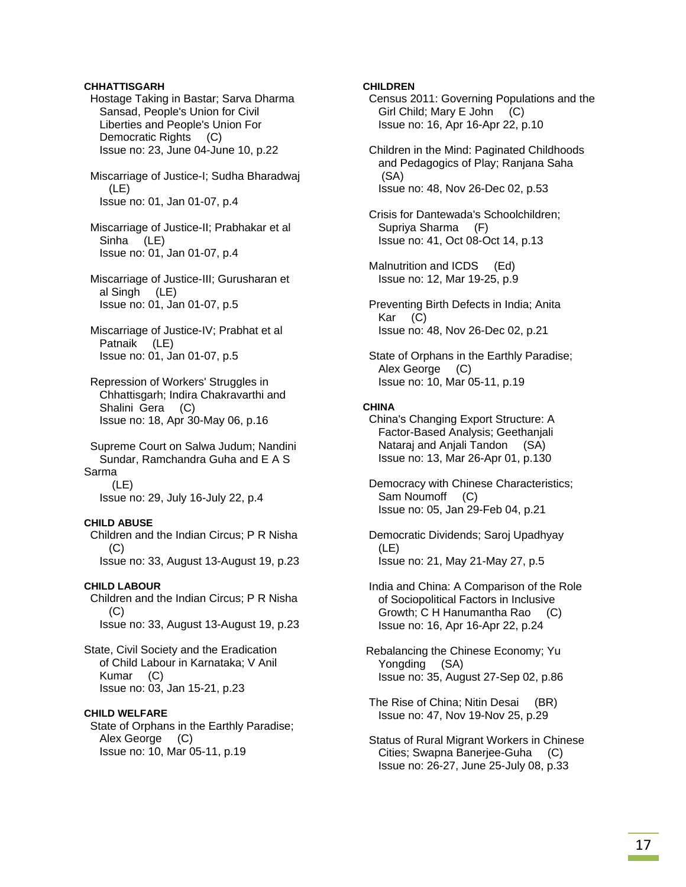**CHHATTISGARH**

Hostage Taking in Bastar; Sarva Dharma Sansad, People's Union for Civil Liberties and People's Union For Democratic Rights (C)
Issue no: 23, June 04-June 10, p.22

Miscarriage of Justice-I; Sudha Bharadwaj (LE)
Issue no: 01, Jan 01-07, p.4

Miscarriage of Justice-II; Prabhakar et al Sinha (LE)
Issue no: 01, Jan 01-07, p.4

Miscarriage of Justice-III; Gurusharan et al Singh (LE)
Issue no: 01, Jan 01-07, p.5

Miscarriage of Justice-IV; Prabhat et al Patnaik (LE)
Issue no: 01, Jan 01-07, p.5

Repression of Workers' Struggles in Chhattisgarh; Indira Chakravarthi and Shalini Gera (C)
Issue no: 18, Apr 30-May 06, p.16

Supreme Court on Salwa Judum; Nandini Sundar, Ramchandra Guha and E A S Sarma (LE)
Issue no: 29, July 16-July 22, p.4

**CHILD ABUSE**

Children and the Indian Circus; P R Nisha (C)
Issue no: 33, August 13-August 19, p.23

**CHILD LABOUR**

Children and the Indian Circus; P R Nisha (C)
Issue no: 33, August 13-August 19, p.23

State, Civil Society and the Eradication of Child Labour in Karnataka; V Anil Kumar (C)
Issue no: 03, Jan 15-21, p.23

**CHILD WELFARE**

State of Orphans in the Earthly Paradise; Alex George (C)
Issue no: 10, Mar 05-11, p.19

**CHILDREN**

Census 2011: Governing Populations and the Girl Child; Mary E John (C)
Issue no: 16, Apr 16-Apr 22, p.10

Children in the Mind: Paginated Childhoods and Pedagogics of Play; Ranjana Saha (SA)
Issue no: 48, Nov 26-Dec 02, p.53

Crisis for Dantewada's Schoolchildren; Supriya Sharma (F)
Issue no: 41, Oct 08-Oct 14, p.13

Malnutrition and ICDS (Ed)
Issue no: 12, Mar 19-25, p.9

Preventing Birth Defects in India; Anita Kar (C)
Issue no: 48, Nov 26-Dec 02, p.21

State of Orphans in the Earthly Paradise; Alex George (C)
Issue no: 10, Mar 05-11, p.19

**CHINA**

China's Changing Export Structure: A Factor-Based Analysis; Geethanjali Nataraj and Anjali Tandon (SA)
Issue no: 13, Mar 26-Apr 01, p.130

Democracy with Chinese Characteristics; Sam Noumoff (C)
Issue no: 05, Jan 29-Feb 04, p.21

Democratic Dividends; Saroj Upadhyay (LE)
Issue no: 21, May 21-May 27, p.5

India and China: A Comparison of the Role of Sociopolitical Factors in Inclusive Growth; C H Hanumantha Rao (C)
Issue no: 16, Apr 16-Apr 22, p.24

Rebalancing the Chinese Economy; Yu Yongding (SA)
Issue no: 35, August 27-Sep 02, p.86

The Rise of China; Nitin Desai (BR)
Issue no: 47, Nov 19-Nov 25, p.29

Status of Rural Migrant Workers in Chinese Cities; Swapna Banerjee-Guha (C)
Issue no: 26-27, June 25-July 08, p.33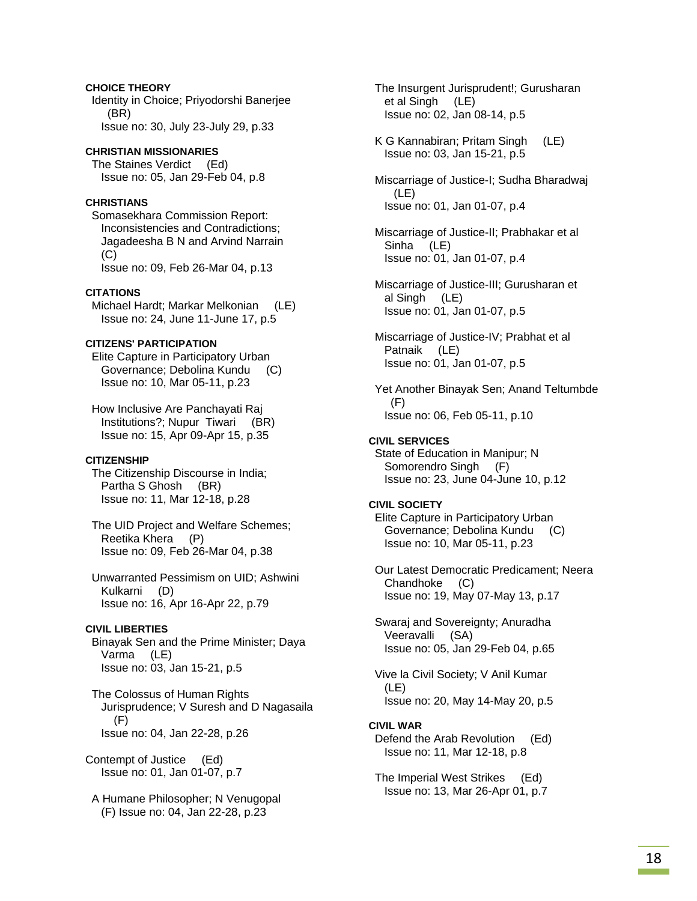**CHOICE THEORY**

Identity in Choice; Priyodorshi Banerjee (BR)
Issue no: 30, July 23-July 29, p.33

**CHRISTIAN MISSIONARIES**

The Staines Verdict (Ed)
Issue no: 05, Jan 29-Feb 04, p.8

**CHRISTIANS**

Somasekhara Commission Report: Inconsistencies and Contradictions; Jagadeesha B N and Arvind Narrain (C)
Issue no: 09, Feb 26-Mar 04, p.13

**CITATIONS**

Michael Hardt; Markar Melkonian (LE)
Issue no: 24, June 11-June 17, p.5

**CITIZENS' PARTICIPATION**

Elite Capture in Participatory Urban Governance; Debolina Kundu (C)
Issue no: 10, Mar 05-11, p.23

How Inclusive Are Panchayati Raj Institutions?; Nupur Tiwari (BR)
Issue no: 15, Apr 09-Apr 15, p.35

**CITIZENSHIP**

The Citizenship Discourse in India; Partha S Ghosh (BR)
Issue no: 11, Mar 12-18, p.28

The UID Project and Welfare Schemes; Reetika Khera (P)
Issue no: 09, Feb 26-Mar 04, p.38

Unwarranted Pessimism on UID; Ashwini Kulkarni (D)
Issue no: 16, Apr 16-Apr 22, p.79

**CIVIL LIBERTIES**

Binayak Sen and the Prime Minister; Daya Varma (LE)
Issue no: 03, Jan 15-21, p.5

The Colossus of Human Rights Jurisprudence; V Suresh and D Nagasaila (F)
Issue no: 04, Jan 22-28, p.26

Contempt of Justice (Ed)
Issue no: 01, Jan 01-07, p.7

A Humane Philosopher; N Venugopal (F) Issue no: 04, Jan 22-28, p.23

The Insurgent Jurisprudent!; Gurusharan et al Singh (LE)
Issue no: 02, Jan 08-14, p.5

K G Kannabiran; Pritam Singh (LE)
Issue no: 03, Jan 15-21, p.5

Miscarriage of Justice-I; Sudha Bharadwaj (LE)
Issue no: 01, Jan 01-07, p.4

Miscarriage of Justice-II; Prabhakar et al Sinha (LE)
Issue no: 01, Jan 01-07, p.4

Miscarriage of Justice-III; Gurusharan et al Singh (LE)
Issue no: 01, Jan 01-07, p.5

Miscarriage of Justice-IV; Prabhat et al Patnaik (LE)
Issue no: 01, Jan 01-07, p.5

Yet Another Binayak Sen; Anand Teltumbde (F)
Issue no: 06, Feb 05-11, p.10

**CIVIL SERVICES**

State of Education in Manipur; N Somorendro Singh (F)
Issue no: 23, June 04-June 10, p.12

**CIVIL SOCIETY**

Elite Capture in Participatory Urban Governance; Debolina Kundu (C)
Issue no: 10, Mar 05-11, p.23

Our Latest Democratic Predicament; Neera Chandhoke (C)
Issue no: 19, May 07-May 13, p.17

Swaraj and Sovereignty; Anuradha Veeravalli (SA)
Issue no: 05, Jan 29-Feb 04, p.65

Vive la Civil Society; V Anil Kumar (LE)
Issue no: 20, May 14-May 20, p.5

**CIVIL WAR**

Defend the Arab Revolution (Ed)
Issue no: 11, Mar 12-18, p.8

The Imperial West Strikes (Ed)
Issue no: 13, Mar 26-Apr 01, p.7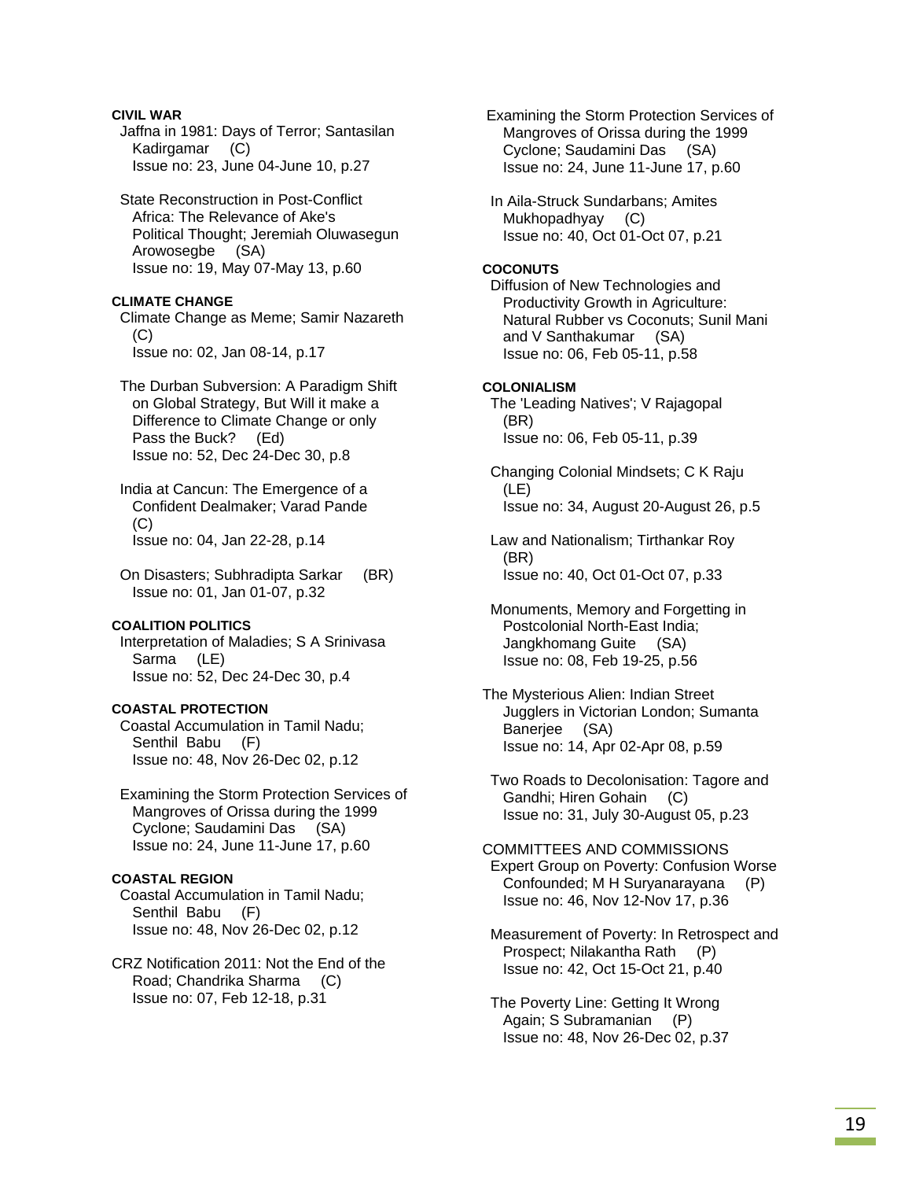**CIVIL WAR**

Jaffna in 1981: Days of Terror; Santasilan Kadirgamar (C)
Issue no: 23, June 04-June 10, p.27

State Reconstruction in Post-Conflict Africa: The Relevance of Ake's Political Thought; Jeremiah Oluwasegun Arowosegbe (SA)
Issue no: 19, May 07-May 13, p.60

**CLIMATE CHANGE**

Climate Change as Meme; Samir Nazareth (C)
Issue no: 02, Jan 08-14, p.17

The Durban Subversion: A Paradigm Shift on Global Strategy, But Will it make a Difference to Climate Change or only Pass the Buck? (Ed)
Issue no: 52, Dec 24-Dec 30, p.8

India at Cancun: The Emergence of a Confident Dealmaker; Varad Pande (C)
Issue no: 04, Jan 22-28, p.14

On Disasters; Subhradipta Sarkar (BR)
Issue no: 01, Jan 01-07, p.32

**COALITION POLITICS**

Interpretation of Maladies; S A Srinivasa Sarma (LE)
Issue no: 52, Dec 24-Dec 30, p.4

**COASTAL PROTECTION**

Coastal Accumulation in Tamil Nadu; Senthil Babu (F)
Issue no: 48, Nov 26-Dec 02, p.12

Examining the Storm Protection Services of Mangroves of Orissa during the 1999 Cyclone; Saudamini Das (SA)
Issue no: 24, June 11-June 17, p.60

**COASTAL REGION**

Coastal Accumulation in Tamil Nadu; Senthil Babu (F)
Issue no: 48, Nov 26-Dec 02, p.12

CRZ Notification 2011: Not the End of the Road; Chandrika Sharma (C)
Issue no: 07, Feb 12-18, p.31

Examining the Storm Protection Services of Mangroves of Orissa during the 1999 Cyclone; Saudamini Das (SA)
Issue no: 24, June 11-June 17, p.60

In Aila-Struck Sundarbans; Amites Mukhopadhyay (C)
Issue no: 40, Oct 01-Oct 07, p.21

**COCONUTS**

Diffusion of New Technologies and Productivity Growth in Agriculture: Natural Rubber vs Coconuts; Sunil Mani and V Santhakumar (SA)
Issue no: 06, Feb 05-11, p.58

**COLONIALISM**

The 'Leading Natives'; V Rajagopal (BR)
Issue no: 06, Feb 05-11, p.39

Changing Colonial Mindsets; C K Raju (LE)
Issue no: 34, August 20-August 26, p.5

Law and Nationalism; Tirthankar Roy (BR)
Issue no: 40, Oct 01-Oct 07, p.33

Monuments, Memory and Forgetting in Postcolonial North-East India; Jangkhomang Guite (SA)
Issue no: 08, Feb 19-25, p.56

The Mysterious Alien: Indian Street Jugglers in Victorian London; Sumanta Banerjee (SA)
Issue no: 14, Apr 02-Apr 08, p.59

Two Roads to Decolonisation: Tagore and Gandhi; Hiren Gohain (C)
Issue no: 31, July 30-August 05, p.23

COMMITTEES AND COMMISSIONS

Expert Group on Poverty: Confusion Worse Confounded; M H Suryanarayana (P)
Issue no: 46, Nov 12-Nov 17, p.36

Measurement of Poverty: In Retrospect and Prospect; Nilakantha Rath (P)
Issue no: 42, Oct 15-Oct 21, p.40

The Poverty Line: Getting It Wrong Again; S Subramanian (P)
Issue no: 48, Nov 26-Dec 02, p.37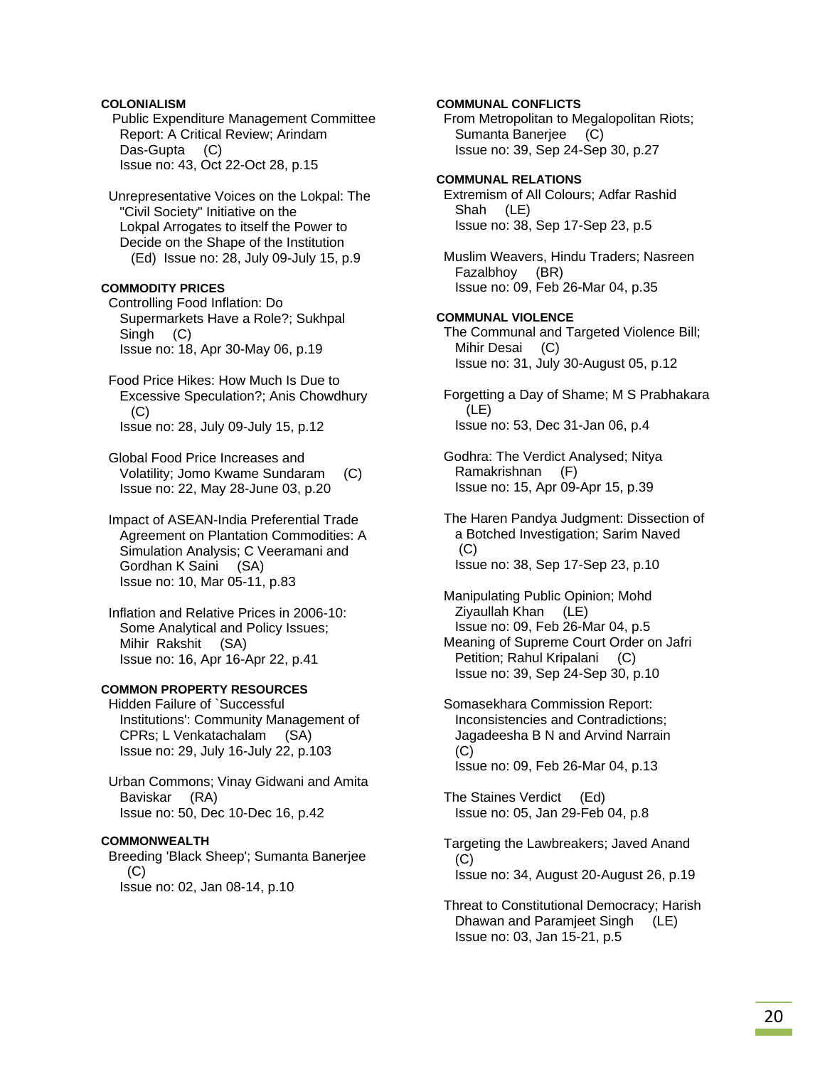**COLONIALISM**

Public Expenditure Management Committee Report: A Critical Review; Arindam Das-Gupta (C)
Issue no: 43, Oct 22-Oct 28, p.15

Unrepresentative Voices on the Lokpal: The "Civil Society" Initiative on the Lokpal Arrogates to itself the Power to Decide on the Shape of the Institution (Ed) Issue no: 28, July 09-July 15, p.9

**COMMODITY PRICES**

Controlling Food Inflation: Do Supermarkets Have a Role?; Sukhpal Singh (C)
Issue no: 18, Apr 30-May 06, p.19

Food Price Hikes: How Much Is Due to Excessive Speculation?; Anis Chowdhury (C)
Issue no: 28, July 09-July 15, p.12

Global Food Price Increases and Volatility; Jomo Kwame Sundaram (C)
Issue no: 22, May 28-June 03, p.20

Impact of ASEAN-India Preferential Trade Agreement on Plantation Commodities: A Simulation Analysis; C Veeramani and Gordhan K Saini (SA)
Issue no: 10, Mar 05-11, p.83

Inflation and Relative Prices in 2006-10: Some Analytical and Policy Issues; Mihir Rakshit (SA)
Issue no: 16, Apr 16-Apr 22, p.41

**COMMON PROPERTY RESOURCES**

Hidden Failure of `Successful Institutions': Community Management of CPRs; L Venkatachalam (SA)
Issue no: 29, July 16-July 22, p.103

Urban Commons; Vinay Gidwani and Amita Baviskar (RA)
Issue no: 50, Dec 10-Dec 16, p.42

**COMMONWEALTH**

Breeding 'Black Sheep'; Sumanta Banerjee (C)
Issue no: 02, Jan 08-14, p.10

**COMMUNAL CONFLICTS**

From Metropolitan to Megalopolitan Riots; Sumanta Banerjee (C)
Issue no: 39, Sep 24-Sep 30, p.27

**COMMUNAL RELATIONS**

Extremism of All Colours; Adfar Rashid Shah (LE)
Issue no: 38, Sep 17-Sep 23, p.5

Muslim Weavers, Hindu Traders; Nasreen Fazalbhoy (BR)
Issue no: 09, Feb 26-Mar 04, p.35

**COMMUNAL VIOLENCE**

The Communal and Targeted Violence Bill; Mihir Desai (C)
Issue no: 31, July 30-August 05, p.12

Forgetting a Day of Shame; M S Prabhakara (LE)
Issue no: 53, Dec 31-Jan 06, p.4

Godhra: The Verdict Analysed; Nitya Ramakrishnan (F)
Issue no: 15, Apr 09-Apr 15, p.39

The Haren Pandya Judgment: Dissection of a Botched Investigation; Sarim Naved (C)
Issue no: 38, Sep 17-Sep 23, p.10

Manipulating Public Opinion; Mohd Ziyaullah Khan (LE)
Issue no: 09, Feb 26-Mar 04, p.5

Meaning of Supreme Court Order on Jafri Petition; Rahul Kripalani (C)
Issue no: 39, Sep 24-Sep 30, p.10

Somasekhara Commission Report: Inconsistencies and Contradictions; Jagadeesha B N and Arvind Narrain (C)
Issue no: 09, Feb 26-Mar 04, p.13

The Staines Verdict (Ed)
Issue no: 05, Jan 29-Feb 04, p.8

Targeting the Lawbreakers; Javed Anand (C)
Issue no: 34, August 20-August 26, p.19

Threat to Constitutional Democracy; Harish Dhawan and Paramjeet Singh (LE)
Issue no: 03, Jan 15-21, p.5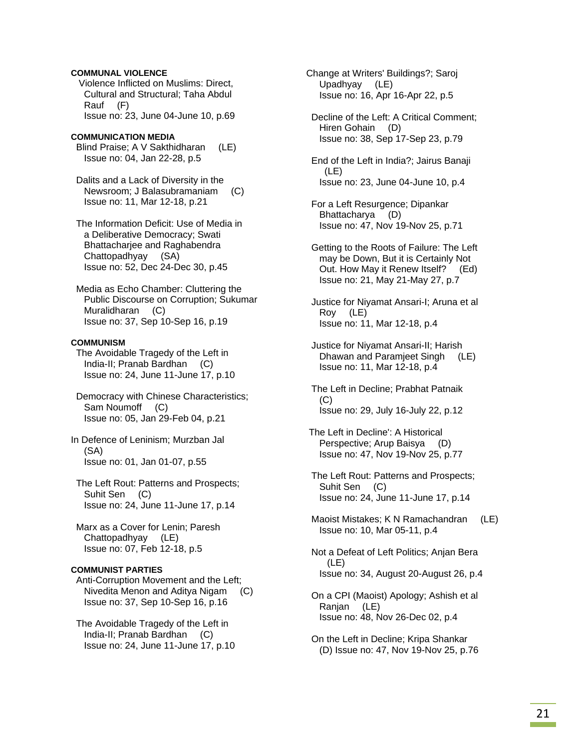**COMMUNAL VIOLENCE**

Violence Inflicted on Muslims: Direct, Cultural and Structural; Taha Abdul Rauf (F)
Issue no: 23, June 04-June 10, p.69

**COMMUNICATION MEDIA**

Blind Praise; A V Sakthidharan (LE)
Issue no: 04, Jan 22-28, p.5

Dalits and a Lack of Diversity in the Newsroom; J Balasubramaniam (C)
Issue no: 11, Mar 12-18, p.21

The Information Deficit: Use of Media in a Deliberative Democracy; Swati Bhattacharjee and Raghabendra Chattopadhyay (SA)
Issue no: 52, Dec 24-Dec 30, p.45

Media as Echo Chamber: Cluttering the Public Discourse on Corruption; Sukumar Muralidharan (C)
Issue no: 37, Sep 10-Sep 16, p.19

**COMMUNISM**

The Avoidable Tragedy of the Left in India-II; Pranab Bardhan (C)
Issue no: 24, June 11-June 17, p.10

Democracy with Chinese Characteristics; Sam Noumoff (C)
Issue no: 05, Jan 29-Feb 04, p.21

In Defence of Leninism; Murzban Jal (SA)
Issue no: 01, Jan 01-07, p.55

The Left Rout: Patterns and Prospects; Suhit Sen (C)
Issue no: 24, June 11-June 17, p.14

Marx as a Cover for Lenin; Paresh Chattopadhyay (LE)
Issue no: 07, Feb 12-18, p.5

**COMMUNIST PARTIES**

Anti-Corruption Movement and the Left; Nivedita Menon and Aditya Nigam (C)
Issue no: 37, Sep 10-Sep 16, p.16

The Avoidable Tragedy of the Left in India-II; Pranab Bardhan (C)
Issue no: 24, June 11-June 17, p.10

Change at Writers' Buildings?; Saroj Upadhyay (LE)
Issue no: 16, Apr 16-Apr 22, p.5

Decline of the Left: A Critical Comment; Hiren Gohain (D)
Issue no: 38, Sep 17-Sep 23, p.79

End of the Left in India?; Jairus Banaji (LE)
Issue no: 23, June 04-June 10, p.4

For a Left Resurgence; Dipankar Bhattacharya (D)
Issue no: 47, Nov 19-Nov 25, p.71

Getting to the Roots of Failure: The Left may be Down, But it is Certainly Not Out. How May it Renew Itself? (Ed)
Issue no: 21, May 21-May 27, p.7

Justice for Niyamat Ansari-I; Aruna et al Roy (LE)
Issue no: 11, Mar 12-18, p.4

Justice for Niyamat Ansari-II; Harish Dhawan and Paramjeet Singh (LE)
Issue no: 11, Mar 12-18, p.4

The Left in Decline; Prabhat Patnaik (C)
Issue no: 29, July 16-July 22, p.12

The Left in Decline': A Historical Perspective; Arup Baisya (D)
Issue no: 47, Nov 19-Nov 25, p.77

The Left Rout: Patterns and Prospects; Suhit Sen (C)
Issue no: 24, June 11-June 17, p.14

Maoist Mistakes; K N Ramachandran (LE)
Issue no: 10, Mar 05-11, p.4

Not a Defeat of Left Politics; Anjan Bera (LE)
Issue no: 34, August 20-August 26, p.4

On a CPI (Maoist) Apology; Ashish et al Ranjan (LE)
Issue no: 48, Nov 26-Dec 02, p.4

On the Left in Decline; Kripa Shankar (D) Issue no: 47, Nov 19-Nov 25, p.76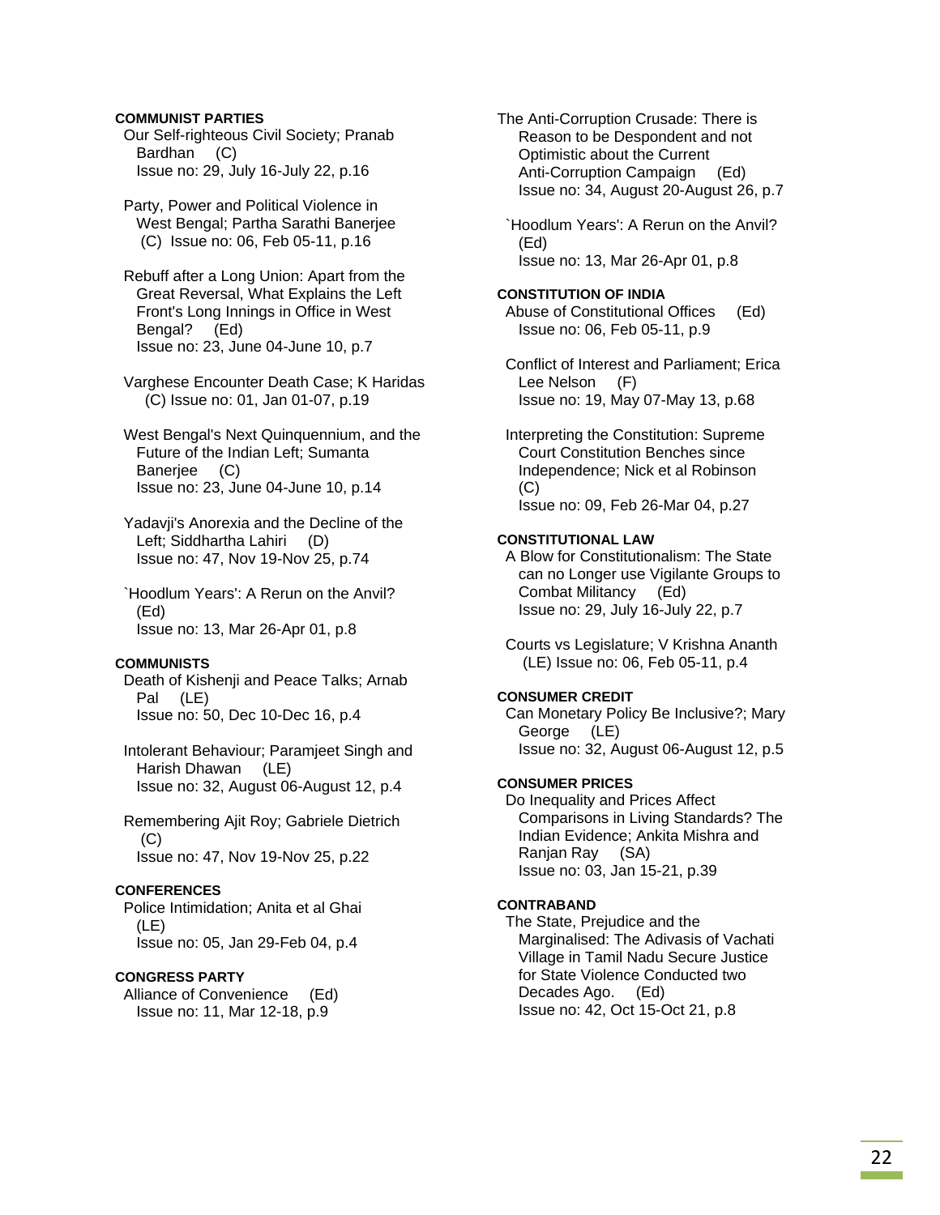**COMMUNIST PARTIES**

Our Self-righteous Civil Society; Pranab Bardhan (C)
Issue no: 29, July 16-July 22, p.16

Party, Power and Political Violence in West Bengal; Partha Sarathi Banerjee (C) Issue no: 06, Feb 05-11, p.16

Rebuff after a Long Union: Apart from the Great Reversal, What Explains the Left Front's Long Innings in Office in West Bengal? (Ed)
Issue no: 23, June 04-June 10, p.7

Varghese Encounter Death Case; K Haridas (C) Issue no: 01, Jan 01-07, p.19

West Bengal's Next Quinquennium, and the Future of the Indian Left; Sumanta Banerjee (C)
Issue no: 23, June 04-June 10, p.14

Yadavji's Anorexia and the Decline of the Left; Siddhartha Lahiri (D)
Issue no: 47, Nov 19-Nov 25, p.74

`Hoodlum Years': A Rerun on the Anvil? (Ed)
Issue no: 13, Mar 26-Apr 01, p.8

**COMMUNISTS**

Death of Kishenji and Peace Talks; Arnab Pal (LE)
Issue no: 50, Dec 10-Dec 16, p.4

Intolerant Behaviour; Paramjeet Singh and Harish Dhawan (LE)
Issue no: 32, August 06-August 12, p.4

Remembering Ajit Roy; Gabriele Dietrich (C)
Issue no: 47, Nov 19-Nov 25, p.22

**CONFERENCES**

Police Intimidation; Anita et al Ghai (LE)
Issue no: 05, Jan 29-Feb 04, p.4

**CONGRESS PARTY**

Alliance of Convenience (Ed)
Issue no: 11, Mar 12-18, p.9

The Anti-Corruption Crusade: There is Reason to be Despondent and not Optimistic about the Current Anti-Corruption Campaign (Ed)
Issue no: 34, August 20-August 26, p.7

`Hoodlum Years': A Rerun on the Anvil? (Ed)
Issue no: 13, Mar 26-Apr 01, p.8

**CONSTITUTION OF INDIA**

Abuse of Constitutional Offices (Ed)
Issue no: 06, Feb 05-11, p.9

Conflict of Interest and Parliament; Erica Lee Nelson (F)
Issue no: 19, May 07-May 13, p.68

Interpreting the Constitution: Supreme Court Constitution Benches since Independence; Nick et al Robinson (C)
Issue no: 09, Feb 26-Mar 04, p.27

**CONSTITUTIONAL LAW**

A Blow for Constitutionalism: The State can no Longer use Vigilante Groups to Combat Militancy (Ed)
Issue no: 29, July 16-July 22, p.7

Courts vs Legislature; V Krishna Ananth (LE) Issue no: 06, Feb 05-11, p.4

**CONSUMER CREDIT**

Can Monetary Policy Be Inclusive?; Mary George (LE)
Issue no: 32, August 06-August 12, p.5

**CONSUMER PRICES**

Do Inequality and Prices Affect Comparisons in Living Standards? The Indian Evidence; Ankita Mishra and Ranjan Ray (SA)
Issue no: 03, Jan 15-21, p.39

**CONTRABAND**

The State, Prejudice and the Marginalised: The Adivasis of Vachati Village in Tamil Nadu Secure Justice for State Violence Conducted two Decades Ago. (Ed)
Issue no: 42, Oct 15-Oct 21, p.8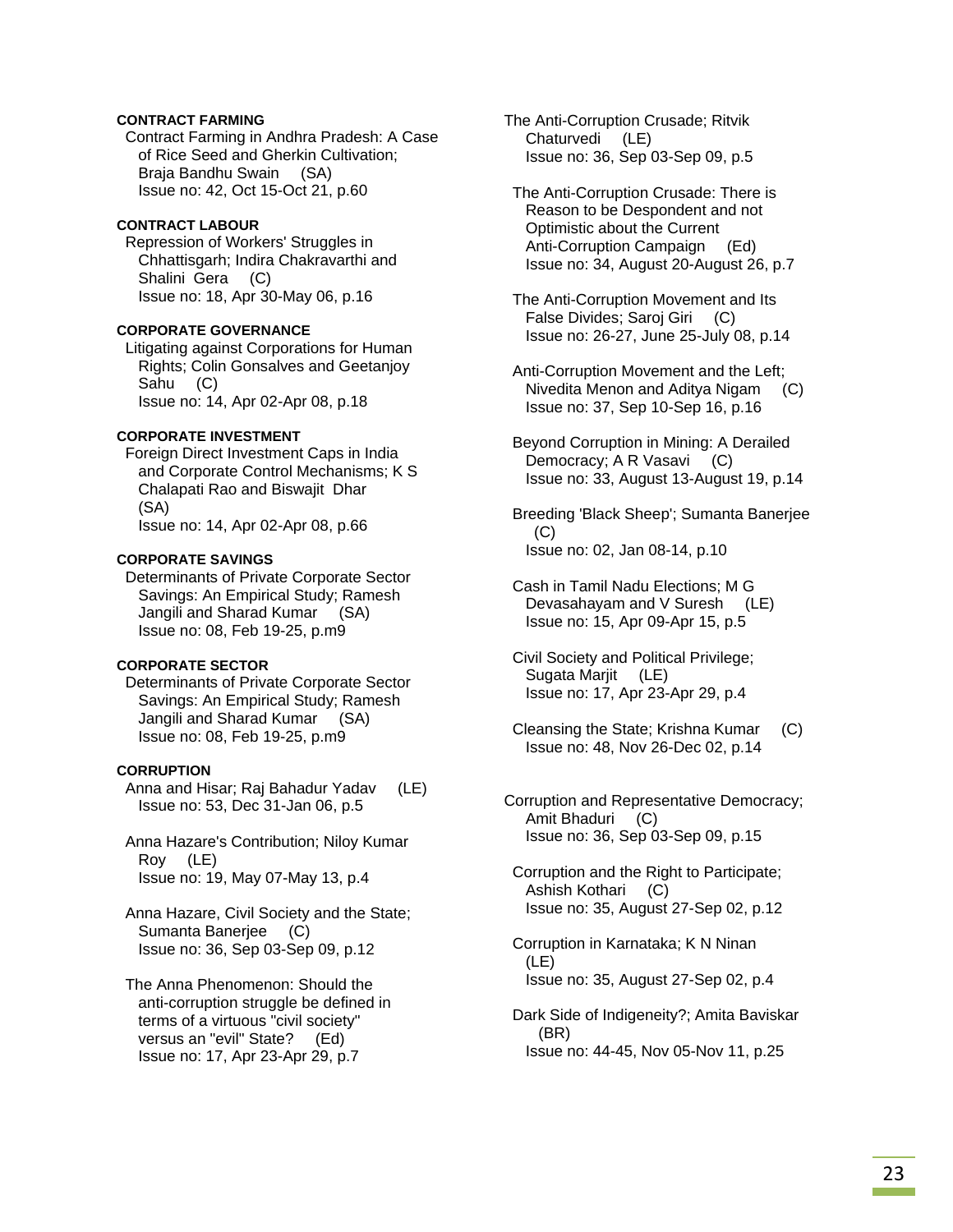**CONTRACT FARMING**

Contract Farming in Andhra Pradesh: A Case of Rice Seed and Gherkin Cultivation; Braja Bandhu Swain (SA)
Issue no: 42, Oct 15-Oct 21, p.60

**CONTRACT LABOUR**

Repression of Workers' Struggles in Chhattisgarh; Indira Chakravarthi and Shalini Gera (C)
Issue no: 18, Apr 30-May 06, p.16

**CORPORATE GOVERNANCE**

Litigating against Corporations for Human Rights; Colin Gonsalves and Geetanjoy Sahu (C)
Issue no: 14, Apr 02-Apr 08, p.18

**CORPORATE INVESTMENT**

Foreign Direct Investment Caps in India and Corporate Control Mechanisms; K S Chalapati Rao and Biswajit Dhar (SA)
Issue no: 14, Apr 02-Apr 08, p.66

**CORPORATE SAVINGS**

Determinants of Private Corporate Sector Savings: An Empirical Study; Ramesh Jangili and Sharad Kumar (SA)
Issue no: 08, Feb 19-25, p.m9

**CORPORATE SECTOR**

Determinants of Private Corporate Sector Savings: An Empirical Study; Ramesh Jangili and Sharad Kumar (SA)
Issue no: 08, Feb 19-25, p.m9

**CORRUPTION**

Anna and Hisar; Raj Bahadur Yadav (LE)
Issue no: 53, Dec 31-Jan 06, p.5

Anna Hazare's Contribution; Niloy Kumar Roy (LE)
Issue no: 19, May 07-May 13, p.4

Anna Hazare, Civil Society and the State; Sumanta Banerjee (C)
Issue no: 36, Sep 03-Sep 09, p.12

The Anna Phenomenon: Should the anti-corruption struggle be defined in terms of a virtuous "civil society" versus an "evil" State? (Ed)
Issue no: 17, Apr 23-Apr 29, p.7

The Anti-Corruption Crusade; Ritvik Chaturvedi (LE)
Issue no: 36, Sep 03-Sep 09, p.5

The Anti-Corruption Crusade: There is Reason to be Despondent and not Optimistic about the Current Anti-Corruption Campaign (Ed)
Issue no: 34, August 20-August 26, p.7

The Anti-Corruption Movement and Its False Divides; Saroj Giri (C)
Issue no: 26-27, June 25-July 08, p.14

Anti-Corruption Movement and the Left; Nivedita Menon and Aditya Nigam (C)
Issue no: 37, Sep 10-Sep 16, p.16

Beyond Corruption in Mining: A Derailed Democracy; A R Vasavi (C)
Issue no: 33, August 13-August 19, p.14

Breeding 'Black Sheep'; Sumanta Banerjee (C)
Issue no: 02, Jan 08-14, p.10

Cash in Tamil Nadu Elections; M G Devasahayam and V Suresh (LE)
Issue no: 15, Apr 09-Apr 15, p.5

Civil Society and Political Privilege; Sugata Marjit (LE)
Issue no: 17, Apr 23-Apr 29, p.4

Cleansing the State; Krishna Kumar (C)
Issue no: 48, Nov 26-Dec 02, p.14

Corruption and Representative Democracy; Amit Bhaduri (C)
Issue no: 36, Sep 03-Sep 09, p.15

Corruption and the Right to Participate; Ashish Kothari (C)
Issue no: 35, August 27-Sep 02, p.12

Corruption in Karnataka; K N Ninan (LE)
Issue no: 35, August 27-Sep 02, p.4

Dark Side of Indigeneity?; Amita Baviskar (BR)
Issue no: 44-45, Nov 05-Nov 11, p.25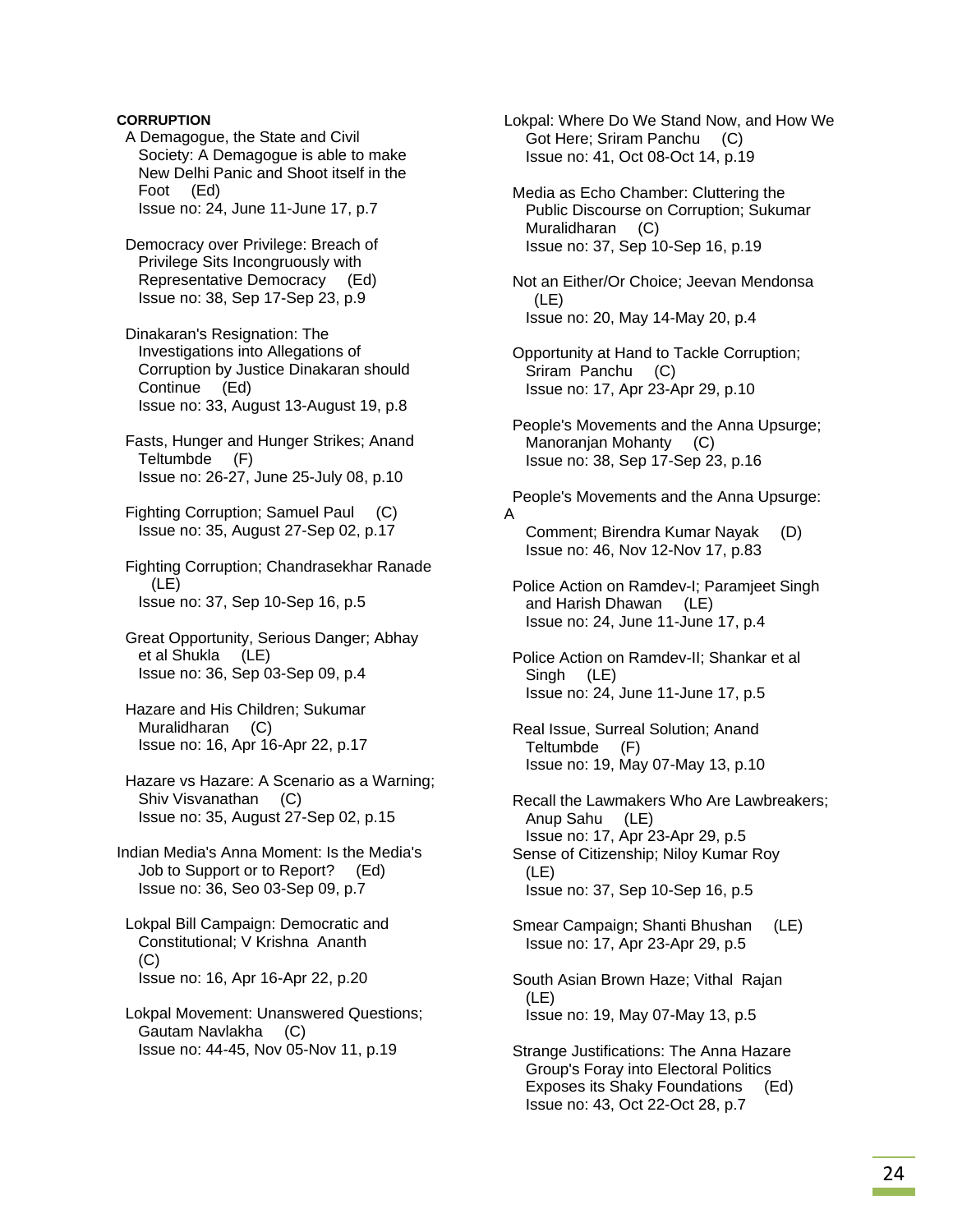**CORRUPTION**

A Demagogue, the State and Civil Society: A Demagogue is able to make New Delhi Panic and Shoot itself in the Foot (Ed)
Issue no: 24, June 11-June 17, p.7

Democracy over Privilege: Breach of Privilege Sits Incongruously with Representative Democracy (Ed)
Issue no: 38, Sep 17-Sep 23, p.9

Dinakaran's Resignation: The Investigations into Allegations of Corruption by Justice Dinakaran should Continue (Ed)
Issue no: 33, August 13-August 19, p.8

Fasts, Hunger and Hunger Strikes; Anand Teltumbde (F)
Issue no: 26-27, June 25-July 08, p.10

Fighting Corruption; Samuel Paul (C)
Issue no: 35, August 27-Sep 02, p.17

Fighting Corruption; Chandrasekhar Ranade (LE)
Issue no: 37, Sep 10-Sep 16, p.5

Great Opportunity, Serious Danger; Abhay et al Shukla (LE)
Issue no: 36, Sep 03-Sep 09, p.4

Hazare and His Children; Sukumar Muralidharan (C)
Issue no: 16, Apr 16-Apr 22, p.17

Hazare vs Hazare: A Scenario as a Warning; Shiv Visvanathan (C)
Issue no: 35, August 27-Sep 02, p.15

Indian Media's Anna Moment: Is the Media's Job to Support or to Report? (Ed)
Issue no: 36, Seo 03-Sep 09, p.7

Lokpal Bill Campaign: Democratic and Constitutional; V Krishna Ananth (C)
Issue no: 16, Apr 16-Apr 22, p.20

Lokpal Movement: Unanswered Questions; Gautam Navlakha (C)
Issue no: 44-45, Nov 05-Nov 11, p.19

Lokpal: Where Do We Stand Now, and How We Got Here; Sriram Panchu (C)
Issue no: 41, Oct 08-Oct 14, p.19

Media as Echo Chamber: Cluttering the Public Discourse on Corruption; Sukumar Muralidharan (C)
Issue no: 37, Sep 10-Sep 16, p.19

Not an Either/Or Choice; Jeevan Mendonsa (LE)
Issue no: 20, May 14-May 20, p.4

Opportunity at Hand to Tackle Corruption; Sriram Panchu (C)
Issue no: 17, Apr 23-Apr 29, p.10

People's Movements and the Anna Upsurge; Manoranjan Mohanty (C)
Issue no: 38, Sep 17-Sep 23, p.16

People's Movements and the Anna Upsurge: A Comment; Birendra Kumar Nayak (D)
Issue no: 46, Nov 12-Nov 17, p.83

Police Action on Ramdev-I; Paramjeet Singh and Harish Dhawan (LE)
Issue no: 24, June 11-June 17, p.4

Police Action on Ramdev-II; Shankar et al Singh (LE)
Issue no: 24, June 11-June 17, p.5

Real Issue, Surreal Solution; Anand Teltumbde (F)
Issue no: 19, May 07-May 13, p.10

Recall the Lawmakers Who Are Lawbreakers; Anup Sahu (LE)
Issue no: 17, Apr 23-Apr 29, p.5

Sense of Citizenship; Niloy Kumar Roy (LE)
Issue no: 37, Sep 10-Sep 16, p.5

Smear Campaign; Shanti Bhushan (LE)
Issue no: 17, Apr 23-Apr 29, p.5

South Asian Brown Haze; Vithal Rajan (LE)
Issue no: 19, May 07-May 13, p.5

Strange Justifications: The Anna Hazare Group's Foray into Electoral Politics Exposes its Shaky Foundations (Ed)
Issue no: 43, Oct 22-Oct 28, p.7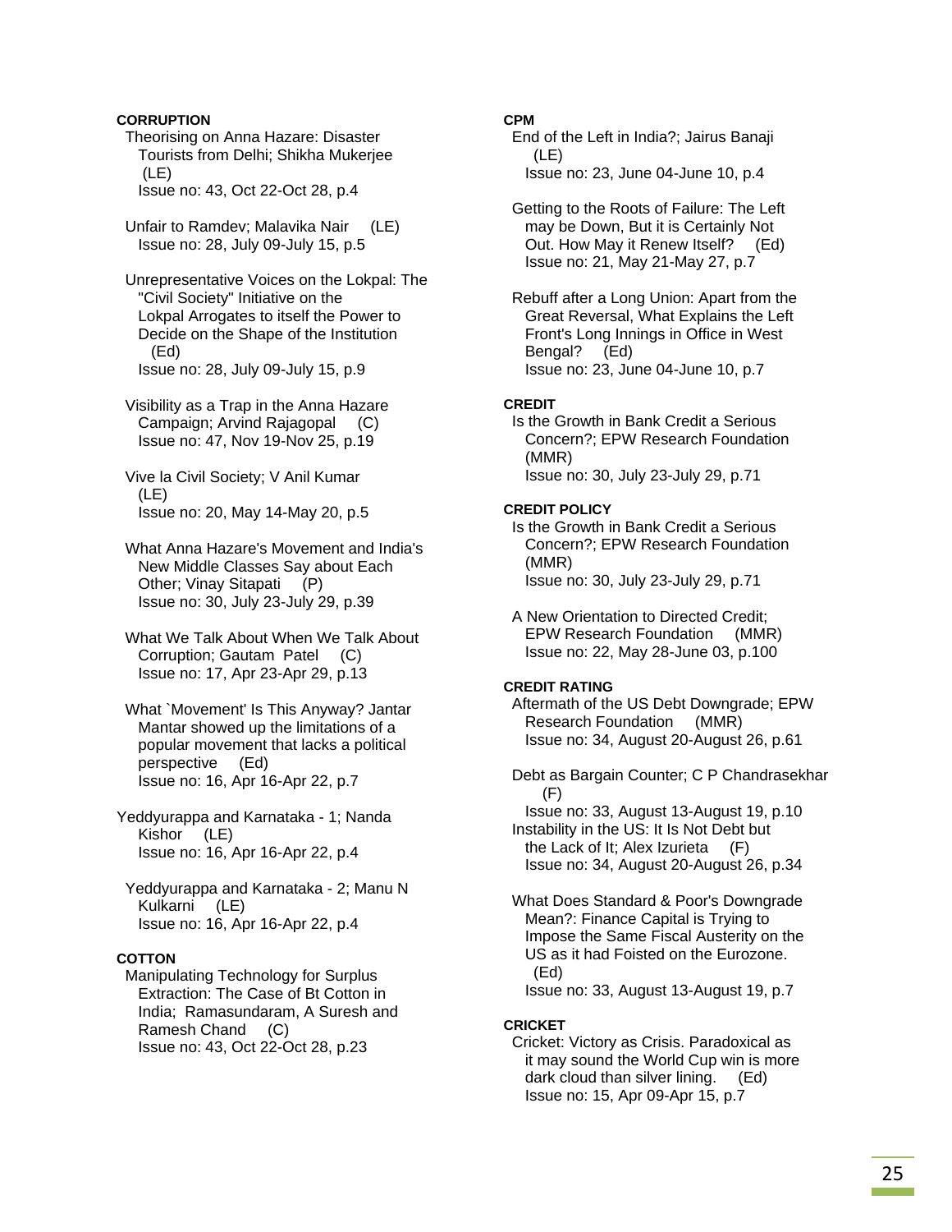**CORRUPTION**

Theorising on Anna Hazare: Disaster Tourists from Delhi; Shikha Mukerjee (LE)
Issue no: 43, Oct 22-Oct 28, p.4

Unfair to Ramdev; Malavika Nair (LE)
Issue no: 28, July 09-July 15, p.5

Unrepresentative Voices on the Lokpal: The "Civil Society" Initiative on the Lokpal Arrogates to itself the Power to Decide on the Shape of the Institution (Ed)
Issue no: 28, July 09-July 15, p.9

Visibility as a Trap in the Anna Hazare Campaign; Arvind Rajagopal (C)
Issue no: 47, Nov 19-Nov 25, p.19

Vive la Civil Society; V Anil Kumar (LE)
Issue no: 20, May 14-May 20, p.5

What Anna Hazare's Movement and India's New Middle Classes Say about Each Other; Vinay Sitapati (P)
Issue no: 30, July 23-July 29, p.39

What We Talk About When We Talk About Corruption; Gautam Patel (C)
Issue no: 17, Apr 23-Apr 29, p.13

What `Movement' Is This Anyway? Jantar Mantar showed up the limitations of a popular movement that lacks a political perspective (Ed)
Issue no: 16, Apr 16-Apr 22, p.7

Yeddyurappa and Karnataka - 1; Nanda Kishor (LE)
Issue no: 16, Apr 16-Apr 22, p.4

Yeddyurappa and Karnataka - 2; Manu N Kulkarni (LE)
Issue no: 16, Apr 16-Apr 22, p.4

**COTTON**

Manipulating Technology for Surplus Extraction: The Case of Bt Cotton in India; Ramasundaram, A Suresh and Ramesh Chand (C)
Issue no: 43, Oct 22-Oct 28, p.23

**CPM**

End of the Left in India?; Jairus Banaji (LE)
Issue no: 23, June 04-June 10, p.4

Getting to the Roots of Failure: The Left may be Down, But it is Certainly Not Out. How May it Renew Itself? (Ed)
Issue no: 21, May 21-May 27, p.7

Rebuff after a Long Union: Apart from the Great Reversal, What Explains the Left Front's Long Innings in Office in West Bengal? (Ed)
Issue no: 23, June 04-June 10, p.7

**CREDIT**

Is the Growth in Bank Credit a Serious Concern?; EPW Research Foundation (MMR)
Issue no: 30, July 23-July 29, p.71

**CREDIT POLICY**

Is the Growth in Bank Credit a Serious Concern?; EPW Research Foundation (MMR)
Issue no: 30, July 23-July 29, p.71

A New Orientation to Directed Credit; EPW Research Foundation (MMR)
Issue no: 22, May 28-June 03, p.100

**CREDIT RATING**

Aftermath of the US Debt Downgrade; EPW Research Foundation (MMR)
Issue no: 34, August 20-August 26, p.61

Debt as Bargain Counter; C P Chandrasekhar (F)
Issue no: 33, August 13-August 19, p.10

Instability in the US: It Is Not Debt but the Lack of It; Alex Izurieta (F)
Issue no: 34, August 20-August 26, p.34

What Does Standard & Poor's Downgrade Mean?: Finance Capital is Trying to Impose the Same Fiscal Austerity on the US as it had Foisted on the Eurozone. (Ed)
Issue no: 33, August 13-August 19, p.7

**CRICKET**

Cricket: Victory as Crisis. Paradoxical as it may sound the World Cup win is more dark cloud than silver lining. (Ed)
Issue no: 15, Apr 09-Apr 15, p.7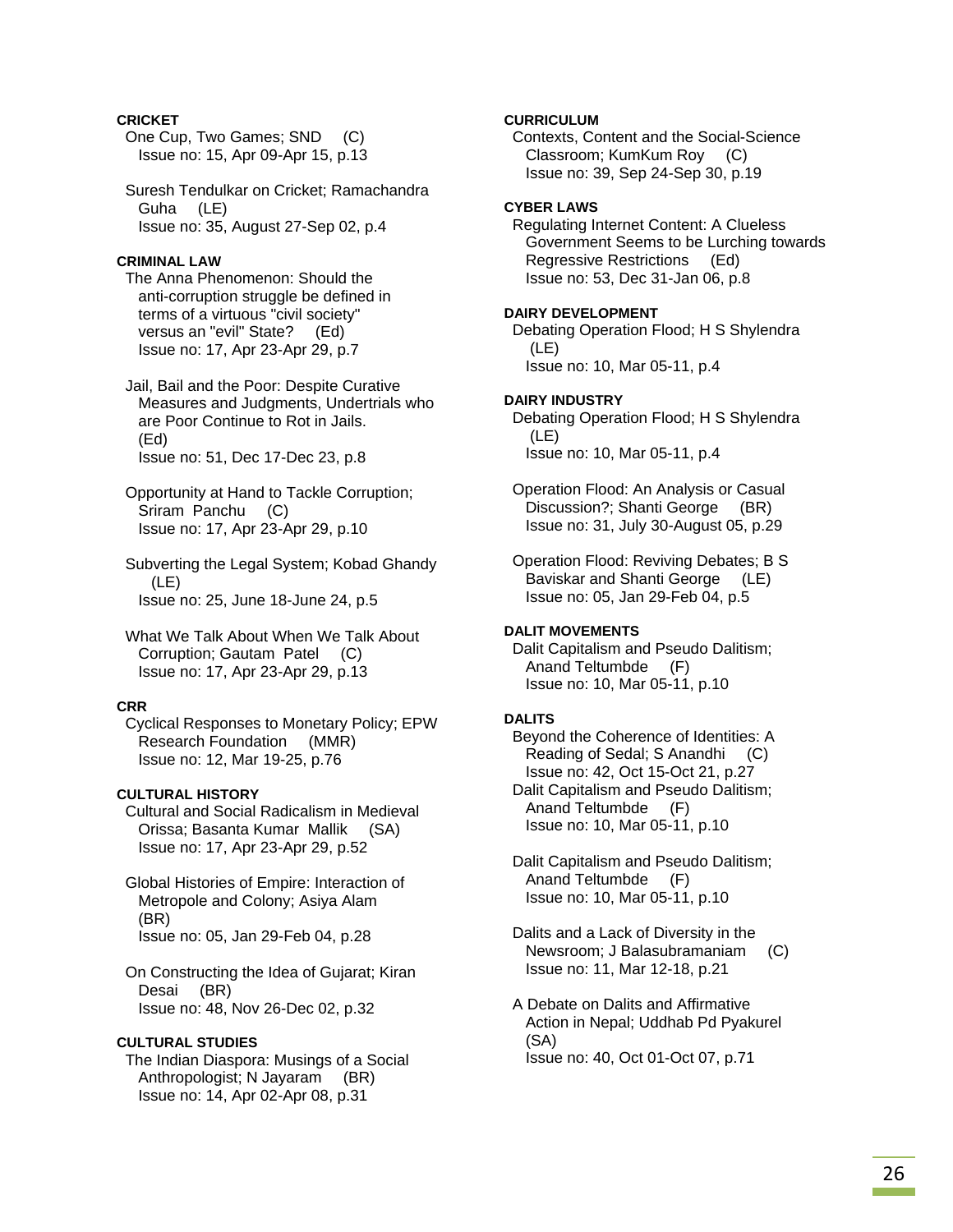**CRICKET**

One Cup, Two Games; SND (C)
Issue no: 15, Apr 09-Apr 15, p.13

Suresh Tendulkar on Cricket; Ramachandra Guha (LE)
Issue no: 35, August 27-Sep 02, p.4

**CRIMINAL LAW**

The Anna Phenomenon: Should the anti-corruption struggle be defined in terms of a virtuous "civil society" versus an "evil" State? (Ed)
Issue no: 17, Apr 23-Apr 29, p.7

Jail, Bail and the Poor: Despite Curative Measures and Judgments, Undertrials who are Poor Continue to Rot in Jails. (Ed)
Issue no: 51, Dec 17-Dec 23, p.8

Opportunity at Hand to Tackle Corruption; Sriram Panchu (C)
Issue no: 17, Apr 23-Apr 29, p.10

Subverting the Legal System; Kobad Ghandy (LE)
Issue no: 25, June 18-June 24, p.5

What We Talk About When We Talk About Corruption; Gautam Patel (C)
Issue no: 17, Apr 23-Apr 29, p.13

**CRR**

Cyclical Responses to Monetary Policy; EPW Research Foundation (MMR)
Issue no: 12, Mar 19-25, p.76

**CULTURAL HISTORY**

Cultural and Social Radicalism in Medieval Orissa; Basanta Kumar Mallik (SA)
Issue no: 17, Apr 23-Apr 29, p.52

Global Histories of Empire: Interaction of Metropole and Colony; Asiya Alam (BR)
Issue no: 05, Jan 29-Feb 04, p.28

On Constructing the Idea of Gujarat; Kiran Desai (BR)
Issue no: 48, Nov 26-Dec 02, p.32

**CULTURAL STUDIES**

The Indian Diaspora: Musings of a Social Anthropologist; N Jayaram (BR)
Issue no: 14, Apr 02-Apr 08, p.31

**CURRICULUM**

Contexts, Content and the Social-Science Classroom; KumKum Roy (C)
Issue no: 39, Sep 24-Sep 30, p.19

**CYBER LAWS**

Regulating Internet Content: A Clueless Government Seems to be Lurching towards Regressive Restrictions (Ed)
Issue no: 53, Dec 31-Jan 06, p.8

**DAIRY DEVELOPMENT**

Debating Operation Flood; H S Shylendra (LE)
Issue no: 10, Mar 05-11, p.4

**DAIRY INDUSTRY**

Debating Operation Flood; H S Shylendra (LE)
Issue no: 10, Mar 05-11, p.4

Operation Flood: An Analysis or Casual Discussion?; Shanti George (BR)
Issue no: 31, July 30-August 05, p.29

Operation Flood: Reviving Debates; B S Baviskar and Shanti George (LE)
Issue no: 05, Jan 29-Feb 04, p.5

**DALIT MOVEMENTS**

Dalit Capitalism and Pseudo Dalitism; Anand Teltumbde (F)
Issue no: 10, Mar 05-11, p.10

**DALITS**

Beyond the Coherence of Identities: A Reading of Sedal; S Anandhi (C)
Issue no: 42, Oct 15-Oct 21, p.27

Dalit Capitalism and Pseudo Dalitism; Anand Teltumbde (F)
Issue no: 10, Mar 05-11, p.10

Dalit Capitalism and Pseudo Dalitism; Anand Teltumbde (F)
Issue no: 10, Mar 05-11, p.10

Dalits and a Lack of Diversity in the Newsroom; J Balasubramaniam (C)
Issue no: 11, Mar 12-18, p.21

A Debate on Dalits and Affirmative Action in Nepal; Uddhab Pd Pyakurel (SA)
Issue no: 40, Oct 01-Oct 07, p.71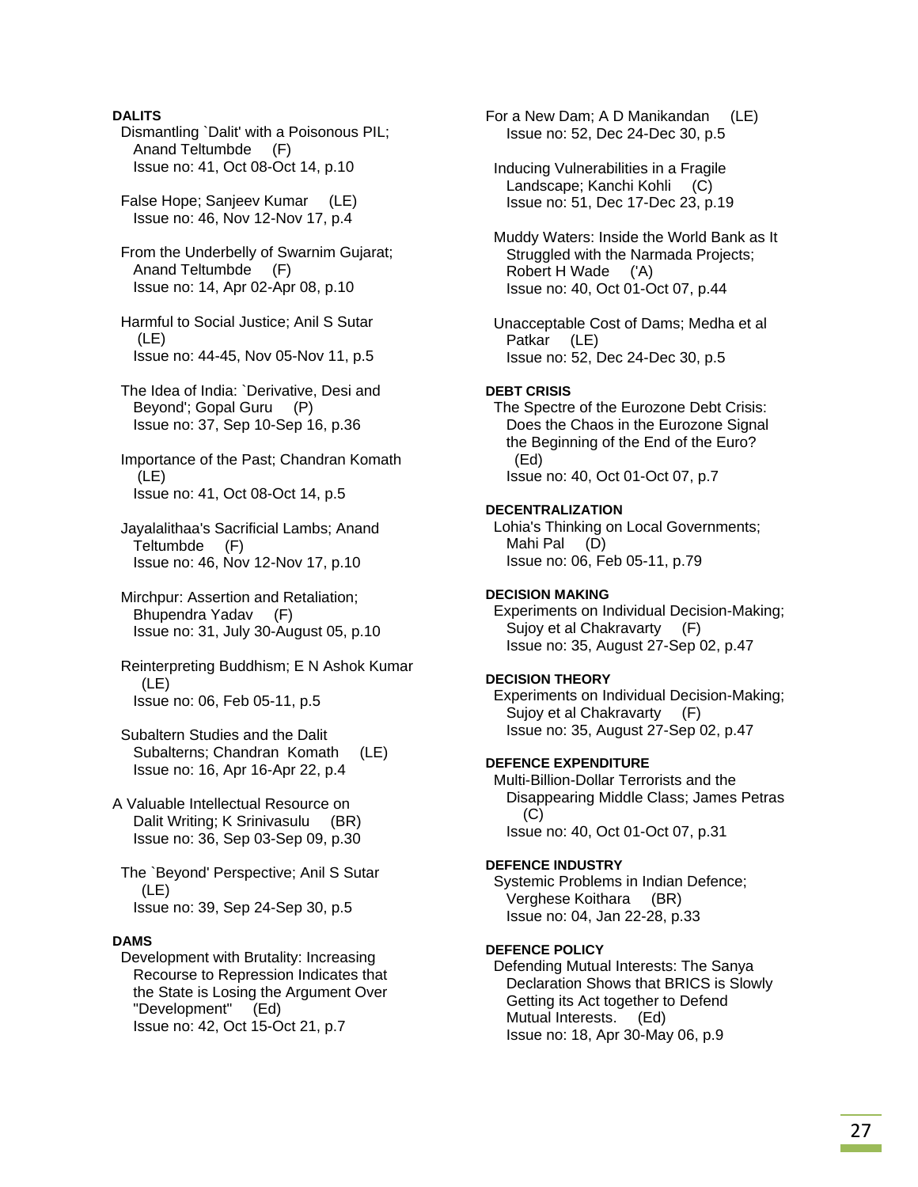**DALITS**

Dismantling `Dalit' with a Poisonous PIL; Anand Teltumbde (F)
Issue no: 41, Oct 08-Oct 14, p.10

False Hope; Sanjeev Kumar (LE)
Issue no: 46, Nov 12-Nov 17, p.4

From the Underbelly of Swarnim Gujarat; Anand Teltumbde (F)
Issue no: 14, Apr 02-Apr 08, p.10

Harmful to Social Justice; Anil S Sutar (LE)
Issue no: 44-45, Nov 05-Nov 11, p.5

The Idea of India: `Derivative, Desi and Beyond'; Gopal Guru (P)
Issue no: 37, Sep 10-Sep 16, p.36

Importance of the Past; Chandran Komath (LE)
Issue no: 41, Oct 08-Oct 14, p.5

Jayalalithaa's Sacrificial Lambs; Anand Teltumbde (F)
Issue no: 46, Nov 12-Nov 17, p.10

Mirchpur: Assertion and Retaliation; Bhupendra Yadav (F)
Issue no: 31, July 30-August 05, p.10

Reinterpreting Buddhism; E N Ashok Kumar (LE)
Issue no: 06, Feb 05-11, p.5

Subaltern Studies and the Dalit Subalterns; Chandran Komath (LE)
Issue no: 16, Apr 16-Apr 22, p.4

A Valuable Intellectual Resource on Dalit Writing; K Srinivasulu (BR)
Issue no: 36, Sep 03-Sep 09, p.30

The `Beyond' Perspective; Anil S Sutar (LE)
Issue no: 39, Sep 24-Sep 30, p.5

**DAMS**

Development with Brutality: Increasing Recourse to Repression Indicates that the State is Losing the Argument Over "Development" (Ed)
Issue no: 42, Oct 15-Oct 21, p.7

For a New Dam; A D Manikandan (LE)
Issue no: 52, Dec 24-Dec 30, p.5

Inducing Vulnerabilities in a Fragile Landscape; Kanchi Kohli (C)
Issue no: 51, Dec 17-Dec 23, p.19

Muddy Waters: Inside the World Bank as It Struggled with the Narmada Projects; Robert H Wade ('A)
Issue no: 40, Oct 01-Oct 07, p.44

Unacceptable Cost of Dams; Medha et al Patkar (LE)
Issue no: 52, Dec 24-Dec 30, p.5

**DEBT CRISIS**

The Spectre of the Eurozone Debt Crisis: Does the Chaos in the Eurozone Signal the Beginning of the End of the Euro? (Ed)
Issue no: 40, Oct 01-Oct 07, p.7

**DECENTRALIZATION**

Lohia's Thinking on Local Governments; Mahi Pal (D)
Issue no: 06, Feb 05-11, p.79

**DECISION MAKING**

Experiments on Individual Decision-Making; Sujoy et al Chakravarty (F)
Issue no: 35, August 27-Sep 02, p.47

**DECISION THEORY**

Experiments on Individual Decision-Making; Sujoy et al Chakravarty (F)
Issue no: 35, August 27-Sep 02, p.47

**DEFENCE EXPENDITURE**

Multi-Billion-Dollar Terrorists and the Disappearing Middle Class; James Petras (C)
Issue no: 40, Oct 01-Oct 07, p.31

**DEFENCE INDUSTRY**

Systemic Problems in Indian Defence; Verghese Koithara (BR)
Issue no: 04, Jan 22-28, p.33

**DEFENCE POLICY**

Defending Mutual Interests: The Sanya Declaration Shows that BRICS is Slowly Getting its Act together to Defend Mutual Interests. (Ed)
Issue no: 18, Apr 30-May 06, p.9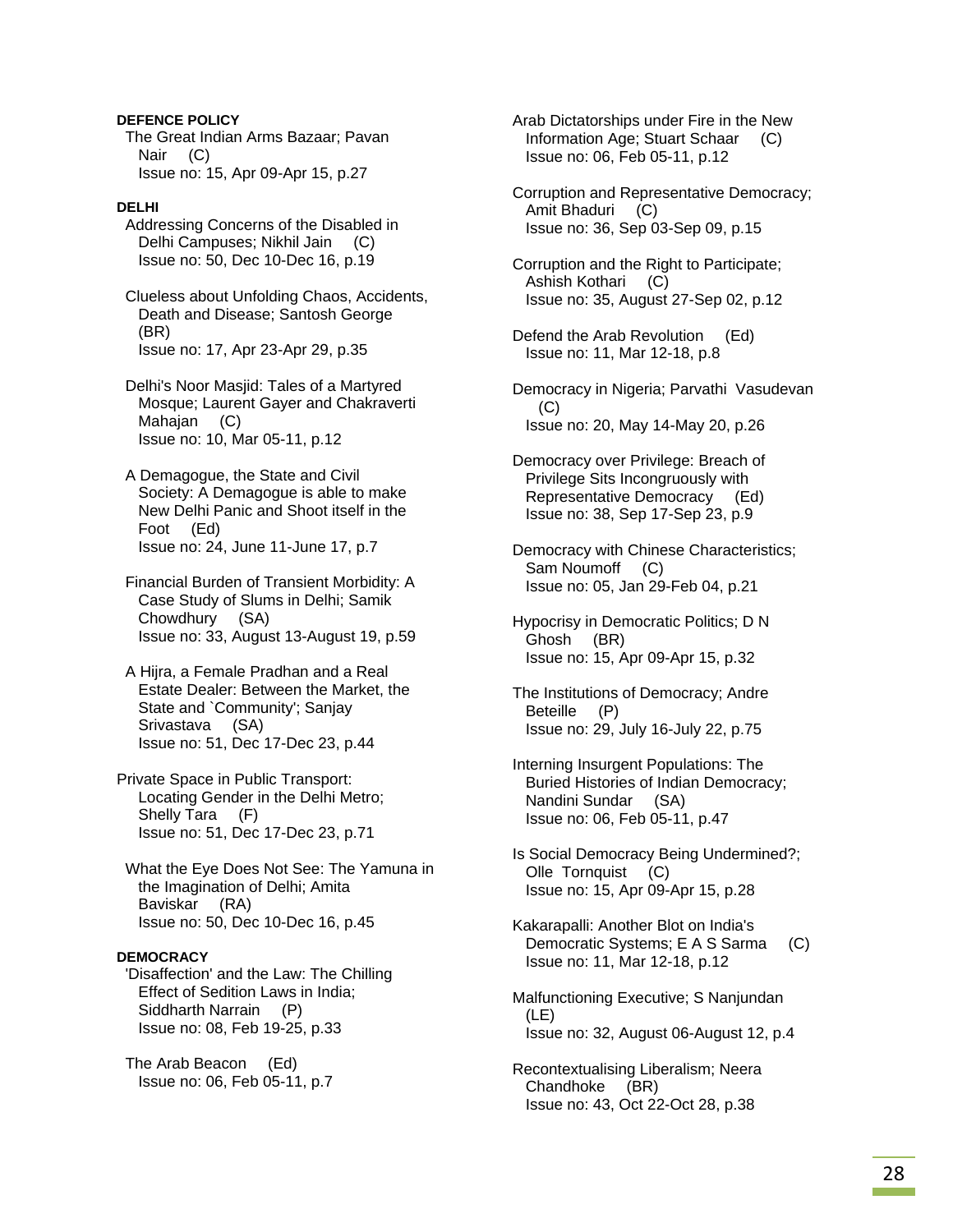**DEFENCE POLICY**

The Great Indian Arms Bazaar; Pavan Nair (C)
Issue no: 15, Apr 09-Apr 15, p.27

**DELHI**

Addressing Concerns of the Disabled in Delhi Campuses; Nikhil Jain (C)
Issue no: 50, Dec 10-Dec 16, p.19

Clueless about Unfolding Chaos, Accidents, Death and Disease; Santosh George (BR)
Issue no: 17, Apr 23-Apr 29, p.35

Delhi's Noor Masjid: Tales of a Martyred Mosque; Laurent Gayer and Chakraverti Mahajan (C)
Issue no: 10, Mar 05-11, p.12

A Demagogue, the State and Civil Society: A Demagogue is able to make New Delhi Panic and Shoot itself in the Foot (Ed)
Issue no: 24, June 11-June 17, p.7

Financial Burden of Transient Morbidity: A Case Study of Slums in Delhi; Samik Chowdhury (SA)
Issue no: 33, August 13-August 19, p.59

A Hijra, a Female Pradhan and a Real Estate Dealer: Between the Market, the State and `Community'; Sanjay Srivastava (SA)
Issue no: 51, Dec 17-Dec 23, p.44

Private Space in Public Transport: Locating Gender in the Delhi Metro; Shelly Tara (F)
Issue no: 51, Dec 17-Dec 23, p.71

What the Eye Does Not See: The Yamuna in the Imagination of Delhi; Amita Baviskar (RA)
Issue no: 50, Dec 10-Dec 16, p.45

**DEMOCRACY**

'Disaffection' and the Law: The Chilling Effect of Sedition Laws in India; Siddharth Narrain (P)
Issue no: 08, Feb 19-25, p.33

The Arab Beacon (Ed)
Issue no: 06, Feb 05-11, p.7

Arab Dictatorships under Fire in the New Information Age; Stuart Schaar (C)
Issue no: 06, Feb 05-11, p.12

Corruption and Representative Democracy; Amit Bhaduri (C)
Issue no: 36, Sep 03-Sep 09, p.15

Corruption and the Right to Participate; Ashish Kothari (C)
Issue no: 35, August 27-Sep 02, p.12

Defend the Arab Revolution (Ed)
Issue no: 11, Mar 12-18, p.8

Democracy in Nigeria; Parvathi Vasudevan (C)
Issue no: 20, May 14-May 20, p.26

Democracy over Privilege: Breach of Privilege Sits Incongruously with Representative Democracy (Ed)
Issue no: 38, Sep 17-Sep 23, p.9

Democracy with Chinese Characteristics; Sam Noumoff (C)
Issue no: 05, Jan 29-Feb 04, p.21

Hypocrisy in Democratic Politics; D N Ghosh (BR)
Issue no: 15, Apr 09-Apr 15, p.32

The Institutions of Democracy; Andre Beteille (P)
Issue no: 29, July 16-July 22, p.75

Interning Insurgent Populations: The Buried Histories of Indian Democracy; Nandini Sundar (SA)
Issue no: 06, Feb 05-11, p.47

Is Social Democracy Being Undermined?; Olle Tornquist (C)
Issue no: 15, Apr 09-Apr 15, p.28

Kakarapalli: Another Blot on India's Democratic Systems; E A S Sarma (C)
Issue no: 11, Mar 12-18, p.12

Malfunctioning Executive; S Nanjundan (LE)
Issue no: 32, August 06-August 12, p.4

Recontextualising Liberalism; Neera Chandhoke (BR)
Issue no: 43, Oct 22-Oct 28, p.38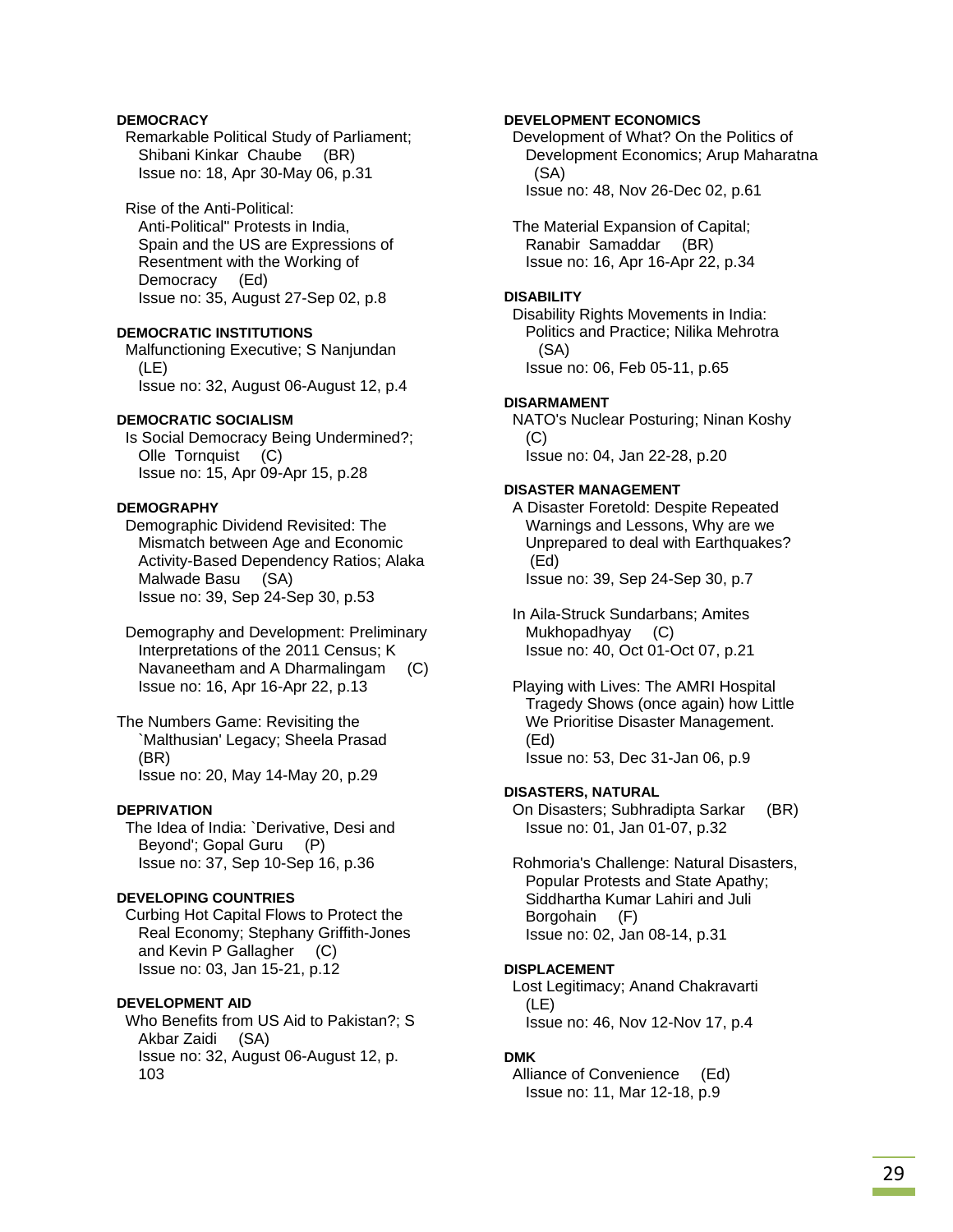**DEMOCRACY**

Remarkable Political Study of Parliament; Shibani Kinkar Chaube (BR)
Issue no: 18, Apr 30-May 06, p.31

Rise of the Anti-Political: Anti-Political" Protests in India, Spain and the US are Expressions of Resentment with the Working of Democracy (Ed)
Issue no: 35, August 27-Sep 02, p.8

**DEMOCRATIC INSTITUTIONS**

Malfunctioning Executive; S Nanjundan (LE)
Issue no: 32, August 06-August 12, p.4

**DEMOCRATIC SOCIALISM**

Is Social Democracy Being Undermined?; Olle Tornquist (C)
Issue no: 15, Apr 09-Apr 15, p.28

**DEMOGRAPHY**

Demographic Dividend Revisited: The Mismatch between Age and Economic Activity-Based Dependency Ratios; Alaka Malwade Basu (SA)
Issue no: 39, Sep 24-Sep 30, p.53

Demography and Development: Preliminary Interpretations of the 2011 Census; K Navaneetham and A Dharmalingam (C)
Issue no: 16, Apr 16-Apr 22, p.13

The Numbers Game: Revisiting the `Malthusian' Legacy; Sheela Prasad (BR)
Issue no: 20, May 14-May 20, p.29

**DEPRIVATION**

The Idea of India: `Derivative, Desi and Beyond'; Gopal Guru (P)
Issue no: 37, Sep 10-Sep 16, p.36

**DEVELOPING COUNTRIES**

Curbing Hot Capital Flows to Protect the Real Economy; Stephany Griffith-Jones and Kevin P Gallagher (C)
Issue no: 03, Jan 15-21, p.12

**DEVELOPMENT AID**

Who Benefits from US Aid to Pakistan?; S Akbar Zaidi (SA)
Issue no: 32, August 06-August 12, p. 103

**DEVELOPMENT ECONOMICS**

Development of What? On the Politics of Development Economics; Arup Maharatna (SA)
Issue no: 48, Nov 26-Dec 02, p.61

The Material Expansion of Capital; Ranabir Samaddar (BR)
Issue no: 16, Apr 16-Apr 22, p.34

**DISABILITY**

Disability Rights Movements in India: Politics and Practice; Nilika Mehrotra (SA)
Issue no: 06, Feb 05-11, p.65

**DISARMAMENT**

NATO's Nuclear Posturing; Ninan Koshy (C)
Issue no: 04, Jan 22-28, p.20

**DISASTER MANAGEMENT**

A Disaster Foretold: Despite Repeated Warnings and Lessons, Why are we Unprepared to deal with Earthquakes? (Ed)
Issue no: 39, Sep 24-Sep 30, p.7

In Aila-Struck Sundarbans; Amites Mukhopadhyay (C)
Issue no: 40, Oct 01-Oct 07, p.21

Playing with Lives: The AMRI Hospital Tragedy Shows (once again) how Little We Prioritise Disaster Management. (Ed)
Issue no: 53, Dec 31-Jan 06, p.9

**DISASTERS, NATURAL**

On Disasters; Subhradipta Sarkar (BR)
Issue no: 01, Jan 01-07, p.32

Rohmoria's Challenge: Natural Disasters, Popular Protests and State Apathy; Siddhartha Kumar Lahiri and Juli Borgohain (F)
Issue no: 02, Jan 08-14, p.31

**DISPLACEMENT**

Lost Legitimacy; Anand Chakravarti (LE)
Issue no: 46, Nov 12-Nov 17, p.4

**DMK**

Alliance of Convenience (Ed)
Issue no: 11, Mar 12-18, p.9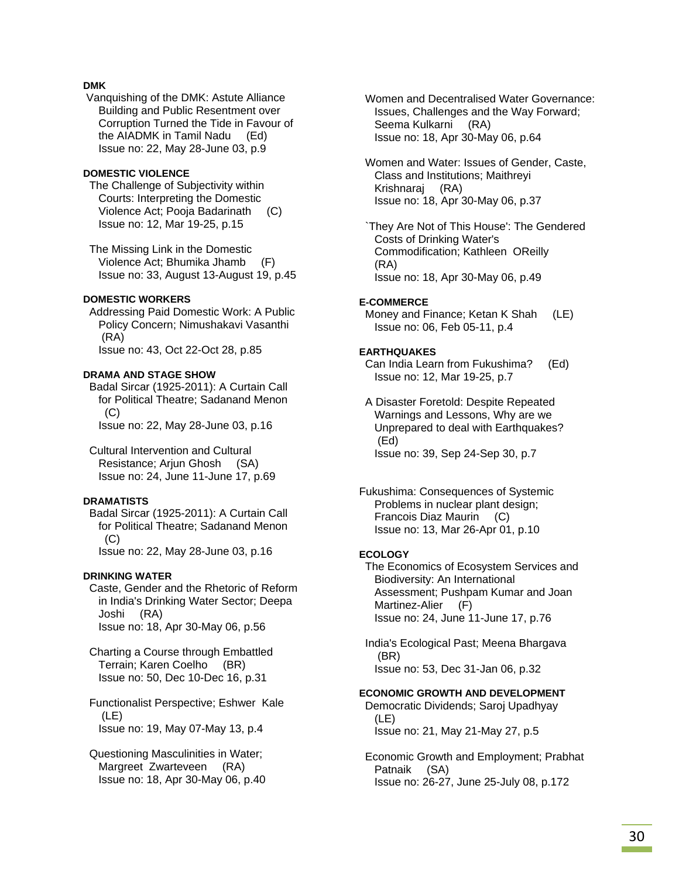**DMK**

Vanquishing of the DMK: Astute Alliance Building and Public Resentment over Corruption Turned the Tide in Favour of the AIADMK in Tamil Nadu (Ed)
Issue no: 22, May 28-June 03, p.9

**DOMESTIC VIOLENCE**

The Challenge of Subjectivity within Courts: Interpreting the Domestic Violence Act; Pooja Badarinath (C)
Issue no: 12, Mar 19-25, p.15

The Missing Link in the Domestic Violence Act; Bhumika Jhamb (F)
Issue no: 33, August 13-August 19, p.45

**DOMESTIC WORKERS**

Addressing Paid Domestic Work: A Public Policy Concern; Nimushakavi Vasanthi (RA)
Issue no: 43, Oct 22-Oct 28, p.85

**DRAMA AND STAGE SHOW**

Badal Sircar (1925-2011): A Curtain Call for Political Theatre; Sadanand Menon (C)
Issue no: 22, May 28-June 03, p.16

Cultural Intervention and Cultural Resistance; Arjun Ghosh (SA)
Issue no: 24, June 11-June 17, p.69

**DRAMATISTS**

Badal Sircar (1925-2011): A Curtain Call for Political Theatre; Sadanand Menon (C)
Issue no: 22, May 28-June 03, p.16

**DRINKING WATER**

Caste, Gender and the Rhetoric of Reform in India's Drinking Water Sector; Deepa Joshi (RA)
Issue no: 18, Apr 30-May 06, p.56

Charting a Course through Embattled Terrain; Karen Coelho (BR)
Issue no: 50, Dec 10-Dec 16, p.31

Functionalist Perspective; Eshwer Kale (LE)
Issue no: 19, May 07-May 13, p.4

Questioning Masculinities in Water; Margreet Zwarteveen (RA)
Issue no: 18, Apr 30-May 06, p.40

Women and Decentralised Water Governance: Issues, Challenges and the Way Forward; Seema Kulkarni (RA)
Issue no: 18, Apr 30-May 06, p.64

Women and Water: Issues of Gender, Caste, Class and Institutions; Maithreyi Krishnaraj (RA)
Issue no: 18, Apr 30-May 06, p.37

`They Are Not of This House': The Gendered Costs of Drinking Water's Commodification; Kathleen OReilly (RA)
Issue no: 18, Apr 30-May 06, p.49

**E-COMMERCE**

Money and Finance; Ketan K Shah (LE)
Issue no: 06, Feb 05-11, p.4

**EARTHQUAKES**

Can India Learn from Fukushima? (Ed)
Issue no: 12, Mar 19-25, p.7

A Disaster Foretold: Despite Repeated Warnings and Lessons, Why are we Unprepared to deal with Earthquakes? (Ed)
Issue no: 39, Sep 24-Sep 30, p.7

Fukushima: Consequences of Systemic Problems in nuclear plant design; Francois Diaz Maurin (C)
Issue no: 13, Mar 26-Apr 01, p.10

**ECOLOGY**

The Economics of Ecosystem Services and Biodiversity: An International Assessment; Pushpam Kumar and Joan Martinez-Alier (F)
Issue no: 24, June 11-June 17, p.76

India's Ecological Past; Meena Bhargava (BR)
Issue no: 53, Dec 31-Jan 06, p.32

**ECONOMIC GROWTH AND DEVELOPMENT**

Democratic Dividends; Saroj Upadhyay (LE)
Issue no: 21, May 21-May 27, p.5

Economic Growth and Employment; Prabhat Patnaik (SA)
Issue no: 26-27, June 25-July 08, p.172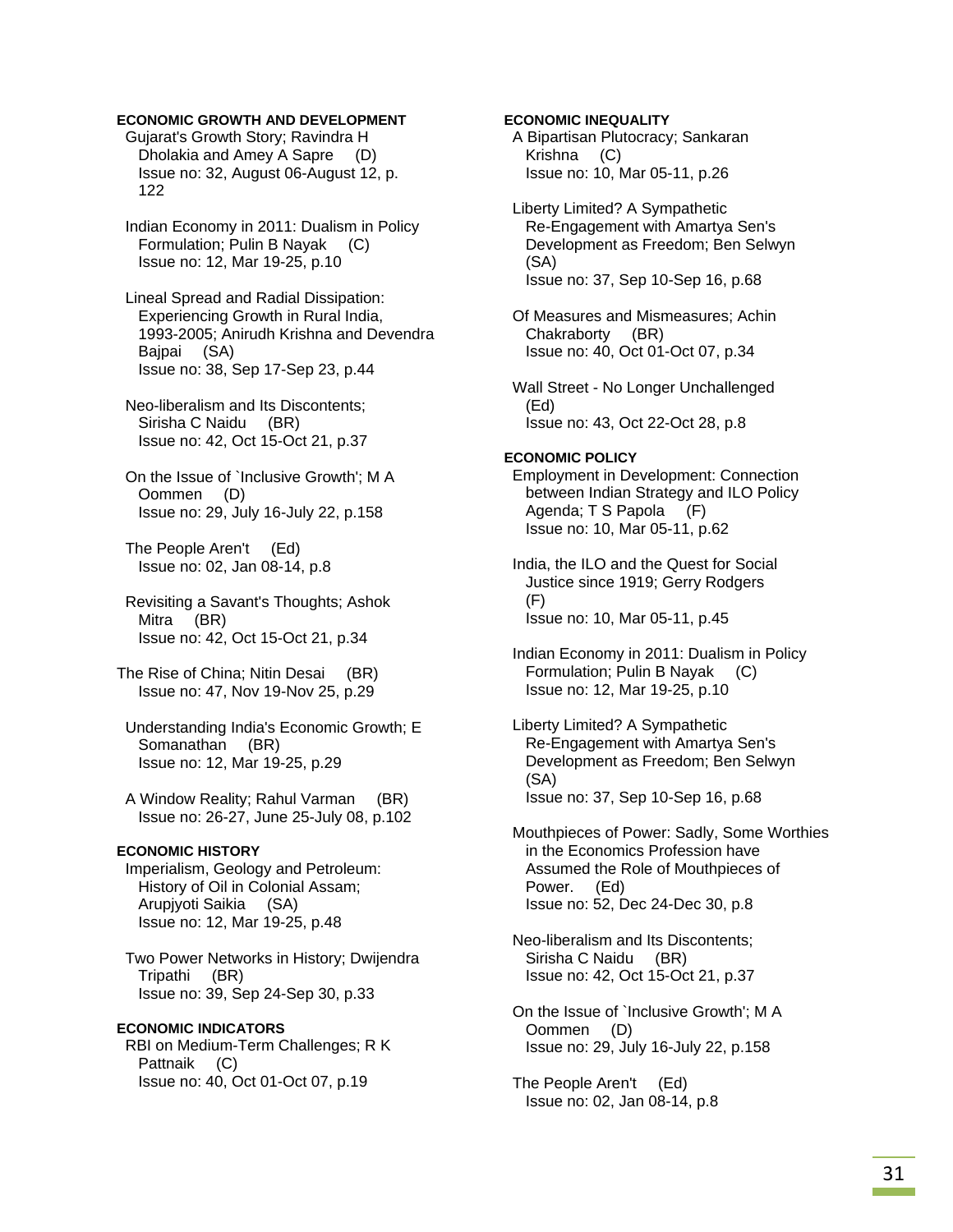**ECONOMIC GROWTH AND DEVELOPMENT**

Gujarat's Growth Story; Ravindra H Dholakia and Amey A Sapre (D)
Issue no: 32, August 06-August 12, p. 122

Indian Economy in 2011: Dualism in Policy Formulation; Pulin B Nayak (C)
Issue no: 12, Mar 19-25, p.10

Lineal Spread and Radial Dissipation: Experiencing Growth in Rural India, 1993-2005; Anirudh Krishna and Devendra Bajpai (SA)
Issue no: 38, Sep 17-Sep 23, p.44

Neo-liberalism and Its Discontents; Sirisha C Naidu (BR)
Issue no: 42, Oct 15-Oct 21, p.37

On the Issue of `Inclusive Growth'; M A Oommen (D)
Issue no: 29, July 16-July 22, p.158

The People Aren't (Ed)
Issue no: 02, Jan 08-14, p.8

Revisiting a Savant's Thoughts; Ashok Mitra (BR)
Issue no: 42, Oct 15-Oct 21, p.34

The Rise of China; Nitin Desai (BR)
Issue no: 47, Nov 19-Nov 25, p.29

Understanding India's Economic Growth; E Somanathan (BR)
Issue no: 12, Mar 19-25, p.29

A Window Reality; Rahul Varman (BR)
Issue no: 26-27, June 25-July 08, p.102

**ECONOMIC HISTORY**

Imperialism, Geology and Petroleum: History of Oil in Colonial Assam; Arupjyoti Saikia (SA)
Issue no: 12, Mar 19-25, p.48

Two Power Networks in History; Dwijendra Tripathi (BR)
Issue no: 39, Sep 24-Sep 30, p.33

**ECONOMIC INDICATORS**

RBI on Medium-Term Challenges; R K Pattnaik (C)
Issue no: 40, Oct 01-Oct 07, p.19

**ECONOMIC INEQUALITY**

A Bipartisan Plutocracy; Sankaran Krishna (C)
Issue no: 10, Mar 05-11, p.26

Liberty Limited? A Sympathetic Re-Engagement with Amartya Sen's Development as Freedom; Ben Selwyn (SA)
Issue no: 37, Sep 10-Sep 16, p.68

Of Measures and Mismeasures; Achin Chakraborty (BR)
Issue no: 40, Oct 01-Oct 07, p.34

Wall Street - No Longer Unchallenged (Ed)
Issue no: 43, Oct 22-Oct 28, p.8

**ECONOMIC POLICY**

Employment in Development: Connection between Indian Strategy and ILO Policy Agenda; T S Papola (F)
Issue no: 10, Mar 05-11, p.62

India, the ILO and the Quest for Social Justice since 1919; Gerry Rodgers (F)
Issue no: 10, Mar 05-11, p.45

Indian Economy in 2011: Dualism in Policy Formulation; Pulin B Nayak (C)
Issue no: 12, Mar 19-25, p.10

Liberty Limited? A Sympathetic Re-Engagement with Amartya Sen's Development as Freedom; Ben Selwyn (SA)
Issue no: 37, Sep 10-Sep 16, p.68

Mouthpieces of Power: Sadly, Some Worthies in the Economics Profession have Assumed the Role of Mouthpieces of Power. (Ed)
Issue no: 52, Dec 24-Dec 30, p.8

Neo-liberalism and Its Discontents; Sirisha C Naidu (BR)
Issue no: 42, Oct 15-Oct 21, p.37

On the Issue of `Inclusive Growth'; M A Oommen (D)
Issue no: 29, July 16-July 22, p.158

The People Aren't (Ed)
Issue no: 02, Jan 08-14, p.8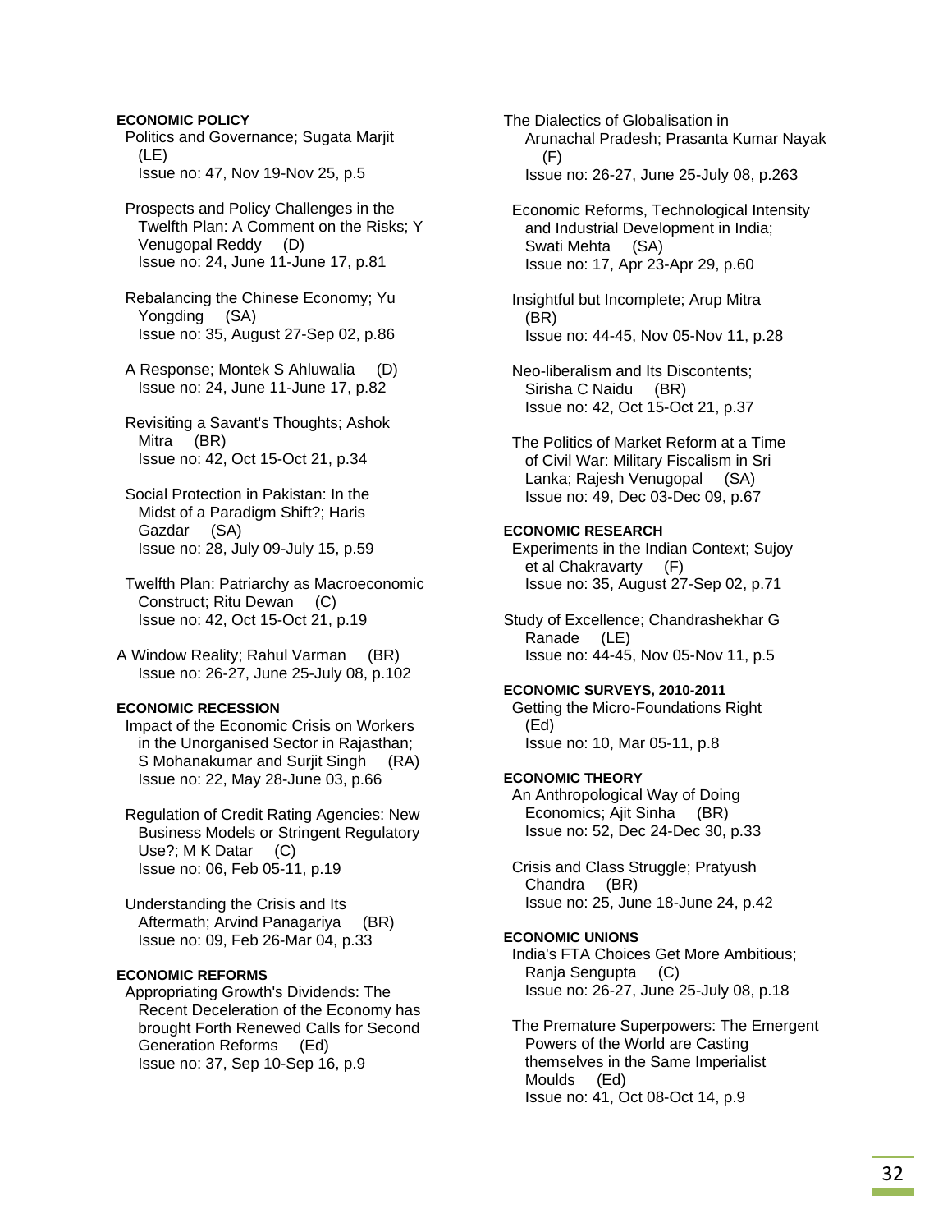**ECONOMIC POLICY**

Politics and Governance; Sugata Marjit (LE)
Issue no: 47, Nov 19-Nov 25, p.5

Prospects and Policy Challenges in the Twelfth Plan: A Comment on the Risks; Y Venugopal Reddy (D)
Issue no: 24, June 11-June 17, p.81

Rebalancing the Chinese Economy; Yu Yongding (SA)
Issue no: 35, August 27-Sep 02, p.86

A Response; Montek S Ahluwalia (D)
Issue no: 24, June 11-June 17, p.82

Revisiting a Savant's Thoughts; Ashok Mitra (BR)
Issue no: 42, Oct 15-Oct 21, p.34

Social Protection in Pakistan: In the Midst of a Paradigm Shift?; Haris Gazdar (SA)
Issue no: 28, July 09-July 15, p.59

Twelfth Plan: Patriarchy as Macroeconomic Construct; Ritu Dewan (C)
Issue no: 42, Oct 15-Oct 21, p.19

A Window Reality; Rahul Varman (BR)
Issue no: 26-27, June 25-July 08, p.102

**ECONOMIC RECESSION**

Impact of the Economic Crisis on Workers in the Unorganised Sector in Rajasthan; S Mohanakumar and Surjit Singh (RA)
Issue no: 22, May 28-June 03, p.66

Regulation of Credit Rating Agencies: New Business Models or Stringent Regulatory Use?; M K Datar (C)
Issue no: 06, Feb 05-11, p.19

Understanding the Crisis and Its Aftermath; Arvind Panagariya (BR)
Issue no: 09, Feb 26-Mar 04, p.33

**ECONOMIC REFORMS**

Appropriating Growth's Dividends: The Recent Deceleration of the Economy has brought Forth Renewed Calls for Second Generation Reforms (Ed)
Issue no: 37, Sep 10-Sep 16, p.9

The Dialectics of Globalisation in Arunachal Pradesh; Prasanta Kumar Nayak (F)
Issue no: 26-27, June 25-July 08, p.263

Economic Reforms, Technological Intensity and Industrial Development in India; Swati Mehta (SA)
Issue no: 17, Apr 23-Apr 29, p.60

Insightful but Incomplete; Arup Mitra (BR)
Issue no: 44-45, Nov 05-Nov 11, p.28

Neo-liberalism and Its Discontents; Sirisha C Naidu (BR)
Issue no: 42, Oct 15-Oct 21, p.37

The Politics of Market Reform at a Time of Civil War: Military Fiscalism in Sri Lanka; Rajesh Venugopal (SA)
Issue no: 49, Dec 03-Dec 09, p.67

**ECONOMIC RESEARCH**

Experiments in the Indian Context; Sujoy et al Chakravarty (F)
Issue no: 35, August 27-Sep 02, p.71

Study of Excellence; Chandrashekhar G Ranade (LE)
Issue no: 44-45, Nov 05-Nov 11, p.5

**ECONOMIC SURVEYS, 2010-2011**

Getting the Micro-Foundations Right (Ed)
Issue no: 10, Mar 05-11, p.8

**ECONOMIC THEORY**

An Anthropological Way of Doing Economics; Ajit Sinha (BR)
Issue no: 52, Dec 24-Dec 30, p.33

Crisis and Class Struggle; Pratyush Chandra (BR)
Issue no: 25, June 18-June 24, p.42

**ECONOMIC UNIONS**

India's FTA Choices Get More Ambitious; Ranja Sengupta (C)
Issue no: 26-27, June 25-July 08, p.18

The Premature Superpowers: The Emergent Powers of the World are Casting themselves in the Same Imperialist Moulds (Ed)
Issue no: 41, Oct 08-Oct 14, p.9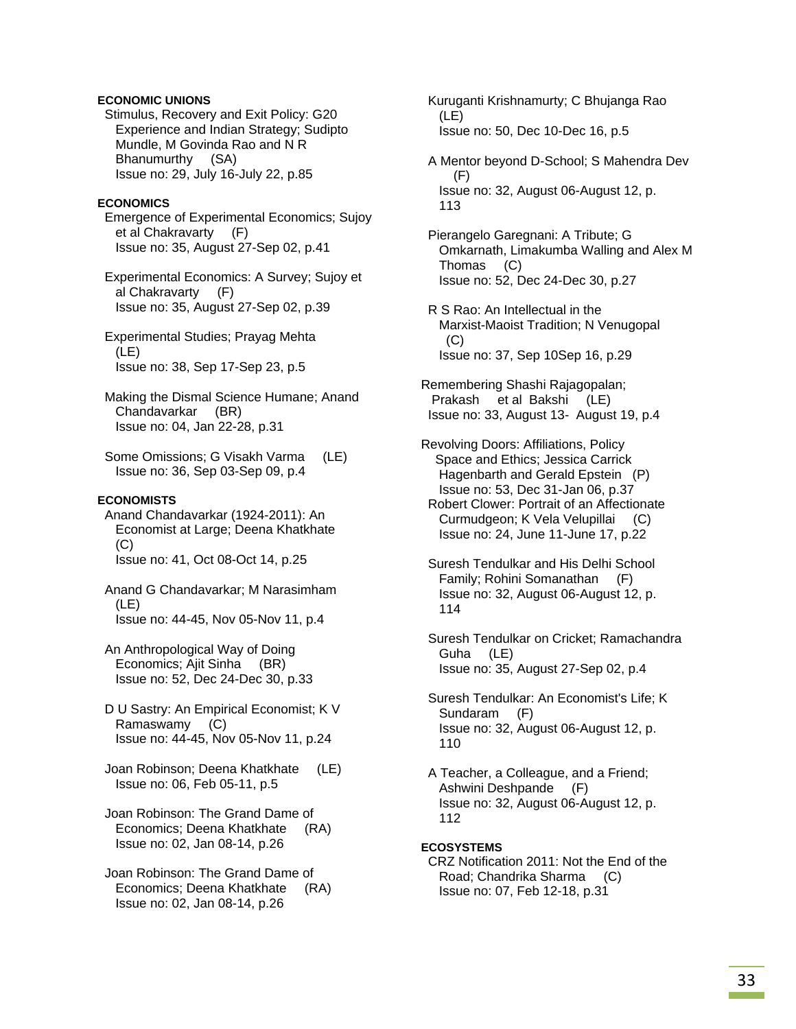**ECONOMIC UNIONS**

Stimulus, Recovery and Exit Policy: G20 Experience and Indian Strategy; Sudipto Mundle, M Govinda Rao and N R Bhanumurthy (SA)
Issue no: 29, July 16-July 22, p.85

**ECONOMICS**

Emergence of Experimental Economics; Sujoy et al Chakravarty (F)
Issue no: 35, August 27-Sep 02, p.41

Experimental Economics: A Survey; Sujoy et al Chakravarty (F)
Issue no: 35, August 27-Sep 02, p.39

Experimental Studies; Prayag Mehta (LE)
Issue no: 38, Sep 17-Sep 23, p.5

Making the Dismal Science Humane; Anand Chandavarkar (BR)
Issue no: 04, Jan 22-28, p.31

Some Omissions; G Visakh Varma (LE)
Issue no: 36, Sep 03-Sep 09, p.4

**ECONOMISTS**

Anand Chandavarkar (1924-2011): An Economist at Large; Deena Khatkhate (C)
Issue no: 41, Oct 08-Oct 14, p.25

Anand G Chandavarkar; M Narasimham (LE)
Issue no: 44-45, Nov 05-Nov 11, p.4

An Anthropological Way of Doing Economics; Ajit Sinha (BR)
Issue no: 52, Dec 24-Dec 30, p.33

D U Sastry: An Empirical Economist; K V Ramaswamy (C)
Issue no: 44-45, Nov 05-Nov 11, p.24

Joan Robinson; Deena Khatkhate (LE)
Issue no: 06, Feb 05-11, p.5

Joan Robinson: The Grand Dame of Economics; Deena Khatkhate (RA)
Issue no: 02, Jan 08-14, p.26

Joan Robinson: The Grand Dame of Economics; Deena Khatkhate (RA)
Issue no: 02, Jan 08-14, p.26

Kuruganti Krishnamurty; C Bhujanga Rao (LE)
Issue no: 50, Dec 10-Dec 16, p.5

A Mentor beyond D-School; S Mahendra Dev (F)
Issue no: 32, August 06-August 12, p. 113

Pierangelo Garegnani: A Tribute; G Omkarnath, Limakumba Walling and Alex M Thomas (C)
Issue no: 52, Dec 24-Dec 30, p.27

R S Rao: An Intellectual in the Marxist-Maoist Tradition; N Venugopal (C)
Issue no: 37, Sep 10Sep 16, p.29

Remembering Shashi Rajagopalan; Prakash et al Bakshi (LE)
Issue no: 33, August 13- August 19, p.4

Revolving Doors: Affiliations, Policy Space and Ethics; Jessica Carrick Hagenbarth and Gerald Epstein (P)
Issue no: 53, Dec 31-Jan 06, p.37

Robert Clower: Portrait of an Affectionate Curmudgeon; K Vela Velupillai (C)
Issue no: 24, June 11-June 17, p.22

Suresh Tendulkar and His Delhi School Family; Rohini Somanathan (F)
Issue no: 32, August 06-August 12, p. 114

Suresh Tendulkar on Cricket; Ramachandra Guha (LE)
Issue no: 35, August 27-Sep 02, p.4

Suresh Tendulkar: An Economist's Life; K Sundaram (F)
Issue no: 32, August 06-August 12, p. 110

A Teacher, a Colleague, and a Friend; Ashwini Deshpande (F)
Issue no: 32, August 06-August 12, p. 112

**ECOSYSTEMS**

CRZ Notification 2011: Not the End of the Road; Chandrika Sharma (C)
Issue no: 07, Feb 12-18, p.31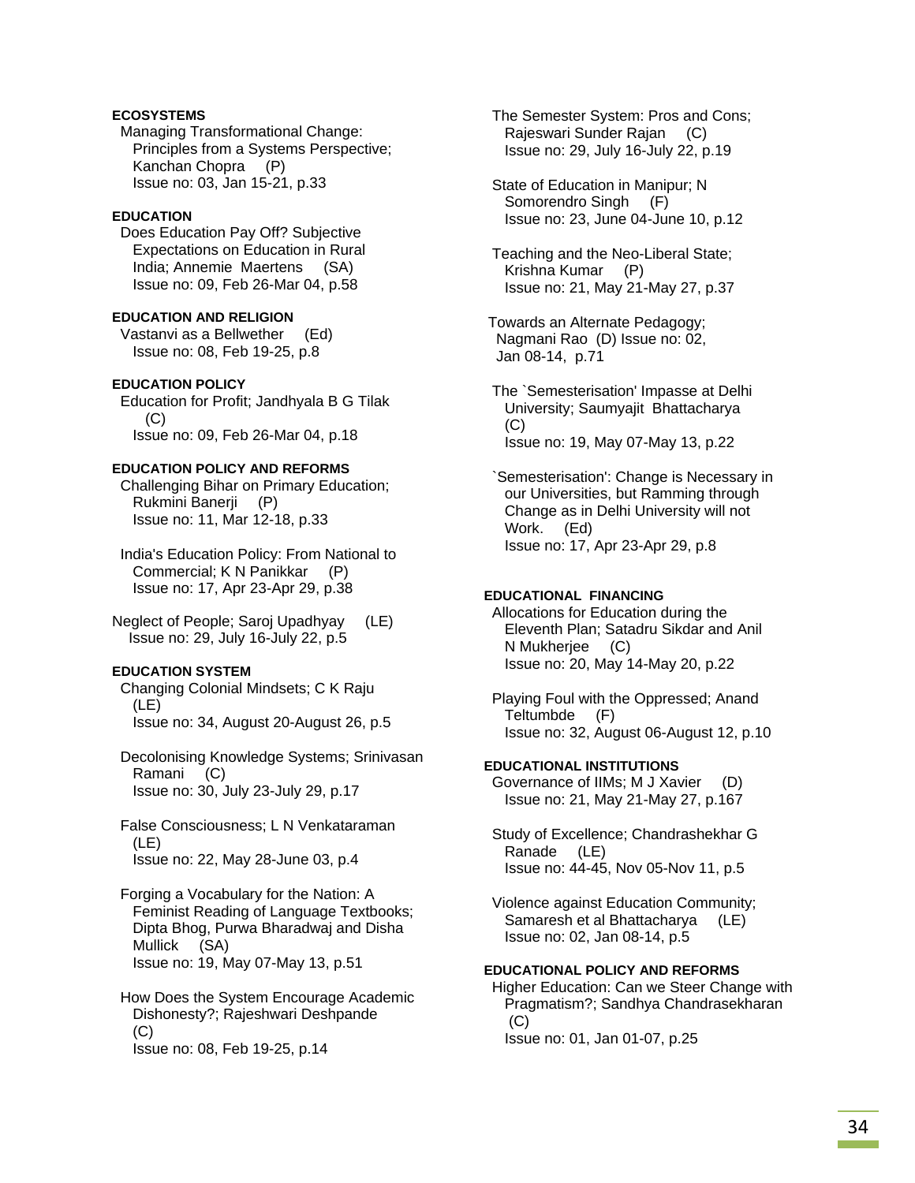**ECOSYSTEMS**

Managing Transformational Change: Principles from a Systems Perspective; Kanchan Chopra (P)
Issue no: 03, Jan 15-21, p.33

**EDUCATION**

Does Education Pay Off? Subjective Expectations on Education in Rural India; Annemie Maertens (SA)
Issue no: 09, Feb 26-Mar 04, p.58

**EDUCATION AND RELIGION**

Vastanvi as a Bellwether (Ed)
Issue no: 08, Feb 19-25, p.8

**EDUCATION POLICY**

Education for Profit; Jandhyala B G Tilak (C)
Issue no: 09, Feb 26-Mar 04, p.18

**EDUCATION POLICY AND REFORMS**

Challenging Bihar on Primary Education; Rukmini Banerji (P)
Issue no: 11, Mar 12-18, p.33

India's Education Policy: From National to Commercial; K N Panikkar (P)
Issue no: 17, Apr 23-Apr 29, p.38

Neglect of People; Saroj Upadhyay (LE)
Issue no: 29, July 16-July 22, p.5

**EDUCATION SYSTEM**

Changing Colonial Mindsets; C K Raju (LE)
Issue no: 34, August 20-August 26, p.5

Decolonising Knowledge Systems; Srinivasan Ramani (C)
Issue no: 30, July 23-July 29, p.17

False Consciousness; L N Venkataraman (LE)
Issue no: 22, May 28-June 03, p.4

Forging a Vocabulary for the Nation: A Feminist Reading of Language Textbooks; Dipta Bhog, Purwa Bharadwaj and Disha Mullick (SA)
Issue no: 19, May 07-May 13, p.51

How Does the System Encourage Academic Dishonesty?; Rajeshwari Deshpande (C)
Issue no: 08, Feb 19-25, p.14

The Semester System: Pros and Cons; Rajeswari Sunder Rajan (C)
Issue no: 29, July 16-July 22, p.19

State of Education in Manipur; N Somorendro Singh (F)
Issue no: 23, June 04-June 10, p.12

Teaching and the Neo-Liberal State; Krishna Kumar (P)
Issue no: 21, May 21-May 27, p.37

Towards an Alternate Pedagogy; Nagmani Rao (D) Issue no: 02, Jan 08-14, p.71

The `Semesterisation' Impasse at Delhi University; Saumyajit Bhattacharya (C)
Issue no: 19, May 07-May 13, p.22

`Semesterisation': Change is Necessary in our Universities, but Ramming through Change as in Delhi University will not Work. (Ed)
Issue no: 17, Apr 23-Apr 29, p.8

**EDUCATIONAL FINANCING**

Allocations for Education during the Eleventh Plan; Satadru Sikdar and Anil N Mukherjee (C)
Issue no: 20, May 14-May 20, p.22

Playing Foul with the Oppressed; Anand Teltumbde (F)
Issue no: 32, August 06-August 12, p.10

**EDUCATIONAL INSTITUTIONS**

Governance of IIMs; M J Xavier (D)
Issue no: 21, May 21-May 27, p.167

Study of Excellence; Chandrashekhar G Ranade (LE)
Issue no: 44-45, Nov 05-Nov 11, p.5

Violence against Education Community; Samaresh et al Bhattacharya (LE)
Issue no: 02, Jan 08-14, p.5

**EDUCATIONAL POLICY AND REFORMS**

Higher Education: Can we Steer Change with Pragmatism?; Sandhya Chandrasekharan (C)
Issue no: 01, Jan 01-07, p.25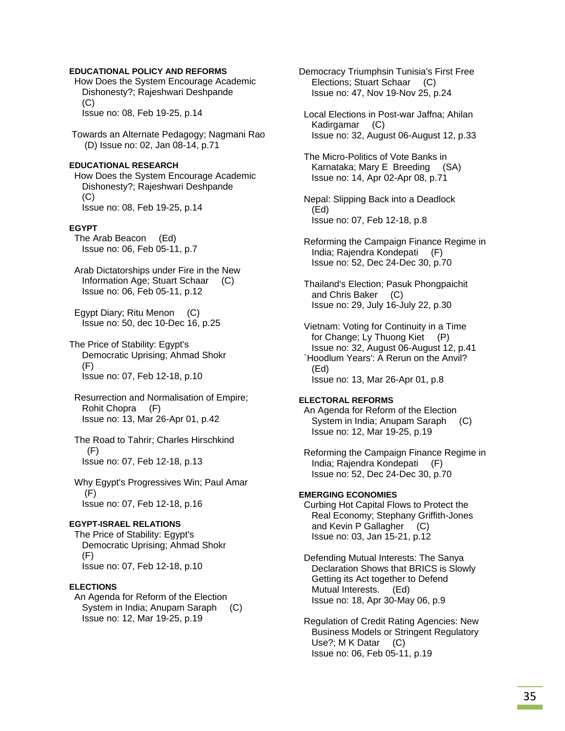**EDUCATIONAL POLICY AND REFORMS**

How Does the System Encourage Academic Dishonesty?; Rajeshwari Deshpande (C)
Issue no: 08, Feb 19-25, p.14

Towards an Alternate Pedagogy; Nagmani Rao (D) Issue no: 02, Jan 08-14, p.71

**EDUCATIONAL RESEARCH**

How Does the System Encourage Academic Dishonesty?; Rajeshwari Deshpande (C)
Issue no: 08, Feb 19-25, p.14

**EGYPT**

The Arab Beacon (Ed)
Issue no: 06, Feb 05-11, p.7

Arab Dictatorships under Fire in the New Information Age; Stuart Schaar (C)
Issue no: 06, Feb 05-11, p.12

Egypt Diary; Ritu Menon (C)
Issue no: 50, dec 10-Dec 16, p.25

The Price of Stability: Egypt's Democratic Uprising; Ahmad Shokr (F)
Issue no: 07, Feb 12-18, p.10

Resurrection and Normalisation of Empire; Rohit Chopra (F)
Issue no: 13, Mar 26-Apr 01, p.42

The Road to Tahrir; Charles Hirschkind (F)
Issue no: 07, Feb 12-18, p.13

Why Egypt's Progressives Win; Paul Amar (F)
Issue no: 07, Feb 12-18, p.16

**EGYPT-ISRAEL RELATIONS**

The Price of Stability: Egypt's Democratic Uprising; Ahmad Shokr (F)
Issue no: 07, Feb 12-18, p.10

**ELECTIONS**

An Agenda for Reform of the Election System in India; Anupam Saraph (C)
Issue no: 12, Mar 19-25, p.19

Democracy Triumphsin Tunisia's First Free Elections; Stuart Schaar (C)
Issue no: 47, Nov 19-Nov 25, p.24

Local Elections in Post-war Jaffna; Ahilan Kadirgamar (C)
Issue no: 32, August 06-August 12, p.33

The Micro-Politics of Vote Banks in Karnataka; Mary E Breeding (SA)
Issue no: 14, Apr 02-Apr 08, p.71

Nepal: Slipping Back into a Deadlock (Ed)
Issue no: 07, Feb 12-18, p.8

Reforming the Campaign Finance Regime in India; Rajendra Kondepati (F)
Issue no: 52, Dec 24-Dec 30, p.70

Thailand's Election; Pasuk Phongpaichit and Chris Baker (C)
Issue no: 29, July 16-July 22, p.30

Vietnam: Voting for Continuity in a Time for Change; Ly Thuong Kiet (P)
Issue no: 32, August 06-August 12, p.41

`Hoodlum Years': A Rerun on the Anvil? (Ed)
Issue no: 13, Mar 26-Apr 01, p.8

**ELECTORAL REFORMS**

An Agenda for Reform of the Election System in India; Anupam Saraph (C)
Issue no: 12, Mar 19-25, p.19

Reforming the Campaign Finance Regime in India; Rajendra Kondepati (F)
Issue no: 52, Dec 24-Dec 30, p.70

**EMERGING ECONOMIES**

Curbing Hot Capital Flows to Protect the Real Economy; Stephany Griffith-Jones and Kevin P Gallagher (C)
Issue no: 03, Jan 15-21, p.12

Defending Mutual Interests: The Sanya Declaration Shows that BRICS is Slowly Getting its Act together to Defend Mutual Interests. (Ed)
Issue no: 18, Apr 30-May 06, p.9

Regulation of Credit Rating Agencies: New Business Models or Stringent Regulatory Use?; M K Datar (C)
Issue no: 06, Feb 05-11, p.19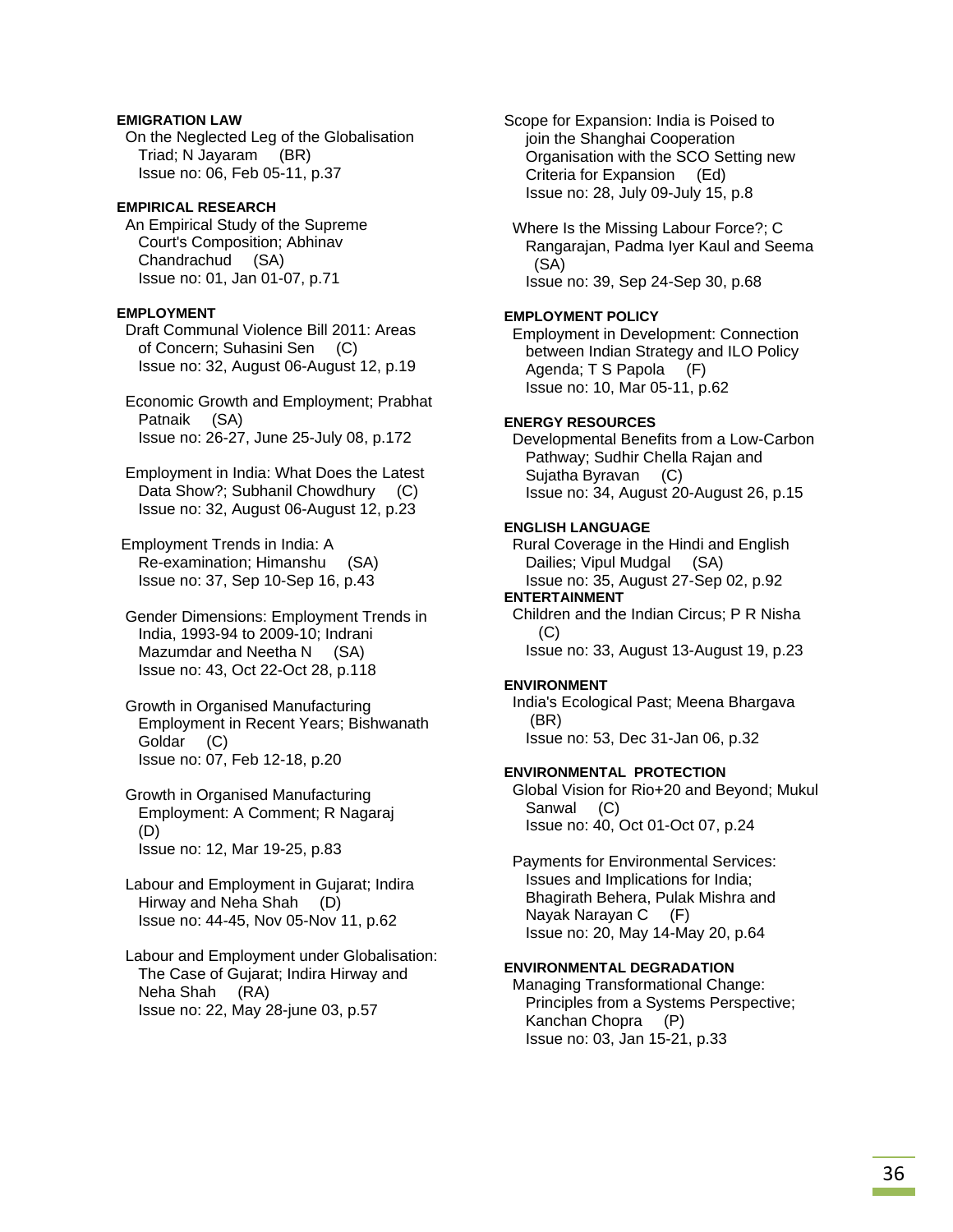**EMIGRATION LAW**

On the Neglected Leg of the Globalisation Triad; N Jayaram (BR)
Issue no: 06, Feb 05-11, p.37

**EMPIRICAL RESEARCH**

An Empirical Study of the Supreme Court's Composition; Abhinav Chandrachud (SA)
Issue no: 01, Jan 01-07, p.71

**EMPLOYMENT**

Draft Communal Violence Bill 2011: Areas of Concern; Suhasini Sen (C)
Issue no: 32, August 06-August 12, p.19

Economic Growth and Employment; Prabhat Patnaik (SA)
Issue no: 26-27, June 25-July 08, p.172

Employment in India: What Does the Latest Data Show?; Subhanil Chowdhury (C)
Issue no: 32, August 06-August 12, p.23

Employment Trends in India: A Re-examination; Himanshu (SA)
Issue no: 37, Sep 10-Sep 16, p.43

Gender Dimensions: Employment Trends in India, 1993-94 to 2009-10; Indrani Mazumdar and Neetha N (SA)
Issue no: 43, Oct 22-Oct 28, p.118

Growth in Organised Manufacturing Employment in Recent Years; Bishwanath Goldar (C)
Issue no: 07, Feb 12-18, p.20

Growth in Organised Manufacturing Employment: A Comment; R Nagaraj (D)
Issue no: 12, Mar 19-25, p.83

Labour and Employment in Gujarat; Indira Hirway and Neha Shah (D)
Issue no: 44-45, Nov 05-Nov 11, p.62

Labour and Employment under Globalisation: The Case of Gujarat; Indira Hirway and Neha Shah (RA)
Issue no: 22, May 28-june 03, p.57

Scope for Expansion: India is Poised to join the Shanghai Cooperation Organisation with the SCO Setting new Criteria for Expansion (Ed)
Issue no: 28, July 09-July 15, p.8

Where Is the Missing Labour Force?; C Rangarajan, Padma Iyer Kaul and Seema (SA)
Issue no: 39, Sep 24-Sep 30, p.68

**EMPLOYMENT POLICY**

Employment in Development: Connection between Indian Strategy and ILO Policy Agenda; T S Papola (F)
Issue no: 10, Mar 05-11, p.62

**ENERGY RESOURCES**

Developmental Benefits from a Low-Carbon Pathway; Sudhir Chella Rajan and Sujatha Byravan (C)
Issue no: 34, August 20-August 26, p.15

**ENGLISH LANGUAGE**

Rural Coverage in the Hindi and English Dailies; Vipul Mudgal (SA)
Issue no: 35, August 27-Sep 02, p.92

**ENTERTAINMENT**

Children and the Indian Circus; P R Nisha (C)
Issue no: 33, August 13-August 19, p.23

**ENVIRONMENT**

India's Ecological Past; Meena Bhargava (BR)
Issue no: 53, Dec 31-Jan 06, p.32

**ENVIRONMENTAL PROTECTION**

Global Vision for Rio+20 and Beyond; Mukul Sanwal (C)
Issue no: 40, Oct 01-Oct 07, p.24

Payments for Environmental Services: Issues and Implications for India; Bhagirath Behera, Pulak Mishra and Nayak Narayan C (F)
Issue no: 20, May 14-May 20, p.64

**ENVIRONMENTAL DEGRADATION**

Managing Transformational Change: Principles from a Systems Perspective; Kanchan Chopra (P)
Issue no: 03, Jan 15-21, p.33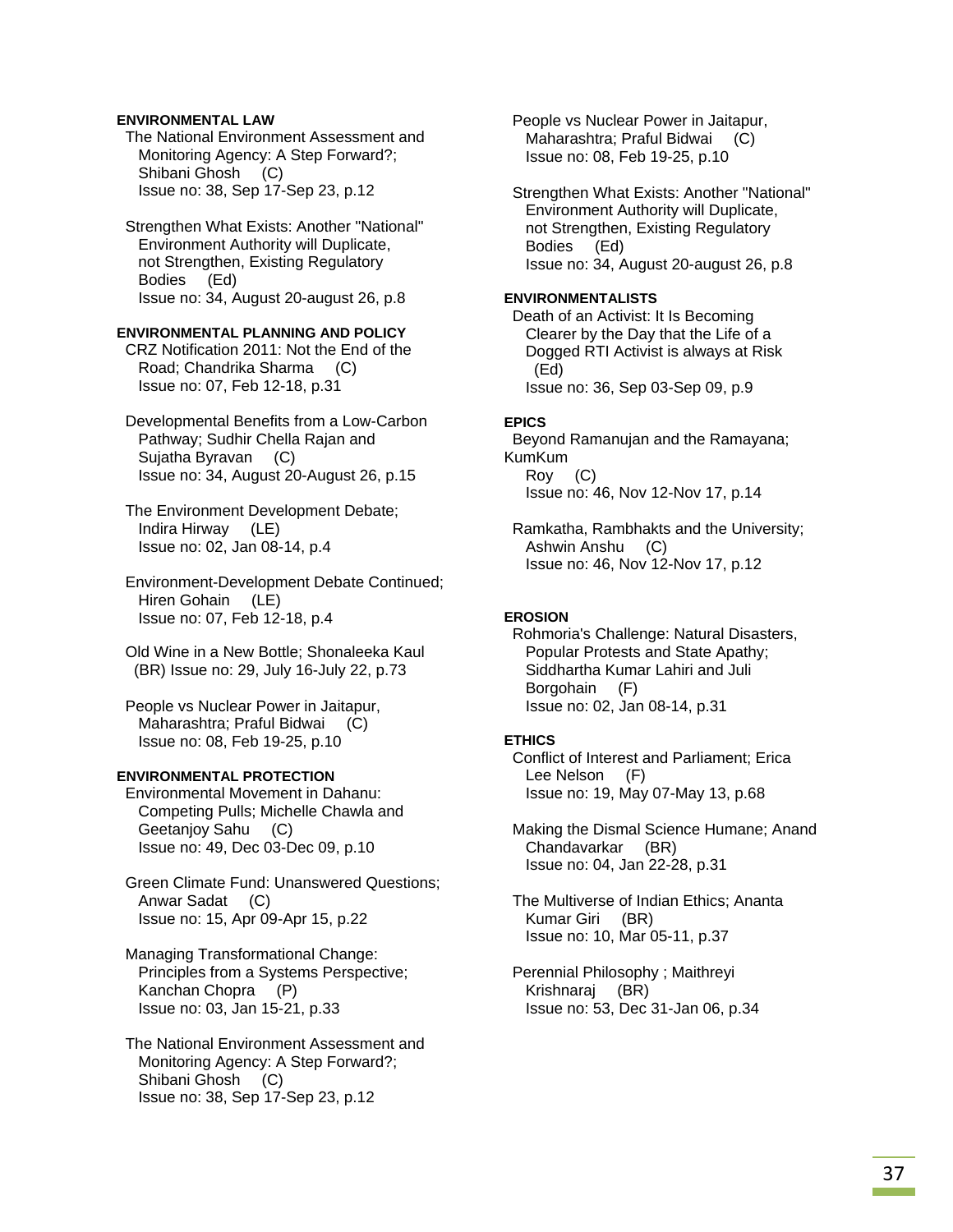**ENVIRONMENTAL LAW**

The National Environment Assessment and Monitoring Agency: A Step Forward?; Shibani Ghosh (C)
Issue no: 38, Sep 17-Sep 23, p.12

Strengthen What Exists: Another "National" Environment Authority will Duplicate, not Strengthen, Existing Regulatory Bodies (Ed)
Issue no: 34, August 20-august 26, p.8

**ENVIRONMENTAL PLANNING AND POLICY**

CRZ Notification 2011: Not the End of the Road; Chandrika Sharma (C)
Issue no: 07, Feb 12-18, p.31

Developmental Benefits from a Low-Carbon Pathway; Sudhir Chella Rajan and Sujatha Byravan (C)
Issue no: 34, August 20-August 26, p.15

The Environment Development Debate; Indira Hirway (LE)
Issue no: 02, Jan 08-14, p.4

Environment-Development Debate Continued; Hiren Gohain (LE)
Issue no: 07, Feb 12-18, p.4

Old Wine in a New Bottle; Shonaleeka Kaul (BR) Issue no: 29, July 16-July 22, p.73

People vs Nuclear Power in Jaitapur, Maharashtra; Praful Bidwai (C)
Issue no: 08, Feb 19-25, p.10

**ENVIRONMENTAL PROTECTION**

Environmental Movement in Dahanu: Competing Pulls; Michelle Chawla and Geetanjoy Sahu (C)
Issue no: 49, Dec 03-Dec 09, p.10

Green Climate Fund: Unanswered Questions; Anwar Sadat (C)
Issue no: 15, Apr 09-Apr 15, p.22

Managing Transformational Change: Principles from a Systems Perspective; Kanchan Chopra (P)
Issue no: 03, Jan 15-21, p.33

The National Environment Assessment and Monitoring Agency: A Step Forward?; Shibani Ghosh (C)
Issue no: 38, Sep 17-Sep 23, p.12

People vs Nuclear Power in Jaitapur, Maharashtra; Praful Bidwai (C)
Issue no: 08, Feb 19-25, p.10

Strengthen What Exists: Another "National" Environment Authority will Duplicate, not Strengthen, Existing Regulatory Bodies (Ed)
Issue no: 34, August 20-august 26, p.8

**ENVIRONMENTALISTS**

Death of an Activist: It Is Becoming Clearer by the Day that the Life of a Dogged RTI Activist is always at Risk (Ed)
Issue no: 36, Sep 03-Sep 09, p.9

**EPICS**

Beyond Ramanujan and the Ramayana; KumKum Roy (C)
Issue no: 46, Nov 12-Nov 17, p.14

Ramkatha, Rambhakts and the University; Ashwin Anshu (C)
Issue no: 46, Nov 12-Nov 17, p.12

**EROSION**

Rohmoria's Challenge: Natural Disasters, Popular Protests and State Apathy; Siddhartha Kumar Lahiri and Juli Borgohain (F)
Issue no: 02, Jan 08-14, p.31

**ETHICS**

Conflict of Interest and Parliament; Erica Lee Nelson (F)
Issue no: 19, May 07-May 13, p.68

Making the Dismal Science Humane; Anand Chandavarkar (BR)
Issue no: 04, Jan 22-28, p.31

The Multiverse of Indian Ethics; Ananta Kumar Giri (BR)
Issue no: 10, Mar 05-11, p.37

Perennial Philosophy ; Maithreyi Krishnaraj (BR)
Issue no: 53, Dec 31-Jan 06, p.34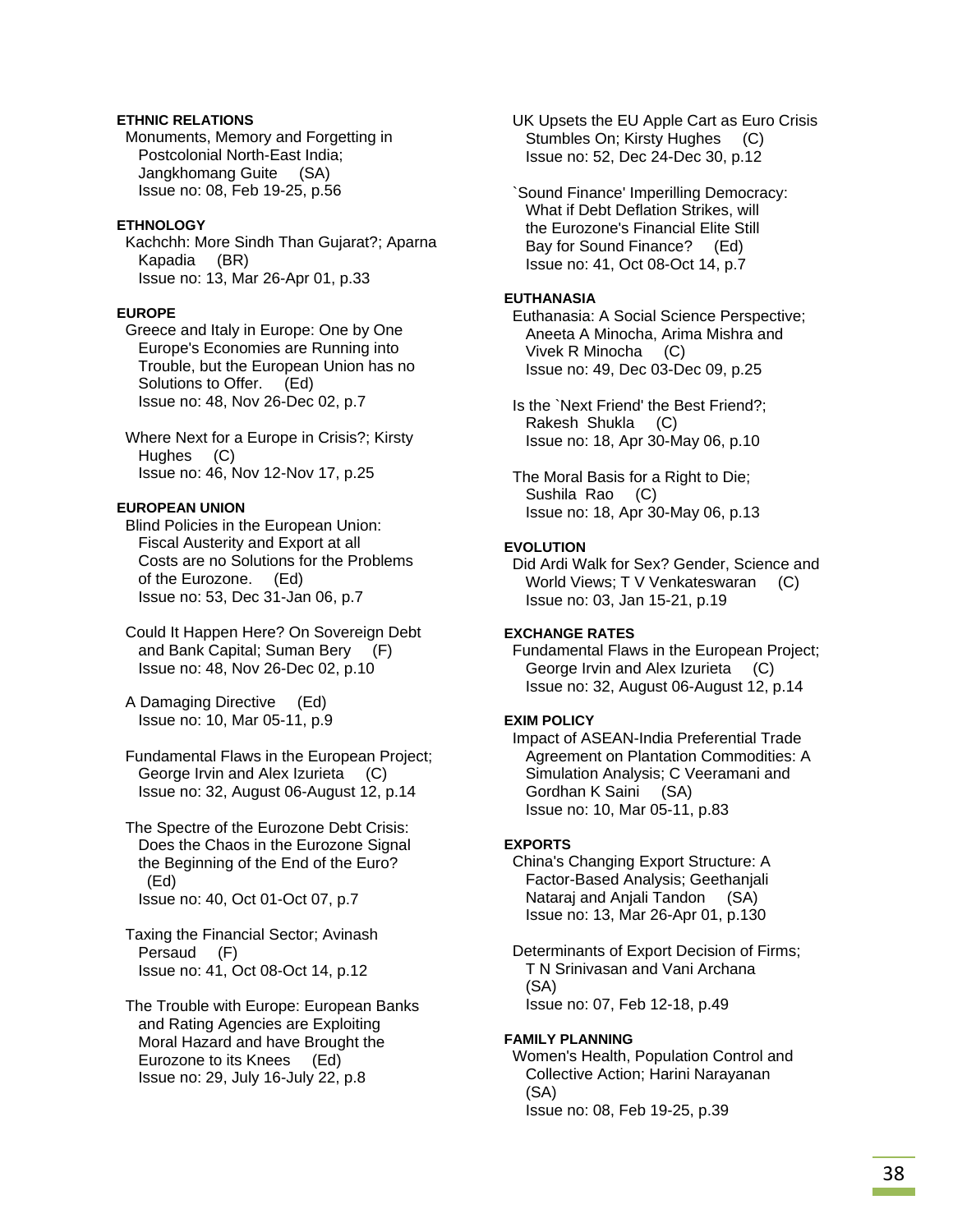#### ETHNIC RELATIONS

Monuments, Memory and Forgetting in Postcolonial North-East India; Jangkhomang Guite (SA)
Issue no: 08, Feb 19-25, p.56

#### ETHNOLOGY

Kachchh: More Sindh Than Gujarat?; Aparna Kapadia (BR)
Issue no: 13, Mar 26-Apr 01, p.33

#### EUROPE

Greece and Italy in Europe: One by One Europe's Economies are Running into Trouble, but the European Union has no Solutions to Offer. (Ed)
Issue no: 48, Nov 26-Dec 02, p.7

Where Next for a Europe in Crisis?; Kirsty Hughes (C)
Issue no: 46, Nov 12-Nov 17, p.25

#### EUROPEAN UNION

Blind Policies in the European Union: Fiscal Austerity and Export at all Costs are no Solutions for the Problems of the Eurozone. (Ed)
Issue no: 53, Dec 31-Jan 06, p.7

Could It Happen Here? On Sovereign Debt and Bank Capital; Suman Bery (F)
Issue no: 48, Nov 26-Dec 02, p.10

A Damaging Directive (Ed)
Issue no: 10, Mar 05-11, p.9

Fundamental Flaws in the European Project; George Irvin and Alex Izurieta (C)
Issue no: 32, August 06-August 12, p.14

The Spectre of the Eurozone Debt Crisis: Does the Chaos in the Eurozone Signal the Beginning of the End of the Euro? (Ed)
Issue no: 40, Oct 01-Oct 07, p.7

Taxing the Financial Sector; Avinash Persaud (F)
Issue no: 41, Oct 08-Oct 14, p.12

The Trouble with Europe: European Banks and Rating Agencies are Exploiting Moral Hazard and have Brought the Eurozone to its Knees (Ed)
Issue no: 29, July 16-July 22, p.8

UK Upsets the EU Apple Cart as Euro Crisis Stumbles On; Kirsty Hughes (C)
Issue no: 52, Dec 24-Dec 30, p.12

`Sound Finance' Imperilling Democracy: What if Debt Deflation Strikes, will the Eurozone's Financial Elite Still Bay for Sound Finance? (Ed)
Issue no: 41, Oct 08-Oct 14, p.7

#### EUTHANASIA

Euthanasia: A Social Science Perspective; Aneeta A Minocha, Arima Mishra and Vivek R Minocha (C)
Issue no: 49, Dec 03-Dec 09, p.25

Is the `Next Friend' the Best Friend?; Rakesh Shukla (C)
Issue no: 18, Apr 30-May 06, p.10

The Moral Basis for a Right to Die; Sushila Rao (C)
Issue no: 18, Apr 30-May 06, p.13

#### EVOLUTION

Did Ardi Walk for Sex? Gender, Science and World Views; T V Venkateswaran (C)
Issue no: 03, Jan 15-21, p.19

#### EXCHANGE RATES

Fundamental Flaws in the European Project; George Irvin and Alex Izurieta (C)
Issue no: 32, August 06-August 12, p.14

#### EXIM POLICY

Impact of ASEAN-India Preferential Trade Agreement on Plantation Commodities: A Simulation Analysis; C Veeramani and Gordhan K Saini (SA)
Issue no: 10, Mar 05-11, p.83

#### EXPORTS

China's Changing Export Structure: A Factor-Based Analysis; Geethanjali Nataraj and Anjali Tandon (SA)
Issue no: 13, Mar 26-Apr 01, p.130

Determinants of Export Decision of Firms; T N Srinivasan and Vani Archana (SA)
Issue no: 07, Feb 12-18, p.49

#### FAMILY PLANNING

Women's Health, Population Control and Collective Action; Harini Narayanan (SA)
Issue no: 08, Feb 19-25, p.39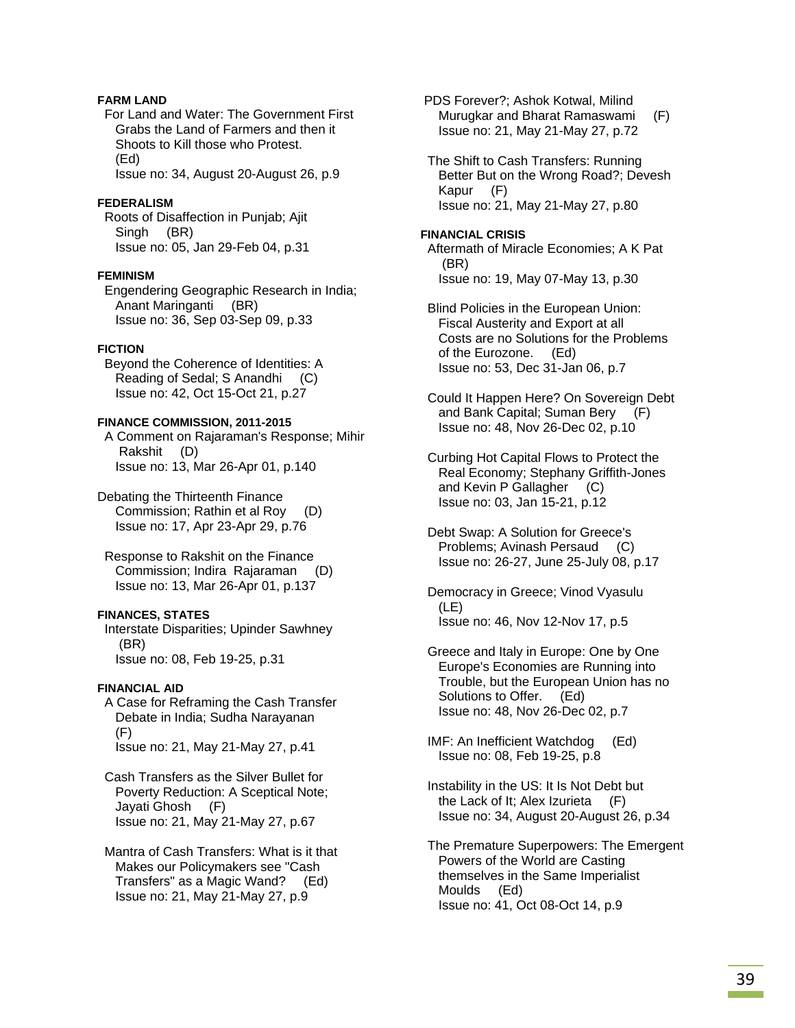**FARM LAND**

For Land and Water: The Government First Grabs the Land of Farmers and then it Shoots to Kill those who Protest. (Ed)
Issue no: 34, August 20-August 26, p.9

**FEDERALISM**

Roots of Disaffection in Punjab; Ajit Singh (BR)
Issue no: 05, Jan 29-Feb 04, p.31

**FEMINISM**

Engendering Geographic Research in India; Anant Maringanti (BR)
Issue no: 36, Sep 03-Sep 09, p.33

**FICTION**

Beyond the Coherence of Identities: A Reading of Sedal; S Anandhi (C)
Issue no: 42, Oct 15-Oct 21, p.27

**FINANCE COMMISSION, 2011-2015**

A Comment on Rajaraman's Response; Mihir Rakshit (D)
Issue no: 13, Mar 26-Apr 01, p.140

Debating the Thirteenth Finance Commission; Rathin et al Roy (D)
Issue no: 17, Apr 23-Apr 29, p.76

Response to Rakshit on the Finance Commission; Indira Rajaraman (D)
Issue no: 13, Mar 26-Apr 01, p.137

**FINANCES, STATES**

Interstate Disparities; Upinder Sawhney (BR)
Issue no: 08, Feb 19-25, p.31

**FINANCIAL AID**

A Case for Reframing the Cash Transfer Debate in India; Sudha Narayanan (F)
Issue no: 21, May 21-May 27, p.41

Cash Transfers as the Silver Bullet for Poverty Reduction: A Sceptical Note; Jayati Ghosh (F)
Issue no: 21, May 21-May 27, p.67

Mantra of Cash Transfers: What is it that Makes our Policymakers see "Cash Transfers" as a Magic Wand? (Ed)
Issue no: 21, May 21-May 27, p.9

PDS Forever?; Ashok Kotwal, Milind Murugkar and Bharat Ramaswami (F)
Issue no: 21, May 21-May 27, p.72

The Shift to Cash Transfers: Running Better But on the Wrong Road?; Devesh Kapur (F)
Issue no: 21, May 21-May 27, p.80

**FINANCIAL CRISIS**

Aftermath of Miracle Economies; A K Pat (BR)
Issue no: 19, May 07-May 13, p.30

Blind Policies in the European Union: Fiscal Austerity and Export at all Costs are no Solutions for the Problems of the Eurozone. (Ed)
Issue no: 53, Dec 31-Jan 06, p.7

Could It Happen Here? On Sovereign Debt and Bank Capital; Suman Bery (F)
Issue no: 48, Nov 26-Dec 02, p.10

Curbing Hot Capital Flows to Protect the Real Economy; Stephany Griffith-Jones and Kevin P Gallagher (C)
Issue no: 03, Jan 15-21, p.12

Debt Swap: A Solution for Greece's Problems; Avinash Persaud (C)
Issue no: 26-27, June 25-July 08, p.17

Democracy in Greece; Vinod Vyasulu (LE)
Issue no: 46, Nov 12-Nov 17, p.5

Greece and Italy in Europe: One by One Europe's Economies are Running into Trouble, but the European Union has no Solutions to Offer. (Ed)
Issue no: 48, Nov 26-Dec 02, p.7

IMF: An Inefficient Watchdog (Ed)
Issue no: 08, Feb 19-25, p.8

Instability in the US: It Is Not Debt but the Lack of It; Alex Izurieta (F)
Issue no: 34, August 20-August 26, p.34

The Premature Superpowers: The Emergent Powers of the World are Casting themselves in the Same Imperialist Moulds (Ed)
Issue no: 41, Oct 08-Oct 14, p.9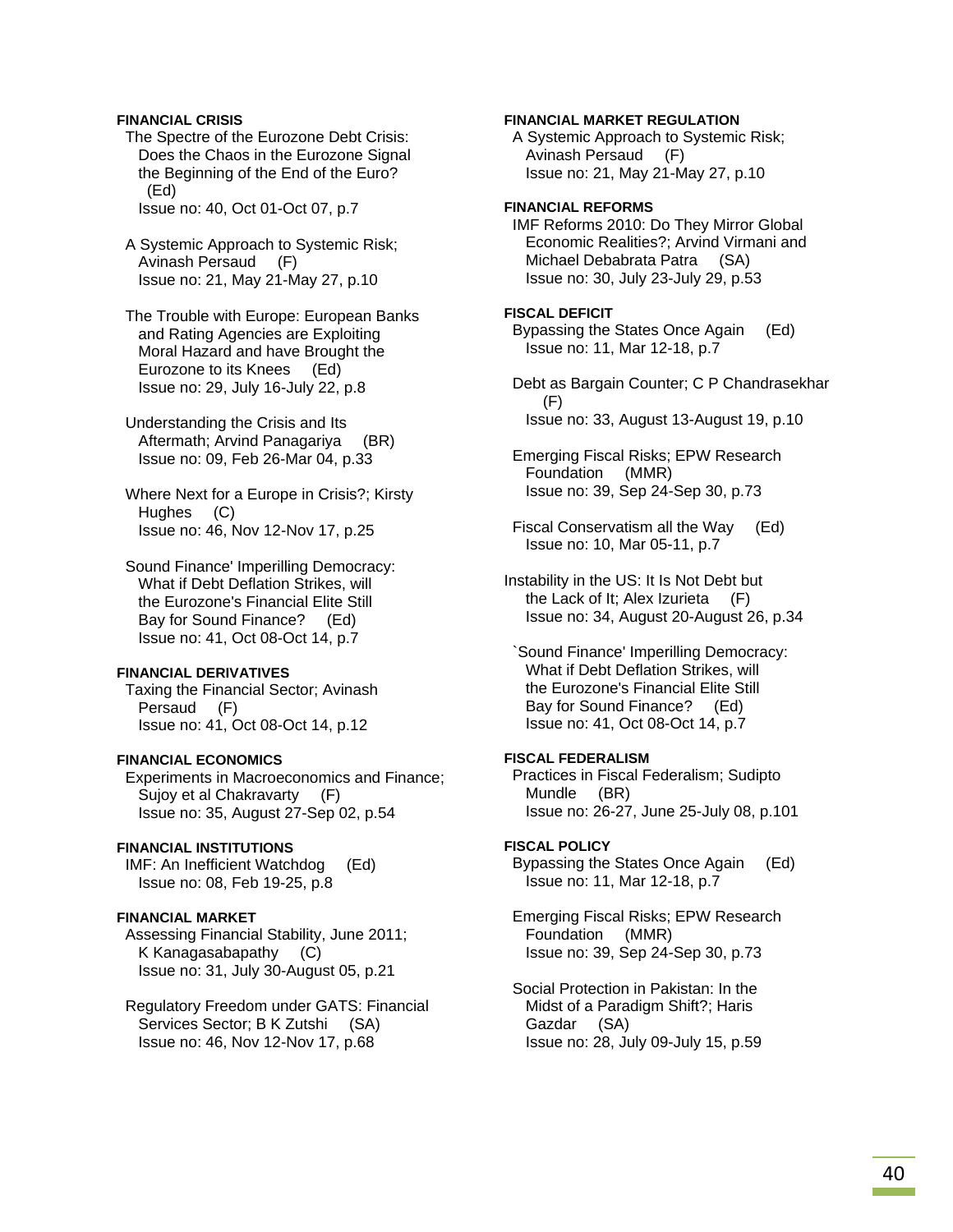**FINANCIAL CRISIS**

The Spectre of the Eurozone Debt Crisis: Does the Chaos in the Eurozone Signal the Beginning of the End of the Euro? (Ed)
Issue no: 40, Oct 01-Oct 07, p.7

A Systemic Approach to Systemic Risk; Avinash Persaud (F)
Issue no: 21, May 21-May 27, p.10

The Trouble with Europe: European Banks and Rating Agencies are Exploiting Moral Hazard and have Brought the Eurozone to its Knees (Ed)
Issue no: 29, July 16-July 22, p.8

Understanding the Crisis and Its Aftermath; Arvind Panagariya (BR)
Issue no: 09, Feb 26-Mar 04, p.33

Where Next for a Europe in Crisis?; Kirsty Hughes (C)
Issue no: 46, Nov 12-Nov 17, p.25

Sound Finance' Imperilling Democracy: What if Debt Deflation Strikes, will the Eurozone's Financial Elite Still Bay for Sound Finance? (Ed)
Issue no: 41, Oct 08-Oct 14, p.7

**FINANCIAL DERIVATIVES**

Taxing the Financial Sector; Avinash Persaud (F)
Issue no: 41, Oct 08-Oct 14, p.12

**FINANCIAL ECONOMICS**

Experiments in Macroeconomics and Finance; Sujoy et al Chakravarty (F)
Issue no: 35, August 27-Sep 02, p.54

**FINANCIAL INSTITUTIONS**

IMF: An Inefficient Watchdog (Ed)
Issue no: 08, Feb 19-25, p.8

**FINANCIAL MARKET**

Assessing Financial Stability, June 2011; K Kanagasabapathy (C)
Issue no: 31, July 30-August 05, p.21

Regulatory Freedom under GATS: Financial Services Sector; B K Zutshi (SA)
Issue no: 46, Nov 12-Nov 17, p.68

**FINANCIAL MARKET REGULATION**

A Systemic Approach to Systemic Risk; Avinash Persaud (F)
Issue no: 21, May 21-May 27, p.10

**FINANCIAL REFORMS**

IMF Reforms 2010: Do They Mirror Global Economic Realities?; Arvind Virmani and Michael Debabrata Patra (SA)
Issue no: 30, July 23-July 29, p.53

**FISCAL DEFICIT**

Bypassing the States Once Again (Ed)
Issue no: 11, Mar 12-18, p.7

Debt as Bargain Counter; C P Chandrasekhar (F)
Issue no: 33, August 13-August 19, p.10

Emerging Fiscal Risks; EPW Research Foundation (MMR)
Issue no: 39, Sep 24-Sep 30, p.73

Fiscal Conservatism all the Way (Ed)
Issue no: 10, Mar 05-11, p.7

Instability in the US: It Is Not Debt but the Lack of It; Alex Izurieta (F)
Issue no: 34, August 20-August 26, p.34

`Sound Finance' Imperilling Democracy: What if Debt Deflation Strikes, will the Eurozone's Financial Elite Still Bay for Sound Finance? (Ed)
Issue no: 41, Oct 08-Oct 14, p.7

**FISCAL FEDERALISM**

Practices in Fiscal Federalism; Sudipto Mundle (BR)
Issue no: 26-27, June 25-July 08, p.101

**FISCAL POLICY**

Bypassing the States Once Again (Ed)
Issue no: 11, Mar 12-18, p.7

Emerging Fiscal Risks; EPW Research Foundation (MMR)
Issue no: 39, Sep 24-Sep 30, p.73

Social Protection in Pakistan: In the Midst of a Paradigm Shift?; Haris Gazdar (SA)
Issue no: 28, July 09-July 15, p.59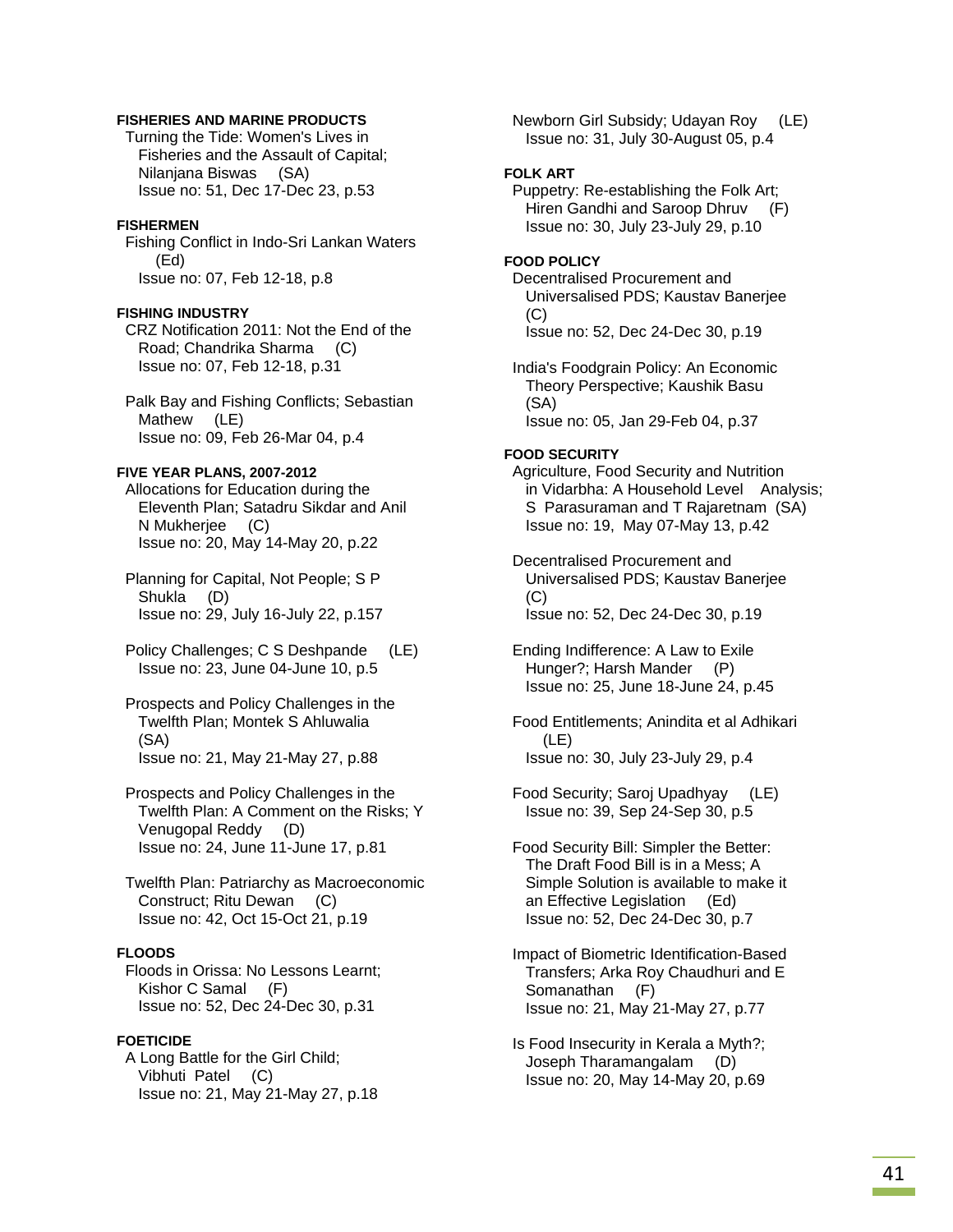**FISHERIES AND MARINE PRODUCTS**

Turning the Tide: Women's Lives in Fisheries and the Assault of Capital; Nilanjana Biswas (SA)
Issue no: 51, Dec 17-Dec 23, p.53

**FISHERMEN**

Fishing Conflict in Indo-Sri Lankan Waters (Ed)
Issue no: 07, Feb 12-18, p.8

**FISHING INDUSTRY**

CRZ Notification 2011: Not the End of the Road; Chandrika Sharma (C)
Issue no: 07, Feb 12-18, p.31

Palk Bay and Fishing Conflicts; Sebastian Mathew (LE)
Issue no: 09, Feb 26-Mar 04, p.4

**FIVE YEAR PLANS, 2007-2012**

Allocations for Education during the Eleventh Plan; Satadru Sikdar and Anil N Mukherjee (C)
Issue no: 20, May 14-May 20, p.22

Planning for Capital, Not People; S P Shukla (D)
Issue no: 29, July 16-July 22, p.157

Policy Challenges; C S Deshpande (LE)
Issue no: 23, June 04-June 10, p.5

Prospects and Policy Challenges in the Twelfth Plan; Montek S Ahluwalia (SA)
Issue no: 21, May 21-May 27, p.88

Prospects and Policy Challenges in the Twelfth Plan: A Comment on the Risks; Y Venugopal Reddy (D)
Issue no: 24, June 11-June 17, p.81

Twelfth Plan: Patriarchy as Macroeconomic Construct; Ritu Dewan (C)
Issue no: 42, Oct 15-Oct 21, p.19

**FLOODS**

Floods in Orissa: No Lessons Learnt; Kishor C Samal (F)
Issue no: 52, Dec 24-Dec 30, p.31

**FOETICIDE**

A Long Battle for the Girl Child; Vibhuti Patel (C)
Issue no: 21, May 21-May 27, p.18

Newborn Girl Subsidy; Udayan Roy (LE)
Issue no: 31, July 30-August 05, p.4

**FOLK ART**

Puppetry: Re-establishing the Folk Art; Hiren Gandhi and Saroop Dhruv (F)
Issue no: 30, July 23-July 29, p.10

**FOOD POLICY**

Decentralised Procurement and Universalised PDS; Kaustav Banerjee (C)
Issue no: 52, Dec 24-Dec 30, p.19

India's Foodgrain Policy: An Economic Theory Perspective; Kaushik Basu (SA)
Issue no: 05, Jan 29-Feb 04, p.37

**FOOD SECURITY**

Agriculture, Food Security and Nutrition in Vidarbha: A Household Level Analysis; S Parasuraman and T Rajaretnam (SA)
Issue no: 19, May 07-May 13, p.42

Decentralised Procurement and Universalised PDS; Kaustav Banerjee (C)
Issue no: 52, Dec 24-Dec 30, p.19

Ending Indifference: A Law to Exile Hunger?; Harsh Mander (P)
Issue no: 25, June 18-June 24, p.45

Food Entitlements; Anindita et al Adhikari (LE)
Issue no: 30, July 23-July 29, p.4

Food Security; Saroj Upadhyay (LE)
Issue no: 39, Sep 24-Sep 30, p.5

Food Security Bill: Simpler the Better: The Draft Food Bill is in a Mess; A Simple Solution is available to make it an Effective Legislation (Ed)
Issue no: 52, Dec 24-Dec 30, p.7

Impact of Biometric Identification-Based Transfers; Arka Roy Chaudhuri and E Somanathan (F)
Issue no: 21, May 21-May 27, p.77

Is Food Insecurity in Kerala a Myth?; Joseph Tharamangalam (D)
Issue no: 20, May 14-May 20, p.69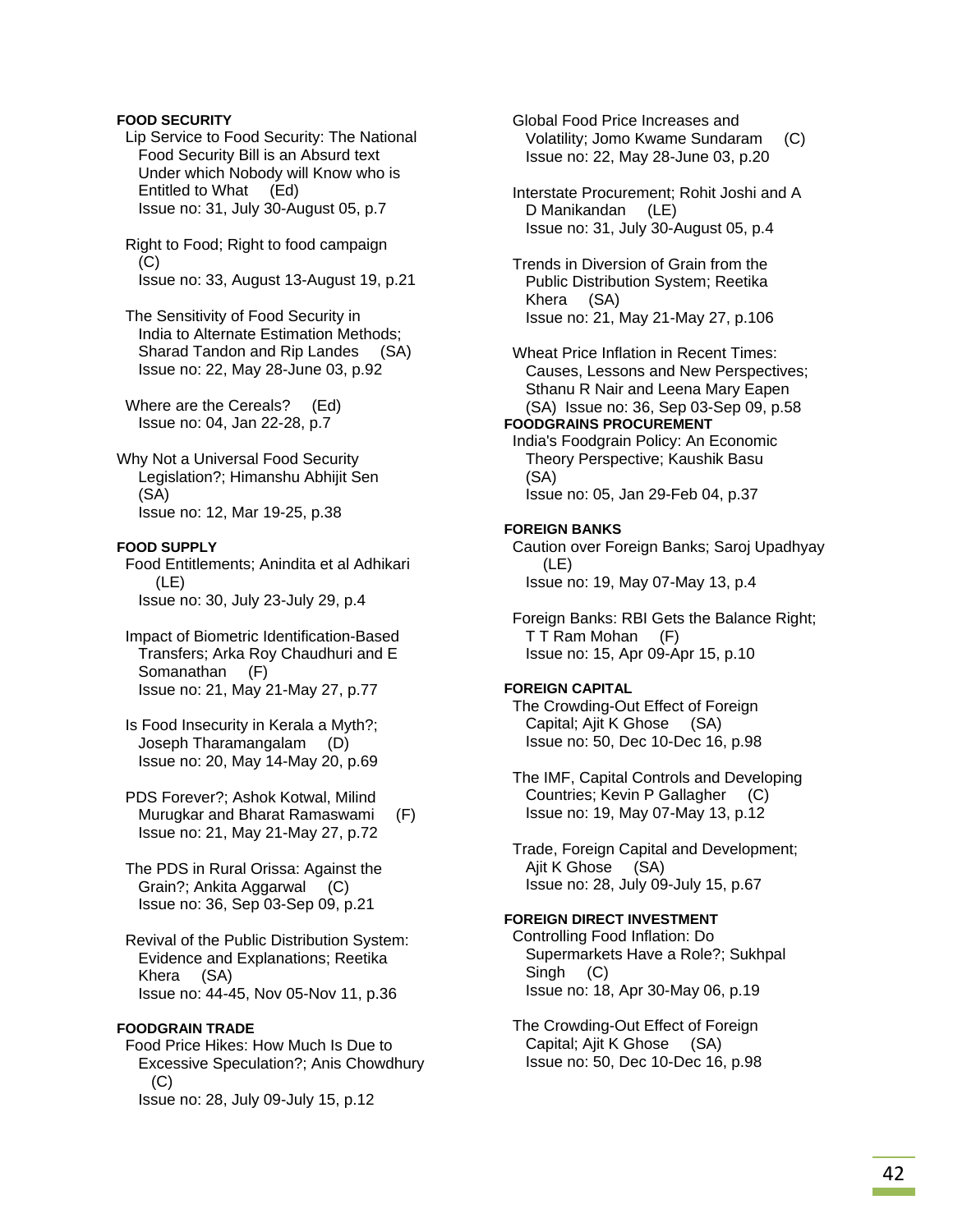**FOOD SECURITY**

Lip Service to Food Security: The National Food Security Bill is an Absurd text Under which Nobody will Know who is Entitled to What (Ed)
Issue no: 31, July 30-August 05, p.7

Right to Food; Right to food campaign (C)
Issue no: 33, August 13-August 19, p.21

The Sensitivity of Food Security in India to Alternate Estimation Methods; Sharad Tandon and Rip Landes (SA)
Issue no: 22, May 28-June 03, p.92

Where are the Cereals? (Ed)
Issue no: 04, Jan 22-28, p.7

Why Not a Universal Food Security Legislation?; Himanshu Abhijit Sen (SA)
Issue no: 12, Mar 19-25, p.38

**FOOD SUPPLY**

Food Entitlements; Anindita et al Adhikari (LE)
Issue no: 30, July 23-July 29, p.4

Impact of Biometric Identification-Based Transfers; Arka Roy Chaudhuri and E Somanathan (F)
Issue no: 21, May 21-May 27, p.77

Is Food Insecurity in Kerala a Myth?; Joseph Tharamangalam (D)
Issue no: 20, May 14-May 20, p.69

PDS Forever?; Ashok Kotwal, Milind Murugkar and Bharat Ramaswami (F)
Issue no: 21, May 21-May 27, p.72

The PDS in Rural Orissa: Against the Grain?; Ankita Aggarwal (C)
Issue no: 36, Sep 03-Sep 09, p.21

Revival of the Public Distribution System: Evidence and Explanations; Reetika Khera (SA)
Issue no: 44-45, Nov 05-Nov 11, p.36

**FOODGRAIN TRADE**

Food Price Hikes: How Much Is Due to Excessive Speculation?; Anis Chowdhury (C)
Issue no: 28, July 09-July 15, p.12

Global Food Price Increases and Volatility; Jomo Kwame Sundaram (C)
Issue no: 22, May 28-June 03, p.20

Interstate Procurement; Rohit Joshi and A D Manikandan (LE)
Issue no: 31, July 30-August 05, p.4

Trends in Diversion of Grain from the Public Distribution System; Reetika Khera (SA)
Issue no: 21, May 21-May 27, p.106

Wheat Price Inflation in Recent Times: Causes, Lessons and New Perspectives; Sthanu R Nair and Leena Mary Eapen (SA) Issue no: 36, Sep 03-Sep 09, p.58

**FOODGRAINS PROCUREMENT**

India's Foodgrain Policy: An Economic Theory Perspective; Kaushik Basu (SA)
Issue no: 05, Jan 29-Feb 04, p.37

**FOREIGN BANKS**

Caution over Foreign Banks; Saroj Upadhyay (LE)
Issue no: 19, May 07-May 13, p.4

Foreign Banks: RBI Gets the Balance Right; T T Ram Mohan (F)
Issue no: 15, Apr 09-Apr 15, p.10

**FOREIGN CAPITAL**

The Crowding-Out Effect of Foreign Capital; Ajit K Ghose (SA)
Issue no: 50, Dec 10-Dec 16, p.98

The IMF, Capital Controls and Developing Countries; Kevin P Gallagher (C)
Issue no: 19, May 07-May 13, p.12

Trade, Foreign Capital and Development; Ajit K Ghose (SA)
Issue no: 28, July 09-July 15, p.67

**FOREIGN DIRECT INVESTMENT**

Controlling Food Inflation: Do Supermarkets Have a Role?; Sukhpal Singh (C)
Issue no: 18, Apr 30-May 06, p.19

The Crowding-Out Effect of Foreign Capital; Ajit K Ghose (SA)
Issue no: 50, Dec 10-Dec 16, p.98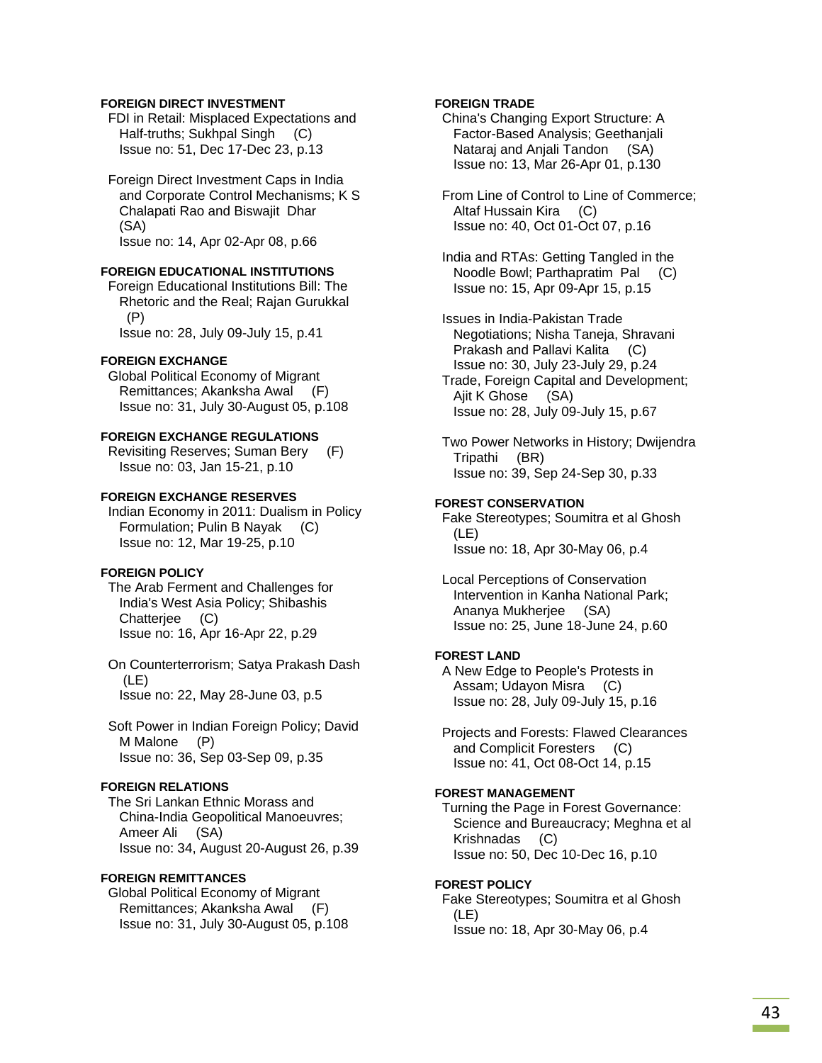**FOREIGN DIRECT INVESTMENT**

FDI in Retail: Misplaced Expectations and Half-truths; Sukhpal Singh (C)
Issue no: 51, Dec 17-Dec 23, p.13

Foreign Direct Investment Caps in India and Corporate Control Mechanisms; K S Chalapati Rao and Biswajit Dhar (SA)
Issue no: 14, Apr 02-Apr 08, p.66

**FOREIGN EDUCATIONAL INSTITUTIONS**

Foreign Educational Institutions Bill: The Rhetoric and the Real; Rajan Gurukkal (P)
Issue no: 28, July 09-July 15, p.41

**FOREIGN EXCHANGE**

Global Political Economy of Migrant Remittances; Akanksha Awal (F)
Issue no: 31, July 30-August 05, p.108

**FOREIGN EXCHANGE REGULATIONS**

Revisiting Reserves; Suman Bery (F)
Issue no: 03, Jan 15-21, p.10

**FOREIGN EXCHANGE RESERVES**

Indian Economy in 2011: Dualism in Policy Formulation; Pulin B Nayak (C)
Issue no: 12, Mar 19-25, p.10

**FOREIGN POLICY**

The Arab Ferment and Challenges for India's West Asia Policy; Shibashis Chatterjee (C)
Issue no: 16, Apr 16-Apr 22, p.29

On Counterterrorism; Satya Prakash Dash (LE)
Issue no: 22, May 28-June 03, p.5

Soft Power in Indian Foreign Policy; David M Malone (P)
Issue no: 36, Sep 03-Sep 09, p.35

**FOREIGN RELATIONS**

The Sri Lankan Ethnic Morass and China-India Geopolitical Manoeuvres; Ameer Ali (SA)
Issue no: 34, August 20-August 26, p.39

**FOREIGN REMITTANCES**

Global Political Economy of Migrant Remittances; Akanksha Awal (F)
Issue no: 31, July 30-August 05, p.108

**FOREIGN TRADE**

China's Changing Export Structure: A Factor-Based Analysis; Geethanjali Nataraj and Anjali Tandon (SA)
Issue no: 13, Mar 26-Apr 01, p.130

From Line of Control to Line of Commerce; Altaf Hussain Kira (C)
Issue no: 40, Oct 01-Oct 07, p.16

India and RTAs: Getting Tangled in the Noodle Bowl; Parthapratim Pal (C)
Issue no: 15, Apr 09-Apr 15, p.15

Issues in India-Pakistan Trade Negotiations; Nisha Taneja, Shravani Prakash and Pallavi Kalita (C)
Issue no: 30, July 23-July 29, p.24

Trade, Foreign Capital and Development; Ajit K Ghose (SA)
Issue no: 28, July 09-July 15, p.67

Two Power Networks in History; Dwijendra Tripathi (BR)
Issue no: 39, Sep 24-Sep 30, p.33

**FOREST CONSERVATION**

Fake Stereotypes; Soumitra et al Ghosh (LE)
Issue no: 18, Apr 30-May 06, p.4

Local Perceptions of Conservation Intervention in Kanha National Park; Ananya Mukherjee (SA)
Issue no: 25, June 18-June 24, p.60

**FOREST LAND**

A New Edge to People's Protests in Assam; Udayon Misra (C)
Issue no: 28, July 09-July 15, p.16

Projects and Forests: Flawed Clearances and Complicit Foresters (C)
Issue no: 41, Oct 08-Oct 14, p.15

**FOREST MANAGEMENT**

Turning the Page in Forest Governance: Science and Bureaucracy; Meghna et al Krishnadas (C)
Issue no: 50, Dec 10-Dec 16, p.10

**FOREST POLICY**

Fake Stereotypes; Soumitra et al Ghosh (LE)
Issue no: 18, Apr 30-May 06, p.4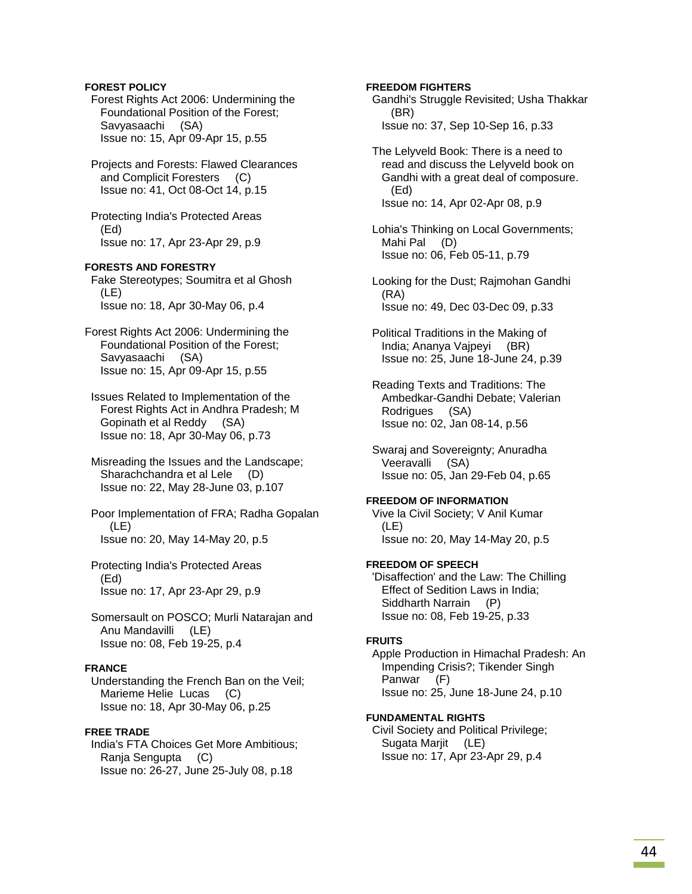**FOREST POLICY**

Forest Rights Act 2006: Undermining the Foundational Position of the Forest; Savyasaachi (SA)
Issue no: 15, Apr 09-Apr 15, p.55

Projects and Forests: Flawed Clearances and Complicit Foresters (C)
Issue no: 41, Oct 08-Oct 14, p.15

Protecting India's Protected Areas (Ed)
Issue no: 17, Apr 23-Apr 29, p.9

**FORESTS AND FORESTRY**

Fake Stereotypes; Soumitra et al Ghosh (LE)
Issue no: 18, Apr 30-May 06, p.4

Forest Rights Act 2006: Undermining the Foundational Position of the Forest; Savyasaachi (SA)
Issue no: 15, Apr 09-Apr 15, p.55

Issues Related to Implementation of the Forest Rights Act in Andhra Pradesh; M Gopinath et al Reddy (SA)
Issue no: 18, Apr 30-May 06, p.73

Misreading the Issues and the Landscape; Sharachchandra et al Lele (D)
Issue no: 22, May 28-June 03, p.107

Poor Implementation of FRA; Radha Gopalan (LE)
Issue no: 20, May 14-May 20, p.5

Protecting India's Protected Areas (Ed)
Issue no: 17, Apr 23-Apr 29, p.9

Somersault on POSCO; Murli Natarajan and Anu Mandavilli (LE)
Issue no: 08, Feb 19-25, p.4

**FRANCE**

Understanding the French Ban on the Veil; Marieme Helie Lucas (C)
Issue no: 18, Apr 30-May 06, p.25

**FREE TRADE**

India's FTA Choices Get More Ambitious; Ranja Sengupta (C)
Issue no: 26-27, June 25-July 08, p.18

**FREEDOM FIGHTERS**

Gandhi's Struggle Revisited; Usha Thakkar (BR)
Issue no: 37, Sep 10-Sep 16, p.33

The Lelyveld Book: There is a need to read and discuss the Lelyveld book on Gandhi with a great deal of composure. (Ed)
Issue no: 14, Apr 02-Apr 08, p.9

Lohia's Thinking on Local Governments; Mahi Pal (D)
Issue no: 06, Feb 05-11, p.79

Looking for the Dust; Rajmohan Gandhi (RA)
Issue no: 49, Dec 03-Dec 09, p.33

Political Traditions in the Making of India; Ananya Vajpeyi (BR)
Issue no: 25, June 18-June 24, p.39

Reading Texts and Traditions: The Ambedkar-Gandhi Debate; Valerian Rodrigues (SA)
Issue no: 02, Jan 08-14, p.56

Swaraj and Sovereignty; Anuradha Veeravalli (SA)
Issue no: 05, Jan 29-Feb 04, p.65

**FREEDOM OF INFORMATION**

Vive la Civil Society; V Anil Kumar (LE)
Issue no: 20, May 14-May 20, p.5

**FREEDOM OF SPEECH**

'Disaffection' and the Law: The Chilling Effect of Sedition Laws in India; Siddharth Narrain (P)
Issue no: 08, Feb 19-25, p.33

**FRUITS**

Apple Production in Himachal Pradesh: An Impending Crisis?; Tikender Singh Panwar (F)
Issue no: 25, June 18-June 24, p.10

**FUNDAMENTAL RIGHTS**

Civil Society and Political Privilege; Sugata Marjit (LE)
Issue no: 17, Apr 23-Apr 29, p.4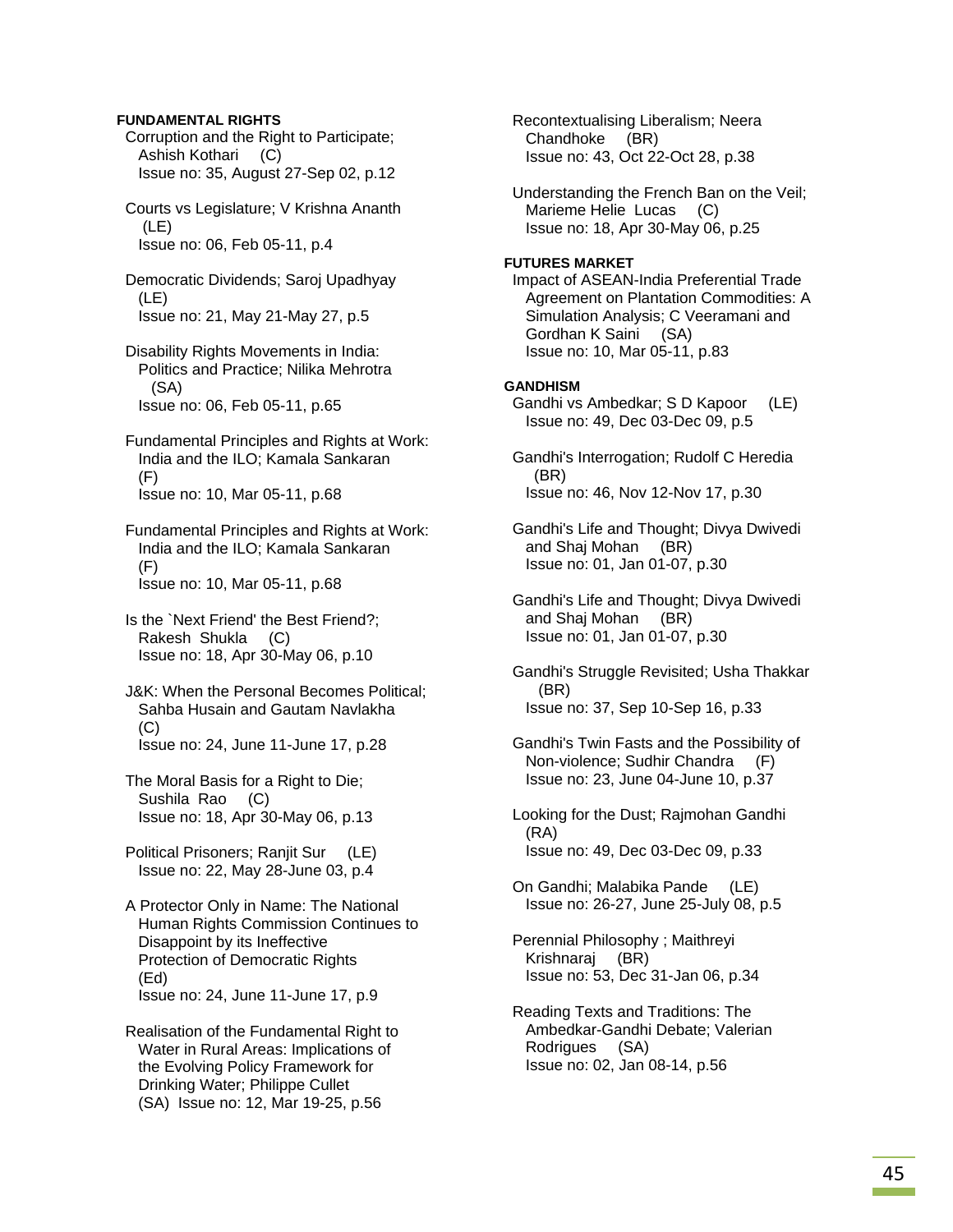**FUNDAMENTAL RIGHTS**

Corruption and the Right to Participate; Ashish Kothari (C)
Issue no: 35, August 27-Sep 02, p.12

Courts vs Legislature; V Krishna Ananth (LE)
Issue no: 06, Feb 05-11, p.4

Democratic Dividends; Saroj Upadhyay (LE)
Issue no: 21, May 21-May 27, p.5

Disability Rights Movements in India: Politics and Practice; Nilika Mehrotra (SA)
Issue no: 06, Feb 05-11, p.65

Fundamental Principles and Rights at Work: India and the ILO; Kamala Sankaran (F)
Issue no: 10, Mar 05-11, p.68

Fundamental Principles and Rights at Work: India and the ILO; Kamala Sankaran (F)
Issue no: 10, Mar 05-11, p.68

Is the `Next Friend' the Best Friend?; Rakesh Shukla (C)
Issue no: 18, Apr 30-May 06, p.10

J&K: When the Personal Becomes Political; Sahba Husain and Gautam Navlakha (C)
Issue no: 24, June 11-June 17, p.28

The Moral Basis for a Right to Die; Sushila Rao (C)
Issue no: 18, Apr 30-May 06, p.13

Political Prisoners; Ranjit Sur (LE)
Issue no: 22, May 28-June 03, p.4

A Protector Only in Name: The National Human Rights Commission Continues to Disappoint by its Ineffective Protection of Democratic Rights (Ed)
Issue no: 24, June 11-June 17, p.9

Realisation of the Fundamental Right to Water in Rural Areas: Implications of the Evolving Policy Framework for Drinking Water; Philippe Cullet (SA) Issue no: 12, Mar 19-25, p.56

Recontextualising Liberalism; Neera Chandhoke (BR)
Issue no: 43, Oct 22-Oct 28, p.38

Understanding the French Ban on the Veil; Marieme Helie Lucas (C)
Issue no: 18, Apr 30-May 06, p.25

**FUTURES MARKET**

Impact of ASEAN-India Preferential Trade Agreement on Plantation Commodities: A Simulation Analysis; C Veeramani and Gordhan K Saini (SA)
Issue no: 10, Mar 05-11, p.83

**GANDHISM**

Gandhi vs Ambedkar; S D Kapoor (LE)
Issue no: 49, Dec 03-Dec 09, p.5

Gandhi's Interrogation; Rudolf C Heredia (BR)
Issue no: 46, Nov 12-Nov 17, p.30

Gandhi's Life and Thought; Divya Dwivedi and Shaj Mohan (BR)
Issue no: 01, Jan 01-07, p.30

Gandhi's Life and Thought; Divya Dwivedi and Shaj Mohan (BR)
Issue no: 01, Jan 01-07, p.30

Gandhi's Struggle Revisited; Usha Thakkar (BR)
Issue no: 37, Sep 10-Sep 16, p.33

Gandhi's Twin Fasts and the Possibility of Non-violence; Sudhir Chandra (F)
Issue no: 23, June 04-June 10, p.37

Looking for the Dust; Rajmohan Gandhi (RA)
Issue no: 49, Dec 03-Dec 09, p.33

On Gandhi; Malabika Pande (LE)
Issue no: 26-27, June 25-July 08, p.5

Perennial Philosophy ; Maithreyi Krishnaraj (BR)
Issue no: 53, Dec 31-Jan 06, p.34

Reading Texts and Traditions: The Ambedkar-Gandhi Debate; Valerian Rodrigues (SA)
Issue no: 02, Jan 08-14, p.56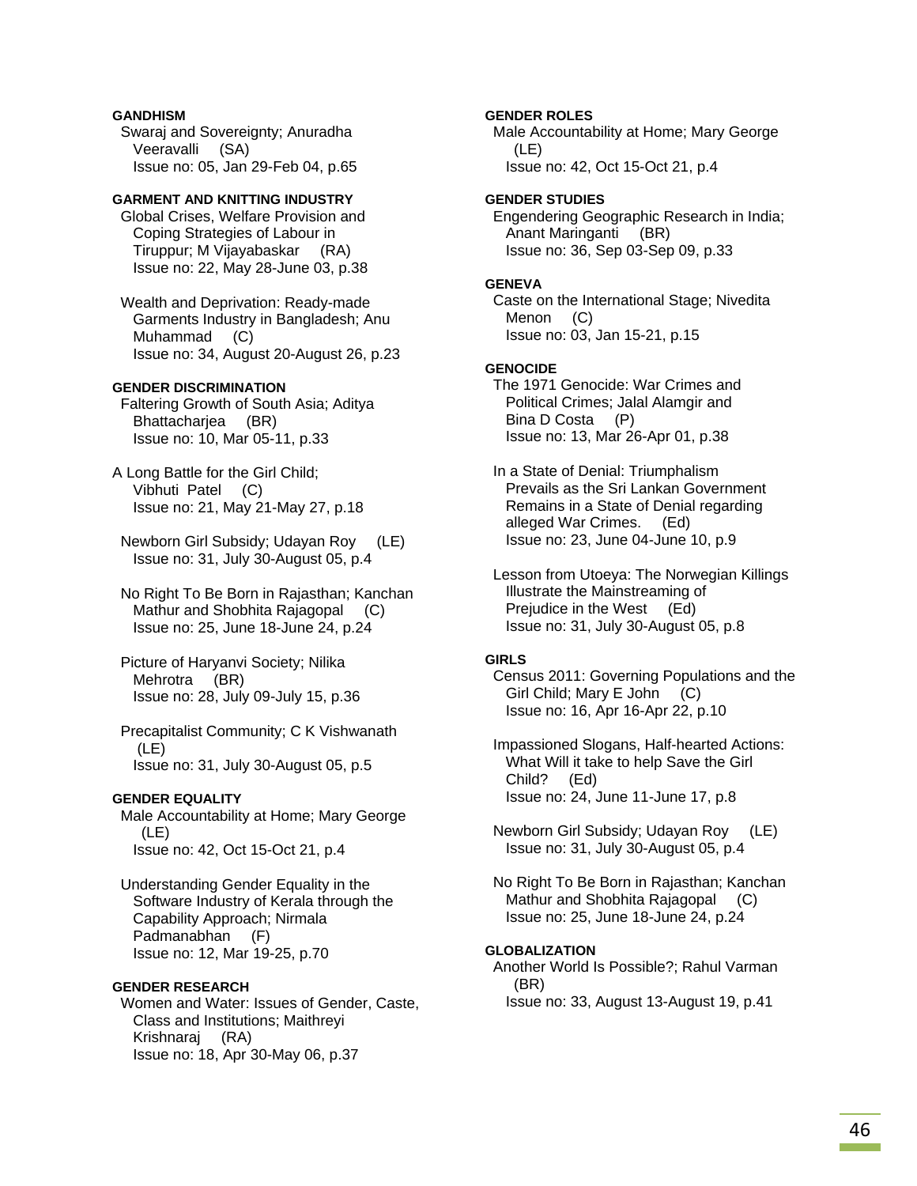**GANDHISM**

Swaraj and Sovereignty; Anuradha Veeravalli (SA)
Issue no: 05, Jan 29-Feb 04, p.65

**GARMENT AND KNITTING INDUSTRY**

Global Crises, Welfare Provision and Coping Strategies of Labour in Tiruppur; M Vijayabaskar (RA)
Issue no: 22, May 28-June 03, p.38

Wealth and Deprivation: Ready-made Garments Industry in Bangladesh; Anu Muhammad (C)
Issue no: 34, August 20-August 26, p.23

**GENDER DISCRIMINATION**

Faltering Growth of South Asia; Aditya Bhattacharjea (BR)
Issue no: 10, Mar 05-11, p.33

A Long Battle for the Girl Child; Vibhuti Patel (C)
Issue no: 21, May 21-May 27, p.18

Newborn Girl Subsidy; Udayan Roy (LE)
Issue no: 31, July 30-August 05, p.4

No Right To Be Born in Rajasthan; Kanchan Mathur and Shobhita Rajagopal (C)
Issue no: 25, June 18-June 24, p.24

Picture of Haryanvi Society; Nilika Mehrotra (BR)
Issue no: 28, July 09-July 15, p.36

Precapitalist Community; C K Vishwanath (LE)
Issue no: 31, July 30-August 05, p.5

**GENDER EQUALITY**

Male Accountability at Home; Mary George (LE)
Issue no: 42, Oct 15-Oct 21, p.4

Understanding Gender Equality in the Software Industry of Kerala through the Capability Approach; Nirmala Padmanabhan (F)
Issue no: 12, Mar 19-25, p.70

**GENDER RESEARCH**

Women and Water: Issues of Gender, Caste, Class and Institutions; Maithreyi Krishnaraj (RA)
Issue no: 18, Apr 30-May 06, p.37

**GENDER ROLES**

Male Accountability at Home; Mary George (LE)
Issue no: 42, Oct 15-Oct 21, p.4

**GENDER STUDIES**

Engendering Geographic Research in India; Anant Maringanti (BR)
Issue no: 36, Sep 03-Sep 09, p.33

**GENEVA**

Caste on the International Stage; Nivedita Menon (C)
Issue no: 03, Jan 15-21, p.15

**GENOCIDE**

The 1971 Genocide: War Crimes and Political Crimes; Jalal Alamgir and Bina D Costa (P)
Issue no: 13, Mar 26-Apr 01, p.38

In a State of Denial: Triumphalism Prevails as the Sri Lankan Government Remains in a State of Denial regarding alleged War Crimes. (Ed)
Issue no: 23, June 04-June 10, p.9

Lesson from Utoeya: The Norwegian Killings Illustrate the Mainstreaming of Prejudice in the West (Ed)
Issue no: 31, July 30-August 05, p.8

**GIRLS**

Census 2011: Governing Populations and the Girl Child; Mary E John (C)
Issue no: 16, Apr 16-Apr 22, p.10

Impassioned Slogans, Half-hearted Actions: What Will it take to help Save the Girl Child? (Ed)
Issue no: 24, June 11-June 17, p.8

Newborn Girl Subsidy; Udayan Roy (LE)
Issue no: 31, July 30-August 05, p.4

No Right To Be Born in Rajasthan; Kanchan Mathur and Shobhita Rajagopal (C)
Issue no: 25, June 18-June 24, p.24

**GLOBALIZATION**

Another World Is Possible?; Rahul Varman (BR)
Issue no: 33, August 13-August 19, p.41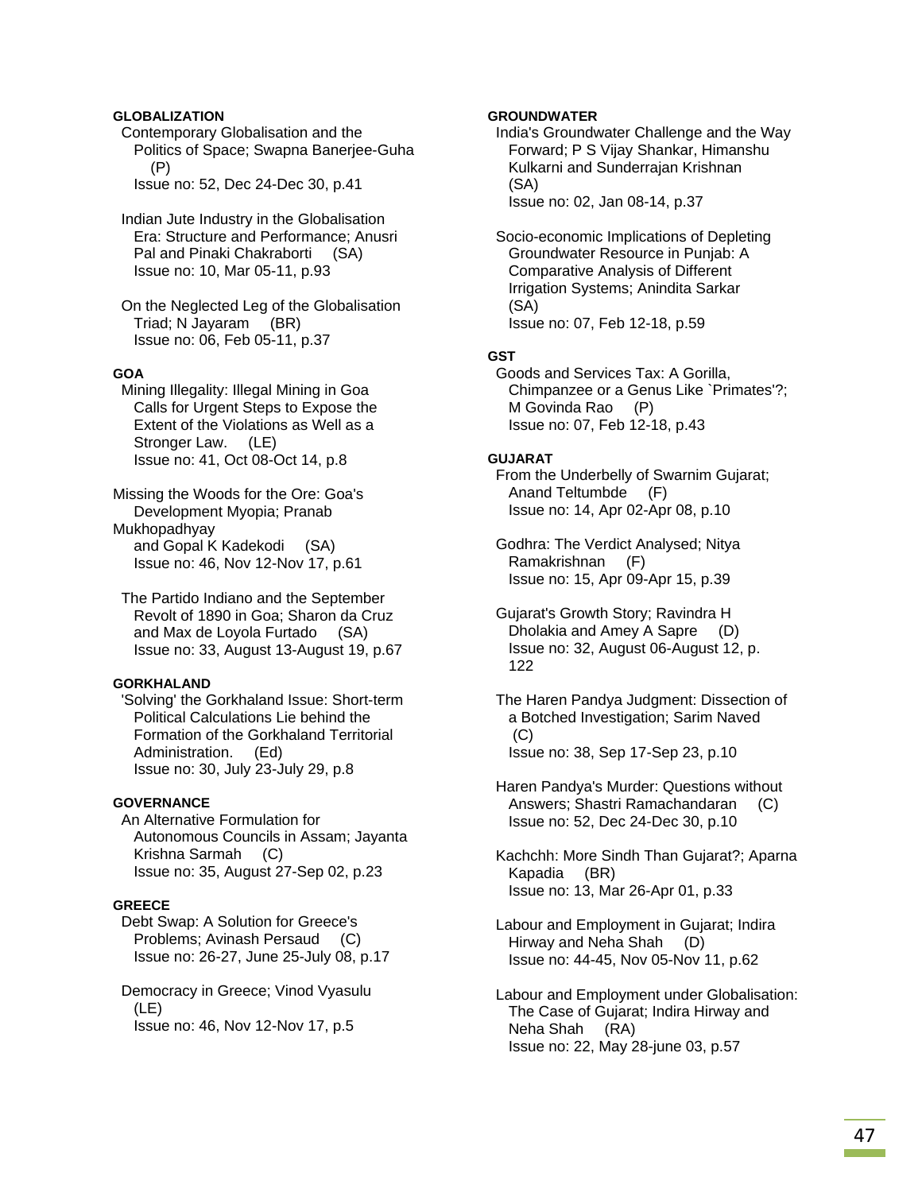**GLOBALIZATION**

Contemporary Globalisation and the Politics of Space; Swapna Banerjee-Guha (P)
Issue no: 52, Dec 24-Dec 30, p.41

Indian Jute Industry in the Globalisation Era: Structure and Performance; Anusri Pal and Pinaki Chakraborti (SA)
Issue no: 10, Mar 05-11, p.93

On the Neglected Leg of the Globalisation Triad; N Jayaram (BR)
Issue no: 06, Feb 05-11, p.37

**GOA**

Mining Illegality: Illegal Mining in Goa Calls for Urgent Steps to Expose the Extent of the Violations as Well as a Stronger Law. (LE)
Issue no: 41, Oct 08-Oct 14, p.8

Missing the Woods for the Ore: Goa's Development Myopia; Pranab Mukhopadhyay and Gopal K Kadekodi (SA)
Issue no: 46, Nov 12-Nov 17, p.61

The Partido Indiano and the September Revolt of 1890 in Goa; Sharon da Cruz and Max de Loyola Furtado (SA)
Issue no: 33, August 13-August 19, p.67

**GORKHALAND**

'Solving' the Gorkhaland Issue: Short-term Political Calculations Lie behind the Formation of the Gorkhaland Territorial Administration. (Ed)
Issue no: 30, July 23-July 29, p.8

**GOVERNANCE**

An Alternative Formulation for Autonomous Councils in Assam; Jayanta Krishna Sarmah (C)
Issue no: 35, August 27-Sep 02, p.23

**GREECE**

Debt Swap: A Solution for Greece's Problems; Avinash Persaud (C)
Issue no: 26-27, June 25-July 08, p.17

Democracy in Greece; Vinod Vyasulu (LE)
Issue no: 46, Nov 12-Nov 17, p.5

**GROUNDWATER**

India's Groundwater Challenge and the Way Forward; P S Vijay Shankar, Himanshu Kulkarni and Sunderrajan Krishnan (SA)
Issue no: 02, Jan 08-14, p.37

Socio-economic Implications of Depleting Groundwater Resource in Punjab: A Comparative Analysis of Different Irrigation Systems; Anindita Sarkar (SA)
Issue no: 07, Feb 12-18, p.59

**GST**

Goods and Services Tax: A Gorilla, Chimpanzee or a Genus Like `Primates'?; M Govinda Rao (P)
Issue no: 07, Feb 12-18, p.43

**GUJARAT**

From the Underbelly of Swarnim Gujarat; Anand Teltumbde (F)
Issue no: 14, Apr 02-Apr 08, p.10

Godhra: The Verdict Analysed; Nitya Ramakrishnan (F)
Issue no: 15, Apr 09-Apr 15, p.39

Gujarat's Growth Story; Ravindra H Dholakia and Amey A Sapre (D)
Issue no: 32, August 06-August 12, p. 122

The Haren Pandya Judgment: Dissection of a Botched Investigation; Sarim Naved (C)
Issue no: 38, Sep 17-Sep 23, p.10

Haren Pandya's Murder: Questions without Answers; Shastri Ramachandaran (C)
Issue no: 52, Dec 24-Dec 30, p.10

Kachchh: More Sindh Than Gujarat?; Aparna Kapadia (BR)
Issue no: 13, Mar 26-Apr 01, p.33

Labour and Employment in Gujarat; Indira Hirway and Neha Shah (D)
Issue no: 44-45, Nov 05-Nov 11, p.62

Labour and Employment under Globalisation: The Case of Gujarat; Indira Hirway and Neha Shah (RA)
Issue no: 22, May 28-june 03, p.57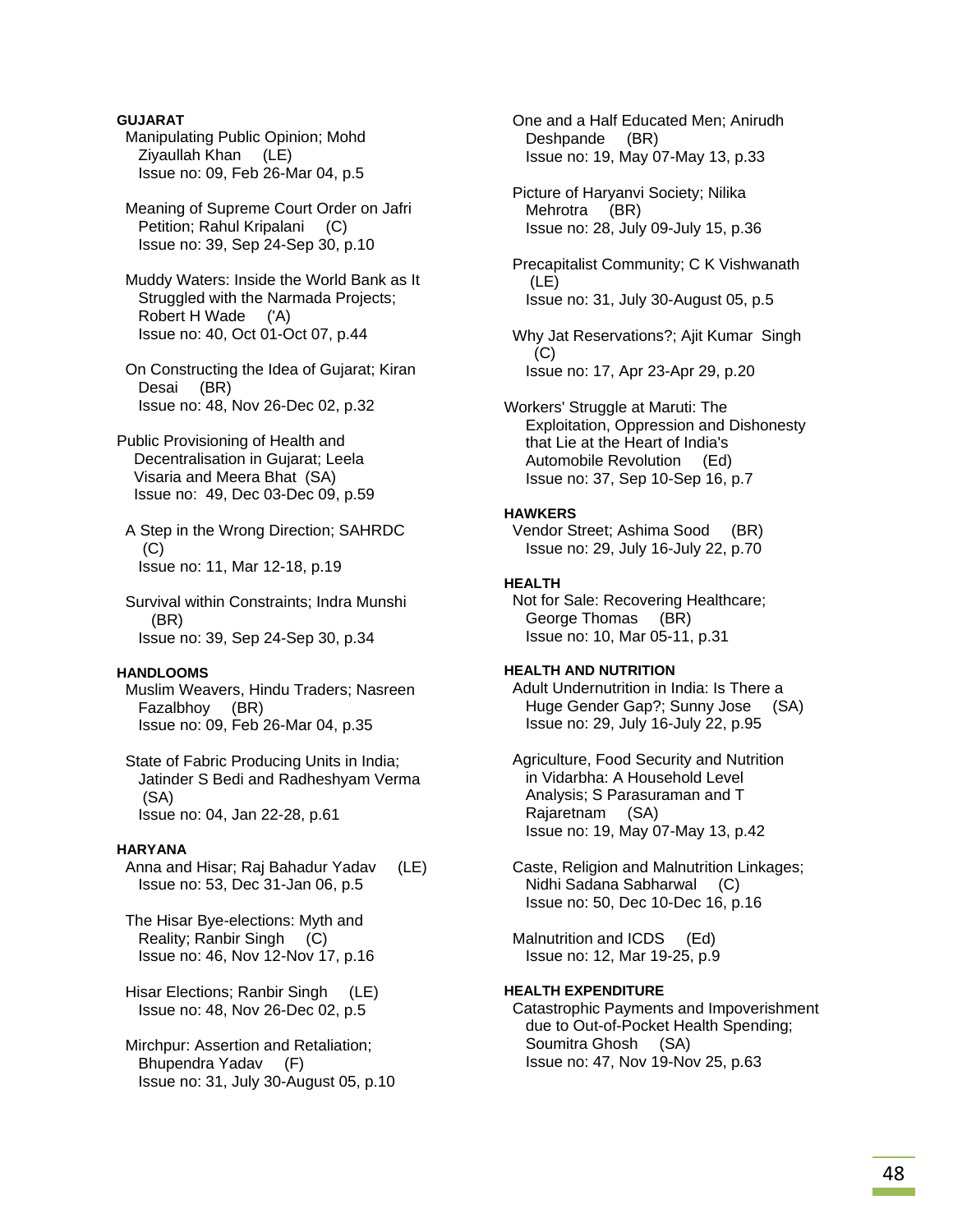**GUJARAT**

Manipulating Public Opinion; Mohd Ziyaullah Khan (LE)
Issue no: 09, Feb 26-Mar 04, p.5

Meaning of Supreme Court Order on Jafri Petition; Rahul Kripalani (C)
Issue no: 39, Sep 24-Sep 30, p.10

Muddy Waters: Inside the World Bank as It Struggled with the Narmada Projects; Robert H Wade ('A)
Issue no: 40, Oct 01-Oct 07, p.44

On Constructing the Idea of Gujarat; Kiran Desai (BR)
Issue no: 48, Nov 26-Dec 02, p.32

Public Provisioning of Health and Decentralisation in Gujarat; Leela Visaria and Meera Bhat (SA)
Issue no: 49, Dec 03-Dec 09, p.59

A Step in the Wrong Direction; SAHRDC (C)
Issue no: 11, Mar 12-18, p.19

Survival within Constraints; Indra Munshi (BR)
Issue no: 39, Sep 24-Sep 30, p.34

**HANDLOOMS**

Muslim Weavers, Hindu Traders; Nasreen Fazalbhoy (BR)
Issue no: 09, Feb 26-Mar 04, p.35

State of Fabric Producing Units in India; Jatinder S Bedi and Radheshyam Verma (SA)
Issue no: 04, Jan 22-28, p.61

**HARYANA**

Anna and Hisar; Raj Bahadur Yadav (LE)
Issue no: 53, Dec 31-Jan 06, p.5

The Hisar Bye-elections: Myth and Reality; Ranbir Singh (C)
Issue no: 46, Nov 12-Nov 17, p.16

Hisar Elections; Ranbir Singh (LE)
Issue no: 48, Nov 26-Dec 02, p.5

Mirchpur: Assertion and Retaliation; Bhupendra Yadav (F)
Issue no: 31, July 30-August 05, p.10

One and a Half Educated Men; Anirudh Deshpande (BR)
Issue no: 19, May 07-May 13, p.33

Picture of Haryanvi Society; Nilika Mehrotra (BR)
Issue no: 28, July 09-July 15, p.36

Precapitalist Community; C K Vishwanath (LE)
Issue no: 31, July 30-August 05, p.5

Why Jat Reservations?; Ajit Kumar Singh (C)
Issue no: 17, Apr 23-Apr 29, p.20

Workers' Struggle at Maruti: The Exploitation, Oppression and Dishonesty that Lie at the Heart of India's Automobile Revolution (Ed)
Issue no: 37, Sep 10-Sep 16, p.7

**HAWKERS**

Vendor Street; Ashima Sood (BR)
Issue no: 29, July 16-July 22, p.70

**HEALTH**

Not for Sale: Recovering Healthcare; George Thomas (BR)
Issue no: 10, Mar 05-11, p.31

**HEALTH AND NUTRITION**

Adult Undernutrition in India: Is There a Huge Gender Gap?; Sunny Jose (SA)
Issue no: 29, July 16-July 22, p.95

Agriculture, Food Security and Nutrition in Vidarbha: A Household Level Analysis; S Parasuraman and T Rajaretnam (SA)
Issue no: 19, May 07-May 13, p.42

Caste, Religion and Malnutrition Linkages; Nidhi Sadana Sabharwal (C)
Issue no: 50, Dec 10-Dec 16, p.16

Malnutrition and ICDS (Ed)
Issue no: 12, Mar 19-25, p.9

**HEALTH EXPENDITURE**

Catastrophic Payments and Impoverishment due to Out-of-Pocket Health Spending; Soumitra Ghosh (SA)
Issue no: 47, Nov 19-Nov 25, p.63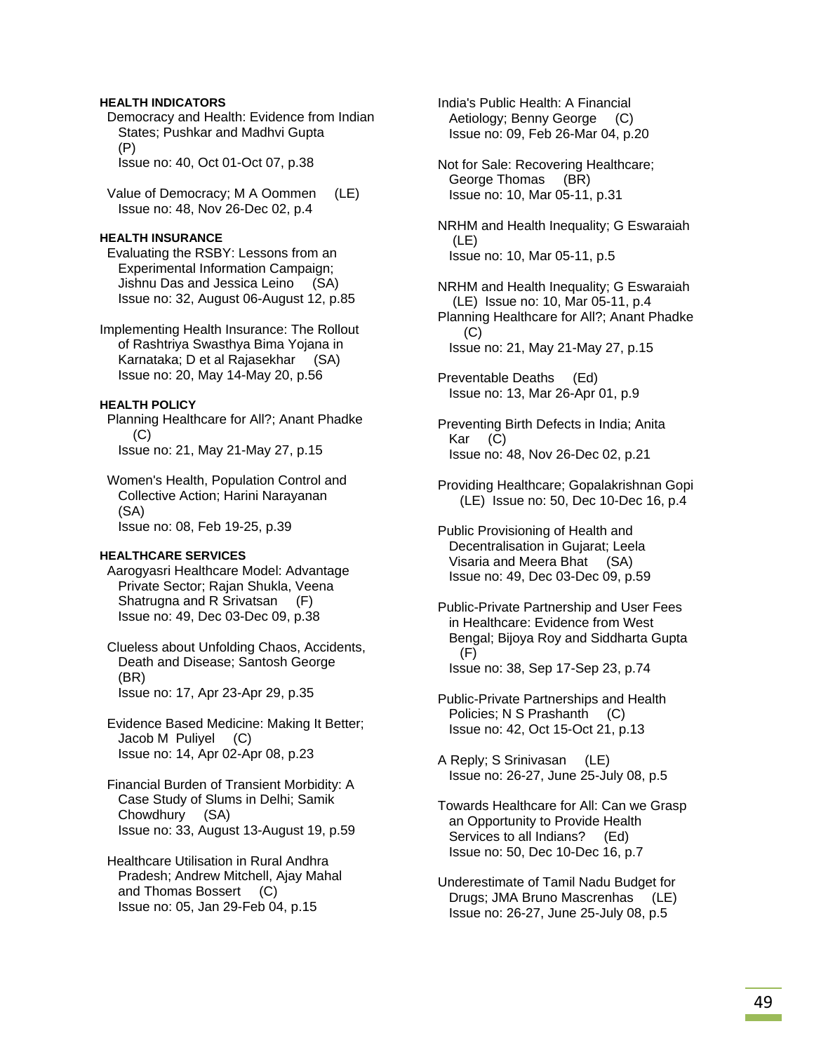#### HEALTH INDICATORS

Democracy and Health: Evidence from Indian States; Pushkar and Madhvi Gupta (P)
Issue no: 40, Oct 01-Oct 07, p.38

Value of Democracy; M A Oommen (LE)
Issue no: 48, Nov 26-Dec 02, p.4

#### HEALTH INSURANCE

Evaluating the RSBY: Lessons from an Experimental Information Campaign; Jishnu Das and Jessica Leino (SA)
Issue no: 32, August 06-August 12, p.85

Implementing Health Insurance: The Rollout of Rashtriya Swasthya Bima Yojana in Karnataka; D et al Rajasekhar (SA)
Issue no: 20, May 14-May 20, p.56

#### HEALTH POLICY

Planning Healthcare for All?; Anant Phadke (C)
Issue no: 21, May 21-May 27, p.15

Women's Health, Population Control and Collective Action; Harini Narayanan (SA)
Issue no: 08, Feb 19-25, p.39

#### HEALTHCARE SERVICES

Aarogyasri Healthcare Model: Advantage Private Sector; Rajan Shukla, Veena Shatrugna and R Srivatsan (F)
Issue no: 49, Dec 03-Dec 09, p.38

Clueless about Unfolding Chaos, Accidents, Death and Disease; Santosh George (BR)
Issue no: 17, Apr 23-Apr 29, p.35

Evidence Based Medicine: Making It Better; Jacob M Puliyel (C)
Issue no: 14, Apr 02-Apr 08, p.23

Financial Burden of Transient Morbidity: A Case Study of Slums in Delhi; Samik Chowdhury (SA)
Issue no: 33, August 13-August 19, p.59

Healthcare Utilisation in Rural Andhra Pradesh; Andrew Mitchell, Ajay Mahal and Thomas Bossert (C)
Issue no: 05, Jan 29-Feb 04, p.15

India's Public Health: A Financial Aetiology; Benny George (C)
Issue no: 09, Feb 26-Mar 04, p.20

Not for Sale: Recovering Healthcare; George Thomas (BR)
Issue no: 10, Mar 05-11, p.31

NRHM and Health Inequality; G Eswaraiah (LE)
Issue no: 10, Mar 05-11, p.5

NRHM and Health Inequality; G Eswaraiah (LE) Issue no: 10, Mar 05-11, p.4

Planning Healthcare for All?; Anant Phadke (C)
Issue no: 21, May 21-May 27, p.15

Preventable Deaths (Ed)
Issue no: 13, Mar 26-Apr 01, p.9

Preventing Birth Defects in India; Anita Kar (C)
Issue no: 48, Nov 26-Dec 02, p.21

Providing Healthcare; Gopalakrishnan Gopi (LE) Issue no: 50, Dec 10-Dec 16, p.4

Public Provisioning of Health and Decentralisation in Gujarat; Leela Visaria and Meera Bhat (SA)
Issue no: 49, Dec 03-Dec 09, p.59

Public-Private Partnership and User Fees in Healthcare: Evidence from West Bengal; Bijoya Roy and Siddharta Gupta (F)
Issue no: 38, Sep 17-Sep 23, p.74

Public-Private Partnerships and Health Policies; N S Prashanth (C)
Issue no: 42, Oct 15-Oct 21, p.13

A Reply; S Srinivasan (LE)
Issue no: 26-27, June 25-July 08, p.5

Towards Healthcare for All: Can we Grasp an Opportunity to Provide Health Services to all Indians? (Ed)
Issue no: 50, Dec 10-Dec 16, p.7

Underestimate of Tamil Nadu Budget for Drugs; JMA Bruno Mascrenhas (LE)
Issue no: 26-27, June 25-July 08, p.5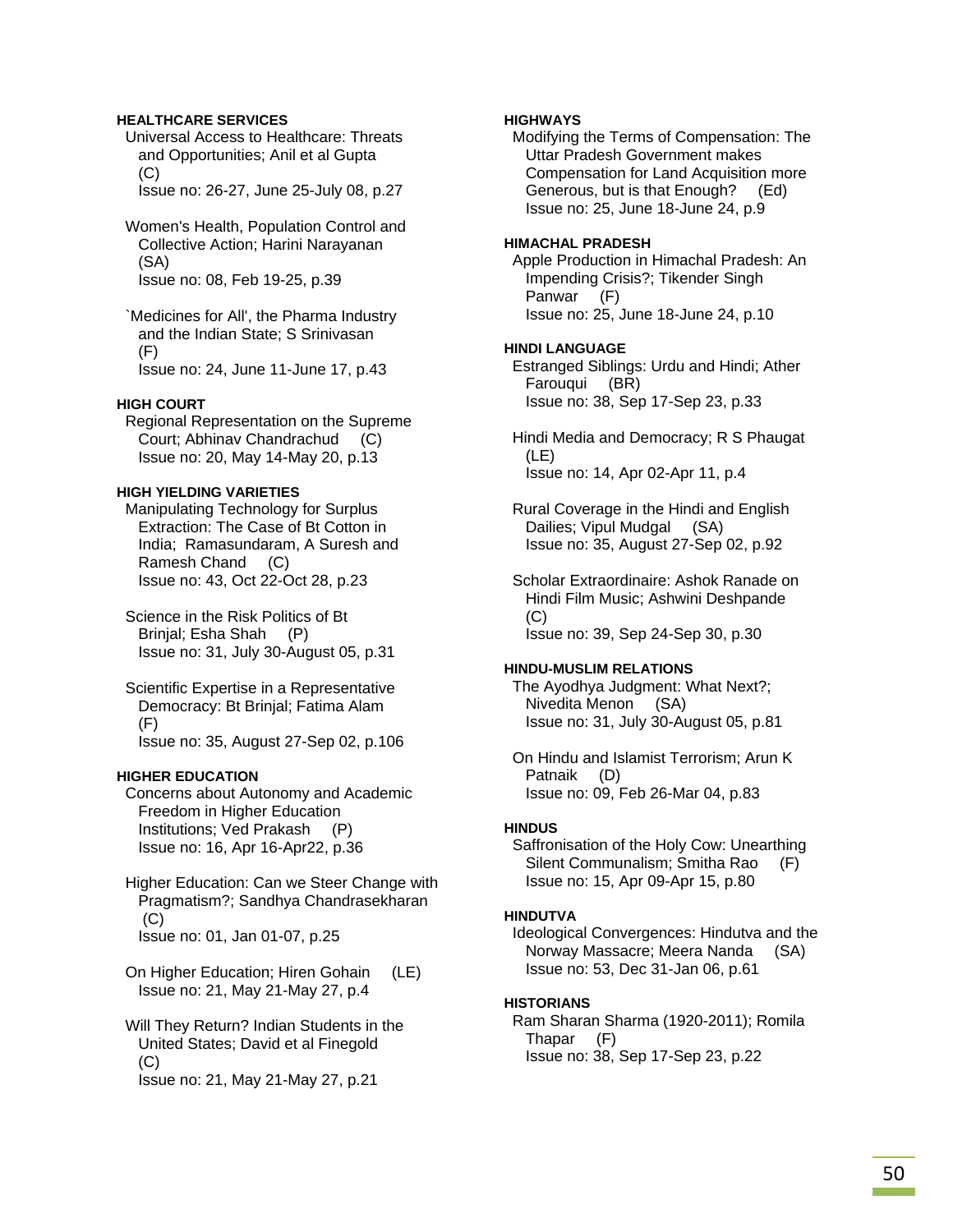**HEALTHCARE SERVICES**

Universal Access to Healthcare: Threats and Opportunities; Anil et al Gupta (C)
Issue no: 26-27, June 25-July 08, p.27

Women's Health, Population Control and Collective Action; Harini Narayanan (SA)
Issue no: 08, Feb 19-25, p.39

`Medicines for All', the Pharma Industry and the Indian State; S Srinivasan (F)
Issue no: 24, June 11-June 17, p.43

**HIGH COURT**

Regional Representation on the Supreme Court; Abhinav Chandrachud (C)
Issue no: 20, May 14-May 20, p.13

**HIGH YIELDING VARIETIES**

Manipulating Technology for Surplus Extraction: The Case of Bt Cotton in India; Ramasundaram, A Suresh and Ramesh Chand (C)
Issue no: 43, Oct 22-Oct 28, p.23

Science in the Risk Politics of Bt Brinjal; Esha Shah (P)
Issue no: 31, July 30-August 05, p.31

Scientific Expertise in a Representative Democracy: Bt Brinjal; Fatima Alam (F)
Issue no: 35, August 27-Sep 02, p.106

**HIGHER EDUCATION**

Concerns about Autonomy and Academic Freedom in Higher Education Institutions; Ved Prakash (P)
Issue no: 16, Apr 16-Apr22, p.36

Higher Education: Can we Steer Change with Pragmatism?; Sandhya Chandrasekharan (C)
Issue no: 01, Jan 01-07, p.25

On Higher Education; Hiren Gohain (LE)
Issue no: 21, May 21-May 27, p.4

Will They Return? Indian Students in the United States; David et al Finegold (C)
Issue no: 21, May 21-May 27, p.21

**HIGHWAYS**

Modifying the Terms of Compensation: The Uttar Pradesh Government makes Compensation for Land Acquisition more Generous, but is that Enough? (Ed)
Issue no: 25, June 18-June 24, p.9

**HIMACHAL PRADESH**

Apple Production in Himachal Pradesh: An Impending Crisis?; Tikender Singh Panwar (F)
Issue no: 25, June 18-June 24, p.10

**HINDI LANGUAGE**

Estranged Siblings: Urdu and Hindi; Ather Farouqui (BR)
Issue no: 38, Sep 17-Sep 23, p.33

Hindi Media and Democracy; R S Phaugat (LE)
Issue no: 14, Apr 02-Apr 11, p.4

Rural Coverage in the Hindi and English Dailies; Vipul Mudgal (SA)
Issue no: 35, August 27-Sep 02, p.92

Scholar Extraordinaire: Ashok Ranade on Hindi Film Music; Ashwini Deshpande (C)
Issue no: 39, Sep 24-Sep 30, p.30

**HINDU-MUSLIM RELATIONS**

The Ayodhya Judgment: What Next?; Nivedita Menon (SA)
Issue no: 31, July 30-August 05, p.81

On Hindu and Islamist Terrorism; Arun K Patnaik (D)
Issue no: 09, Feb 26-Mar 04, p.83

**HINDUS**

Saffronisation of the Holy Cow: Unearthing Silent Communalism; Smitha Rao (F)
Issue no: 15, Apr 09-Apr 15, p.80

**HINDUTVA**

Ideological Convergences: Hindutva and the Norway Massacre; Meera Nanda (SA)
Issue no: 53, Dec 31-Jan 06, p.61

**HISTORIANS**

Ram Sharan Sharma (1920-2011); Romila Thapar (F)
Issue no: 38, Sep 17-Sep 23, p.22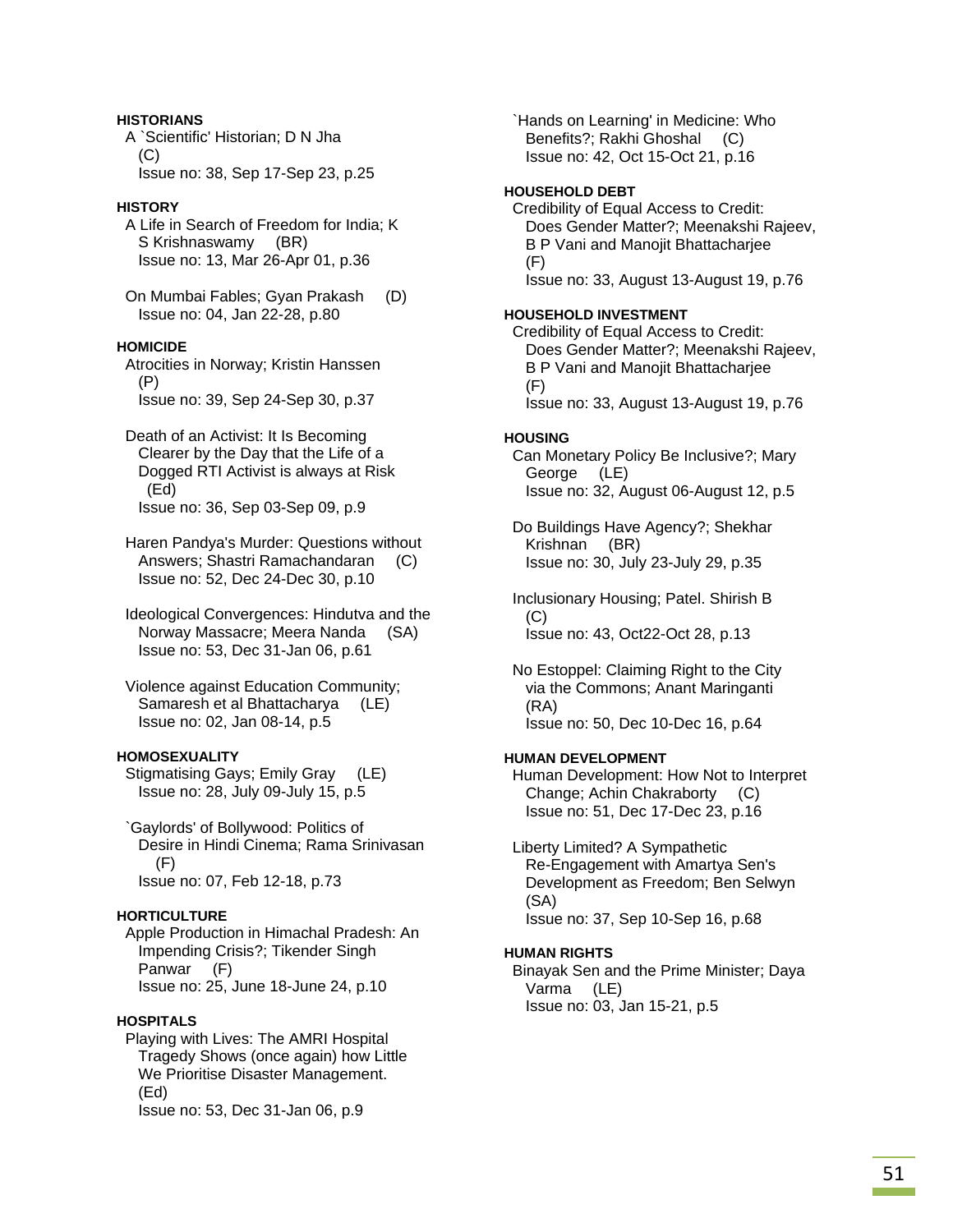**HISTORIANS**

A `Scientific' Historian; D N Jha (C)
Issue no: 38, Sep 17-Sep 23, p.25

**HISTORY**

A Life in Search of Freedom for India; K S Krishnaswamy (BR)
Issue no: 13, Mar 26-Apr 01, p.36

On Mumbai Fables; Gyan Prakash (D)
Issue no: 04, Jan 22-28, p.80

**HOMICIDE**

Atrocities in Norway; Kristin Hanssen (P)
Issue no: 39, Sep 24-Sep 30, p.37

Death of an Activist: It Is Becoming Clearer by the Day that the Life of a Dogged RTI Activist is always at Risk (Ed)
Issue no: 36, Sep 03-Sep 09, p.9

Haren Pandya's Murder: Questions without Answers; Shastri Ramachandaran (C)
Issue no: 52, Dec 24-Dec 30, p.10

Ideological Convergences: Hindutva and the Norway Massacre; Meera Nanda (SA)
Issue no: 53, Dec 31-Jan 06, p.61

Violence against Education Community; Samaresh et al Bhattacharya (LE)
Issue no: 02, Jan 08-14, p.5

**HOMOSEXUALITY**

Stigmatising Gays; Emily Gray (LE)
Issue no: 28, July 09-July 15, p.5

`Gaylords' of Bollywood: Politics of Desire in Hindi Cinema; Rama Srinivasan (F)
Issue no: 07, Feb 12-18, p.73

**HORTICULTURE**

Apple Production in Himachal Pradesh: An Impending Crisis?; Tikender Singh Panwar (F)
Issue no: 25, June 18-June 24, p.10

**HOSPITALS**

Playing with Lives: The AMRI Hospital Tragedy Shows (once again) how Little We Prioritise Disaster Management. (Ed)
Issue no: 53, Dec 31-Jan 06, p.9

`Hands on Learning' in Medicine: Who Benefits?; Rakhi Ghoshal (C)
Issue no: 42, Oct 15-Oct 21, p.16

**HOUSEHOLD DEBT**

Credibility of Equal Access to Credit: Does Gender Matter?; Meenakshi Rajeev, B P Vani and Manojit Bhattacharjee (F)
Issue no: 33, August 13-August 19, p.76

**HOUSEHOLD INVESTMENT**

Credibility of Equal Access to Credit: Does Gender Matter?; Meenakshi Rajeev, B P Vani and Manojit Bhattacharjee (F)
Issue no: 33, August 13-August 19, p.76

**HOUSING**

Can Monetary Policy Be Inclusive?; Mary George (LE)
Issue no: 32, August 06-August 12, p.5

Do Buildings Have Agency?; Shekhar Krishnan (BR)
Issue no: 30, July 23-July 29, p.35

Inclusionary Housing; Patel. Shirish B (C)
Issue no: 43, Oct22-Oct 28, p.13

No Estoppel: Claiming Right to the City via the Commons; Anant Maringanti (RA)
Issue no: 50, Dec 10-Dec 16, p.64

**HUMAN DEVELOPMENT**

Human Development: How Not to Interpret Change; Achin Chakraborty (C)
Issue no: 51, Dec 17-Dec 23, p.16

Liberty Limited? A Sympathetic Re-Engagement with Amartya Sen's Development as Freedom; Ben Selwyn (SA)
Issue no: 37, Sep 10-Sep 16, p.68

**HUMAN RIGHTS**

Binayak Sen and the Prime Minister; Daya Varma (LE)
Issue no: 03, Jan 15-21, p.5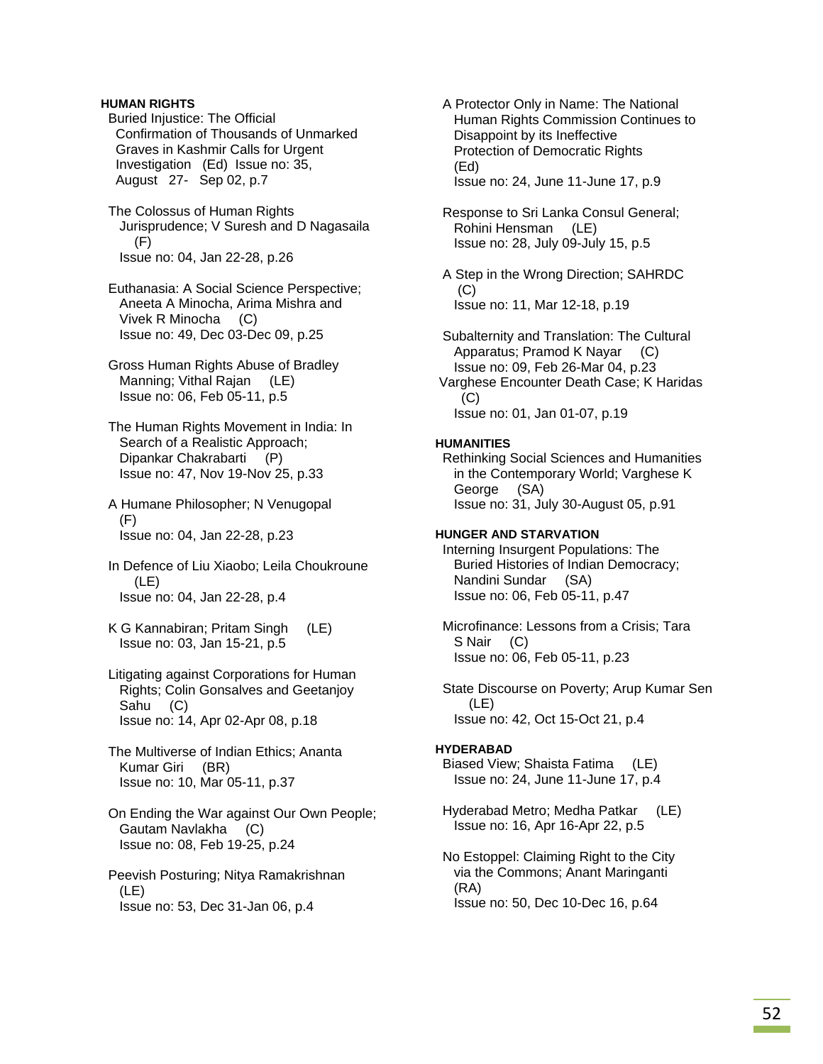**HUMAN RIGHTS**

Buried Injustice: The Official Confirmation of Thousands of Unmarked Graves in Kashmir Calls for Urgent Investigation (Ed) Issue no: 35, August 27- Sep 02, p.7

The Colossus of Human Rights Jurisprudence; V Suresh and D Nagasaila (F)
Issue no: 04, Jan 22-28, p.26

Euthanasia: A Social Science Perspective; Aneeta A Minocha, Arima Mishra and Vivek R Minocha (C)
Issue no: 49, Dec 03-Dec 09, p.25

Gross Human Rights Abuse of Bradley Manning; Vithal Rajan (LE)
Issue no: 06, Feb 05-11, p.5

The Human Rights Movement in India: In Search of a Realistic Approach; Dipankar Chakrabarti (P)
Issue no: 47, Nov 19-Nov 25, p.33

A Humane Philosopher; N Venugopal (F)
Issue no: 04, Jan 22-28, p.23

In Defence of Liu Xiaobo; Leila Choukroune (LE)
Issue no: 04, Jan 22-28, p.4

K G Kannabiran; Pritam Singh (LE)
Issue no: 03, Jan 15-21, p.5

Litigating against Corporations for Human Rights; Colin Gonsalves and Geetanjoy Sahu (C)
Issue no: 14, Apr 02-Apr 08, p.18

The Multiverse of Indian Ethics; Ananta Kumar Giri (BR)
Issue no: 10, Mar 05-11, p.37

On Ending the War against Our Own People; Gautam Navlakha (C)
Issue no: 08, Feb 19-25, p.24

Peevish Posturing; Nitya Ramakrishnan (LE)
Issue no: 53, Dec 31-Jan 06, p.4

A Protector Only in Name: The National Human Rights Commission Continues to Disappoint by its Ineffective Protection of Democratic Rights (Ed)
Issue no: 24, June 11-June 17, p.9

Response to Sri Lanka Consul General; Rohini Hensman (LE)
Issue no: 28, July 09-July 15, p.5

A Step in the Wrong Direction; SAHRDC (C)
Issue no: 11, Mar 12-18, p.19

Subalternity and Translation: The Cultural Apparatus; Pramod K Nayar (C)
Issue no: 09, Feb 26-Mar 04, p.23

Varghese Encounter Death Case; K Haridas (C)
Issue no: 01, Jan 01-07, p.19

**HUMANITIES**

Rethinking Social Sciences and Humanities in the Contemporary World; Varghese K George (SA)
Issue no: 31, July 30-August 05, p.91

**HUNGER AND STARVATION**

Interning Insurgent Populations: The Buried Histories of Indian Democracy; Nandini Sundar (SA)
Issue no: 06, Feb 05-11, p.47

Microfinance: Lessons from a Crisis; Tara S Nair (C)
Issue no: 06, Feb 05-11, p.23

State Discourse on Poverty; Arup Kumar Sen (LE)
Issue no: 42, Oct 15-Oct 21, p.4

**HYDERABAD**

Biased View; Shaista Fatima (LE)
Issue no: 24, June 11-June 17, p.4

Hyderabad Metro; Medha Patkar (LE)
Issue no: 16, Apr 16-Apr 22, p.5

No Estoppel: Claiming Right to the City via the Commons; Anant Maringanti (RA)
Issue no: 50, Dec 10-Dec 16, p.64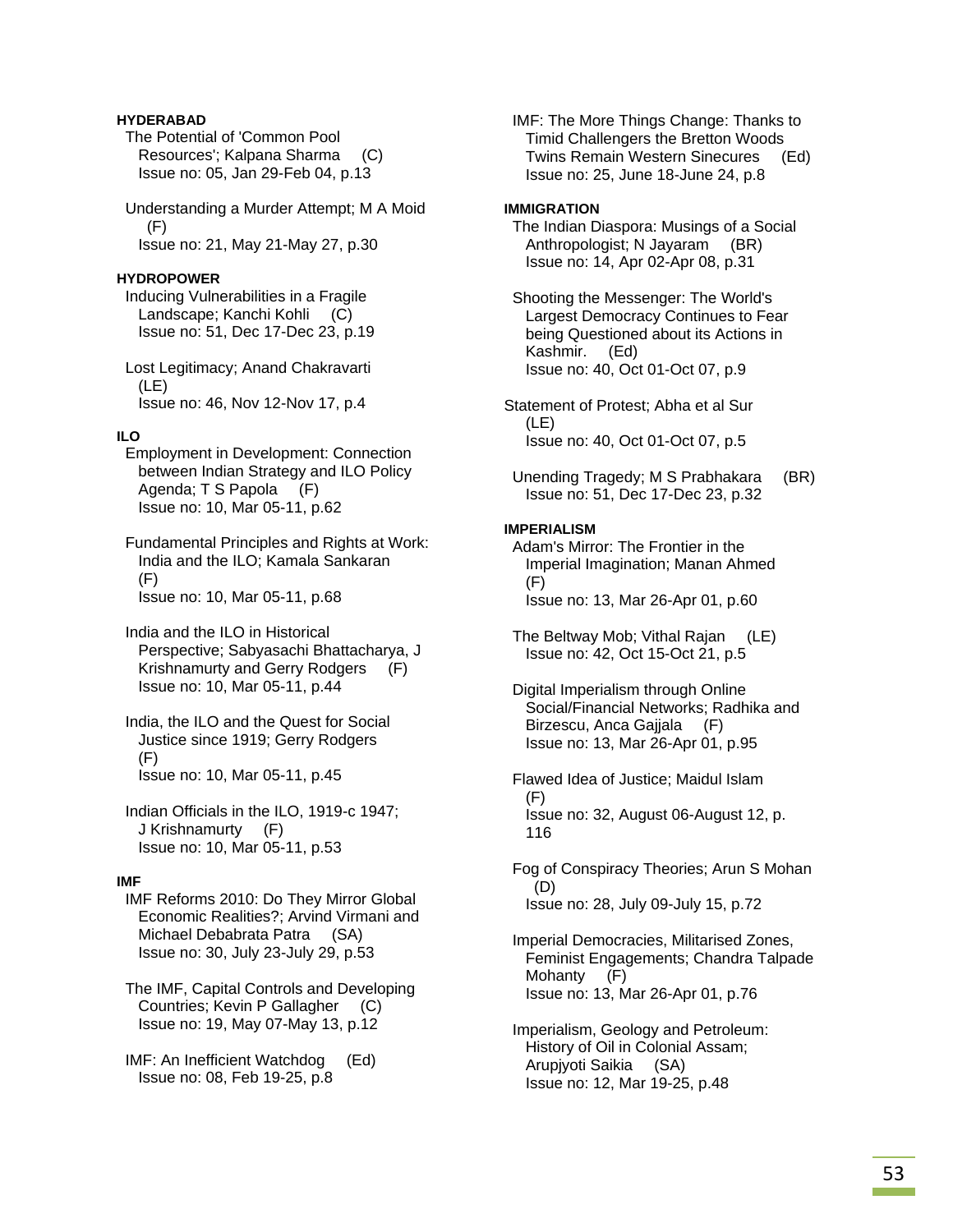**HYDERABAD**

The Potential of 'Common Pool Resources'; Kalpana Sharma (C)
Issue no: 05, Jan 29-Feb 04, p.13

Understanding a Murder Attempt; M A Moid (F)
Issue no: 21, May 21-May 27, p.30

**HYDROPOWER**

Inducing Vulnerabilities in a Fragile Landscape; Kanchi Kohli (C)
Issue no: 51, Dec 17-Dec 23, p.19

Lost Legitimacy; Anand Chakravarti (LE)
Issue no: 46, Nov 12-Nov 17, p.4

**ILO**

Employment in Development: Connection between Indian Strategy and ILO Policy Agenda; T S Papola (F)
Issue no: 10, Mar 05-11, p.62

Fundamental Principles and Rights at Work: India and the ILO; Kamala Sankaran (F)
Issue no: 10, Mar 05-11, p.68

India and the ILO in Historical Perspective; Sabyasachi Bhattacharya, J Krishnamurty and Gerry Rodgers (F)
Issue no: 10, Mar 05-11, p.44

India, the ILO and the Quest for Social Justice since 1919; Gerry Rodgers (F)
Issue no: 10, Mar 05-11, p.45

Indian Officials in the ILO, 1919-c 1947; J Krishnamurty (F)
Issue no: 10, Mar 05-11, p.53

**IMF**

IMF Reforms 2010: Do They Mirror Global Economic Realities?; Arvind Virmani and Michael Debabrata Patra (SA)
Issue no: 30, July 23-July 29, p.53

The IMF, Capital Controls and Developing Countries; Kevin P Gallagher (C)
Issue no: 19, May 07-May 13, p.12

IMF: An Inefficient Watchdog (Ed)
Issue no: 08, Feb 19-25, p.8

IMF: The More Things Change: Thanks to Timid Challengers the Bretton Woods Twins Remain Western Sinecures (Ed)
Issue no: 25, June 18-June 24, p.8

**IMMIGRATION**

The Indian Diaspora: Musings of a Social Anthropologist; N Jayaram (BR)
Issue no: 14, Apr 02-Apr 08, p.31

Shooting the Messenger: The World's Largest Democracy Continues to Fear being Questioned about its Actions in Kashmir. (Ed)
Issue no: 40, Oct 01-Oct 07, p.9

Statement of Protest; Abha et al Sur (LE)
Issue no: 40, Oct 01-Oct 07, p.5

Unending Tragedy; M S Prabhakara (BR)
Issue no: 51, Dec 17-Dec 23, p.32

**IMPERIALISM**

Adam's Mirror: The Frontier in the Imperial Imagination; Manan Ahmed (F)
Issue no: 13, Mar 26-Apr 01, p.60

The Beltway Mob; Vithal Rajan (LE)
Issue no: 42, Oct 15-Oct 21, p.5

Digital Imperialism through Online Social/Financial Networks; Radhika and Birzescu, Anca Gajjala (F)
Issue no: 13, Mar 26-Apr 01, p.95

Flawed Idea of Justice; Maidul Islam (F)
Issue no: 32, August 06-August 12, p. 116

Fog of Conspiracy Theories; Arun S Mohan (D)
Issue no: 28, July 09-July 15, p.72

Imperial Democracies, Militarised Zones, Feminist Engagements; Chandra Talpade Mohanty (F)
Issue no: 13, Mar 26-Apr 01, p.76

Imperialism, Geology and Petroleum: History of Oil in Colonial Assam; Arupjyoti Saikia (SA)
Issue no: 12, Mar 19-25, p.48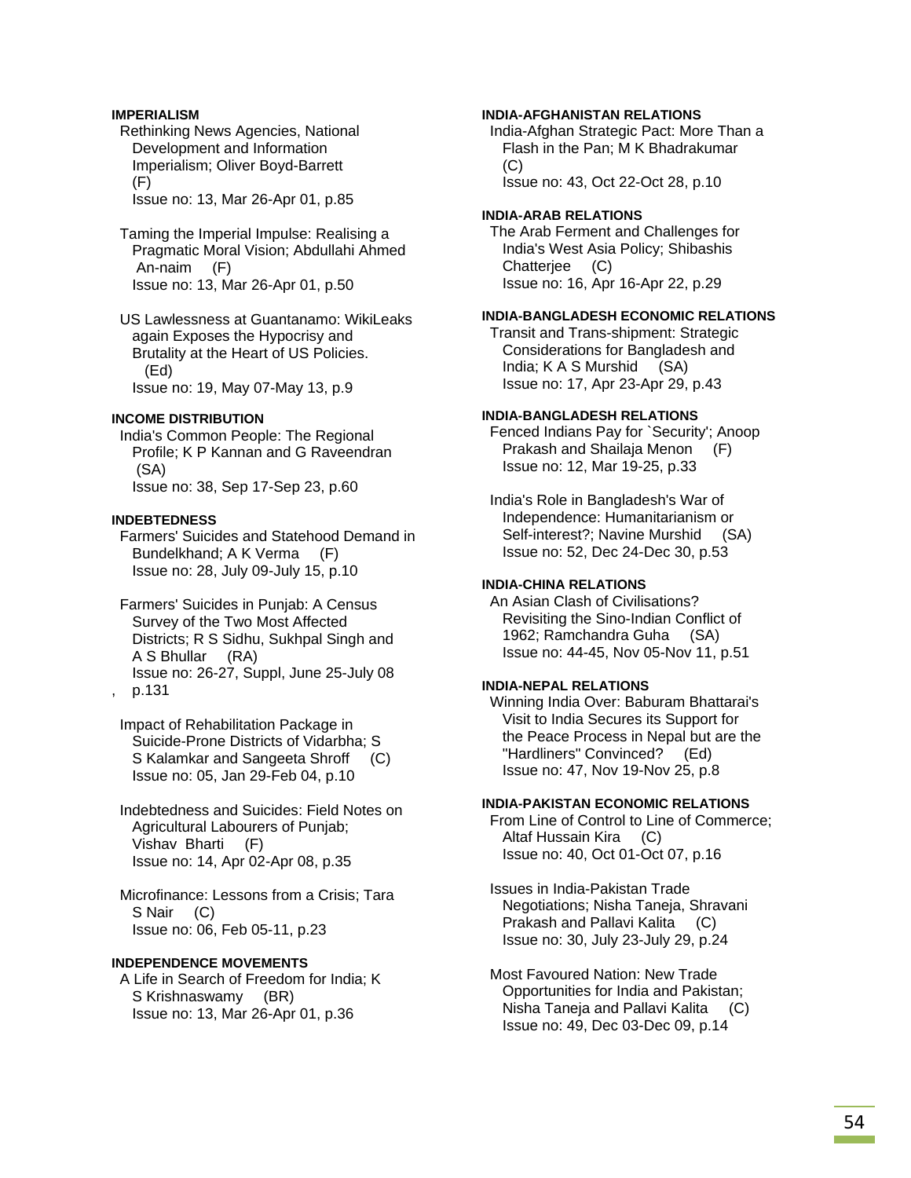**IMPERIALISM**

Rethinking News Agencies, National Development and Information Imperialism; Oliver Boyd-Barrett (F)
Issue no: 13, Mar 26-Apr 01, p.85

Taming the Imperial Impulse: Realising a Pragmatic Moral Vision; Abdullahi Ahmed An-naim (F)
Issue no: 13, Mar 26-Apr 01, p.50

US Lawlessness at Guantanamo: WikiLeaks again Exposes the Hypocrisy and Brutality at the Heart of US Policies. (Ed)
Issue no: 19, May 07-May 13, p.9

**INCOME DISTRIBUTION**

India's Common People: The Regional Profile; K P Kannan and G Raveendran (SA)
Issue no: 38, Sep 17-Sep 23, p.60

**INDEBTEDNESS**

Farmers' Suicides and Statehood Demand in Bundelkhand; A K Verma (F)
Issue no: 28, July 09-July 15, p.10

Farmers' Suicides in Punjab: A Census Survey of the Two Most Affected Districts; R S Sidhu, Sukhpal Singh and A S Bhullar (RA)
Issue no: 26-27, Suppl, June 25-July 08, p.131

Impact of Rehabilitation Package in Suicide-Prone Districts of Vidarbha; S S Kalamkar and Sangeeta Shroff (C)
Issue no: 05, Jan 29-Feb 04, p.10

Indebtedness and Suicides: Field Notes on Agricultural Labourers of Punjab; Vishav Bharti (F)
Issue no: 14, Apr 02-Apr 08, p.35

Microfinance: Lessons from a Crisis; Tara S Nair (C)
Issue no: 06, Feb 05-11, p.23

**INDEPENDENCE MOVEMENTS**

A Life in Search of Freedom for India; K S Krishnaswamy (BR)
Issue no: 13, Mar 26-Apr 01, p.36

**INDIA-AFGHANISTAN RELATIONS**

India-Afghan Strategic Pact: More Than a Flash in the Pan; M K Bhadrakumar (C)
Issue no: 43, Oct 22-Oct 28, p.10

**INDIA-ARAB RELATIONS**

The Arab Ferment and Challenges for India's West Asia Policy; Shibashis Chatterjee (C)
Issue no: 16, Apr 16-Apr 22, p.29

**INDIA-BANGLADESH ECONOMIC RELATIONS**

Transit and Trans-shipment: Strategic Considerations for Bangladesh and India; K A S Murshid (SA)
Issue no: 17, Apr 23-Apr 29, p.43

**INDIA-BANGLADESH RELATIONS**

Fenced Indians Pay for `Security'; Anoop Prakash and Shailaja Menon (F)
Issue no: 12, Mar 19-25, p.33

India's Role in Bangladesh's War of Independence: Humanitarianism or Self-interest?; Navine Murshid (SA)
Issue no: 52, Dec 24-Dec 30, p.53

**INDIA-CHINA RELATIONS**

An Asian Clash of Civilisations? Revisiting the Sino-Indian Conflict of 1962; Ramchandra Guha (SA)
Issue no: 44-45, Nov 05-Nov 11, p.51

**INDIA-NEPAL RELATIONS**

Winning India Over: Baburam Bhattarai's Visit to India Secures its Support for the Peace Process in Nepal but are the "Hardliners" Convinced? (Ed)
Issue no: 47, Nov 19-Nov 25, p.8

**INDIA-PAKISTAN ECONOMIC RELATIONS**

From Line of Control to Line of Commerce; Altaf Hussain Kira (C)
Issue no: 40, Oct 01-Oct 07, p.16

Issues in India-Pakistan Trade Negotiations; Nisha Taneja, Shravani Prakash and Pallavi Kalita (C)
Issue no: 30, July 23-July 29, p.24

Most Favoured Nation: New Trade Opportunities for India and Pakistan; Nisha Taneja and Pallavi Kalita (C)
Issue no: 49, Dec 03-Dec 09, p.14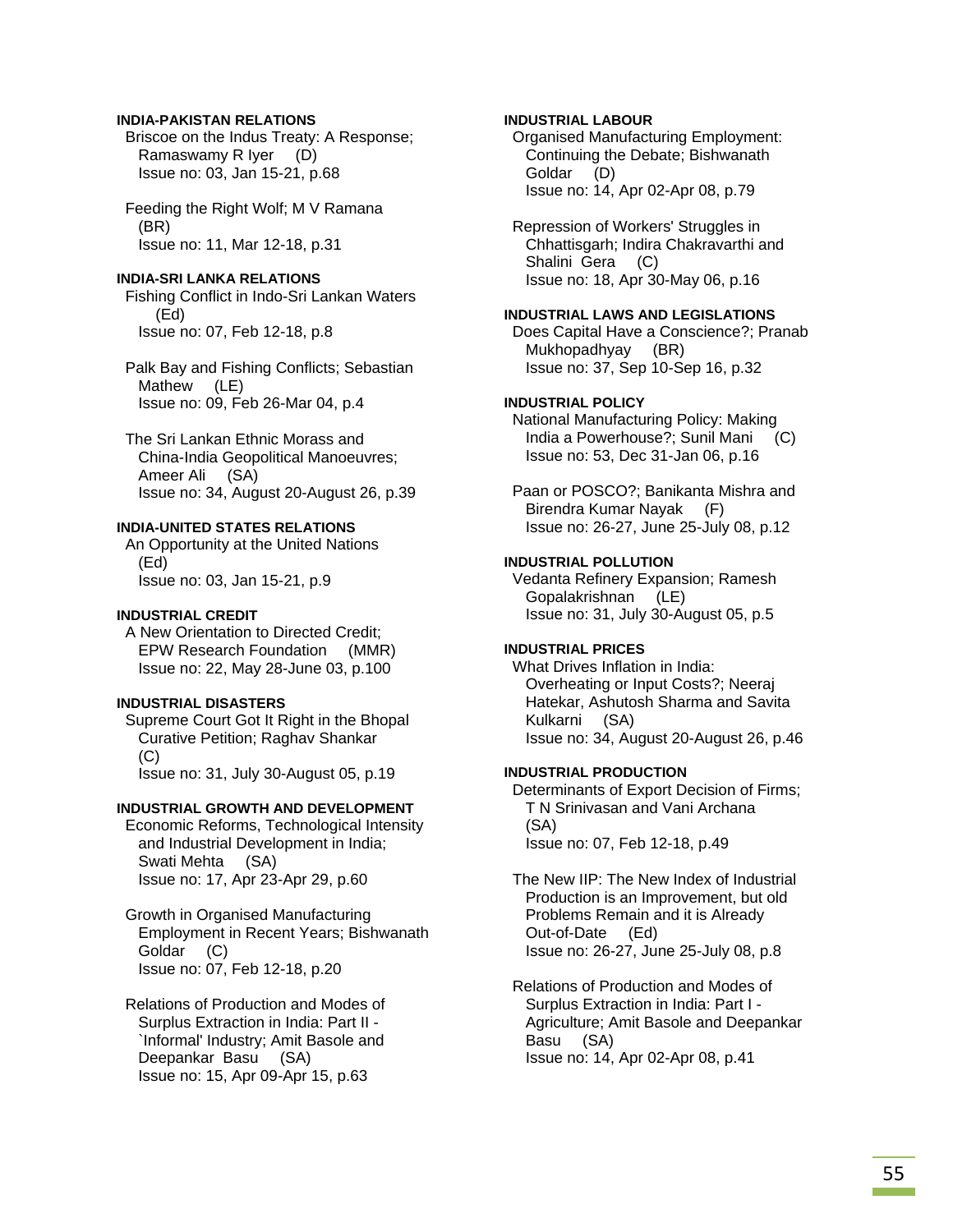**INDIA-PAKISTAN RELATIONS**

Briscoe on the Indus Treaty: A Response; Ramaswamy R Iyer (D)
Issue no: 03, Jan 15-21, p.68

Feeding the Right Wolf; M V Ramana (BR)
Issue no: 11, Mar 12-18, p.31

**INDIA-SRI LANKA RELATIONS**

Fishing Conflict in Indo-Sri Lankan Waters (Ed)
Issue no: 07, Feb 12-18, p.8

Palk Bay and Fishing Conflicts; Sebastian Mathew (LE)
Issue no: 09, Feb 26-Mar 04, p.4

The Sri Lankan Ethnic Morass and China-India Geopolitical Manoeuvres; Ameer Ali (SA)
Issue no: 34, August 20-August 26, p.39

**INDIA-UNITED STATES RELATIONS**

An Opportunity at the United Nations (Ed)
Issue no: 03, Jan 15-21, p.9

**INDUSTRIAL CREDIT**

A New Orientation to Directed Credit; EPW Research Foundation (MMR)
Issue no: 22, May 28-June 03, p.100

**INDUSTRIAL DISASTERS**

Supreme Court Got It Right in the Bhopal Curative Petition; Raghav Shankar (C)
Issue no: 31, July 30-August 05, p.19

**INDUSTRIAL GROWTH AND DEVELOPMENT**

Economic Reforms, Technological Intensity and Industrial Development in India; Swati Mehta (SA)
Issue no: 17, Apr 23-Apr 29, p.60

Growth in Organised Manufacturing Employment in Recent Years; Bishwanath Goldar (C)
Issue no: 07, Feb 12-18, p.20

Relations of Production and Modes of Surplus Extraction in India: Part II - `Informal' Industry; Amit Basole and Deepankar Basu (SA)
Issue no: 15, Apr 09-Apr 15, p.63

**INDUSTRIAL LABOUR**

Organised Manufacturing Employment: Continuing the Debate; Bishwanath Goldar (D)
Issue no: 14, Apr 02-Apr 08, p.79

Repression of Workers' Struggles in Chhattisgarh; Indira Chakravarthi and Shalini Gera (C)
Issue no: 18, Apr 30-May 06, p.16

**INDUSTRIAL LAWS AND LEGISLATIONS**

Does Capital Have a Conscience?; Pranab Mukhopadhyay (BR)
Issue no: 37, Sep 10-Sep 16, p.32

**INDUSTRIAL POLICY**

National Manufacturing Policy: Making India a Powerhouse?; Sunil Mani (C)
Issue no: 53, Dec 31-Jan 06, p.16

Paan or POSCO?; Banikanta Mishra and Birendra Kumar Nayak (F)
Issue no: 26-27, June 25-July 08, p.12

**INDUSTRIAL POLLUTION**

Vedanta Refinery Expansion; Ramesh Gopalakrishnan (LE)
Issue no: 31, July 30-August 05, p.5

**INDUSTRIAL PRICES**

What Drives Inflation in India: Overheating or Input Costs?; Neeraj Hatekar, Ashutosh Sharma and Savita Kulkarni (SA)
Issue no: 34, August 20-August 26, p.46

**INDUSTRIAL PRODUCTION**

Determinants of Export Decision of Firms; T N Srinivasan and Vani Archana (SA)
Issue no: 07, Feb 12-18, p.49

The New IIP: The New Index of Industrial Production is an Improvement, but old Problems Remain and it is Already Out-of-Date (Ed)
Issue no: 26-27, June 25-July 08, p.8

Relations of Production and Modes of Surplus Extraction in India: Part I - Agriculture; Amit Basole and Deepankar Basu (SA)
Issue no: 14, Apr 02-Apr 08, p.41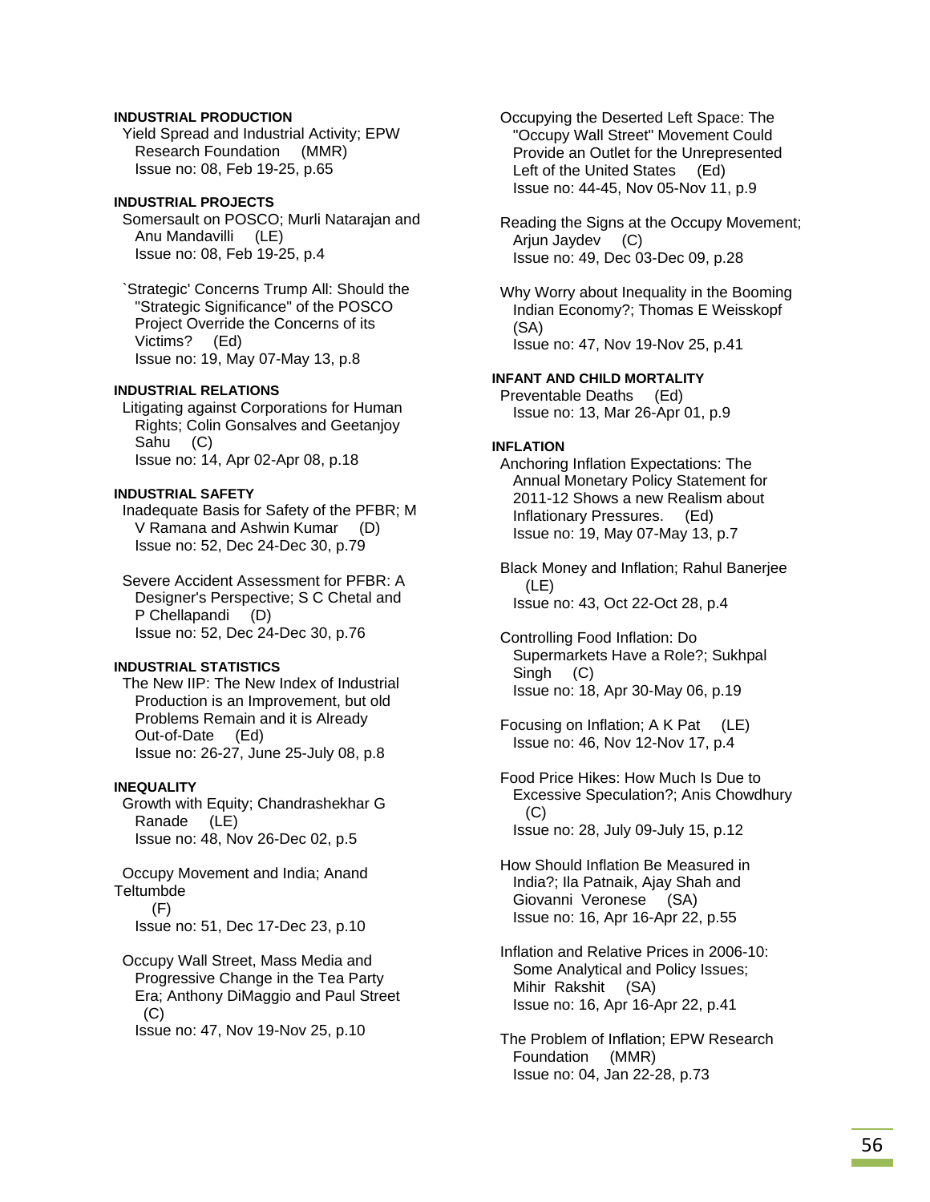**INDUSTRIAL PRODUCTION**

Yield Spread and Industrial Activity; EPW Research Foundation (MMR)
Issue no: 08, Feb 19-25, p.65

**INDUSTRIAL PROJECTS**

Somersault on POSCO; Murli Natarajan and Anu Mandavilli (LE)
Issue no: 08, Feb 19-25, p.4

`Strategic' Concerns Trump All: Should the "Strategic Significance" of the POSCO Project Override the Concerns of its Victims? (Ed)
Issue no: 19, May 07-May 13, p.8

**INDUSTRIAL RELATIONS**

Litigating against Corporations for Human Rights; Colin Gonsalves and Geetanjoy Sahu (C)
Issue no: 14, Apr 02-Apr 08, p.18

**INDUSTRIAL SAFETY**

Inadequate Basis for Safety of the PFBR; M V Ramana and Ashwin Kumar (D)
Issue no: 52, Dec 24-Dec 30, p.79

Severe Accident Assessment for PFBR: A Designer's Perspective; S C Chetal and P Chellapandi (D)
Issue no: 52, Dec 24-Dec 30, p.76

**INDUSTRIAL STATISTICS**

The New IIP: The New Index of Industrial Production is an Improvement, but old Problems Remain and it is Already Out-of-Date (Ed)
Issue no: 26-27, June 25-July 08, p.8

**INEQUALITY**

Growth with Equity; Chandrashekhar G Ranade (LE)
Issue no: 48, Nov 26-Dec 02, p.5

Occupy Movement and India; Anand Teltumbde (F)
Issue no: 51, Dec 17-Dec 23, p.10

Occupy Wall Street, Mass Media and Progressive Change in the Tea Party Era; Anthony DiMaggio and Paul Street (C)
Issue no: 47, Nov 19-Nov 25, p.10

Occupying the Deserted Left Space: The "Occupy Wall Street" Movement Could Provide an Outlet for the Unrepresented Left of the United States (Ed)
Issue no: 44-45, Nov 05-Nov 11, p.9

Reading the Signs at the Occupy Movement; Arjun Jaydev (C)
Issue no: 49, Dec 03-Dec 09, p.28

Why Worry about Inequality in the Booming Indian Economy?; Thomas E Weisskopf (SA)
Issue no: 47, Nov 19-Nov 25, p.41

**INFANT AND CHILD MORTALITY**

Preventable Deaths (Ed)
Issue no: 13, Mar 26-Apr 01, p.9

**INFLATION**

Anchoring Inflation Expectations: The Annual Monetary Policy Statement for 2011-12 Shows a new Realism about Inflationary Pressures. (Ed)
Issue no: 19, May 07-May 13, p.7

Black Money and Inflation; Rahul Banerjee (LE)
Issue no: 43, Oct 22-Oct 28, p.4

Controlling Food Inflation: Do Supermarkets Have a Role?; Sukhpal Singh (C)
Issue no: 18, Apr 30-May 06, p.19

Focusing on Inflation; A K Pat (LE)
Issue no: 46, Nov 12-Nov 17, p.4

Food Price Hikes: How Much Is Due to Excessive Speculation?; Anis Chowdhury (C)
Issue no: 28, July 09-July 15, p.12

How Should Inflation Be Measured in India?; Ila Patnaik, Ajay Shah and Giovanni Veronese (SA)
Issue no: 16, Apr 16-Apr 22, p.55

Inflation and Relative Prices in 2006-10: Some Analytical and Policy Issues; Mihir Rakshit (SA)
Issue no: 16, Apr 16-Apr 22, p.41

The Problem of Inflation; EPW Research Foundation (MMR)
Issue no: 04, Jan 22-28, p.73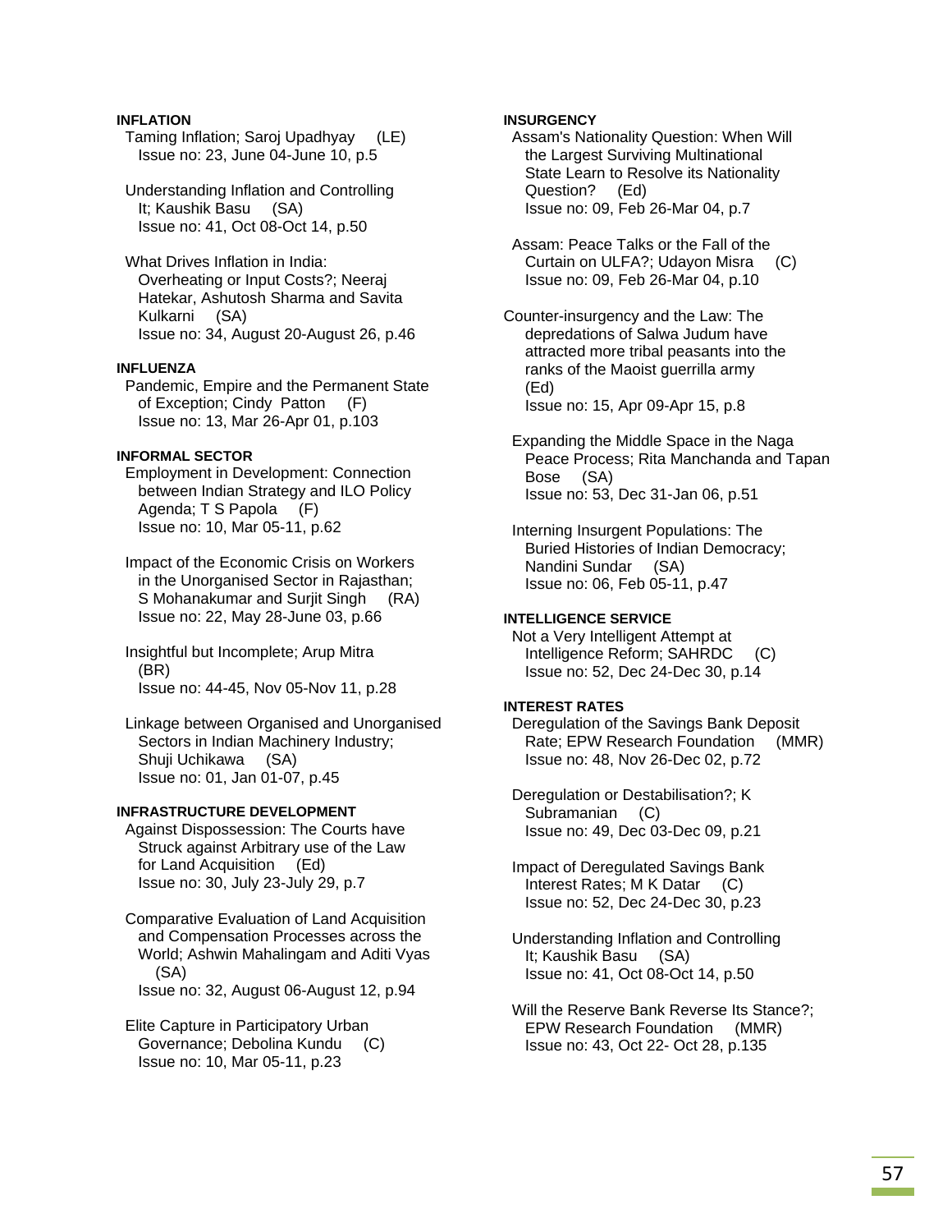**INFLATION**

Taming Inflation; Saroj Upadhyay (LE)
Issue no: 23, June 04-June 10, p.5

Understanding Inflation and Controlling It; Kaushik Basu (SA)
Issue no: 41, Oct 08-Oct 14, p.50

What Drives Inflation in India: Overheating or Input Costs?; Neeraj Hatekar, Ashutosh Sharma and Savita Kulkarni (SA)
Issue no: 34, August 20-August 26, p.46

**INFLUENZA**

Pandemic, Empire and the Permanent State of Exception; Cindy Patton (F)
Issue no: 13, Mar 26-Apr 01, p.103

**INFORMAL SECTOR**

Employment in Development: Connection between Indian Strategy and ILO Policy Agenda; T S Papola (F)
Issue no: 10, Mar 05-11, p.62

Impact of the Economic Crisis on Workers in the Unorganised Sector in Rajasthan; S Mohanakumar and Surjit Singh (RA)
Issue no: 22, May 28-June 03, p.66

Insightful but Incomplete; Arup Mitra (BR)
Issue no: 44-45, Nov 05-Nov 11, p.28

Linkage between Organised and Unorganised Sectors in Indian Machinery Industry; Shuji Uchikawa (SA)
Issue no: 01, Jan 01-07, p.45

**INFRASTRUCTURE DEVELOPMENT**

Against Dispossession: The Courts have Struck against Arbitrary use of the Law for Land Acquisition (Ed)
Issue no: 30, July 23-July 29, p.7

Comparative Evaluation of Land Acquisition and Compensation Processes across the World; Ashwin Mahalingam and Aditi Vyas (SA)
Issue no: 32, August 06-August 12, p.94

Elite Capture in Participatory Urban Governance; Debolina Kundu (C)
Issue no: 10, Mar 05-11, p.23

**INSURGENCY**

Assam's Nationality Question: When Will the Largest Surviving Multinational State Learn to Resolve its Nationality Question? (Ed)
Issue no: 09, Feb 26-Mar 04, p.7

Assam: Peace Talks or the Fall of the Curtain on ULFA?; Udayon Misra (C)
Issue no: 09, Feb 26-Mar 04, p.10

Counter-insurgency and the Law: The depredations of Salwa Judum have attracted more tribal peasants into the ranks of the Maoist guerrilla army (Ed)
Issue no: 15, Apr 09-Apr 15, p.8

Expanding the Middle Space in the Naga Peace Process; Rita Manchanda and Tapan Bose (SA)
Issue no: 53, Dec 31-Jan 06, p.51

Interning Insurgent Populations: The Buried Histories of Indian Democracy; Nandini Sundar (SA)
Issue no: 06, Feb 05-11, p.47

**INTELLIGENCE SERVICE**

Not a Very Intelligent Attempt at Intelligence Reform; SAHRDC (C)
Issue no: 52, Dec 24-Dec 30, p.14

**INTEREST RATES**

Deregulation of the Savings Bank Deposit Rate; EPW Research Foundation (MMR)
Issue no: 48, Nov 26-Dec 02, p.72

Deregulation or Destabilisation?; K Subramanian (C)
Issue no: 49, Dec 03-Dec 09, p.21

Impact of Deregulated Savings Bank Interest Rates; M K Datar (C)
Issue no: 52, Dec 24-Dec 30, p.23

Understanding Inflation and Controlling It; Kaushik Basu (SA)
Issue no: 41, Oct 08-Oct 14, p.50

Will the Reserve Bank Reverse Its Stance?; EPW Research Foundation (MMR)
Issue no: 43, Oct 22- Oct 28, p.135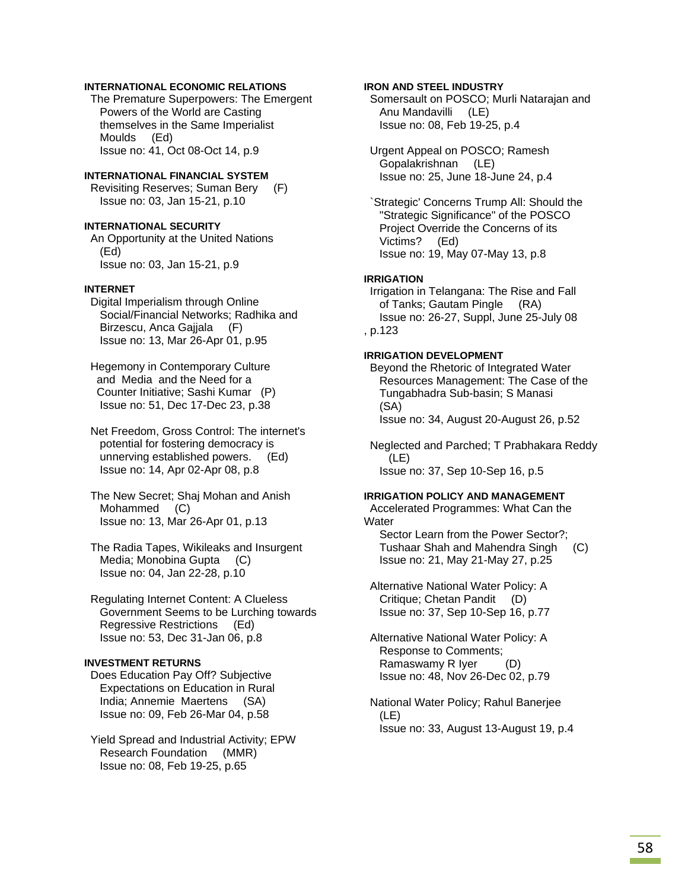**INTERNATIONAL ECONOMIC RELATIONS**

The Premature Superpowers: The Emergent Powers of the World are Casting themselves in the Same Imperialist Moulds (Ed)
Issue no: 41, Oct 08-Oct 14, p.9

**INTERNATIONAL FINANCIAL SYSTEM**

Revisiting Reserves; Suman Bery (F)
Issue no: 03, Jan 15-21, p.10

**INTERNATIONAL SECURITY**

An Opportunity at the United Nations (Ed)
Issue no: 03, Jan 15-21, p.9

**INTERNET**

Digital Imperialism through Online Social/Financial Networks; Radhika and Birzescu, Anca Gajjala (F)
Issue no: 13, Mar 26-Apr 01, p.95

Hegemony in Contemporary Culture and Media and the Need for a Counter Initiative; Sashi Kumar (P)
Issue no: 51, Dec 17-Dec 23, p.38

Net Freedom, Gross Control: The internet's potential for fostering democracy is unnerving established powers. (Ed)
Issue no: 14, Apr 02-Apr 08, p.8

The New Secret; Shaj Mohan and Anish Mohammed (C)
Issue no: 13, Mar 26-Apr 01, p.13

The Radia Tapes, Wikileaks and Insurgent Media; Monobina Gupta (C)
Issue no: 04, Jan 22-28, p.10

Regulating Internet Content: A Clueless Government Seems to be Lurching towards Regressive Restrictions (Ed)
Issue no: 53, Dec 31-Jan 06, p.8

**INVESTMENT RETURNS**

Does Education Pay Off? Subjective Expectations on Education in Rural India; Annemie Maertens (SA)
Issue no: 09, Feb 26-Mar 04, p.58

Yield Spread and Industrial Activity; EPW Research Foundation (MMR)
Issue no: 08, Feb 19-25, p.65

**IRON AND STEEL INDUSTRY**

Somersault on POSCO; Murli Natarajan and Anu Mandavilli (LE)
Issue no: 08, Feb 19-25, p.4

Urgent Appeal on POSCO; Ramesh Gopalakrishnan (LE)
Issue no: 25, June 18-June 24, p.4

`Strategic' Concerns Trump All: Should the "Strategic Significance" of the POSCO Project Override the Concerns of its Victims? (Ed)
Issue no: 19, May 07-May 13, p.8

**IRRIGATION**

Irrigation in Telangana: The Rise and Fall of Tanks; Gautam Pingle (RA)
Issue no: 26-27, Suppl, June 25-July 08, p.123

**IRRIGATION DEVELOPMENT**

Beyond the Rhetoric of Integrated Water Resources Management: The Case of the Tungabhadra Sub-basin; S Manasi (SA)
Issue no: 34, August 20-August 26, p.52

Neglected and Parched; T Prabhakara Reddy (LE)
Issue no: 37, Sep 10-Sep 16, p.5

**IRRIGATION POLICY AND MANAGEMENT**

Accelerated Programmes: What Can the Water Sector Learn from the Power Sector?; Tushaar Shah and Mahendra Singh (C)
Issue no: 21, May 21-May 27, p.25

Alternative National Water Policy: A Critique; Chetan Pandit (D)
Issue no: 37, Sep 10-Sep 16, p.77

Alternative National Water Policy: A Response to Comments; Ramaswamy R Iyer (D)
Issue no: 48, Nov 26-Dec 02, p.79

National Water Policy; Rahul Banerjee (LE)
Issue no: 33, August 13-August 19, p.4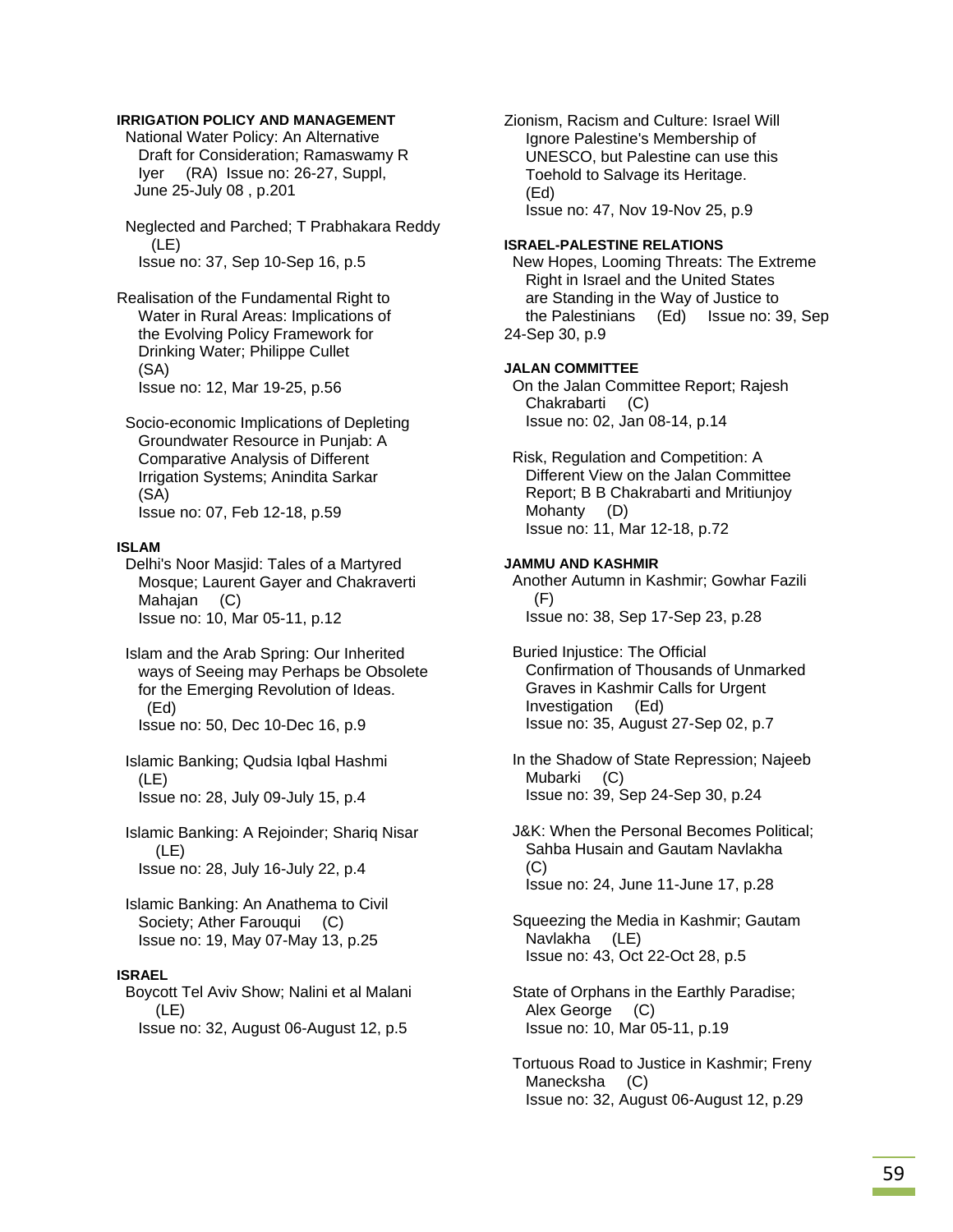**IRRIGATION POLICY AND MANAGEMENT**

National Water Policy: An Alternative Draft for Consideration; Ramaswamy R Iyer (RA) Issue no: 26-27, Suppl, June 25-July 08 , p.201

Neglected and Parched; T Prabhakara Reddy (LE)
Issue no: 37, Sep 10-Sep 16, p.5

Realisation of the Fundamental Right to Water in Rural Areas: Implications of the Evolving Policy Framework for Drinking Water; Philippe Cullet (SA)
Issue no: 12, Mar 19-25, p.56

Socio-economic Implications of Depleting Groundwater Resource in Punjab: A Comparative Analysis of Different Irrigation Systems; Anindita Sarkar (SA)
Issue no: 07, Feb 12-18, p.59

**ISLAM**

Delhi's Noor Masjid: Tales of a Martyred Mosque; Laurent Gayer and Chakraverti Mahajan (C)
Issue no: 10, Mar 05-11, p.12

Islam and the Arab Spring: Our Inherited ways of Seeing may Perhaps be Obsolete for the Emerging Revolution of Ideas. (Ed)
Issue no: 50, Dec 10-Dec 16, p.9

Islamic Banking; Qudsia Iqbal Hashmi (LE)
Issue no: 28, July 09-July 15, p.4

Islamic Banking: A Rejoinder; Shariq Nisar (LE)
Issue no: 28, July 16-July 22, p.4

Islamic Banking: An Anathema to Civil Society; Ather Farouqui (C)
Issue no: 19, May 07-May 13, p.25

**ISRAEL**

Boycott Tel Aviv Show; Nalini et al Malani (LE)
Issue no: 32, August 06-August 12, p.5

Zionism, Racism and Culture: Israel Will Ignore Palestine's Membership of UNESCO, but Palestine can use this Toehold to Salvage its Heritage. (Ed)
Issue no: 47, Nov 19-Nov 25, p.9

**ISRAEL-PALESTINE RELATIONS**

New Hopes, Looming Threats: The Extreme Right in Israel and the United States are Standing in the Way of Justice to the Palestinians (Ed) Issue no: 39, Sep 24-Sep 30, p.9

**JALAN COMMITTEE**

On the Jalan Committee Report; Rajesh Chakrabarti (C)
Issue no: 02, Jan 08-14, p.14

Risk, Regulation and Competition: A Different View on the Jalan Committee Report; B B Chakrabarti and Mritiunjoy Mohanty (D)
Issue no: 11, Mar 12-18, p.72

**JAMMU AND KASHMIR**

Another Autumn in Kashmir; Gowhar Fazili (F)
Issue no: 38, Sep 17-Sep 23, p.28

Buried Injustice: The Official Confirmation of Thousands of Unmarked Graves in Kashmir Calls for Urgent Investigation (Ed)
Issue no: 35, August 27-Sep 02, p.7

In the Shadow of State Repression; Najeeb Mubarki (C)
Issue no: 39, Sep 24-Sep 30, p.24

J&K: When the Personal Becomes Political; Sahba Husain and Gautam Navlakha (C)
Issue no: 24, June 11-June 17, p.28

Squeezing the Media in Kashmir; Gautam Navlakha (LE)
Issue no: 43, Oct 22-Oct 28, p.5

State of Orphans in the Earthly Paradise; Alex George (C)
Issue no: 10, Mar 05-11, p.19

Tortuous Road to Justice in Kashmir; Freny Manecksha (C)
Issue no: 32, August 06-August 12, p.29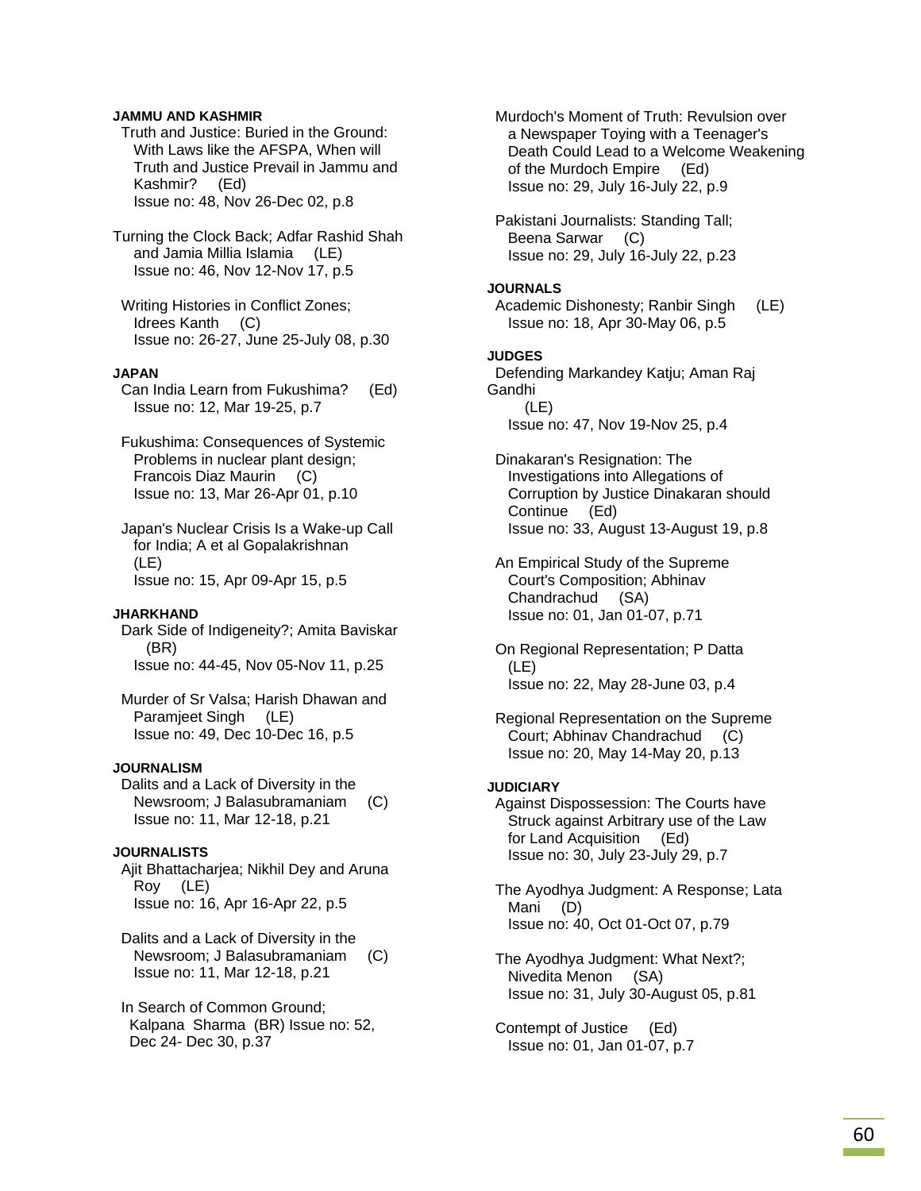**JAMMU AND KASHMIR**

Truth and Justice: Buried in the Ground: With Laws like the AFSPA, When will Truth and Justice Prevail in Jammu and Kashmir? (Ed)
Issue no: 48, Nov 26-Dec 02, p.8

Turning the Clock Back; Adfar Rashid Shah and Jamia Millia Islamia (LE)
Issue no: 46, Nov 12-Nov 17, p.5

Writing Histories in Conflict Zones; Idrees Kanth (C)
Issue no: 26-27, June 25-July 08, p.30

**JAPAN**

Can India Learn from Fukushima? (Ed)
Issue no: 12, Mar 19-25, p.7

Fukushima: Consequences of Systemic Problems in nuclear plant design; Francois Diaz Maurin (C)
Issue no: 13, Mar 26-Apr 01, p.10

Japan's Nuclear Crisis Is a Wake-up Call for India; A et al Gopalakrishnan (LE)
Issue no: 15, Apr 09-Apr 15, p.5

**JHARKHAND**

Dark Side of Indigeneity?; Amita Baviskar (BR)
Issue no: 44-45, Nov 05-Nov 11, p.25

Murder of Sr Valsa; Harish Dhawan and Paramjeet Singh (LE)
Issue no: 49, Dec 10-Dec 16, p.5

**JOURNALISM**

Dalits and a Lack of Diversity in the Newsroom; J Balasubramaniam (C)
Issue no: 11, Mar 12-18, p.21

**JOURNALISTS**

Ajit Bhattacharjea; Nikhil Dey and Aruna Roy (LE)
Issue no: 16, Apr 16-Apr 22, p.5

Dalits and a Lack of Diversity in the Newsroom; J Balasubramaniam (C)
Issue no: 11, Mar 12-18, p.21

In Search of Common Ground; Kalpana Sharma (BR) Issue no: 52, Dec 24- Dec 30, p.37

Murdoch's Moment of Truth: Revulsion over a Newspaper Toying with a Teenager's Death Could Lead to a Welcome Weakening of the Murdoch Empire (Ed)
Issue no: 29, July 16-July 22, p.9

Pakistani Journalists: Standing Tall; Beena Sarwar (C)
Issue no: 29, July 16-July 22, p.23

**JOURNALS**

Academic Dishonesty; Ranbir Singh (LE)
Issue no: 18, Apr 30-May 06, p.5

**JUDGES**

Defending Markandey Katju; Aman Raj Gandhi (LE)
Issue no: 47, Nov 19-Nov 25, p.4

Dinakaran's Resignation: The Investigations into Allegations of Corruption by Justice Dinakaran should Continue (Ed)
Issue no: 33, August 13-August 19, p.8

An Empirical Study of the Supreme Court's Composition; Abhinav Chandrachud (SA)
Issue no: 01, Jan 01-07, p.71

On Regional Representation; P Datta (LE)
Issue no: 22, May 28-June 03, p.4

Regional Representation on the Supreme Court; Abhinav Chandrachud (C)
Issue no: 20, May 14-May 20, p.13

**JUDICIARY**

Against Dispossession: The Courts have Struck against Arbitrary use of the Law for Land Acquisition (Ed)
Issue no: 30, July 23-July 29, p.7

The Ayodhya Judgment: A Response; Lata Mani (D)
Issue no: 40, Oct 01-Oct 07, p.79

The Ayodhya Judgment: What Next?; Nivedita Menon (SA)
Issue no: 31, July 30-August 05, p.81

Contempt of Justice (Ed)
Issue no: 01, Jan 01-07, p.7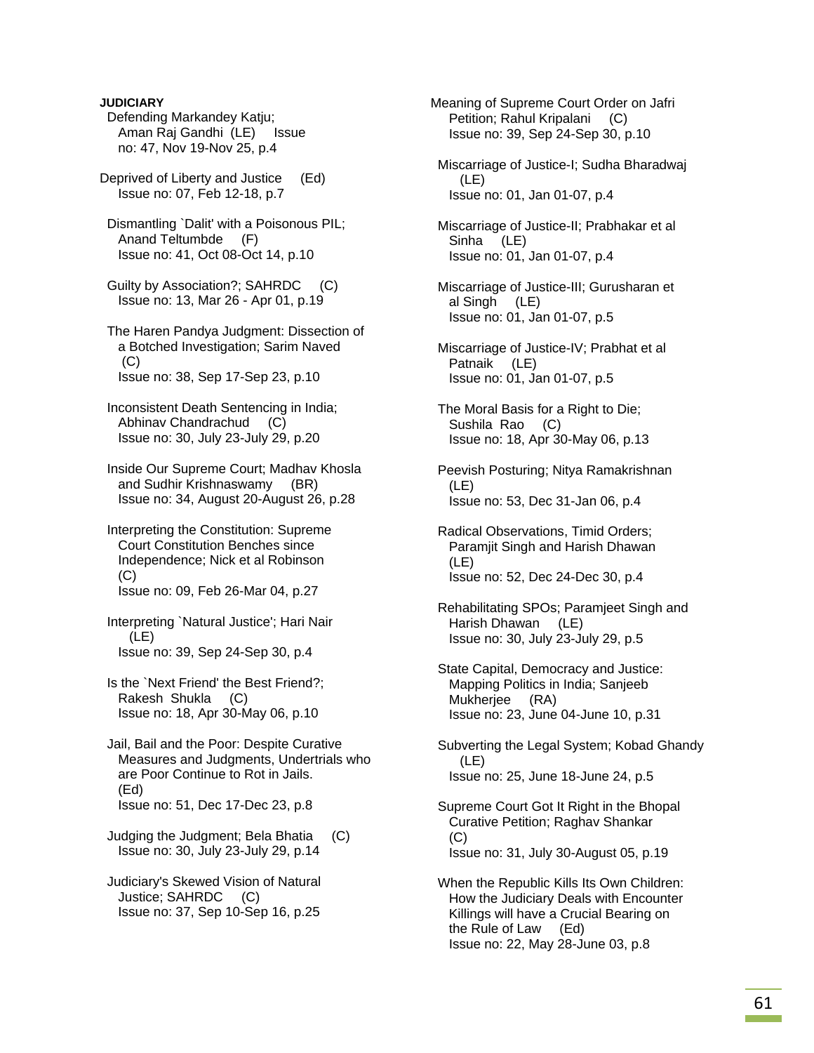**JUDICIARY**

Defending Markandey Katju; Aman Raj Gandhi (LE) Issue no: 47, Nov 19-Nov 25, p.4

Deprived of Liberty and Justice (Ed)
Issue no: 07, Feb 12-18, p.7

Dismantling `Dalit' with a Poisonous PIL; Anand Teltumbde (F)
Issue no: 41, Oct 08-Oct 14, p.10

Guilty by Association?; SAHRDC (C)
Issue no: 13, Mar 26 - Apr 01, p.19

The Haren Pandya Judgment: Dissection of a Botched Investigation; Sarim Naved (C)
Issue no: 38, Sep 17-Sep 23, p.10

Inconsistent Death Sentencing in India; Abhinav Chandrachud (C)
Issue no: 30, July 23-July 29, p.20

Inside Our Supreme Court; Madhav Khosla and Sudhir Krishnaswamy (BR)
Issue no: 34, August 20-August 26, p.28

Interpreting the Constitution: Supreme Court Constitution Benches since Independence; Nick et al Robinson (C)
Issue no: 09, Feb 26-Mar 04, p.27

Interpreting `Natural Justice'; Hari Nair (LE)
Issue no: 39, Sep 24-Sep 30, p.4

Is the `Next Friend' the Best Friend?; Rakesh Shukla (C)
Issue no: 18, Apr 30-May 06, p.10

Jail, Bail and the Poor: Despite Curative Measures and Judgments, Undertrials who are Poor Continue to Rot in Jails. (Ed)
Issue no: 51, Dec 17-Dec 23, p.8

Judging the Judgment; Bela Bhatia (C)
Issue no: 30, July 23-July 29, p.14

Judiciary's Skewed Vision of Natural Justice; SAHRDC (C)
Issue no: 37, Sep 10-Sep 16, p.25

Meaning of Supreme Court Order on Jafri Petition; Rahul Kripalani (C)
Issue no: 39, Sep 24-Sep 30, p.10

Miscarriage of Justice-I; Sudha Bharadwaj (LE)
Issue no: 01, Jan 01-07, p.4

Miscarriage of Justice-II; Prabhakar et al Sinha (LE)
Issue no: 01, Jan 01-07, p.4

Miscarriage of Justice-III; Gurusharan et al Singh (LE)
Issue no: 01, Jan 01-07, p.5

Miscarriage of Justice-IV; Prabhat et al Patnaik (LE)
Issue no: 01, Jan 01-07, p.5

The Moral Basis for a Right to Die; Sushila Rao (C)
Issue no: 18, Apr 30-May 06, p.13

Peevish Posturing; Nitya Ramakrishnan (LE)
Issue no: 53, Dec 31-Jan 06, p.4

Radical Observations, Timid Orders; Paramjit Singh and Harish Dhawan (LE)
Issue no: 52, Dec 24-Dec 30, p.4

Rehabilitating SPOs; Paramjeet Singh and Harish Dhawan (LE)
Issue no: 30, July 23-July 29, p.5

State Capital, Democracy and Justice: Mapping Politics in India; Sanjeeb Mukherjee (RA)
Issue no: 23, June 04-June 10, p.31

Subverting the Legal System; Kobad Ghandy (LE)
Issue no: 25, June 18-June 24, p.5

Supreme Court Got It Right in the Bhopal Curative Petition; Raghav Shankar (C)
Issue no: 31, July 30-August 05, p.19

When the Republic Kills Its Own Children: How the Judiciary Deals with Encounter Killings will have a Crucial Bearing on the Rule of Law (Ed)
Issue no: 22, May 28-June 03, p.8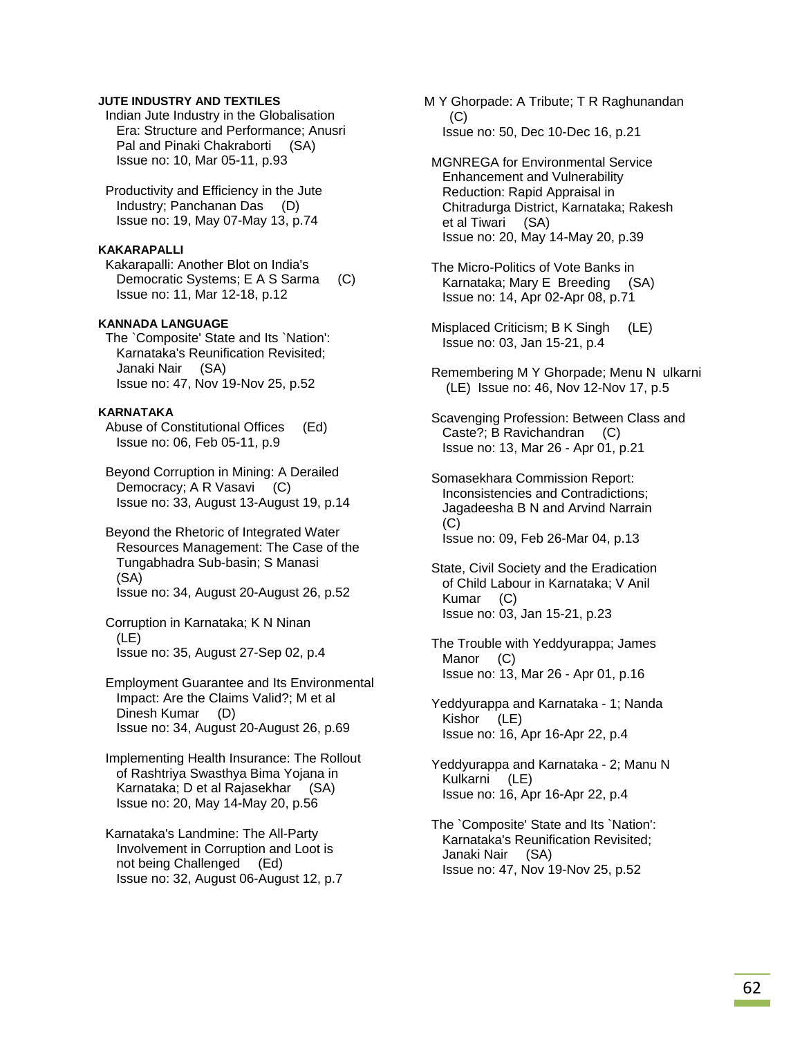#### JUTE INDUSTRY AND TEXTILES

Indian Jute Industry in the Globalisation Era: Structure and Performance; Anusri Pal and Pinaki Chakraborti (SA)
Issue no: 10, Mar 05-11, p.93

Productivity and Efficiency in the Jute Industry; Panchanan Das (D)
Issue no: 19, May 07-May 13, p.74

#### KAKARAPALLI

Kakarapalli: Another Blot on India's Democratic Systems; E A S Sarma (C)
Issue no: 11, Mar 12-18, p.12

#### KANNADA LANGUAGE

The `Composite' State and Its `Nation': Karnataka's Reunification Revisited; Janaki Nair (SA)
Issue no: 47, Nov 19-Nov 25, p.52

#### KARNATAKA

Abuse of Constitutional Offices (Ed)
Issue no: 06, Feb 05-11, p.9

Beyond Corruption in Mining: A Derailed Democracy; A R Vasavi (C)
Issue no: 33, August 13-August 19, p.14

Beyond the Rhetoric of Integrated Water Resources Management: The Case of the Tungabhadra Sub-basin; S Manasi (SA)
Issue no: 34, August 20-August 26, p.52

Corruption in Karnataka; K N Ninan (LE)
Issue no: 35, August 27-Sep 02, p.4

Employment Guarantee and Its Environmental Impact: Are the Claims Valid?; M et al Dinesh Kumar (D)
Issue no: 34, August 20-August 26, p.69

Implementing Health Insurance: The Rollout of Rashtriya Swasthya Bima Yojana in Karnataka; D et al Rajasekhar (SA)
Issue no: 20, May 14-May 20, p.56

Karnataka's Landmine: The All-Party Involvement in Corruption and Loot is not being Challenged (Ed)
Issue no: 32, August 06-August 12, p.7

M Y Ghorpade: A Tribute; T R Raghunandan (C)
Issue no: 50, Dec 10-Dec 16, p.21

MGNREGA for Environmental Service Enhancement and Vulnerability Reduction: Rapid Appraisal in Chitradurga District, Karnataka; Rakesh et al Tiwari (SA)
Issue no: 20, May 14-May 20, p.39

The Micro-Politics of Vote Banks in Karnataka; Mary E Breeding (SA)
Issue no: 14, Apr 02-Apr 08, p.71

Misplaced Criticism; B K Singh (LE)
Issue no: 03, Jan 15-21, p.4

Remembering M Y Ghorpade; Menu N ulkarni (LE) Issue no: 46, Nov 12-Nov 17, p.5

Scavenging Profession: Between Class and Caste?; B Ravichandran (C)
Issue no: 13, Mar 26 - Apr 01, p.21

Somasekhara Commission Report: Inconsistencies and Contradictions; Jagadeesha B N and Arvind Narrain (C)
Issue no: 09, Feb 26-Mar 04, p.13

State, Civil Society and the Eradication of Child Labour in Karnataka; V Anil Kumar (C)
Issue no: 03, Jan 15-21, p.23

The Trouble with Yeddyurappa; James Manor (C)
Issue no: 13, Mar 26 - Apr 01, p.16

Yeddyurappa and Karnataka - 1; Nanda Kishor (LE)
Issue no: 16, Apr 16-Apr 22, p.4

Yeddyurappa and Karnataka - 2; Manu N Kulkarni (LE)
Issue no: 16, Apr 16-Apr 22, p.4

The `Composite' State and Its `Nation': Karnataka's Reunification Revisited; Janaki Nair (SA)
Issue no: 47, Nov 19-Nov 25, p.52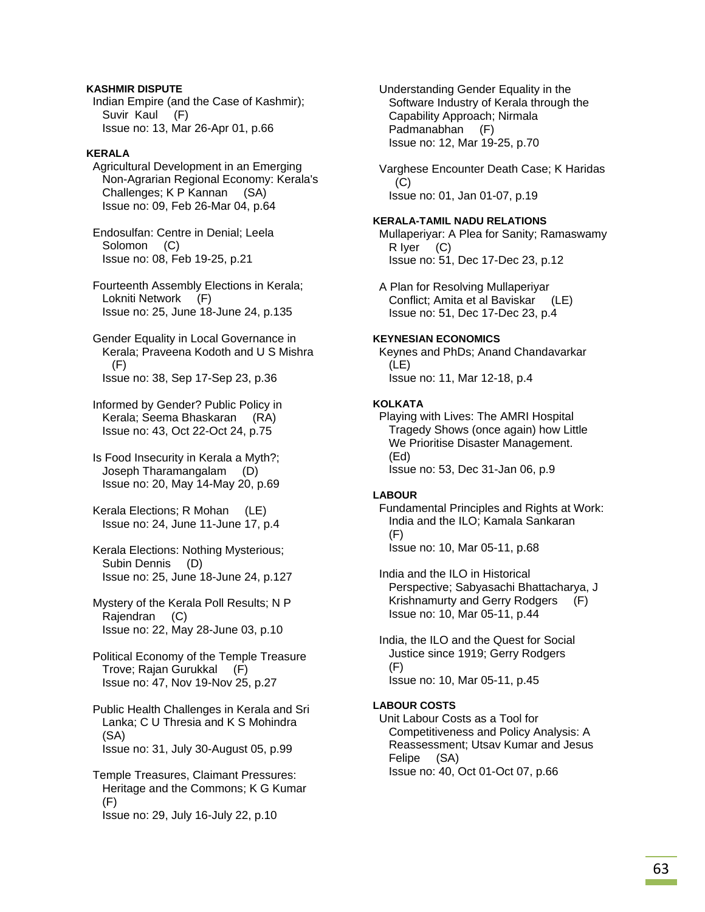**KASHMIR DISPUTE**

Indian Empire (and the Case of Kashmir); Suvir Kaul (F)
Issue no: 13, Mar 26-Apr 01, p.66

**KERALA**

Agricultural Development in an Emerging Non-Agrarian Regional Economy: Kerala's Challenges; K P Kannan (SA)
Issue no: 09, Feb 26-Mar 04, p.64

Endosulfan: Centre in Denial; Leela Solomon (C)
Issue no: 08, Feb 19-25, p.21

Fourteenth Assembly Elections in Kerala; Lokniti Network (F)
Issue no: 25, June 18-June 24, p.135

Gender Equality in Local Governance in Kerala; Praveena Kodoth and U S Mishra (F)
Issue no: 38, Sep 17-Sep 23, p.36

Informed by Gender? Public Policy in Kerala; Seema Bhaskaran (RA)
Issue no: 43, Oct 22-Oct 24, p.75

Is Food Insecurity in Kerala a Myth?; Joseph Tharamangalam (D)
Issue no: 20, May 14-May 20, p.69

Kerala Elections; R Mohan (LE)
Issue no: 24, June 11-June 17, p.4

Kerala Elections: Nothing Mysterious; Subin Dennis (D)
Issue no: 25, June 18-June 24, p.127

Mystery of the Kerala Poll Results; N P Rajendran (C)
Issue no: 22, May 28-June 03, p.10

Political Economy of the Temple Treasure Trove; Rajan Gurukkal (F)
Issue no: 47, Nov 19-Nov 25, p.27

Public Health Challenges in Kerala and Sri Lanka; C U Thresia and K S Mohindra (SA)
Issue no: 31, July 30-August 05, p.99

Temple Treasures, Claimant Pressures: Heritage and the Commons; K G Kumar (F)
Issue no: 29, July 16-July 22, p.10

Understanding Gender Equality in the Software Industry of Kerala through the Capability Approach; Nirmala Padmanabhan (F)
Issue no: 12, Mar 19-25, p.70

Varghese Encounter Death Case; K Haridas (C)
Issue no: 01, Jan 01-07, p.19

**KERALA-TAMIL NADU RELATIONS**

Mullaperiyar: A Plea for Sanity; Ramaswamy R Iyer (C)
Issue no: 51, Dec 17-Dec 23, p.12

A Plan for Resolving Mullaperiyar Conflict; Amita et al Baviskar (LE)
Issue no: 51, Dec 17-Dec 23, p.4

**KEYNESIAN ECONOMICS**

Keynes and PhDs; Anand Chandavarkar (LE)
Issue no: 11, Mar 12-18, p.4

**KOLKATA**

Playing with Lives: The AMRI Hospital Tragedy Shows (once again) how Little We Prioritise Disaster Management. (Ed)
Issue no: 53, Dec 31-Jan 06, p.9

**LABOUR**

Fundamental Principles and Rights at Work: India and the ILO; Kamala Sankaran (F)
Issue no: 10, Mar 05-11, p.68

India and the ILO in Historical Perspective; Sabyasachi Bhattacharya, J Krishnamurty and Gerry Rodgers (F)
Issue no: 10, Mar 05-11, p.44

India, the ILO and the Quest for Social Justice since 1919; Gerry Rodgers (F)
Issue no: 10, Mar 05-11, p.45

**LABOUR COSTS**

Unit Labour Costs as a Tool for Competitiveness and Policy Analysis: A Reassessment; Utsav Kumar and Jesus Felipe (SA)
Issue no: 40, Oct 01-Oct 07, p.66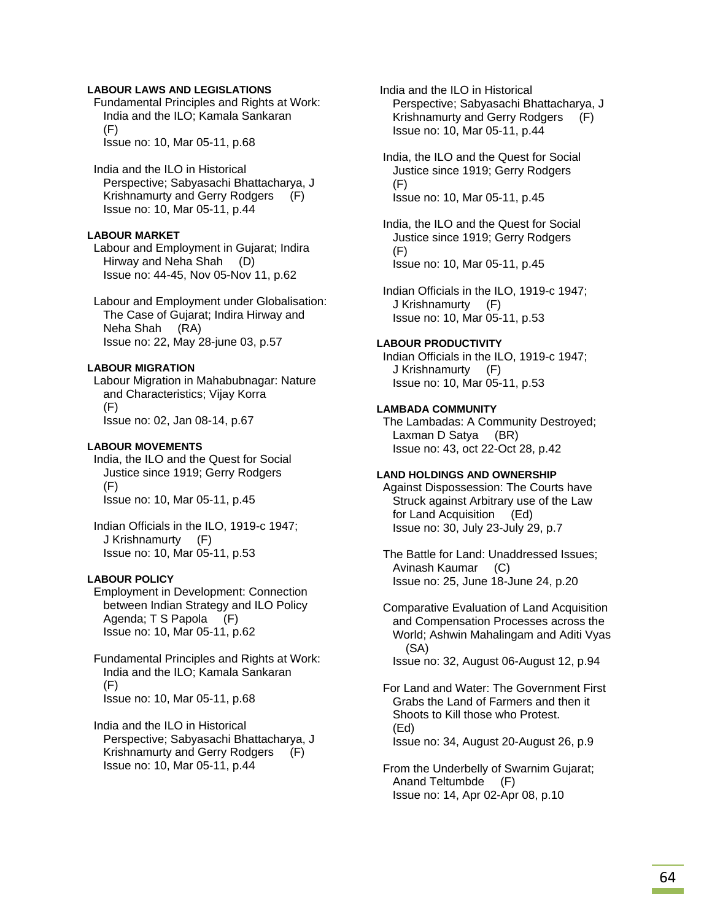**LABOUR LAWS AND LEGISLATIONS**

Fundamental Principles and Rights at Work: India and the ILO; Kamala Sankaran (F)
Issue no: 10, Mar 05-11, p.68

India and the ILO in Historical Perspective; Sabyasachi Bhattacharya, J Krishnamurty and Gerry Rodgers (F)
Issue no: 10, Mar 05-11, p.44

**LABOUR MARKET**

Labour and Employment in Gujarat; Indira Hirway and Neha Shah (D)
Issue no: 44-45, Nov 05-Nov 11, p.62

Labour and Employment under Globalisation: The Case of Gujarat; Indira Hirway and Neha Shah (RA)
Issue no: 22, May 28-june 03, p.57

**LABOUR MIGRATION**

Labour Migration in Mahabubnagar: Nature and Characteristics; Vijay Korra (F)
Issue no: 02, Jan 08-14, p.67

**LABOUR MOVEMENTS**

India, the ILO and the Quest for Social Justice since 1919; Gerry Rodgers (F)
Issue no: 10, Mar 05-11, p.45

Indian Officials in the ILO, 1919-c 1947; J Krishnamurty (F)
Issue no: 10, Mar 05-11, p.53

**LABOUR POLICY**

Employment in Development: Connection between Indian Strategy and ILO Policy Agenda; T S Papola (F)
Issue no: 10, Mar 05-11, p.62

Fundamental Principles and Rights at Work: India and the ILO; Kamala Sankaran (F)
Issue no: 10, Mar 05-11, p.68

India and the ILO in Historical Perspective; Sabyasachi Bhattacharya, J Krishnamurty and Gerry Rodgers (F)
Issue no: 10, Mar 05-11, p.44

India and the ILO in Historical Perspective; Sabyasachi Bhattacharya, J Krishnamurty and Gerry Rodgers (F)
Issue no: 10, Mar 05-11, p.44

India, the ILO and the Quest for Social Justice since 1919; Gerry Rodgers (F)
Issue no: 10, Mar 05-11, p.45

India, the ILO and the Quest for Social Justice since 1919; Gerry Rodgers (F)
Issue no: 10, Mar 05-11, p.45

Indian Officials in the ILO, 1919-c 1947; J Krishnamurty (F)
Issue no: 10, Mar 05-11, p.53

**LABOUR PRODUCTIVITY**

Indian Officials in the ILO, 1919-c 1947; J Krishnamurty (F)
Issue no: 10, Mar 05-11, p.53

**LAMBADA COMMUNITY**

The Lambadas: A Community Destroyed; Laxman D Satya (BR)
Issue no: 43, oct 22-Oct 28, p.42

**LAND HOLDINGS AND OWNERSHIP**

Against Dispossession: The Courts have Struck against Arbitrary use of the Law for Land Acquisition (Ed)
Issue no: 30, July 23-July 29, p.7

The Battle for Land: Unaddressed Issues; Avinash Kaumar (C)
Issue no: 25, June 18-June 24, p.20

Comparative Evaluation of Land Acquisition and Compensation Processes across the World; Ashwin Mahalingam and Aditi Vyas (SA)
Issue no: 32, August 06-August 12, p.94

For Land and Water: The Government First Grabs the Land of Farmers and then it Shoots to Kill those who Protest. (Ed)
Issue no: 34, August 20-August 26, p.9

From the Underbelly of Swarnim Gujarat; Anand Teltumbde (F)
Issue no: 14, Apr 02-Apr 08, p.10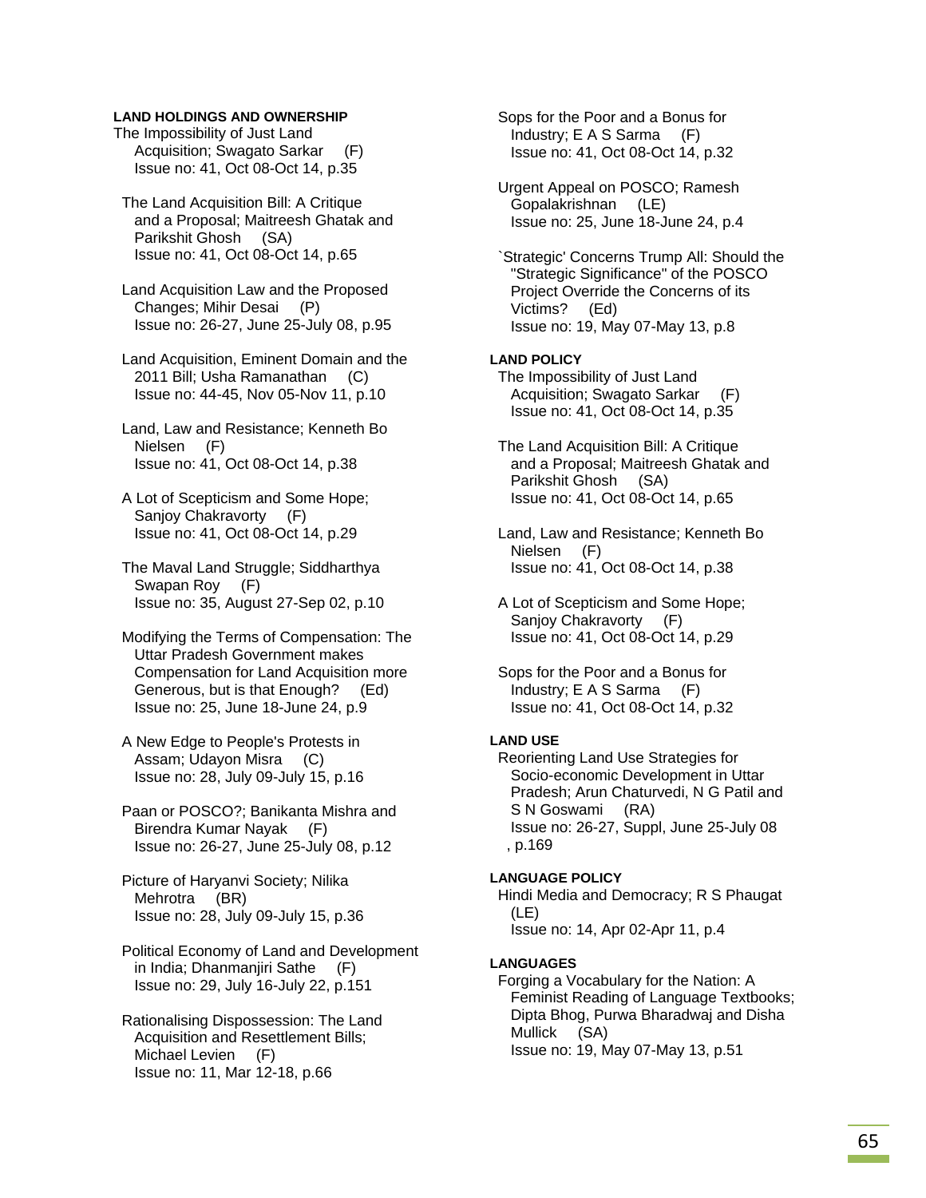**LAND HOLDINGS AND OWNERSHIP**

The Impossibility of Just Land Acquisition; Swagato Sarkar (F)
Issue no: 41, Oct 08-Oct 14, p.35

The Land Acquisition Bill: A Critique and a Proposal; Maitreesh Ghatak and Parikshit Ghosh (SA)
Issue no: 41, Oct 08-Oct 14, p.65

Land Acquisition Law and the Proposed Changes; Mihir Desai (P)
Issue no: 26-27, June 25-July 08, p.95

Land Acquisition, Eminent Domain and the 2011 Bill; Usha Ramanathan (C)
Issue no: 44-45, Nov 05-Nov 11, p.10

Land, Law and Resistance; Kenneth Bo Nielsen (F)
Issue no: 41, Oct 08-Oct 14, p.38

A Lot of Scepticism and Some Hope; Sanjoy Chakravorty (F)
Issue no: 41, Oct 08-Oct 14, p.29

The Maval Land Struggle; Siddharthya Swapan Roy (F)
Issue no: 35, August 27-Sep 02, p.10

Modifying the Terms of Compensation: The Uttar Pradesh Government makes Compensation for Land Acquisition more Generous, but is that Enough? (Ed)
Issue no: 25, June 18-June 24, p.9

A New Edge to People's Protests in Assam; Udayon Misra (C)
Issue no: 28, July 09-July 15, p.16

Paan or POSCO?; Banikanta Mishra and Birendra Kumar Nayak (F)
Issue no: 26-27, June 25-July 08, p.12

Picture of Haryanvi Society; Nilika Mehrotra (BR)
Issue no: 28, July 09-July 15, p.36

Political Economy of Land and Development in India; Dhanmanjiri Sathe (F)
Issue no: 29, July 16-July 22, p.151

Rationalising Dispossession: The Land Acquisition and Resettlement Bills; Michael Levien (F)
Issue no: 11, Mar 12-18, p.66

Sops for the Poor and a Bonus for Industry; E A S Sarma (F)
Issue no: 41, Oct 08-Oct 14, p.32

Urgent Appeal on POSCO; Ramesh Gopalakrishnan (LE)
Issue no: 25, June 18-June 24, p.4

`Strategic' Concerns Trump All: Should the "Strategic Significance" of the POSCO Project Override the Concerns of its Victims? (Ed)
Issue no: 19, May 07-May 13, p.8

**LAND POLICY**

The Impossibility of Just Land Acquisition; Swagato Sarkar (F)
Issue no: 41, Oct 08-Oct 14, p.35

The Land Acquisition Bill: A Critique and a Proposal; Maitreesh Ghatak and Parikshit Ghosh (SA)
Issue no: 41, Oct 08-Oct 14, p.65

Land, Law and Resistance; Kenneth Bo Nielsen (F)
Issue no: 41, Oct 08-Oct 14, p.38

A Lot of Scepticism and Some Hope; Sanjoy Chakravorty (F)
Issue no: 41, Oct 08-Oct 14, p.29

Sops for the Poor and a Bonus for Industry; E A S Sarma (F)
Issue no: 41, Oct 08-Oct 14, p.32

**LAND USE**

Reorienting Land Use Strategies for Socio-economic Development in Uttar Pradesh; Arun Chaturvedi, N G Patil and S N Goswami (RA)
Issue no: 26-27, Suppl, June 25-July 08 , p.169

**LANGUAGE POLICY**

Hindi Media and Democracy; R S Phaugat (LE)
Issue no: 14, Apr 02-Apr 11, p.4

**LANGUAGES**

Forging a Vocabulary for the Nation: A Feminist Reading of Language Textbooks; Dipta Bhog, Purwa Bharadwaj and Disha Mullick (SA)
Issue no: 19, May 07-May 13, p.51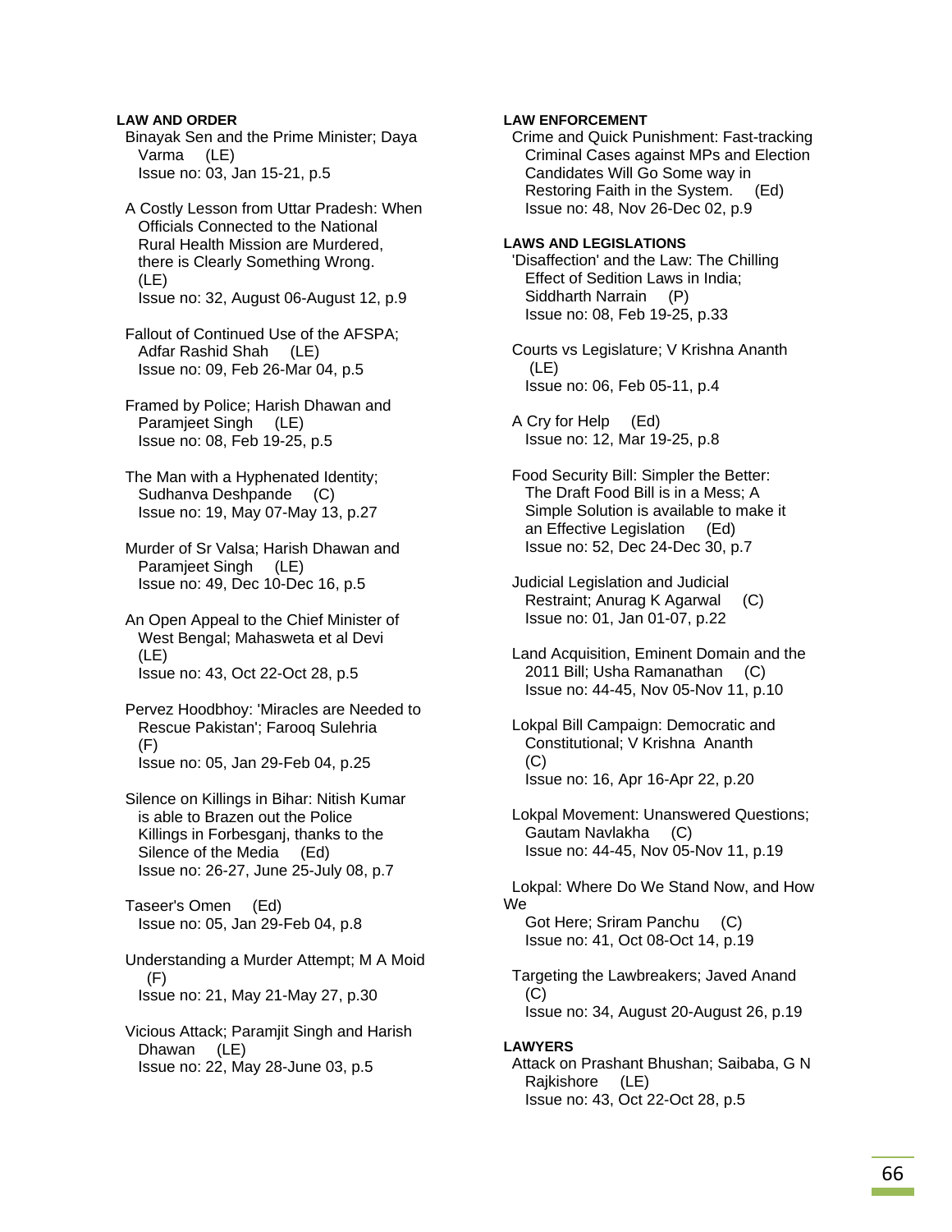**LAW AND ORDER**

Binayak Sen and the Prime Minister; Daya Varma (LE)
Issue no: 03, Jan 15-21, p.5

A Costly Lesson from Uttar Pradesh: When Officials Connected to the National Rural Health Mission are Murdered, there is Clearly Something Wrong. (LE)
Issue no: 32, August 06-August 12, p.9

Fallout of Continued Use of the AFSPA; Adfar Rashid Shah (LE)
Issue no: 09, Feb 26-Mar 04, p.5

Framed by Police; Harish Dhawan and Paramjeet Singh (LE)
Issue no: 08, Feb 19-25, p.5

The Man with a Hyphenated Identity; Sudhanva Deshpande (C)
Issue no: 19, May 07-May 13, p.27

Murder of Sr Valsa; Harish Dhawan and Paramjeet Singh (LE)
Issue no: 49, Dec 10-Dec 16, p.5

An Open Appeal to the Chief Minister of West Bengal; Mahasweta et al Devi (LE)
Issue no: 43, Oct 22-Oct 28, p.5

Pervez Hoodbhoy: 'Miracles are Needed to Rescue Pakistan'; Farooq Sulehria (F)
Issue no: 05, Jan 29-Feb 04, p.25

Silence on Killings in Bihar: Nitish Kumar is able to Brazen out the Police Killings in Forbesganj, thanks to the Silence of the Media (Ed)
Issue no: 26-27, June 25-July 08, p.7

Taseer's Omen (Ed)
Issue no: 05, Jan 29-Feb 04, p.8

Understanding a Murder Attempt; M A Moid (F)
Issue no: 21, May 21-May 27, p.30

Vicious Attack; Paramjit Singh and Harish Dhawan (LE)
Issue no: 22, May 28-June 03, p.5

**LAW ENFORCEMENT**

Crime and Quick Punishment: Fast-tracking Criminal Cases against MPs and Election Candidates Will Go Some way in Restoring Faith in the System. (Ed)
Issue no: 48, Nov 26-Dec 02, p.9

**LAWS AND LEGISLATIONS**

'Disaffection' and the Law: The Chilling Effect of Sedition Laws in India; Siddharth Narrain (P)
Issue no: 08, Feb 19-25, p.33

Courts vs Legislature; V Krishna Ananth (LE)
Issue no: 06, Feb 05-11, p.4

A Cry for Help (Ed)
Issue no: 12, Mar 19-25, p.8

Food Security Bill: Simpler the Better: The Draft Food Bill is in a Mess; A Simple Solution is available to make it an Effective Legislation (Ed)
Issue no: 52, Dec 24-Dec 30, p.7

Judicial Legislation and Judicial Restraint; Anurag K Agarwal (C)
Issue no: 01, Jan 01-07, p.22

Land Acquisition, Eminent Domain and the 2011 Bill; Usha Ramanathan (C)
Issue no: 44-45, Nov 05-Nov 11, p.10

Lokpal Bill Campaign: Democratic and Constitutional; V Krishna Ananth (C)
Issue no: 16, Apr 16-Apr 22, p.20

Lokpal Movement: Unanswered Questions; Gautam Navlakha (C)
Issue no: 44-45, Nov 05-Nov 11, p.19

Lokpal: Where Do We Stand Now, and How We Got Here; Sriram Panchu (C)
Issue no: 41, Oct 08-Oct 14, p.19

Targeting the Lawbreakers; Javed Anand (C)
Issue no: 34, August 20-August 26, p.19

**LAWYERS**

Attack on Prashant Bhushan; Saibaba, G N Rajkishore (LE)
Issue no: 43, Oct 22-Oct 28, p.5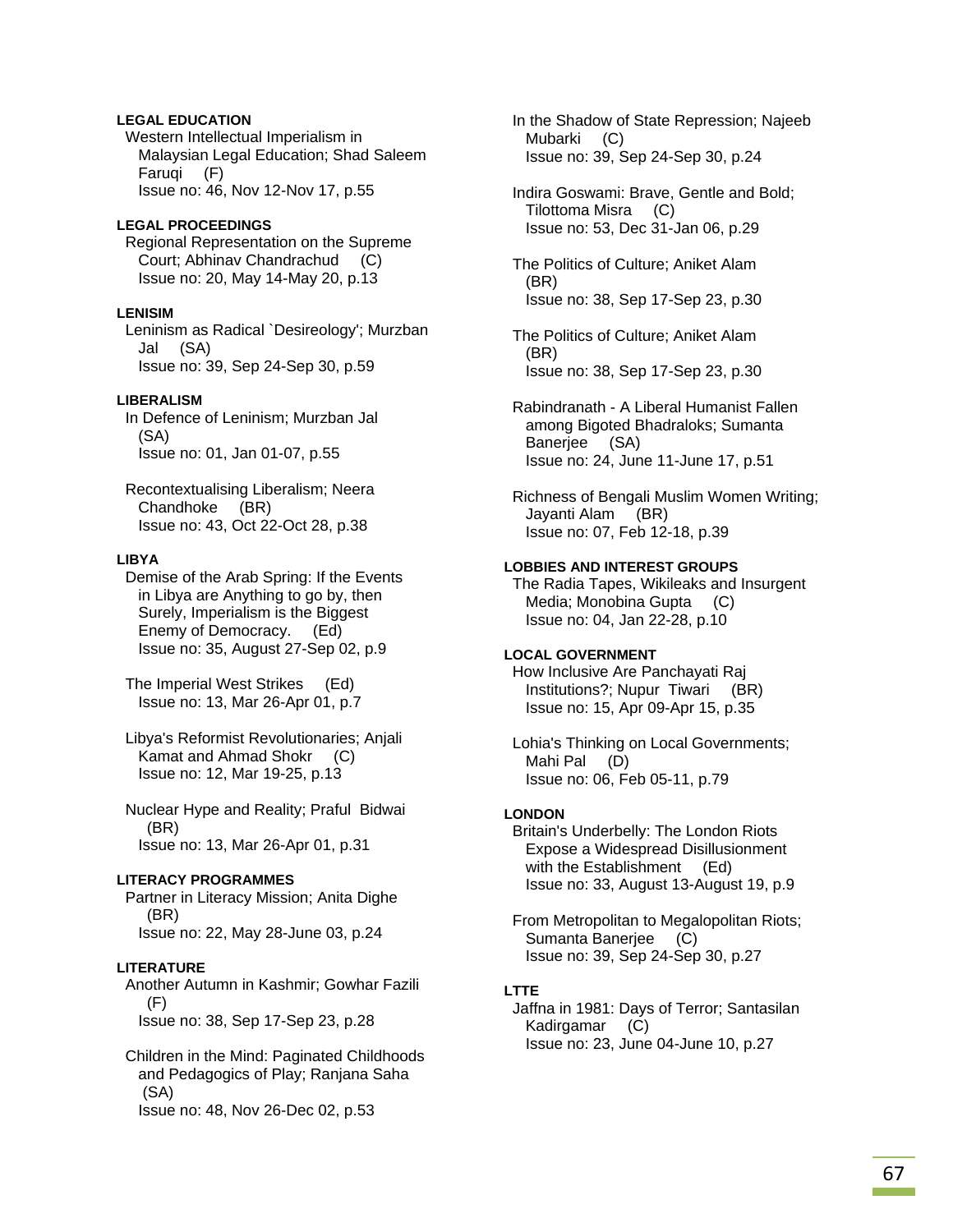**LEGAL EDUCATION**

Western Intellectual Imperialism in Malaysian Legal Education; Shad Saleem Faruqi (F)
Issue no: 46, Nov 12-Nov 17, p.55

**LEGAL PROCEEDINGS**

Regional Representation on the Supreme Court; Abhinav Chandrachud (C)
Issue no: 20, May 14-May 20, p.13

**LENISIM**

Leninism as Radical `Desireology'; Murzban Jal (SA)
Issue no: 39, Sep 24-Sep 30, p.59

**LIBERALISM**

In Defence of Leninism; Murzban Jal (SA)
Issue no: 01, Jan 01-07, p.55

Recontextualising Liberalism; Neera Chandhoke (BR)
Issue no: 43, Oct 22-Oct 28, p.38

**LIBYA**

Demise of the Arab Spring: If the Events in Libya are Anything to go by, then Surely, Imperialism is the Biggest Enemy of Democracy. (Ed)
Issue no: 35, August 27-Sep 02, p.9

The Imperial West Strikes (Ed)
Issue no: 13, Mar 26-Apr 01, p.7

Libya's Reformist Revolutionaries; Anjali Kamat and Ahmad Shokr (C)
Issue no: 12, Mar 19-25, p.13

Nuclear Hype and Reality; Praful Bidwai (BR)
Issue no: 13, Mar 26-Apr 01, p.31

**LITERACY PROGRAMMES**

Partner in Literacy Mission; Anita Dighe (BR)
Issue no: 22, May 28-June 03, p.24

**LITERATURE**

Another Autumn in Kashmir; Gowhar Fazili (F)
Issue no: 38, Sep 17-Sep 23, p.28

Children in the Mind: Paginated Childhoods and Pedagogics of Play; Ranjana Saha (SA)
Issue no: 48, Nov 26-Dec 02, p.53

In the Shadow of State Repression; Najeeb Mubarki (C)
Issue no: 39, Sep 24-Sep 30, p.24

Indira Goswami: Brave, Gentle and Bold; Tilottoma Misra (C)
Issue no: 53, Dec 31-Jan 06, p.29

The Politics of Culture; Aniket Alam (BR)
Issue no: 38, Sep 17-Sep 23, p.30

The Politics of Culture; Aniket Alam (BR)
Issue no: 38, Sep 17-Sep 23, p.30

Rabindranath - A Liberal Humanist Fallen among Bigoted Bhadraloks; Sumanta Banerjee (SA)
Issue no: 24, June 11-June 17, p.51

Richness of Bengali Muslim Women Writing; Jayanti Alam (BR)
Issue no: 07, Feb 12-18, p.39

**LOBBIES AND INTEREST GROUPS**

The Radia Tapes, Wikileaks and Insurgent Media; Monobina Gupta (C)
Issue no: 04, Jan 22-28, p.10

**LOCAL GOVERNMENT**

How Inclusive Are Panchayati Raj Institutions?; Nupur Tiwari (BR)
Issue no: 15, Apr 09-Apr 15, p.35

Lohia's Thinking on Local Governments; Mahi Pal (D)
Issue no: 06, Feb 05-11, p.79

**LONDON**

Britain's Underbelly: The London Riots Expose a Widespread Disillusionment with the Establishment (Ed)
Issue no: 33, August 13-August 19, p.9

From Metropolitan to Megalopolitan Riots; Sumanta Banerjee (C)
Issue no: 39, Sep 24-Sep 30, p.27

**LTTE**

Jaffna in 1981: Days of Terror; Santasilan Kadirgamar (C)
Issue no: 23, June 04-June 10, p.27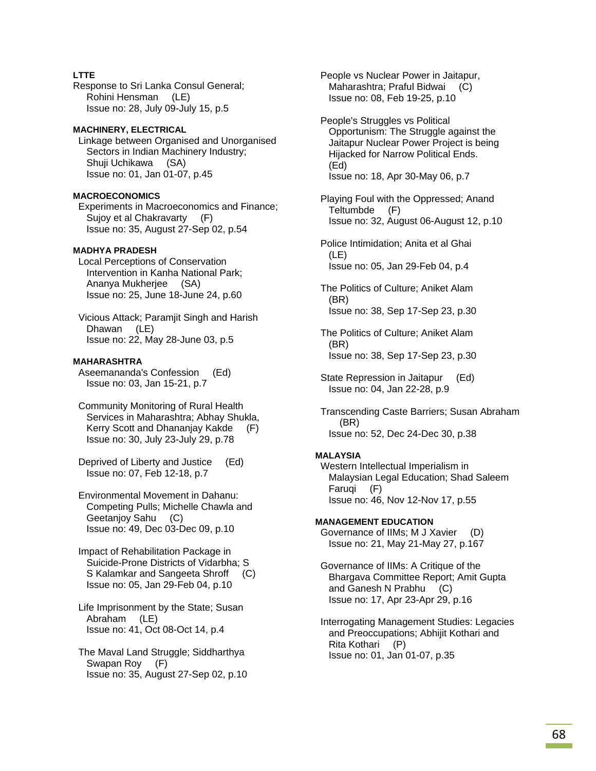**LTTE**

Response to Sri Lanka Consul General; Rohini Hensman (LE)
Issue no: 28, July 09-July 15, p.5

**MACHINERY, ELECTRICAL**

Linkage between Organised and Unorganised Sectors in Indian Machinery Industry; Shuji Uchikawa (SA)
Issue no: 01, Jan 01-07, p.45

**MACROECONOMICS**

Experiments in Macroeconomics and Finance; Sujoy et al Chakravarty (F)
Issue no: 35, August 27-Sep 02, p.54

**MADHYA PRADESH**

Local Perceptions of Conservation Intervention in Kanha National Park; Ananya Mukherjee (SA)
Issue no: 25, June 18-June 24, p.60

Vicious Attack; Paramjit Singh and Harish Dhawan (LE)
Issue no: 22, May 28-June 03, p.5

**MAHARASHTRA**

Aseemananda's Confession (Ed)
Issue no: 03, Jan 15-21, p.7

Community Monitoring of Rural Health Services in Maharashtra; Abhay Shukla, Kerry Scott and Dhananjay Kakde (F)
Issue no: 30, July 23-July 29, p.78

Deprived of Liberty and Justice (Ed)
Issue no: 07, Feb 12-18, p.7

Environmental Movement in Dahanu: Competing Pulls; Michelle Chawla and Geetanjoy Sahu (C)
Issue no: 49, Dec 03-Dec 09, p.10

Impact of Rehabilitation Package in Suicide-Prone Districts of Vidarbha; S S Kalamkar and Sangeeta Shroff (C)
Issue no: 05, Jan 29-Feb 04, p.10

Life Imprisonment by the State; Susan Abraham (LE)
Issue no: 41, Oct 08-Oct 14, p.4

The Maval Land Struggle; Siddharthya Swapan Roy (F)
Issue no: 35, August 27-Sep 02, p.10

People vs Nuclear Power in Jaitapur, Maharashtra; Praful Bidwai (C)
Issue no: 08, Feb 19-25, p.10

People's Struggles vs Political Opportunism: The Struggle against the Jaitapur Nuclear Power Project is being Hijacked for Narrow Political Ends. (Ed)
Issue no: 18, Apr 30-May 06, p.7

Playing Foul with the Oppressed; Anand Teltumbde (F)
Issue no: 32, August 06-August 12, p.10

Police Intimidation; Anita et al Ghai (LE)
Issue no: 05, Jan 29-Feb 04, p.4

The Politics of Culture; Aniket Alam (BR)
Issue no: 38, Sep 17-Sep 23, p.30

The Politics of Culture; Aniket Alam (BR)
Issue no: 38, Sep 17-Sep 23, p.30

State Repression in Jaitapur (Ed)
Issue no: 04, Jan 22-28, p.9

Transcending Caste Barriers; Susan Abraham (BR)
Issue no: 52, Dec 24-Dec 30, p.38

**MALAYSIA**

Western Intellectual Imperialism in Malaysian Legal Education; Shad Saleem Faruqi (F)
Issue no: 46, Nov 12-Nov 17, p.55

**MANAGEMENT EDUCATION**

Governance of IIMs; M J Xavier (D)
Issue no: 21, May 21-May 27, p.167

Governance of IIMs: A Critique of the Bhargava Committee Report; Amit Gupta and Ganesh N Prabhu (C)
Issue no: 17, Apr 23-Apr 29, p.16

Interrogating Management Studies: Legacies and Preoccupations; Abhijit Kothari and Rita Kothari (P)
Issue no: 01, Jan 01-07, p.35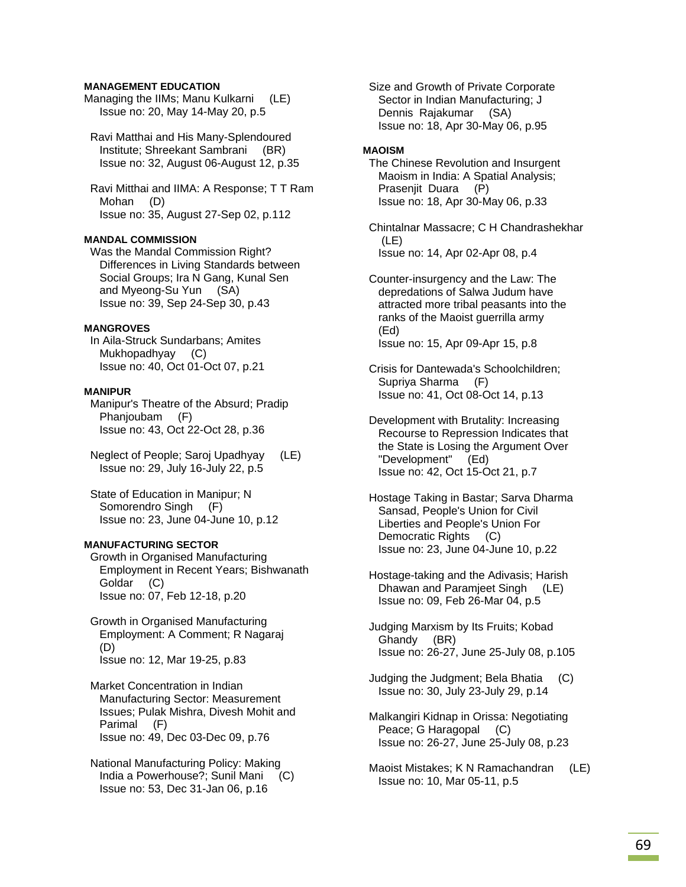**MANAGEMENT EDUCATION**

Managing the IIMs; Manu Kulkarni (LE)
Issue no: 20, May 14-May 20, p.5

Ravi Matthai and His Many-Splendoured Institute; Shreekant Sambrani (BR)
Issue no: 32, August 06-August 12, p.35

Ravi Mitthai and IIMA: A Response; T T Ram Mohan (D)
Issue no: 35, August 27-Sep 02, p.112

**MANDAL COMMISSION**

Was the Mandal Commission Right? Differences in Living Standards between Social Groups; Ira N Gang, Kunal Sen and Myeong-Su Yun (SA)
Issue no: 39, Sep 24-Sep 30, p.43

**MANGROVES**

In Aila-Struck Sundarbans; Amites Mukhopadhyay (C)
Issue no: 40, Oct 01-Oct 07, p.21

**MANIPUR**

Manipur's Theatre of the Absurd; Pradip Phanjoubam (F)
Issue no: 43, Oct 22-Oct 28, p.36

Neglect of People; Saroj Upadhyay (LE)
Issue no: 29, July 16-July 22, p.5

State of Education in Manipur; N Somorendro Singh (F)
Issue no: 23, June 04-June 10, p.12

**MANUFACTURING SECTOR**

Growth in Organised Manufacturing Employment in Recent Years; Bishwanath Goldar (C)
Issue no: 07, Feb 12-18, p.20

Growth in Organised Manufacturing Employment: A Comment; R Nagaraj (D)
Issue no: 12, Mar 19-25, p.83

Market Concentration in Indian Manufacturing Sector: Measurement Issues; Pulak Mishra, Divesh Mohit and Parimal (F)
Issue no: 49, Dec 03-Dec 09, p.76

National Manufacturing Policy: Making India a Powerhouse?; Sunil Mani (C)
Issue no: 53, Dec 31-Jan 06, p.16

Size and Growth of Private Corporate Sector in Indian Manufacturing; J Dennis Rajakumar (SA)
Issue no: 18, Apr 30-May 06, p.95

**MAOISM**

The Chinese Revolution and Insurgent Maoism in India: A Spatial Analysis; Prasenjit Duara (P)
Issue no: 18, Apr 30-May 06, p.33

Chintalnar Massacre; C H Chandrashekhar (LE)
Issue no: 14, Apr 02-Apr 08, p.4

Counter-insurgency and the Law: The depredations of Salwa Judum have attracted more tribal peasants into the ranks of the Maoist guerrilla army (Ed)
Issue no: 15, Apr 09-Apr 15, p.8

Crisis for Dantewada's Schoolchildren; Supriya Sharma (F)
Issue no: 41, Oct 08-Oct 14, p.13

Development with Brutality: Increasing Recourse to Repression Indicates that the State is Losing the Argument Over "Development" (Ed)
Issue no: 42, Oct 15-Oct 21, p.7

Hostage Taking in Bastar; Sarva Dharma Sansad, People's Union for Civil Liberties and People's Union For Democratic Rights (C)
Issue no: 23, June 04-June 10, p.22

Hostage-taking and the Adivasis; Harish Dhawan and Paramjeet Singh (LE)
Issue no: 09, Feb 26-Mar 04, p.5

Judging Marxism by Its Fruits; Kobad Ghandy (BR)
Issue no: 26-27, June 25-July 08, p.105

Judging the Judgment; Bela Bhatia (C)
Issue no: 30, July 23-July 29, p.14

Malkangiri Kidnap in Orissa: Negotiating Peace; G Haragopal (C)
Issue no: 26-27, June 25-July 08, p.23

Maoist Mistakes; K N Ramachandran (LE)
Issue no: 10, Mar 05-11, p.5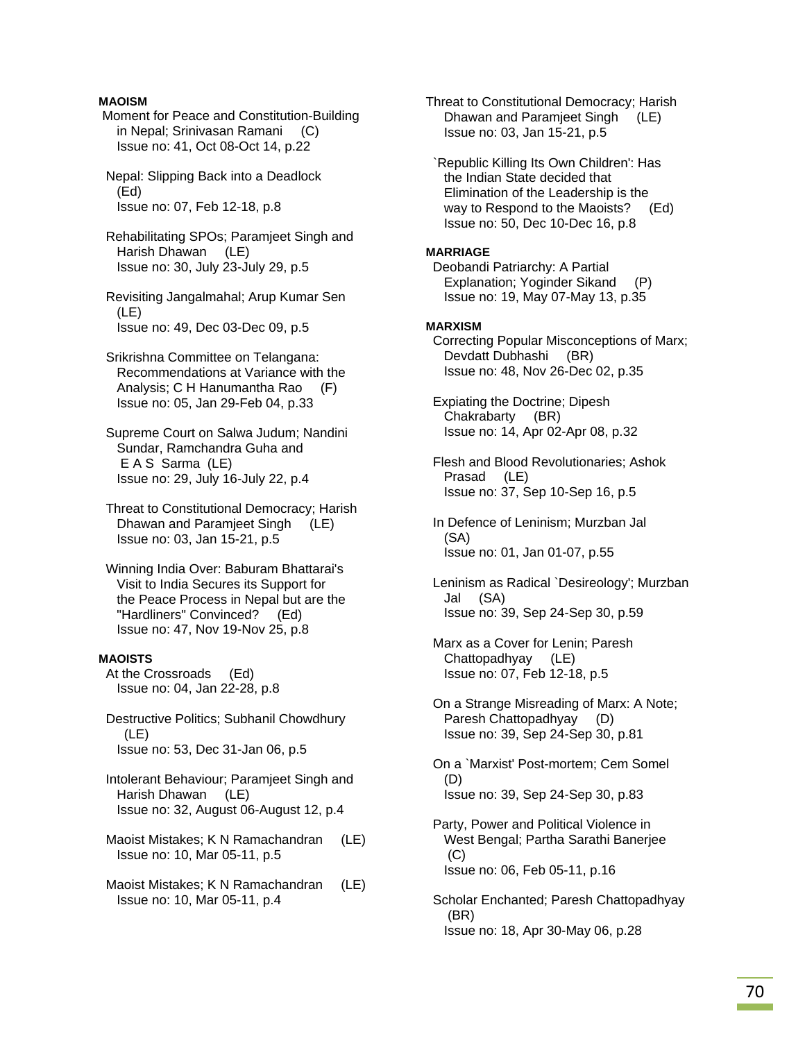**MAOISM**

Moment for Peace and Constitution-Building in Nepal; Srinivasan Ramani (C)
Issue no: 41, Oct 08-Oct 14, p.22

Nepal: Slipping Back into a Deadlock (Ed)
Issue no: 07, Feb 12-18, p.8

Rehabilitating SPOs; Paramjeet Singh and Harish Dhawan (LE)
Issue no: 30, July 23-July 29, p.5

Revisiting Jangalmahal; Arup Kumar Sen (LE)
Issue no: 49, Dec 03-Dec 09, p.5

Srikrishna Committee on Telangana: Recommendations at Variance with the Analysis; C H Hanumantha Rao (F)
Issue no: 05, Jan 29-Feb 04, p.33

Supreme Court on Salwa Judum; Nandini Sundar, Ramchandra Guha and E A S Sarma (LE)
Issue no: 29, July 16-July 22, p.4

Threat to Constitutional Democracy; Harish Dhawan and Paramjeet Singh (LE)
Issue no: 03, Jan 15-21, p.5

Winning India Over: Baburam Bhattarai's Visit to India Secures its Support for the Peace Process in Nepal but are the "Hardliners" Convinced? (Ed)
Issue no: 47, Nov 19-Nov 25, p.8

**MAOISTS**

At the Crossroads (Ed)
Issue no: 04, Jan 22-28, p.8

Destructive Politics; Subhanil Chowdhury (LE)
Issue no: 53, Dec 31-Jan 06, p.5

Intolerant Behaviour; Paramjeet Singh and Harish Dhawan (LE)
Issue no: 32, August 06-August 12, p.4

Maoist Mistakes; K N Ramachandran (LE)
Issue no: 10, Mar 05-11, p.5

Maoist Mistakes; K N Ramachandran (LE)
Issue no: 10, Mar 05-11, p.4

Threat to Constitutional Democracy; Harish Dhawan and Paramjeet Singh (LE)
Issue no: 03, Jan 15-21, p.5

`Republic Killing Its Own Children': Has the Indian State decided that Elimination of the Leadership is the way to Respond to the Maoists? (Ed)
Issue no: 50, Dec 10-Dec 16, p.8

**MARRIAGE**

Deobandi Patriarchy: A Partial Explanation; Yoginder Sikand (P)
Issue no: 19, May 07-May 13, p.35

**MARXISM**

Correcting Popular Misconceptions of Marx; Devdatt Dubhashi (BR)
Issue no: 48, Nov 26-Dec 02, p.35

Expiating the Doctrine; Dipesh Chakrabarty (BR)
Issue no: 14, Apr 02-Apr 08, p.32

Flesh and Blood Revolutionaries; Ashok Prasad (LE)
Issue no: 37, Sep 10-Sep 16, p.5

In Defence of Leninism; Murzban Jal (SA)
Issue no: 01, Jan 01-07, p.55

Leninism as Radical `Desireology'; Murzban Jal (SA)
Issue no: 39, Sep 24-Sep 30, p.59

Marx as a Cover for Lenin; Paresh Chattopadhyay (LE)
Issue no: 07, Feb 12-18, p.5

On a Strange Misreading of Marx: A Note; Paresh Chattopadhyay (D)
Issue no: 39, Sep 24-Sep 30, p.81

On a `Marxist' Post-mortem; Cem Somel (D)
Issue no: 39, Sep 24-Sep 30, p.83

Party, Power and Political Violence in West Bengal; Partha Sarathi Banerjee (C)
Issue no: 06, Feb 05-11, p.16

Scholar Enchanted; Paresh Chattopadhyay (BR)
Issue no: 18, Apr 30-May 06, p.28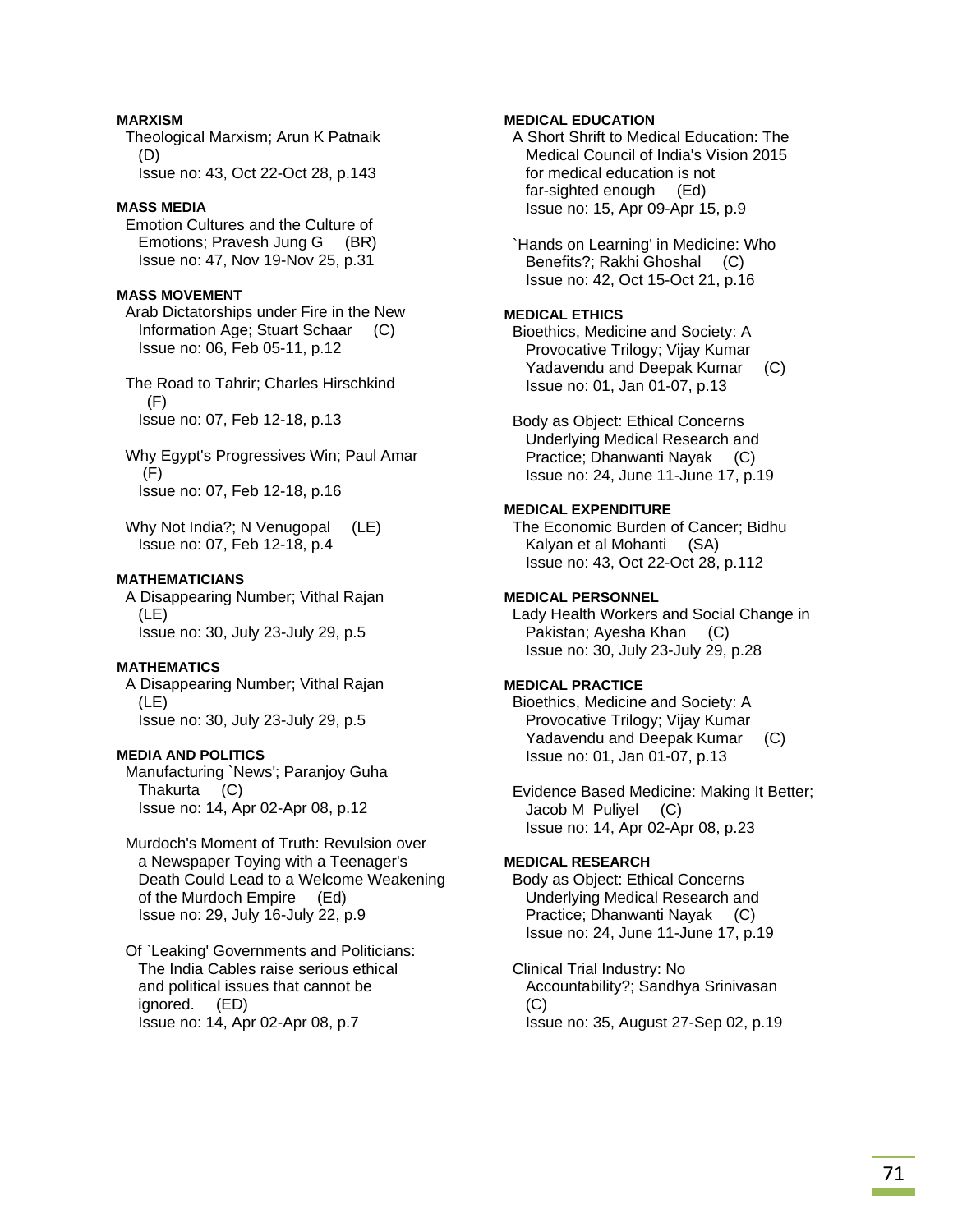**MARXISM**

Theological Marxism; Arun K Patnaik (D)
Issue no: 43, Oct 22-Oct 28, p.143

**MASS MEDIA**

Emotion Cultures and the Culture of Emotions; Pravesh Jung G (BR)
Issue no: 47, Nov 19-Nov 25, p.31

**MASS MOVEMENT**

Arab Dictatorships under Fire in the New Information Age; Stuart Schaar (C)
Issue no: 06, Feb 05-11, p.12

The Road to Tahrir; Charles Hirschkind (F)
Issue no: 07, Feb 12-18, p.13

Why Egypt's Progressives Win; Paul Amar (F)
Issue no: 07, Feb 12-18, p.16

Why Not India?; N Venugopal (LE)
Issue no: 07, Feb 12-18, p.4

**MATHEMATICIANS**

A Disappearing Number; Vithal Rajan (LE)
Issue no: 30, July 23-July 29, p.5

**MATHEMATICS**

A Disappearing Number; Vithal Rajan (LE)
Issue no: 30, July 23-July 29, p.5

**MEDIA AND POLITICS**

Manufacturing `News'; Paranjoy Guha Thakurta (C)
Issue no: 14, Apr 02-Apr 08, p.12

Murdoch's Moment of Truth: Revulsion over a Newspaper Toying with a Teenager's Death Could Lead to a Welcome Weakening of the Murdoch Empire (Ed)
Issue no: 29, July 16-July 22, p.9

Of `Leaking' Governments and Politicians: The India Cables raise serious ethical and political issues that cannot be ignored. (ED)
Issue no: 14, Apr 02-Apr 08, p.7

**MEDICAL EDUCATION**

A Short Shrift to Medical Education: The Medical Council of India's Vision 2015 for medical education is not far-sighted enough (Ed)
Issue no: 15, Apr 09-Apr 15, p.9

`Hands on Learning' in Medicine: Who Benefits?; Rakhi Ghoshal (C)
Issue no: 42, Oct 15-Oct 21, p.16

**MEDICAL ETHICS**

Bioethics, Medicine and Society: A Provocative Trilogy; Vijay Kumar Yadavendu and Deepak Kumar (C)
Issue no: 01, Jan 01-07, p.13

Body as Object: Ethical Concerns Underlying Medical Research and Practice; Dhanwanti Nayak (C)
Issue no: 24, June 11-June 17, p.19

**MEDICAL EXPENDITURE**

The Economic Burden of Cancer; Bidhu Kalyan et al Mohanti (SA)
Issue no: 43, Oct 22-Oct 28, p.112

**MEDICAL PERSONNEL**

Lady Health Workers and Social Change in Pakistan; Ayesha Khan (C)
Issue no: 30, July 23-July 29, p.28

**MEDICAL PRACTICE**

Bioethics, Medicine and Society: A Provocative Trilogy; Vijay Kumar Yadavendu and Deepak Kumar (C)
Issue no: 01, Jan 01-07, p.13

Evidence Based Medicine: Making It Better; Jacob M Puliyel (C)
Issue no: 14, Apr 02-Apr 08, p.23

**MEDICAL RESEARCH**

Body as Object: Ethical Concerns Underlying Medical Research and Practice; Dhanwanti Nayak (C)
Issue no: 24, June 11-June 17, p.19

Clinical Trial Industry: No Accountability?; Sandhya Srinivasan (C)
Issue no: 35, August 27-Sep 02, p.19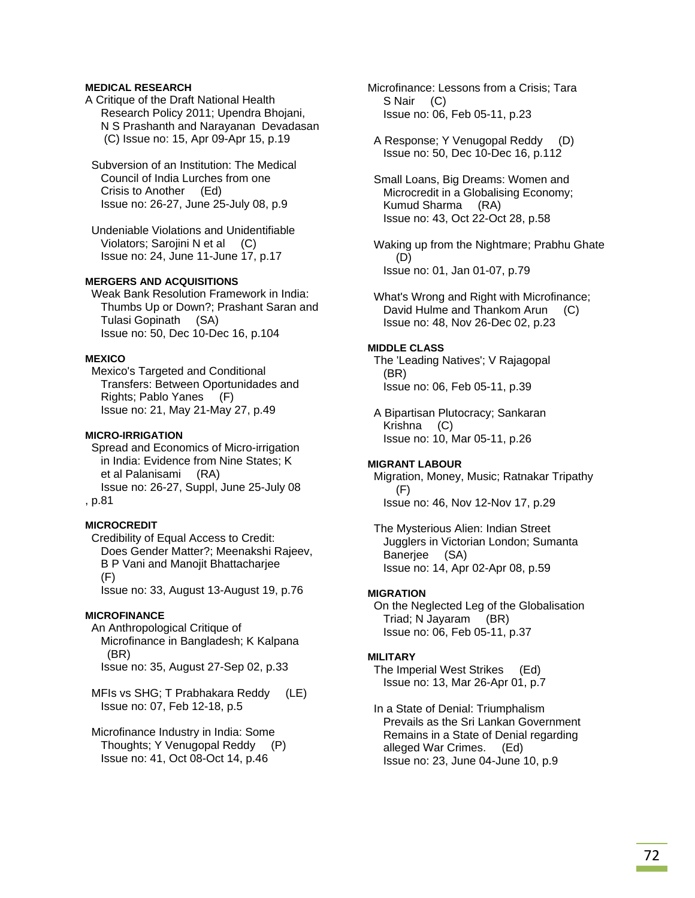**MEDICAL RESEARCH**

A Critique of the Draft National Health Research Policy 2011; Upendra Bhojani, N S Prashanth and Narayanan Devadasan (C) Issue no: 15, Apr 09-Apr 15, p.19

Subversion of an Institution: The Medical Council of India Lurches from one Crisis to Another (Ed)
Issue no: 26-27, June 25-July 08, p.9

Undeniable Violations and Unidentifiable Violators; Sarojini N et al (C)
Issue no: 24, June 11-June 17, p.17

**MERGERS AND ACQUISITIONS**

Weak Bank Resolution Framework in India: Thumbs Up or Down?; Prashant Saran and Tulasi Gopinath (SA)
Issue no: 50, Dec 10-Dec 16, p.104

**MEXICO**

Mexico's Targeted and Conditional Transfers: Between Oportunidades and Rights; Pablo Yanes (F)
Issue no: 21, May 21-May 27, p.49

**MICRO-IRRIGATION**

Spread and Economics of Micro-irrigation in India: Evidence from Nine States; K et al Palanisami (RA)
Issue no: 26-27, Suppl, June 25-July 08, p.81

**MICROCREDIT**

Credibility of Equal Access to Credit: Does Gender Matter?; Meenakshi Rajeev, B P Vani and Manojit Bhattacharjee (F)
Issue no: 33, August 13-August 19, p.76

**MICROFINANCE**

An Anthropological Critique of Microfinance in Bangladesh; K Kalpana (BR)
Issue no: 35, August 27-Sep 02, p.33

MFIs vs SHG; T Prabhakara Reddy (LE)
Issue no: 07, Feb 12-18, p.5

Microfinance Industry in India: Some Thoughts; Y Venugopal Reddy (P)
Issue no: 41, Oct 08-Oct 14, p.46

Microfinance: Lessons from a Crisis; Tara S Nair (C)
Issue no: 06, Feb 05-11, p.23

A Response; Y Venugopal Reddy (D)
Issue no: 50, Dec 10-Dec 16, p.112

Small Loans, Big Dreams: Women and Microcredit in a Globalising Economy; Kumud Sharma (RA)
Issue no: 43, Oct 22-Oct 28, p.58

Waking up from the Nightmare; Prabhu Ghate (D)
Issue no: 01, Jan 01-07, p.79

What's Wrong and Right with Microfinance; David Hulme and Thankom Arun (C)
Issue no: 48, Nov 26-Dec 02, p.23

**MIDDLE CLASS**

The 'Leading Natives'; V Rajagopal (BR)
Issue no: 06, Feb 05-11, p.39

A Bipartisan Plutocracy; Sankaran Krishna (C)
Issue no: 10, Mar 05-11, p.26

**MIGRANT LABOUR**

Migration, Money, Music; Ratnakar Tripathy (F)
Issue no: 46, Nov 12-Nov 17, p.29

The Mysterious Alien: Indian Street Jugglers in Victorian London; Sumanta Banerjee (SA)
Issue no: 14, Apr 02-Apr 08, p.59

**MIGRATION**

On the Neglected Leg of the Globalisation Triad; N Jayaram (BR)
Issue no: 06, Feb 05-11, p.37

**MILITARY**

The Imperial West Strikes (Ed)
Issue no: 13, Mar 26-Apr 01, p.7

In a State of Denial: Triumphalism Prevails as the Sri Lankan Government Remains in a State of Denial regarding alleged War Crimes. (Ed)
Issue no: 23, June 04-June 10, p.9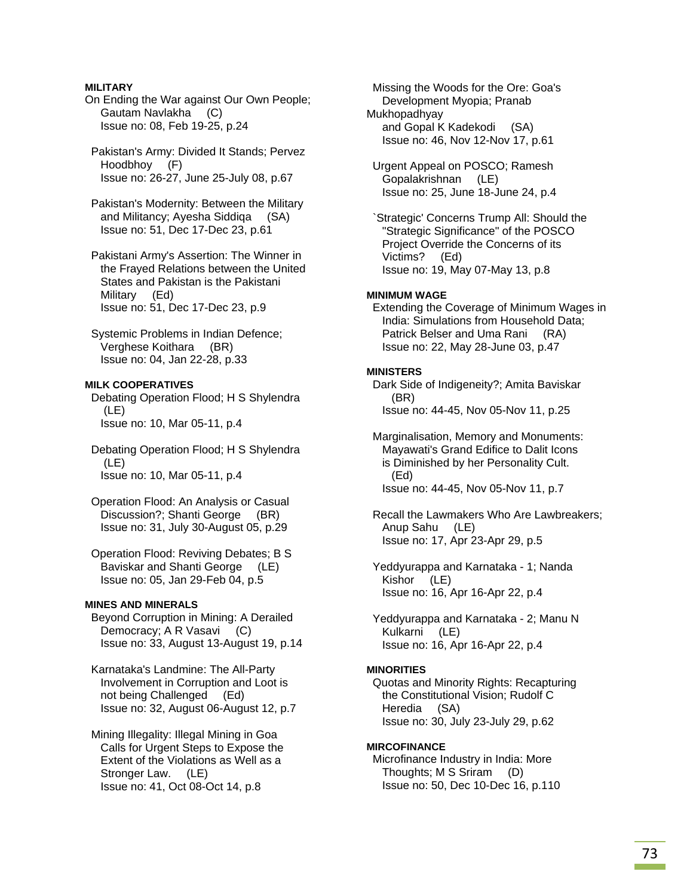**MILITARY**

On Ending the War against Our Own People; Gautam Navlakha (C)
Issue no: 08, Feb 19-25, p.24

Pakistan's Army: Divided It Stands; Pervez Hoodbhoy (F)
Issue no: 26-27, June 25-July 08, p.67

Pakistan's Modernity: Between the Military and Militancy; Ayesha Siddiqa (SA)
Issue no: 51, Dec 17-Dec 23, p.61

Pakistani Army's Assertion: The Winner in the Frayed Relations between the United States and Pakistan is the Pakistani Military (Ed)
Issue no: 51, Dec 17-Dec 23, p.9

Systemic Problems in Indian Defence; Verghese Koithara (BR)
Issue no: 04, Jan 22-28, p.33

**MILK COOPERATIVES**

Debating Operation Flood; H S Shylendra (LE)
Issue no: 10, Mar 05-11, p.4

Debating Operation Flood; H S Shylendra (LE)
Issue no: 10, Mar 05-11, p.4

Operation Flood: An Analysis or Casual Discussion?; Shanti George (BR)
Issue no: 31, July 30-August 05, p.29

Operation Flood: Reviving Debates; B S Baviskar and Shanti George (LE)
Issue no: 05, Jan 29-Feb 04, p.5

**MINES AND MINERALS**

Beyond Corruption in Mining: A Derailed Democracy; A R Vasavi (C)
Issue no: 33, August 13-August 19, p.14

Karnataka's Landmine: The All-Party Involvement in Corruption and Loot is not being Challenged (Ed)
Issue no: 32, August 06-August 12, p.7

Mining Illegality: Illegal Mining in Goa Calls for Urgent Steps to Expose the Extent of the Violations as Well as a Stronger Law. (LE)
Issue no: 41, Oct 08-Oct 14, p.8

Missing the Woods for the Ore: Goa's Development Myopia; Pranab Mukhopadhyay and Gopal K Kadekodi (SA)
Issue no: 46, Nov 12-Nov 17, p.61

Urgent Appeal on POSCO; Ramesh Gopalakrishnan (LE)
Issue no: 25, June 18-June 24, p.4

`Strategic' Concerns Trump All: Should the "Strategic Significance" of the POSCO Project Override the Concerns of its Victims? (Ed)
Issue no: 19, May 07-May 13, p.8

**MINIMUM WAGE**

Extending the Coverage of Minimum Wages in India: Simulations from Household Data; Patrick Belser and Uma Rani (RA)
Issue no: 22, May 28-June 03, p.47

**MINISTERS**

Dark Side of Indigeneity?; Amita Baviskar (BR)
Issue no: 44-45, Nov 05-Nov 11, p.25

Marginalisation, Memory and Monuments: Mayawati's Grand Edifice to Dalit Icons is Diminished by her Personality Cult. (Ed)
Issue no: 44-45, Nov 05-Nov 11, p.7

Recall the Lawmakers Who Are Lawbreakers; Anup Sahu (LE)
Issue no: 17, Apr 23-Apr 29, p.5

Yeddyurappa and Karnataka - 1; Nanda Kishor (LE)
Issue no: 16, Apr 16-Apr 22, p.4

Yeddyurappa and Karnataka - 2; Manu N Kulkarni (LE)
Issue no: 16, Apr 16-Apr 22, p.4

**MINORITIES**

Quotas and Minority Rights: Recapturing the Constitutional Vision; Rudolf C Heredia (SA)
Issue no: 30, July 23-July 29, p.62

**MIRCOFINANCE**

Microfinance Industry in India: More Thoughts; M S Sriram (D)
Issue no: 50, Dec 10-Dec 16, p.110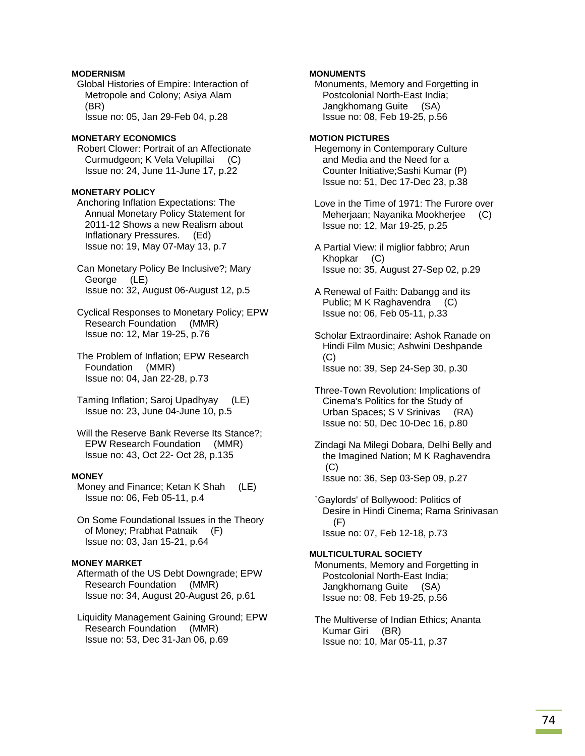**MODERNISM**

Global Histories of Empire: Interaction of Metropole and Colony; Asiya Alam (BR)
Issue no: 05, Jan 29-Feb 04, p.28

**MONETARY ECONOMICS**

Robert Clower: Portrait of an Affectionate Curmudgeon; K Vela Velupillai (C)
Issue no: 24, June 11-June 17, p.22

**MONETARY POLICY**

Anchoring Inflation Expectations: The Annual Monetary Policy Statement for 2011-12 Shows a new Realism about Inflationary Pressures. (Ed)
Issue no: 19, May 07-May 13, p.7

Can Monetary Policy Be Inclusive?; Mary George (LE)
Issue no: 32, August 06-August 12, p.5

Cyclical Responses to Monetary Policy; EPW Research Foundation (MMR)
Issue no: 12, Mar 19-25, p.76

The Problem of Inflation; EPW Research Foundation (MMR)
Issue no: 04, Jan 22-28, p.73

Taming Inflation; Saroj Upadhyay (LE)
Issue no: 23, June 04-June 10, p.5

Will the Reserve Bank Reverse Its Stance?; EPW Research Foundation (MMR)
Issue no: 43, Oct 22- Oct 28, p.135

**MONEY**

Money and Finance; Ketan K Shah (LE)
Issue no: 06, Feb 05-11, p.4

On Some Foundational Issues in the Theory of Money; Prabhat Patnaik (F)
Issue no: 03, Jan 15-21, p.64

**MONEY MARKET**

Aftermath of the US Debt Downgrade; EPW Research Foundation (MMR)
Issue no: 34, August 20-August 26, p.61

Liquidity Management Gaining Ground; EPW Research Foundation (MMR)
Issue no: 53, Dec 31-Jan 06, p.69

**MONUMENTS**

Monuments, Memory and Forgetting in Postcolonial North-East India; Jangkhomang Guite (SA)
Issue no: 08, Feb 19-25, p.56

**MOTION PICTURES**

Hegemony in Contemporary Culture and Media and the Need for a Counter Initiative;Sashi Kumar (P)
Issue no: 51, Dec 17-Dec 23, p.38

Love in the Time of 1971: The Furore over Meherjaan; Nayanika Mookherjee (C)
Issue no: 12, Mar 19-25, p.25

A Partial View: il miglior fabbro; Arun Khopkar (C)
Issue no: 35, August 27-Sep 02, p.29

A Renewal of Faith: Dabangg and its Public; M K Raghavendra (C)
Issue no: 06, Feb 05-11, p.33

Scholar Extraordinaire: Ashok Ranade on Hindi Film Music; Ashwini Deshpande (C)
Issue no: 39, Sep 24-Sep 30, p.30

Three-Town Revolution: Implications of Cinema's Politics for the Study of Urban Spaces; S V Srinivas (RA)
Issue no: 50, Dec 10-Dec 16, p.80

Zindagi Na Milegi Dobara, Delhi Belly and the Imagined Nation; M K Raghavendra (C)
Issue no: 36, Sep 03-Sep 09, p.27

`Gaylords' of Bollywood: Politics of Desire in Hindi Cinema; Rama Srinivasan (F)
Issue no: 07, Feb 12-18, p.73

**MULTICULTURAL SOCIETY**

Monuments, Memory and Forgetting in Postcolonial North-East India; Jangkhomang Guite (SA)
Issue no: 08, Feb 19-25, p.56

The Multiverse of Indian Ethics; Ananta Kumar Giri (BR)
Issue no: 10, Mar 05-11, p.37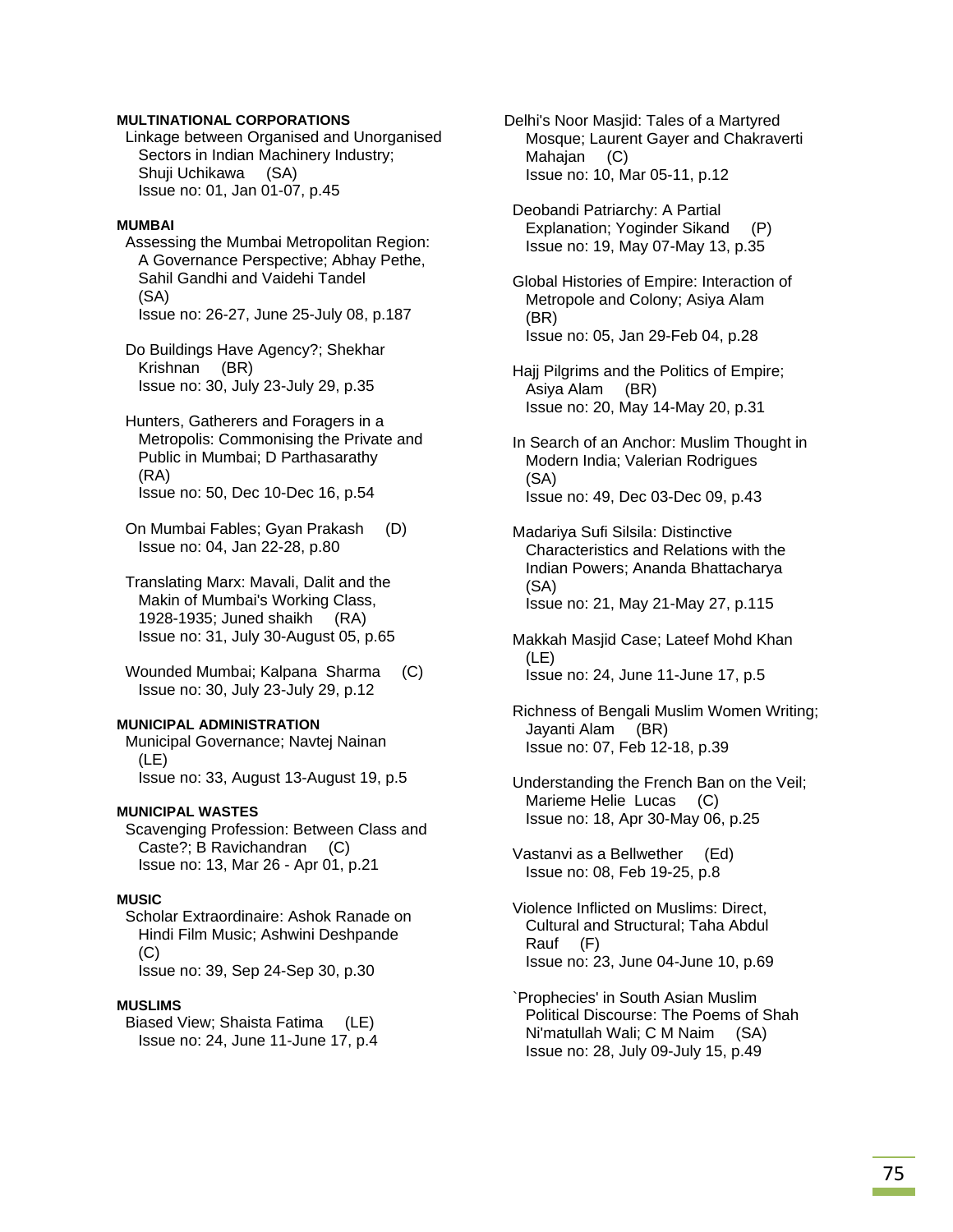**MULTINATIONAL CORPORATIONS**

Linkage between Organised and Unorganised Sectors in Indian Machinery Industry; Shuji Uchikawa (SA)
Issue no: 01, Jan 01-07, p.45

**MUMBAI**

Assessing the Mumbai Metropolitan Region: A Governance Perspective; Abhay Pethe, Sahil Gandhi and Vaidehi Tandel (SA)
Issue no: 26-27, June 25-July 08, p.187

Do Buildings Have Agency?; Shekhar Krishnan (BR)
Issue no: 30, July 23-July 29, p.35

Hunters, Gatherers and Foragers in a Metropolis: Commonising the Private and Public in Mumbai; D Parthasarathy (RA)
Issue no: 50, Dec 10-Dec 16, p.54

On Mumbai Fables; Gyan Prakash (D)
Issue no: 04, Jan 22-28, p.80

Translating Marx: Mavali, Dalit and the Makin of Mumbai's Working Class, 1928-1935; Juned shaikh (RA)
Issue no: 31, July 30-August 05, p.65

Wounded Mumbai; Kalpana Sharma (C)
Issue no: 30, July 23-July 29, p.12

**MUNICIPAL ADMINISTRATION**

Municipal Governance; Navtej Nainan (LE)
Issue no: 33, August 13-August 19, p.5

**MUNICIPAL WASTES**

Scavenging Profession: Between Class and Caste?; B Ravichandran (C)
Issue no: 13, Mar 26 - Apr 01, p.21

**MUSIC**

Scholar Extraordinaire: Ashok Ranade on Hindi Film Music; Ashwini Deshpande (C)
Issue no: 39, Sep 24-Sep 30, p.30

**MUSLIMS**

Biased View; Shaista Fatima (LE)
Issue no: 24, June 11-June 17, p.4

Delhi's Noor Masjid: Tales of a Martyred Mosque; Laurent Gayer and Chakraverti Mahajan (C)
Issue no: 10, Mar 05-11, p.12

Deobandi Patriarchy: A Partial Explanation; Yoginder Sikand (P)
Issue no: 19, May 07-May 13, p.35

Global Histories of Empire: Interaction of Metropole and Colony; Asiya Alam (BR)
Issue no: 05, Jan 29-Feb 04, p.28

Hajj Pilgrims and the Politics of Empire; Asiya Alam (BR)
Issue no: 20, May 14-May 20, p.31

In Search of an Anchor: Muslim Thought in Modern India; Valerian Rodrigues (SA)
Issue no: 49, Dec 03-Dec 09, p.43

Madariya Sufi Silsila: Distinctive Characteristics and Relations with the Indian Powers; Ananda Bhattacharya (SA)
Issue no: 21, May 21-May 27, p.115

Makkah Masjid Case; Lateef Mohd Khan (LE)
Issue no: 24, June 11-June 17, p.5

Richness of Bengali Muslim Women Writing; Jayanti Alam (BR)
Issue no: 07, Feb 12-18, p.39

Understanding the French Ban on the Veil; Marieme Helie Lucas (C)
Issue no: 18, Apr 30-May 06, p.25

Vastanvi as a Bellwether (Ed)
Issue no: 08, Feb 19-25, p.8

Violence Inflicted on Muslims: Direct, Cultural and Structural; Taha Abdul Rauf (F)
Issue no: 23, June 04-June 10, p.69

`Prophecies' in South Asian Muslim Political Discourse: The Poems of Shah Ni'matullah Wali; C M Naim (SA)
Issue no: 28, July 09-July 15, p.49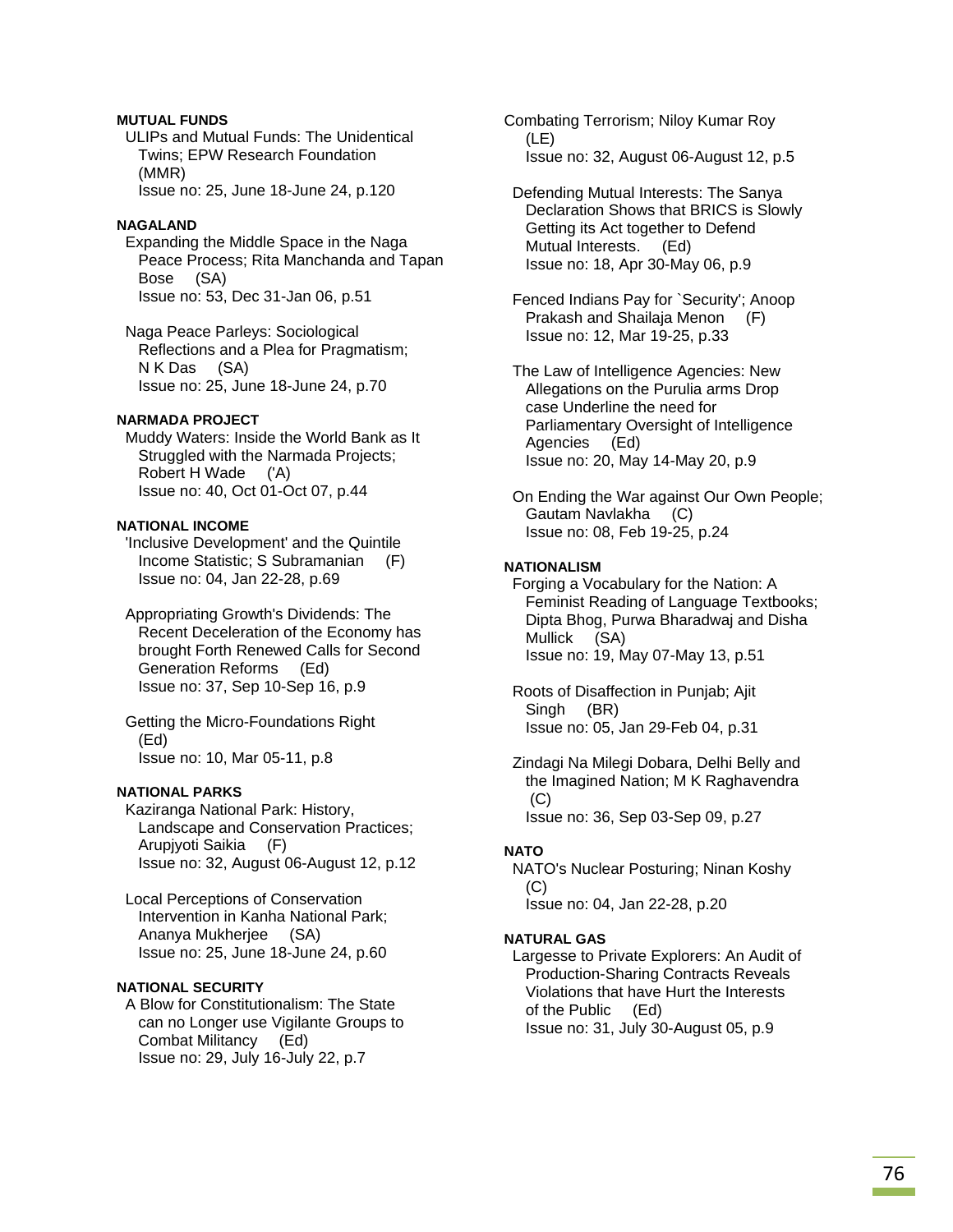#### MUTUAL FUNDS

ULIPs and Mutual Funds: The Unidentical Twins; EPW Research Foundation (MMR)
Issue no: 25, June 18-June 24, p.120

#### NAGALAND

Expanding the Middle Space in the Naga Peace Process; Rita Manchanda and Tapan Bose (SA)
Issue no: 53, Dec 31-Jan 06, p.51

Naga Peace Parleys: Sociological Reflections and a Plea for Pragmatism; N K Das (SA)
Issue no: 25, June 18-June 24, p.70

#### NARMADA PROJECT

Muddy Waters: Inside the World Bank as It Struggled with the Narmada Projects; Robert H Wade ('A)
Issue no: 40, Oct 01-Oct 07, p.44

#### NATIONAL INCOME

'Inclusive Development' and the Quintile Income Statistic; S Subramanian (F)
Issue no: 04, Jan 22-28, p.69

Appropriating Growth's Dividends: The Recent Deceleration of the Economy has brought Forth Renewed Calls for Second Generation Reforms (Ed)
Issue no: 37, Sep 10-Sep 16, p.9

Getting the Micro-Foundations Right (Ed)
Issue no: 10, Mar 05-11, p.8

#### NATIONAL PARKS

Kaziranga National Park: History, Landscape and Conservation Practices; Arupjyoti Saikia (F)
Issue no: 32, August 06-August 12, p.12

Local Perceptions of Conservation Intervention in Kanha National Park; Ananya Mukherjee (SA)
Issue no: 25, June 18-June 24, p.60

#### NATIONAL SECURITY

A Blow for Constitutionalism: The State can no Longer use Vigilante Groups to Combat Militancy (Ed)
Issue no: 29, July 16-July 22, p.7

Combating Terrorism; Niloy Kumar Roy (LE)
Issue no: 32, August 06-August 12, p.5

Defending Mutual Interests: The Sanya Declaration Shows that BRICS is Slowly Getting its Act together to Defend Mutual Interests. (Ed)
Issue no: 18, Apr 30-May 06, p.9

Fenced Indians Pay for `Security'; Anoop Prakash and Shailaja Menon (F)
Issue no: 12, Mar 19-25, p.33

The Law of Intelligence Agencies: New Allegations on the Purulia arms Drop case Underline the need for Parliamentary Oversight of Intelligence Agencies (Ed)
Issue no: 20, May 14-May 20, p.9

On Ending the War against Our Own People; Gautam Navlakha (C)
Issue no: 08, Feb 19-25, p.24

#### NATIONALISM

Forging a Vocabulary for the Nation: A Feminist Reading of Language Textbooks; Dipta Bhog, Purwa Bharadwaj and Disha Mullick (SA)
Issue no: 19, May 07-May 13, p.51

Roots of Disaffection in Punjab; Ajit Singh (BR)
Issue no: 05, Jan 29-Feb 04, p.31

Zindagi Na Milegi Dobara, Delhi Belly and the Imagined Nation; M K Raghavendra (C)
Issue no: 36, Sep 03-Sep 09, p.27

#### NATO

NATO's Nuclear Posturing; Ninan Koshy (C)
Issue no: 04, Jan 22-28, p.20

#### NATURAL GAS

Largesse to Private Explorers: An Audit of Production-Sharing Contracts Reveals Violations that have Hurt the Interests of the Public (Ed)
Issue no: 31, July 30-August 05, p.9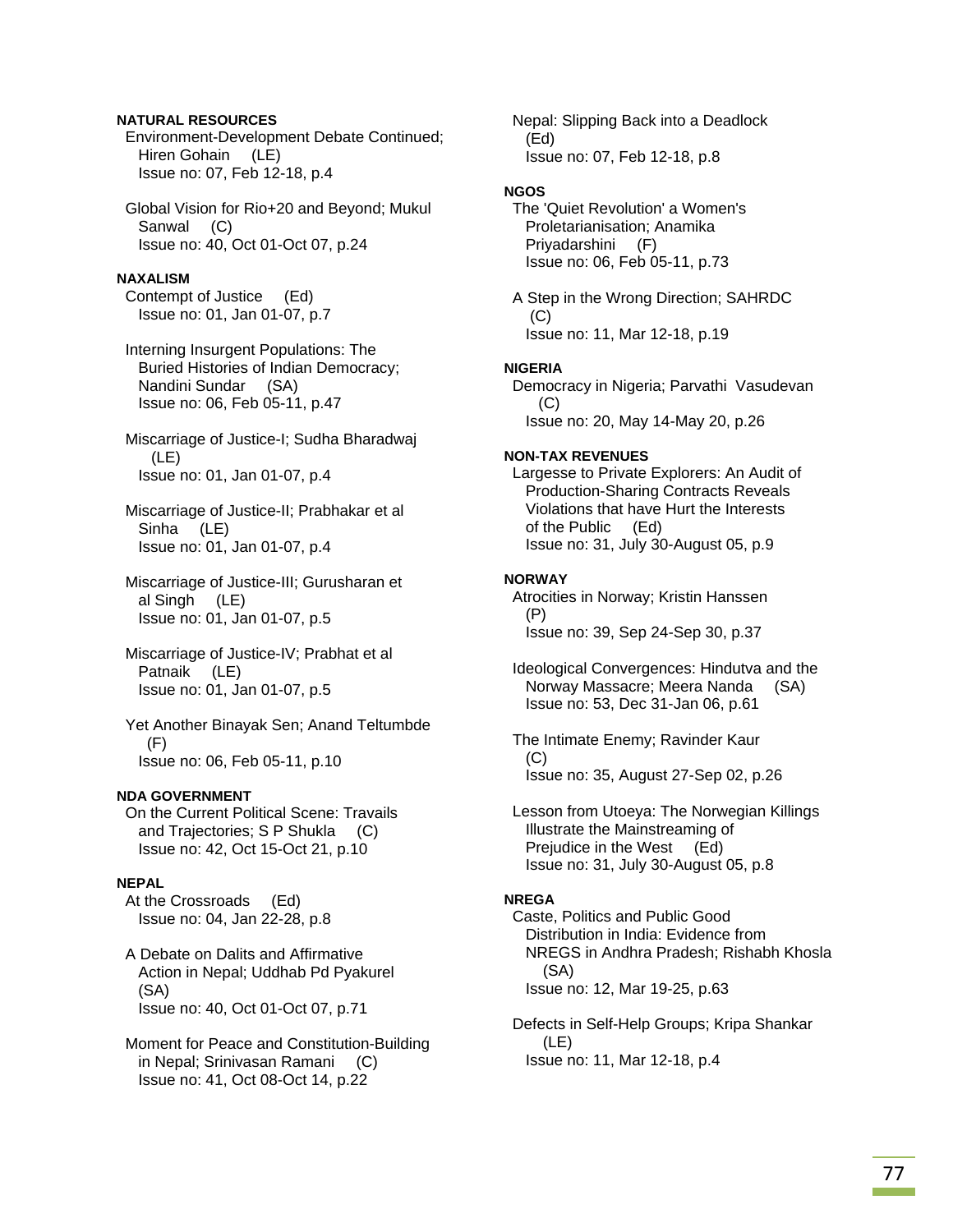**NATURAL RESOURCES**

Environment-Development Debate Continued; Hiren Gohain (LE)
Issue no: 07, Feb 12-18, p.4

Global Vision for Rio+20 and Beyond; Mukul Sanwal (C)
Issue no: 40, Oct 01-Oct 07, p.24

**NAXALISM**

Contempt of Justice (Ed)
Issue no: 01, Jan 01-07, p.7

Interning Insurgent Populations: The Buried Histories of Indian Democracy; Nandini Sundar (SA)
Issue no: 06, Feb 05-11, p.47

Miscarriage of Justice-I; Sudha Bharadwaj (LE)
Issue no: 01, Jan 01-07, p.4

Miscarriage of Justice-II; Prabhakar et al Sinha (LE)
Issue no: 01, Jan 01-07, p.4

Miscarriage of Justice-III; Gurusharan et al Singh (LE)
Issue no: 01, Jan 01-07, p.5

Miscarriage of Justice-IV; Prabhat et al Patnaik (LE)
Issue no: 01, Jan 01-07, p.5

Yet Another Binayak Sen; Anand Teltumbde (F)
Issue no: 06, Feb 05-11, p.10

**NDA GOVERNMENT**

On the Current Political Scene: Travails and Trajectories; S P Shukla (C)
Issue no: 42, Oct 15-Oct 21, p.10

**NEPAL**

At the Crossroads (Ed)
Issue no: 04, Jan 22-28, p.8

A Debate on Dalits and Affirmative Action in Nepal; Uddhab Pd Pyakurel (SA)
Issue no: 40, Oct 01-Oct 07, p.71

Moment for Peace and Constitution-Building in Nepal; Srinivasan Ramani (C)
Issue no: 41, Oct 08-Oct 14, p.22

Nepal: Slipping Back into a Deadlock (Ed)
Issue no: 07, Feb 12-18, p.8

**NGOS**

The 'Quiet Revolution' a Women's Proletarianisation; Anamika Priyadarshini (F)
Issue no: 06, Feb 05-11, p.73

A Step in the Wrong Direction; SAHRDC (C)
Issue no: 11, Mar 12-18, p.19

**NIGERIA**

Democracy in Nigeria; Parvathi Vasudevan (C)
Issue no: 20, May 14-May 20, p.26

**NON-TAX REVENUES**

Largesse to Private Explorers: An Audit of Production-Sharing Contracts Reveals Violations that have Hurt the Interests of the Public (Ed)
Issue no: 31, July 30-August 05, p.9

**NORWAY**

Atrocities in Norway; Kristin Hanssen (P)
Issue no: 39, Sep 24-Sep 30, p.37

Ideological Convergences: Hindutva and the Norway Massacre; Meera Nanda (SA)
Issue no: 53, Dec 31-Jan 06, p.61

The Intimate Enemy; Ravinder Kaur (C)
Issue no: 35, August 27-Sep 02, p.26

Lesson from Utoeya: The Norwegian Killings Illustrate the Mainstreaming of Prejudice in the West (Ed)
Issue no: 31, July 30-August 05, p.8

**NREGA**

Caste, Politics and Public Good Distribution in India: Evidence from NREGS in Andhra Pradesh; Rishabh Khosla (SA)
Issue no: 12, Mar 19-25, p.63

Defects in Self-Help Groups; Kripa Shankar (LE)
Issue no: 11, Mar 12-18, p.4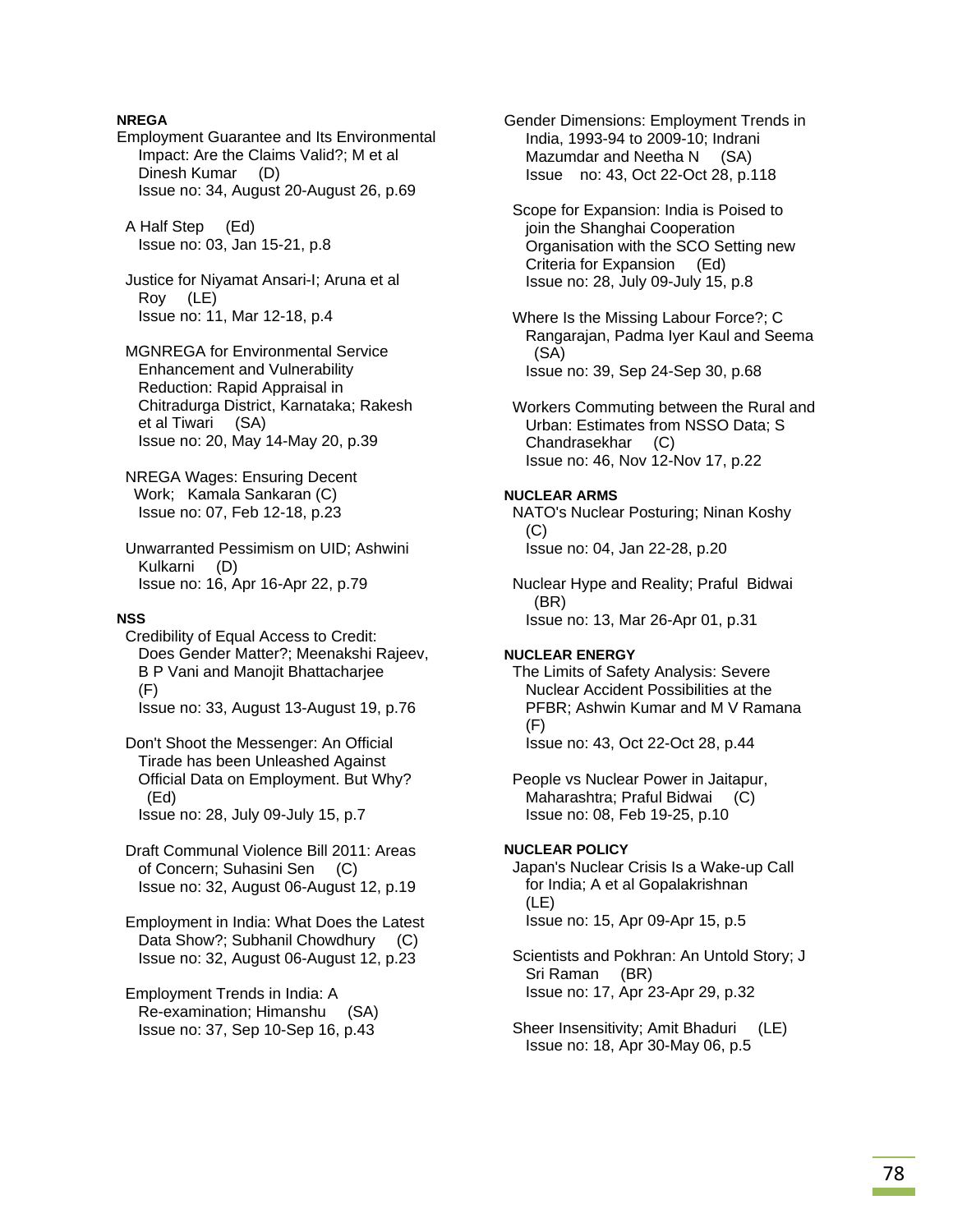**NREGA**

Employment Guarantee and Its Environmental Impact: Are the Claims Valid?; M et al Dinesh Kumar (D)
Issue no: 34, August 20-August 26, p.69

A Half Step (Ed)
Issue no: 03, Jan 15-21, p.8

Justice for Niyamat Ansari-I; Aruna et al Roy (LE)
Issue no: 11, Mar 12-18, p.4

MGNREGA for Environmental Service Enhancement and Vulnerability Reduction: Rapid Appraisal in Chitradurga District, Karnataka; Rakesh et al Tiwari (SA)
Issue no: 20, May 14-May 20, p.39

NREGA Wages: Ensuring Decent Work; Kamala Sankaran (C)
Issue no: 07, Feb 12-18, p.23

Unwarranted Pessimism on UID; Ashwini Kulkarni (D)
Issue no: 16, Apr 16-Apr 22, p.79

**NSS**

Credibility of Equal Access to Credit: Does Gender Matter?; Meenakshi Rajeev, B P Vani and Manojit Bhattacharjee (F)
Issue no: 33, August 13-August 19, p.76

Don't Shoot the Messenger: An Official Tirade has been Unleashed Against Official Data on Employment. But Why? (Ed)
Issue no: 28, July 09-July 15, p.7

Draft Communal Violence Bill 2011: Areas of Concern; Suhasini Sen (C)
Issue no: 32, August 06-August 12, p.19

Employment in India: What Does the Latest Data Show?; Subhanil Chowdhury (C)
Issue no: 32, August 06-August 12, p.23

Employment Trends in India: A Re-examination; Himanshu (SA)
Issue no: 37, Sep 10-Sep 16, p.43

Gender Dimensions: Employment Trends in India, 1993-94 to 2009-10; Indrani Mazumdar and Neetha N (SA)
Issue no: 43, Oct 22-Oct 28, p.118

Scope for Expansion: India is Poised to join the Shanghai Cooperation Organisation with the SCO Setting new Criteria for Expansion (Ed)
Issue no: 28, July 09-July 15, p.8

Where Is the Missing Labour Force?; C Rangarajan, Padma Iyer Kaul and Seema (SA)
Issue no: 39, Sep 24-Sep 30, p.68

Workers Commuting between the Rural and Urban: Estimates from NSSO Data; S Chandrasekhar (C)
Issue no: 46, Nov 12-Nov 17, p.22

**NUCLEAR ARMS**

NATO's Nuclear Posturing; Ninan Koshy (C)
Issue no: 04, Jan 22-28, p.20

Nuclear Hype and Reality; Praful Bidwai (BR)
Issue no: 13, Mar 26-Apr 01, p.31

**NUCLEAR ENERGY**

The Limits of Safety Analysis: Severe Nuclear Accident Possibilities at the PFBR; Ashwin Kumar and M V Ramana (F)
Issue no: 43, Oct 22-Oct 28, p.44

People vs Nuclear Power in Jaitapur, Maharashtra; Praful Bidwai (C)
Issue no: 08, Feb 19-25, p.10

**NUCLEAR POLICY**

Japan's Nuclear Crisis Is a Wake-up Call for India; A et al Gopalakrishnan (LE)
Issue no: 15, Apr 09-Apr 15, p.5

Scientists and Pokhran: An Untold Story; J Sri Raman (BR)
Issue no: 17, Apr 23-Apr 29, p.32

Sheer Insensitivity; Amit Bhaduri (LE)
Issue no: 18, Apr 30-May 06, p.5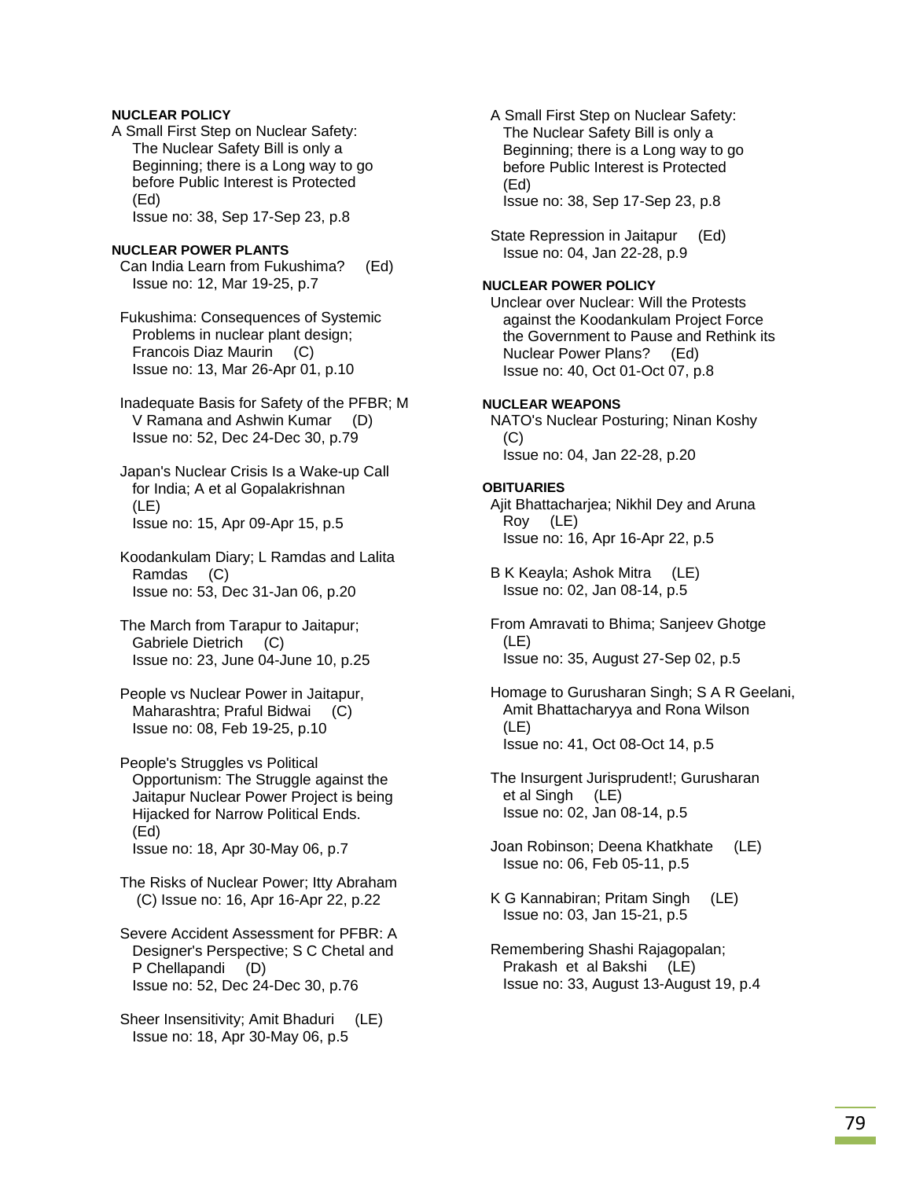**NUCLEAR POLICY**

A Small First Step on Nuclear Safety: The Nuclear Safety Bill is only a Beginning; there is a Long way to go before Public Interest is Protected (Ed)
Issue no: 38, Sep 17-Sep 23, p.8

**NUCLEAR POWER PLANTS**

Can India Learn from Fukushima? (Ed)
Issue no: 12, Mar 19-25, p.7

Fukushima: Consequences of Systemic Problems in nuclear plant design; Francois Diaz Maurin (C)
Issue no: 13, Mar 26-Apr 01, p.10

Inadequate Basis for Safety of the PFBR; M V Ramana and Ashwin Kumar (D)
Issue no: 52, Dec 24-Dec 30, p.79

Japan's Nuclear Crisis Is a Wake-up Call for India; A et al Gopalakrishnan (LE)
Issue no: 15, Apr 09-Apr 15, p.5

Koodankulam Diary; L Ramdas and Lalita Ramdas (C)
Issue no: 53, Dec 31-Jan 06, p.20

The March from Tarapur to Jaitapur; Gabriele Dietrich (C)
Issue no: 23, June 04-June 10, p.25

People vs Nuclear Power in Jaitapur, Maharashtra; Praful Bidwai (C)
Issue no: 08, Feb 19-25, p.10

People's Struggles vs Political Opportunism: The Struggle against the Jaitapur Nuclear Power Project is being Hijacked for Narrow Political Ends. (Ed)
Issue no: 18, Apr 30-May 06, p.7

The Risks of Nuclear Power; Itty Abraham (C) Issue no: 16, Apr 16-Apr 22, p.22

Severe Accident Assessment for PFBR: A Designer's Perspective; S C Chetal and P Chellapandi (D)
Issue no: 52, Dec 24-Dec 30, p.76

Sheer Insensitivity; Amit Bhaduri (LE)
Issue no: 18, Apr 30-May 06, p.5

A Small First Step on Nuclear Safety: The Nuclear Safety Bill is only a Beginning; there is a Long way to go before Public Interest is Protected (Ed)
Issue no: 38, Sep 17-Sep 23, p.8

State Repression in Jaitapur (Ed)
Issue no: 04, Jan 22-28, p.9

**NUCLEAR POWER POLICY**

Unclear over Nuclear: Will the Protests against the Koodankulam Project Force the Government to Pause and Rethink its Nuclear Power Plans? (Ed)
Issue no: 40, Oct 01-Oct 07, p.8

**NUCLEAR WEAPONS**

NATO's Nuclear Posturing; Ninan Koshy (C)
Issue no: 04, Jan 22-28, p.20

**OBITUARIES**

Ajit Bhattacharjea; Nikhil Dey and Aruna Roy (LE)
Issue no: 16, Apr 16-Apr 22, p.5

B K Keayla; Ashok Mitra (LE)
Issue no: 02, Jan 08-14, p.5

From Amravati to Bhima; Sanjeev Ghotge (LE)
Issue no: 35, August 27-Sep 02, p.5

Homage to Gurusharan Singh; S A R Geelani, Amit Bhattacharyya and Rona Wilson (LE)
Issue no: 41, Oct 08-Oct 14, p.5

The Insurgent Jurisprudent!; Gurusharan et al Singh (LE)
Issue no: 02, Jan 08-14, p.5

Joan Robinson; Deena Khatkhate (LE)
Issue no: 06, Feb 05-11, p.5

K G Kannabiran; Pritam Singh (LE)
Issue no: 03, Jan 15-21, p.5

Remembering Shashi Rajagopalan; Prakash et al Bakshi (LE)
Issue no: 33, August 13-August 19, p.4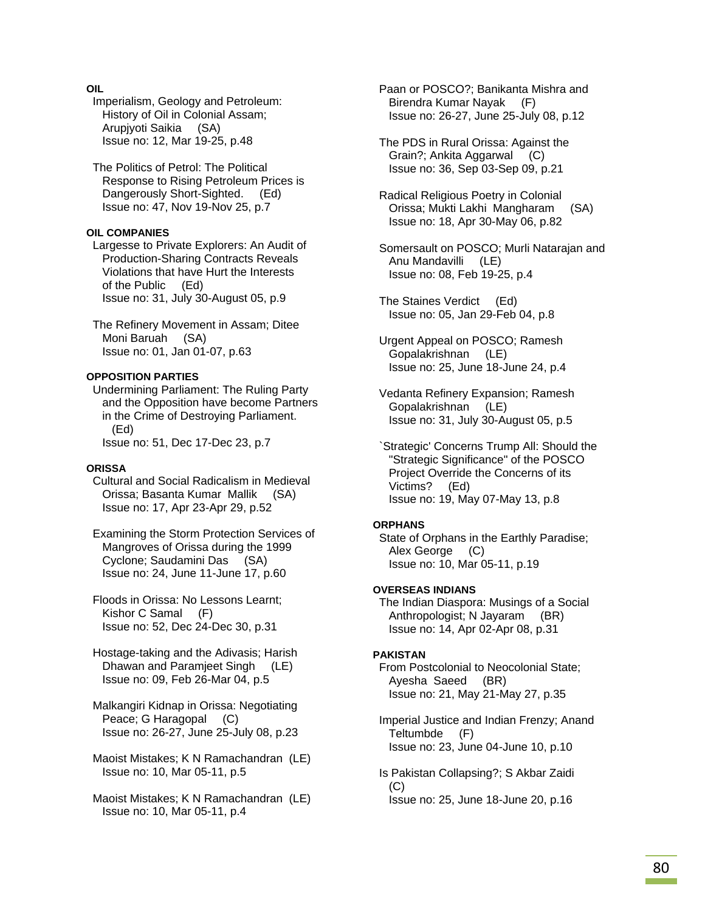**OIL**

Imperialism, Geology and Petroleum: History of Oil in Colonial Assam; Arupjyoti Saikia (SA)
Issue no: 12, Mar 19-25, p.48

The Politics of Petrol: The Political Response to Rising Petroleum Prices is Dangerously Short-Sighted. (Ed)
Issue no: 47, Nov 19-Nov 25, p.7

**OIL COMPANIES**

Largesse to Private Explorers: An Audit of Production-Sharing Contracts Reveals Violations that have Hurt the Interests of the Public (Ed)
Issue no: 31, July 30-August 05, p.9

The Refinery Movement in Assam; Ditee Moni Baruah (SA)
Issue no: 01, Jan 01-07, p.63

**OPPOSITION PARTIES**

Undermining Parliament: The Ruling Party and the Opposition have become Partners in the Crime of Destroying Parliament. (Ed)
Issue no: 51, Dec 17-Dec 23, p.7

**ORISSA**

Cultural and Social Radicalism in Medieval Orissa; Basanta Kumar Mallik (SA)
Issue no: 17, Apr 23-Apr 29, p.52

Examining the Storm Protection Services of Mangroves of Orissa during the 1999 Cyclone; Saudamini Das (SA)
Issue no: 24, June 11-June 17, p.60

Floods in Orissa: No Lessons Learnt; Kishor C Samal (F)
Issue no: 52, Dec 24-Dec 30, p.31

Hostage-taking and the Adivasis; Harish Dhawan and Paramjeet Singh (LE)
Issue no: 09, Feb 26-Mar 04, p.5

Malkangiri Kidnap in Orissa: Negotiating Peace; G Haragopal (C)
Issue no: 26-27, June 25-July 08, p.23

Maoist Mistakes; K N Ramachandran (LE)
Issue no: 10, Mar 05-11, p.5

Maoist Mistakes; K N Ramachandran (LE)
Issue no: 10, Mar 05-11, p.4

Paan or POSCO?; Banikanta Mishra and Birendra Kumar Nayak (F)
Issue no: 26-27, June 25-July 08, p.12

The PDS in Rural Orissa: Against the Grain?; Ankita Aggarwal (C)
Issue no: 36, Sep 03-Sep 09, p.21

Radical Religious Poetry in Colonial Orissa; Mukti Lakhi Mangharam (SA)
Issue no: 18, Apr 30-May 06, p.82

Somersault on POSCO; Murli Natarajan and Anu Mandavilli (LE)
Issue no: 08, Feb 19-25, p.4

The Staines Verdict (Ed)
Issue no: 05, Jan 29-Feb 04, p.8

Urgent Appeal on POSCO; Ramesh Gopalakrishnan (LE)
Issue no: 25, June 18-June 24, p.4

Vedanta Refinery Expansion; Ramesh Gopalakrishnan (LE)
Issue no: 31, July 30-August 05, p.5

`Strategic' Concerns Trump All: Should the "Strategic Significance" of the POSCO Project Override the Concerns of its Victims? (Ed)
Issue no: 19, May 07-May 13, p.8

**ORPHANS**

State of Orphans in the Earthly Paradise; Alex George (C)
Issue no: 10, Mar 05-11, p.19

**OVERSEAS INDIANS**

The Indian Diaspora: Musings of a Social Anthropologist; N Jayaram (BR)
Issue no: 14, Apr 02-Apr 08, p.31

**PAKISTAN**

From Postcolonial to Neocolonial State; Ayesha Saeed (BR)
Issue no: 21, May 21-May 27, p.35

Imperial Justice and Indian Frenzy; Anand Teltumbde (F)
Issue no: 23, June 04-June 10, p.10

Is Pakistan Collapsing?; S Akbar Zaidi (C)
Issue no: 25, June 18-June 20, p.16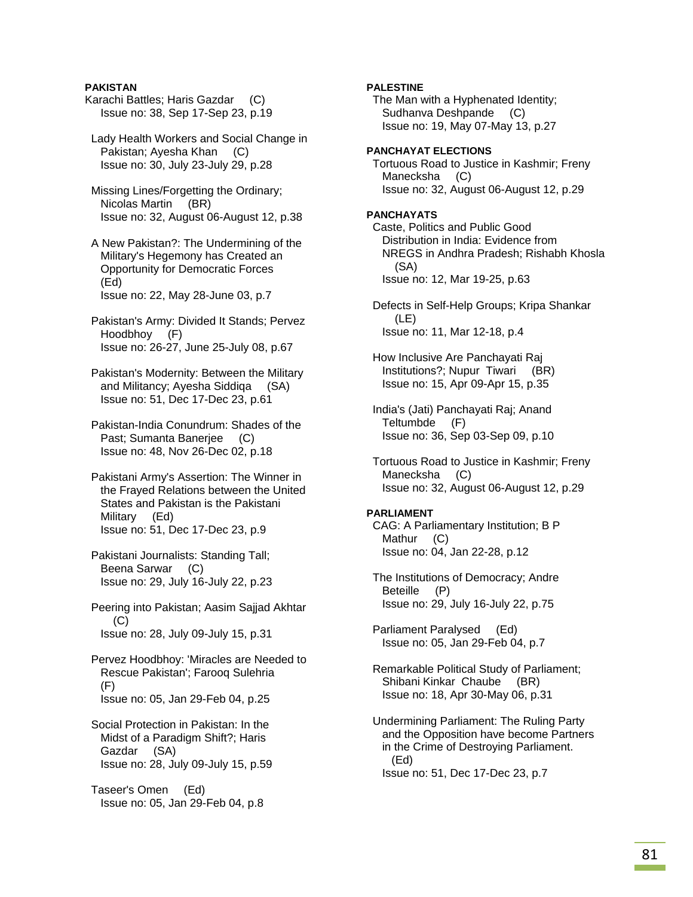**PAKISTAN**

Karachi Battles; Haris Gazdar (C)
Issue no: 38, Sep 17-Sep 23, p.19

Lady Health Workers and Social Change in Pakistan; Ayesha Khan (C)
Issue no: 30, July 23-July 29, p.28

Missing Lines/Forgetting the Ordinary; Nicolas Martin (BR)
Issue no: 32, August 06-August 12, p.38

A New Pakistan?: The Undermining of the Military's Hegemony has Created an Opportunity for Democratic Forces (Ed)
Issue no: 22, May 28-June 03, p.7

Pakistan's Army: Divided It Stands; Pervez Hoodbhoy (F)
Issue no: 26-27, June 25-July 08, p.67

Pakistan's Modernity: Between the Military and Militancy; Ayesha Siddiqa (SA)
Issue no: 51, Dec 17-Dec 23, p.61

Pakistan-India Conundrum: Shades of the Past; Sumanta Banerjee (C)
Issue no: 48, Nov 26-Dec 02, p.18

Pakistani Army's Assertion: The Winner in the Frayed Relations between the United States and Pakistan is the Pakistani Military (Ed)
Issue no: 51, Dec 17-Dec 23, p.9

Pakistani Journalists: Standing Tall; Beena Sarwar (C)
Issue no: 29, July 16-July 22, p.23

Peering into Pakistan; Aasim Sajjad Akhtar (C)
Issue no: 28, July 09-July 15, p.31

Pervez Hoodbhoy: 'Miracles are Needed to Rescue Pakistan'; Farooq Sulehria (F)
Issue no: 05, Jan 29-Feb 04, p.25

Social Protection in Pakistan: In the Midst of a Paradigm Shift?; Haris Gazdar (SA)
Issue no: 28, July 09-July 15, p.59

Taseer's Omen (Ed)
Issue no: 05, Jan 29-Feb 04, p.8

**PALESTINE**

The Man with a Hyphenated Identity; Sudhanva Deshpande (C)
Issue no: 19, May 07-May 13, p.27

**PANCHAYAT ELECTIONS**

Tortuous Road to Justice in Kashmir; Freny Manecksha (C)
Issue no: 32, August 06-August 12, p.29

**PANCHAYATS**

Caste, Politics and Public Good Distribution in India: Evidence from NREGS in Andhra Pradesh; Rishabh Khosla (SA)
Issue no: 12, Mar 19-25, p.63

Defects in Self-Help Groups; Kripa Shankar (LE)
Issue no: 11, Mar 12-18, p.4

How Inclusive Are Panchayati Raj Institutions?; Nupur Tiwari (BR)
Issue no: 15, Apr 09-Apr 15, p.35

India's (Jati) Panchayati Raj; Anand Teltumbde (F)
Issue no: 36, Sep 03-Sep 09, p.10

Tortuous Road to Justice in Kashmir; Freny Manecksha (C)
Issue no: 32, August 06-August 12, p.29

**PARLIAMENT**

CAG: A Parliamentary Institution; B P Mathur (C)
Issue no: 04, Jan 22-28, p.12

The Institutions of Democracy; Andre Beteille (P)
Issue no: 29, July 16-July 22, p.75

Parliament Paralysed (Ed)
Issue no: 05, Jan 29-Feb 04, p.7

Remarkable Political Study of Parliament; Shibani Kinkar Chaube (BR)
Issue no: 18, Apr 30-May 06, p.31

Undermining Parliament: The Ruling Party and the Opposition have become Partners in the Crime of Destroying Parliament. (Ed)
Issue no: 51, Dec 17-Dec 23, p.7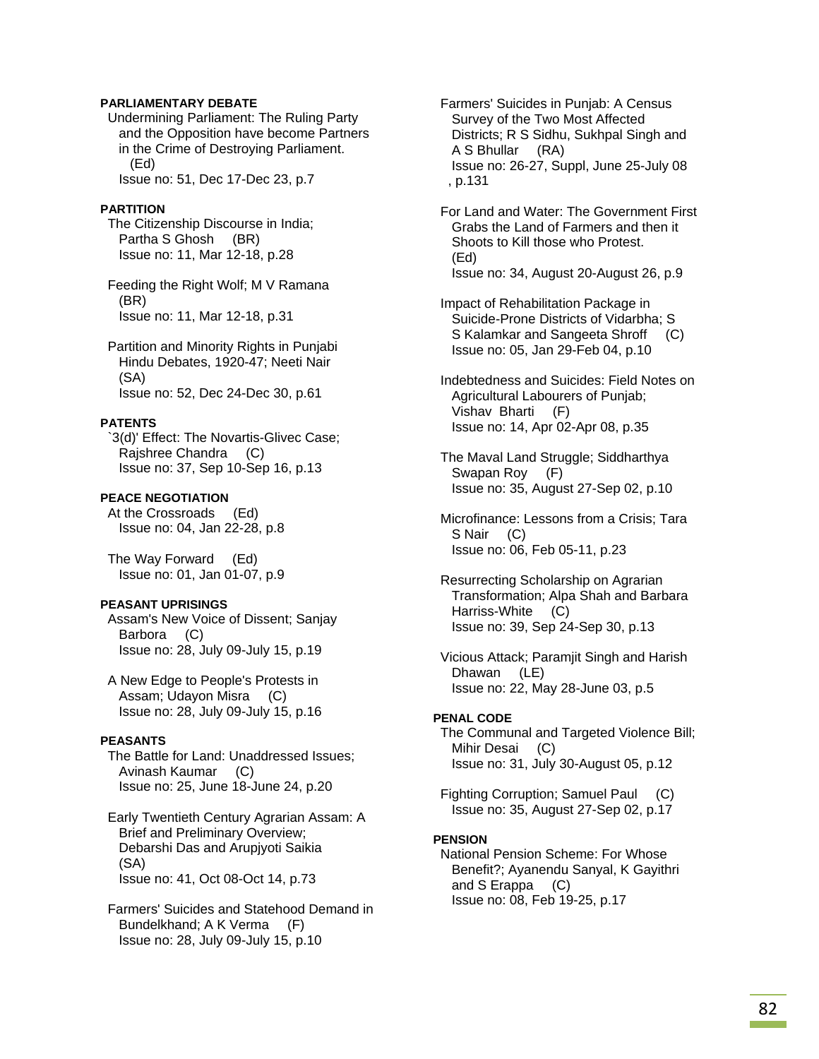**PARLIAMENTARY DEBATE**

Undermining Parliament: The Ruling Party and the Opposition have become Partners in the Crime of Destroying Parliament. (Ed)
Issue no: 51, Dec 17-Dec 23, p.7

**PARTITION**

The Citizenship Discourse in India; Partha S Ghosh (BR)
Issue no: 11, Mar 12-18, p.28

Feeding the Right Wolf; M V Ramana (BR)
Issue no: 11, Mar 12-18, p.31

Partition and Minority Rights in Punjabi Hindu Debates, 1920-47; Neeti Nair (SA)
Issue no: 52, Dec 24-Dec 30, p.61

**PATENTS**

`3(d)' Effect: The Novartis-Glivec Case; Rajshree Chandra (C)
Issue no: 37, Sep 10-Sep 16, p.13

**PEACE NEGOTIATION**

At the Crossroads (Ed)
Issue no: 04, Jan 22-28, p.8

The Way Forward (Ed)
Issue no: 01, Jan 01-07, p.9

**PEASANT UPRISINGS**

Assam's New Voice of Dissent; Sanjay Barbora (C)
Issue no: 28, July 09-July 15, p.19

A New Edge to People's Protests in Assam; Udayon Misra (C)
Issue no: 28, July 09-July 15, p.16

**PEASANTS**

The Battle for Land: Unaddressed Issues; Avinash Kaumar (C)
Issue no: 25, June 18-June 24, p.20

Early Twentieth Century Agrarian Assam: A Brief and Preliminary Overview; Debarshi Das and Arupjyoti Saikia (SA)
Issue no: 41, Oct 08-Oct 14, p.73

Farmers' Suicides and Statehood Demand in Bundelkhand; A K Verma (F)
Issue no: 28, July 09-July 15, p.10

Farmers' Suicides in Punjab: A Census Survey of the Two Most Affected Districts; R S Sidhu, Sukhpal Singh and A S Bhullar (RA)
Issue no: 26-27, Suppl, June 25-July 08, p.131

For Land and Water: The Government First Grabs the Land of Farmers and then it Shoots to Kill those who Protest. (Ed)
Issue no: 34, August 20-August 26, p.9

Impact of Rehabilitation Package in Suicide-Prone Districts of Vidarbha; S S Kalamkar and Sangeeta Shroff (C)
Issue no: 05, Jan 29-Feb 04, p.10

Indebtedness and Suicides: Field Notes on Agricultural Labourers of Punjab; Vishav Bharti (F)
Issue no: 14, Apr 02-Apr 08, p.35

The Maval Land Struggle; Siddharthya Swapan Roy (F)
Issue no: 35, August 27-Sep 02, p.10

Microfinance: Lessons from a Crisis; Tara S Nair (C)
Issue no: 06, Feb 05-11, p.23

Resurrecting Scholarship on Agrarian Transformation; Alpa Shah and Barbara Harriss-White (C)
Issue no: 39, Sep 24-Sep 30, p.13

Vicious Attack; Paramjit Singh and Harish Dhawan (LE)
Issue no: 22, May 28-June 03, p.5

**PENAL CODE**

The Communal and Targeted Violence Bill; Mihir Desai (C)
Issue no: 31, July 30-August 05, p.12

Fighting Corruption; Samuel Paul (C)
Issue no: 35, August 27-Sep 02, p.17

**PENSION**

National Pension Scheme: For Whose Benefit?; Ayanendu Sanyal, K Gayithri and S Erappa (C)
Issue no: 08, Feb 19-25, p.17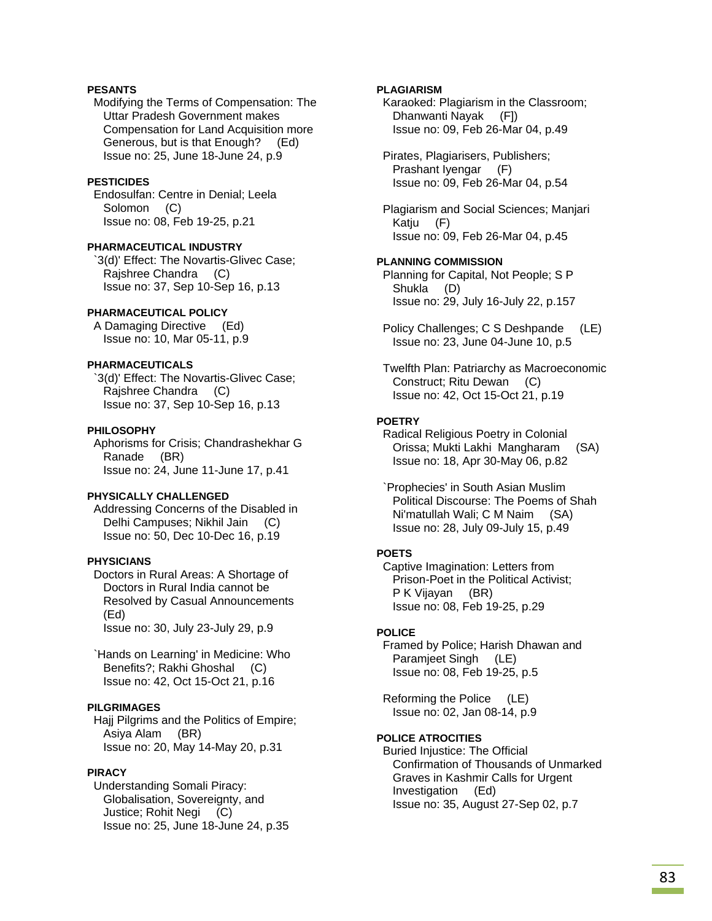**PESANTS**

Modifying the Terms of Compensation: The Uttar Pradesh Government makes Compensation for Land Acquisition more Generous, but is that Enough? (Ed)
Issue no: 25, June 18-June 24, p.9

**PESTICIDES**

Endosulfan: Centre in Denial; Leela Solomon (C)
Issue no: 08, Feb 19-25, p.21

**PHARMACEUTICAL INDUSTRY**

`3(d)' Effect: The Novartis-Glivec Case; Rajshree Chandra (C)
Issue no: 37, Sep 10-Sep 16, p.13

**PHARMACEUTICAL POLICY**

A Damaging Directive (Ed)
Issue no: 10, Mar 05-11, p.9

**PHARMACEUTICALS**

`3(d)' Effect: The Novartis-Glivec Case; Rajshree Chandra (C)
Issue no: 37, Sep 10-Sep 16, p.13

**PHILOSOPHY**

Aphorisms for Crisis; Chandrashekhar G Ranade (BR)
Issue no: 24, June 11-June 17, p.41

**PHYSICALLY CHALLENGED**

Addressing Concerns of the Disabled in Delhi Campuses; Nikhil Jain (C)
Issue no: 50, Dec 10-Dec 16, p.19

**PHYSICIANS**

Doctors in Rural Areas: A Shortage of Doctors in Rural India cannot be Resolved by Casual Announcements (Ed)
Issue no: 30, July 23-July 29, p.9

`Hands on Learning' in Medicine: Who Benefits?; Rakhi Ghoshal (C)
Issue no: 42, Oct 15-Oct 21, p.16

**PILGRIMAGES**

Hajj Pilgrims and the Politics of Empire; Asiya Alam (BR)
Issue no: 20, May 14-May 20, p.31

**PIRACY**

Understanding Somali Piracy: Globalisation, Sovereignty, and Justice; Rohit Negi (C)
Issue no: 25, June 18-June 24, p.35

**PLAGIARISM**

Karaoked: Plagiarism in the Classroom; Dhanwanti Nayak (F])
Issue no: 09, Feb 26-Mar 04, p.49

Pirates, Plagiarisers, Publishers; Prashant Iyengar (F)
Issue no: 09, Feb 26-Mar 04, p.54

Plagiarism and Social Sciences; Manjari Katju (F)
Issue no: 09, Feb 26-Mar 04, p.45

**PLANNING COMMISSION**

Planning for Capital, Not People; S P Shukla (D)
Issue no: 29, July 16-July 22, p.157

Policy Challenges; C S Deshpande (LE)
Issue no: 23, June 04-June 10, p.5

Twelfth Plan: Patriarchy as Macroeconomic Construct; Ritu Dewan (C)
Issue no: 42, Oct 15-Oct 21, p.19

**POETRY**

Radical Religious Poetry in Colonial Orissa; Mukti Lakhi Mangharam (SA)
Issue no: 18, Apr 30-May 06, p.82

`Prophecies' in South Asian Muslim Political Discourse: The Poems of Shah Ni'matullah Wali; C M Naim (SA)
Issue no: 28, July 09-July 15, p.49

**POETS**

Captive Imagination: Letters from Prison-Poet in the Political Activist; P K Vijayan (BR)
Issue no: 08, Feb 19-25, p.29

**POLICE**

Framed by Police; Harish Dhawan and Paramjeet Singh (LE)
Issue no: 08, Feb 19-25, p.5

Reforming the Police (LE)
Issue no: 02, Jan 08-14, p.9

**POLICE ATROCITIES**

Buried Injustice: The Official Confirmation of Thousands of Unmarked Graves in Kashmir Calls for Urgent Investigation (Ed)
Issue no: 35, August 27-Sep 02, p.7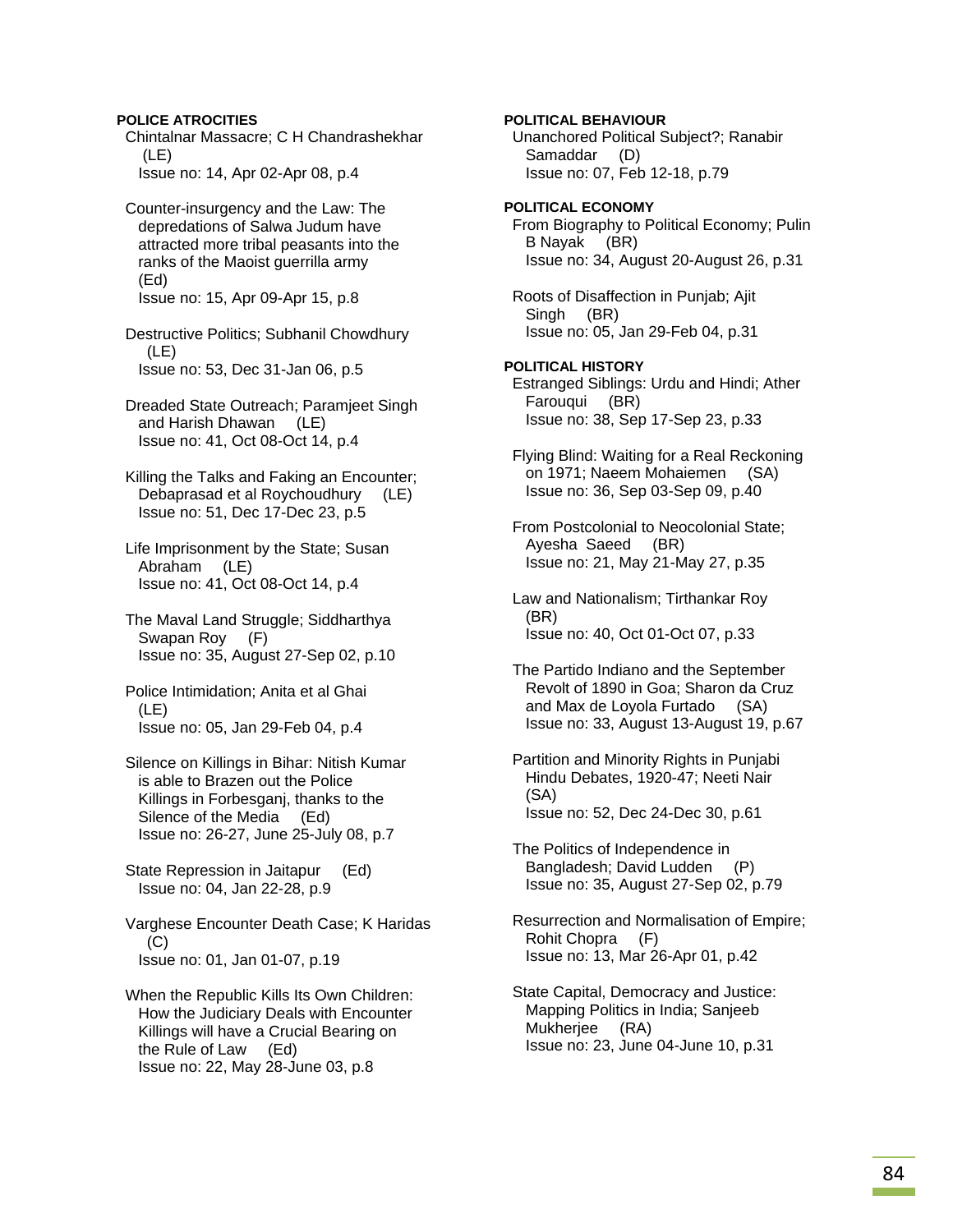**POLICE ATROCITIES**

Chintalnar Massacre; C H Chandrashekhar (LE)
Issue no: 14, Apr 02-Apr 08, p.4

Counter-insurgency and the Law: The depredations of Salwa Judum have attracted more tribal peasants into the ranks of the Maoist guerrilla army (Ed)
Issue no: 15, Apr 09-Apr 15, p.8

Destructive Politics; Subhanil Chowdhury (LE)
Issue no: 53, Dec 31-Jan 06, p.5

Dreaded State Outreach; Paramjeet Singh and Harish Dhawan (LE)
Issue no: 41, Oct 08-Oct 14, p.4

Killing the Talks and Faking an Encounter; Debaprasad et al Roychoudhury (LE)
Issue no: 51, Dec 17-Dec 23, p.5

Life Imprisonment by the State; Susan Abraham (LE)
Issue no: 41, Oct 08-Oct 14, p.4

The Maval Land Struggle; Siddharthya Swapan Roy (F)
Issue no: 35, August 27-Sep 02, p.10

Police Intimidation; Anita et al Ghai (LE)
Issue no: 05, Jan 29-Feb 04, p.4

Silence on Killings in Bihar: Nitish Kumar is able to Brazen out the Police Killings in Forbesganj, thanks to the Silence of the Media (Ed)
Issue no: 26-27, June 25-July 08, p.7

State Repression in Jaitapur (Ed)
Issue no: 04, Jan 22-28, p.9

Varghese Encounter Death Case; K Haridas (C)
Issue no: 01, Jan 01-07, p.19

When the Republic Kills Its Own Children: How the Judiciary Deals with Encounter Killings will have a Crucial Bearing on the Rule of Law (Ed)
Issue no: 22, May 28-June 03, p.8

**POLITICAL BEHAVIOUR**

Unanchored Political Subject?; Ranabir Samaddar (D)
Issue no: 07, Feb 12-18, p.79

**POLITICAL ECONOMY**

From Biography to Political Economy; Pulin B Nayak (BR)
Issue no: 34, August 20-August 26, p.31

Roots of Disaffection in Punjab; Ajit Singh (BR)
Issue no: 05, Jan 29-Feb 04, p.31

**POLITICAL HISTORY**

Estranged Siblings: Urdu and Hindi; Ather Farouqui (BR)
Issue no: 38, Sep 17-Sep 23, p.33

Flying Blind: Waiting for a Real Reckoning on 1971; Naeem Mohaiemen (SA)
Issue no: 36, Sep 03-Sep 09, p.40

From Postcolonial to Neocolonial State; Ayesha Saeed (BR)
Issue no: 21, May 21-May 27, p.35

Law and Nationalism; Tirthankar Roy (BR)
Issue no: 40, Oct 01-Oct 07, p.33

The Partido Indiano and the September Revolt of 1890 in Goa; Sharon da Cruz and Max de Loyola Furtado (SA)
Issue no: 33, August 13-August 19, p.67

Partition and Minority Rights in Punjabi Hindu Debates, 1920-47; Neeti Nair (SA)
Issue no: 52, Dec 24-Dec 30, p.61

The Politics of Independence in Bangladesh; David Ludden (P)
Issue no: 35, August 27-Sep 02, p.79

Resurrection and Normalisation of Empire; Rohit Chopra (F)
Issue no: 13, Mar 26-Apr 01, p.42

State Capital, Democracy and Justice: Mapping Politics in India; Sanjeeb Mukherjee (RA)
Issue no: 23, June 04-June 10, p.31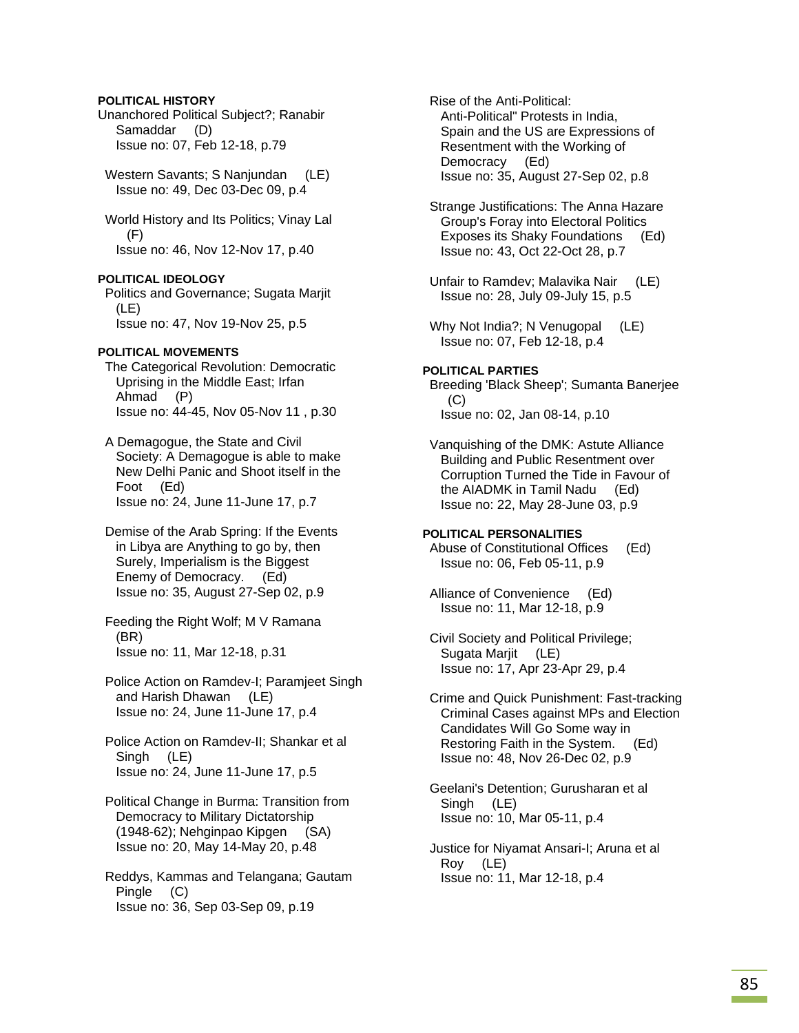**POLITICAL HISTORY**

Unanchored Political Subject?; Ranabir Samaddar (D)
Issue no: 07, Feb 12-18, p.79

Western Savants; S Nanjundan (LE)
Issue no: 49, Dec 03-Dec 09, p.4

World History and Its Politics; Vinay Lal (F)
Issue no: 46, Nov 12-Nov 17, p.40

**POLITICAL IDEOLOGY**

Politics and Governance; Sugata Marjit (LE)
Issue no: 47, Nov 19-Nov 25, p.5

**POLITICAL MOVEMENTS**

The Categorical Revolution: Democratic Uprising in the Middle East; Irfan Ahmad (P)
Issue no: 44-45, Nov 05-Nov 11 , p.30

A Demagogue, the State and Civil Society: A Demagogue is able to make New Delhi Panic and Shoot itself in the Foot (Ed)
Issue no: 24, June 11-June 17, p.7

Demise of the Arab Spring: If the Events in Libya are Anything to go by, then Surely, Imperialism is the Biggest Enemy of Democracy. (Ed)
Issue no: 35, August 27-Sep 02, p.9

Feeding the Right Wolf; M V Ramana (BR)
Issue no: 11, Mar 12-18, p.31

Police Action on Ramdev-I; Paramjeet Singh and Harish Dhawan (LE)
Issue no: 24, June 11-June 17, p.4

Police Action on Ramdev-II; Shankar et al Singh (LE)
Issue no: 24, June 11-June 17, p.5

Political Change in Burma: Transition from Democracy to Military Dictatorship (1948-62); Nehginpao Kipgen (SA)
Issue no: 20, May 14-May 20, p.48

Reddys, Kammas and Telangana; Gautam Pingle (C)
Issue no: 36, Sep 03-Sep 09, p.19

Rise of the Anti-Political: Anti-Political" Protests in India, Spain and the US are Expressions of Resentment with the Working of Democracy (Ed)
Issue no: 35, August 27-Sep 02, p.8

Strange Justifications: The Anna Hazare Group's Foray into Electoral Politics Exposes its Shaky Foundations (Ed)
Issue no: 43, Oct 22-Oct 28, p.7

Unfair to Ramdev; Malavika Nair (LE)
Issue no: 28, July 09-July 15, p.5

Why Not India?; N Venugopal (LE)
Issue no: 07, Feb 12-18, p.4

**POLITICAL PARTIES**

Breeding 'Black Sheep'; Sumanta Banerjee (C)
Issue no: 02, Jan 08-14, p.10

Vanquishing of the DMK: Astute Alliance Building and Public Resentment over Corruption Turned the Tide in Favour of the AIADMK in Tamil Nadu (Ed)
Issue no: 22, May 28-June 03, p.9

**POLITICAL PERSONALITIES**

Abuse of Constitutional Offices (Ed)
Issue no: 06, Feb 05-11, p.9

Alliance of Convenience (Ed)
Issue no: 11, Mar 12-18, p.9

Civil Society and Political Privilege; Sugata Marjit (LE)
Issue no: 17, Apr 23-Apr 29, p.4

Crime and Quick Punishment: Fast-tracking Criminal Cases against MPs and Election Candidates Will Go Some way in Restoring Faith in the System. (Ed)
Issue no: 48, Nov 26-Dec 02, p.9

Geelani's Detention; Gurusharan et al Singh (LE)
Issue no: 10, Mar 05-11, p.4

Justice for Niyamat Ansari-I; Aruna et al Roy (LE)
Issue no: 11, Mar 12-18, p.4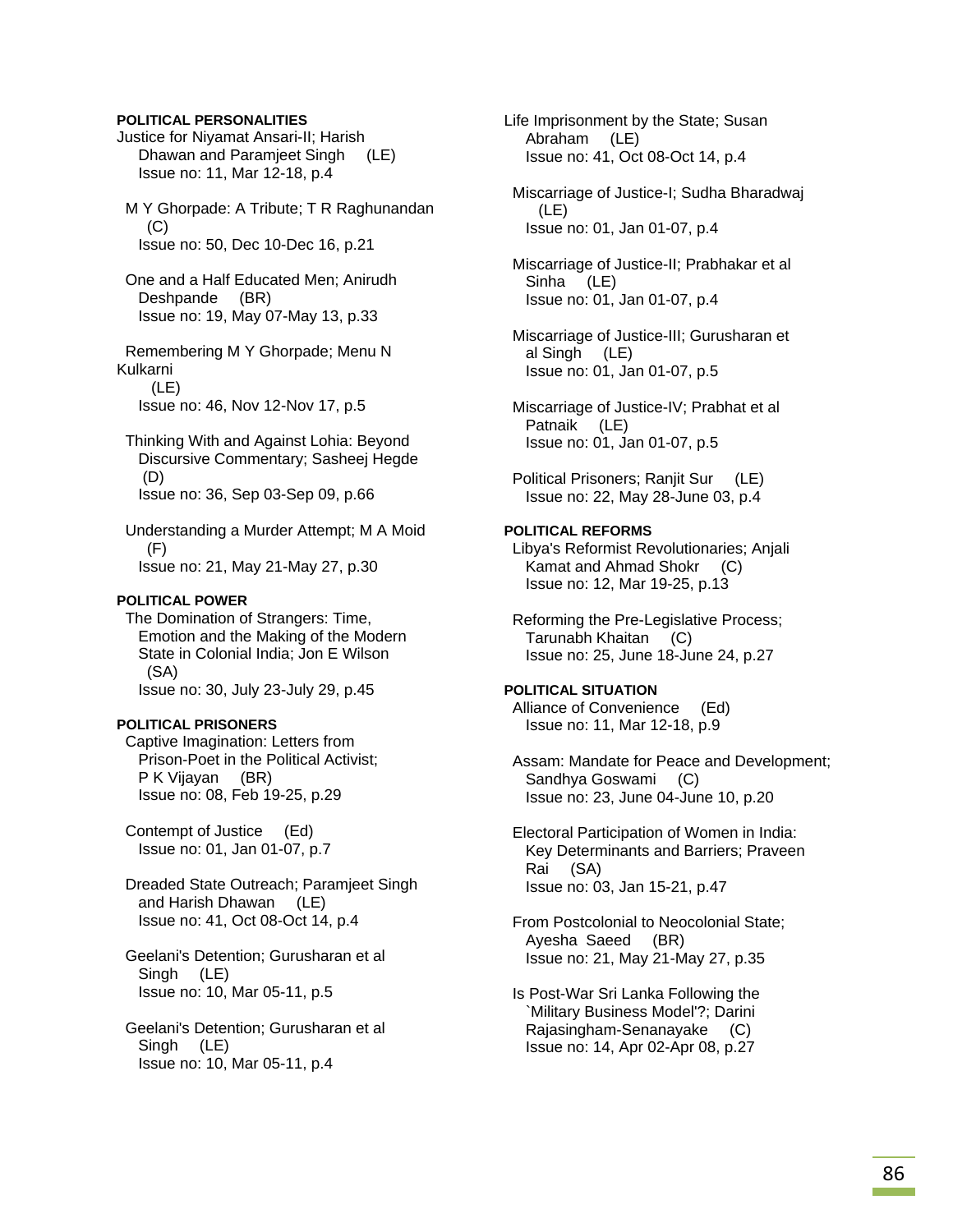**POLITICAL PERSONALITIES**

Justice for Niyamat Ansari-II; Harish Dhawan and Paramjeet Singh (LE)
Issue no: 11, Mar 12-18, p.4

M Y Ghorpade: A Tribute; T R Raghunandan (C)
Issue no: 50, Dec 10-Dec 16, p.21

One and a Half Educated Men; Anirudh Deshpande (BR)
Issue no: 19, May 07-May 13, p.33

Remembering M Y Ghorpade; Menu N Kulkarni (LE)
Issue no: 46, Nov 12-Nov 17, p.5

Thinking With and Against Lohia: Beyond Discursive Commentary; Sasheej Hegde (D)
Issue no: 36, Sep 03-Sep 09, p.66

Understanding a Murder Attempt; M A Moid (F)
Issue no: 21, May 21-May 27, p.30

**POLITICAL POWER**

The Domination of Strangers: Time, Emotion and the Making of the Modern State in Colonial India; Jon E Wilson (SA)
Issue no: 30, July 23-July 29, p.45

**POLITICAL PRISONERS**

Captive Imagination: Letters from Prison-Poet in the Political Activist; P K Vijayan (BR)
Issue no: 08, Feb 19-25, p.29

Contempt of Justice (Ed)
Issue no: 01, Jan 01-07, p.7

Dreaded State Outreach; Paramjeet Singh and Harish Dhawan (LE)
Issue no: 41, Oct 08-Oct 14, p.4

Geelani's Detention; Gurusharan et al Singh (LE)
Issue no: 10, Mar 05-11, p.5

Geelani's Detention; Gurusharan et al Singh (LE)
Issue no: 10, Mar 05-11, p.4

Life Imprisonment by the State; Susan Abraham (LE)
Issue no: 41, Oct 08-Oct 14, p.4

Miscarriage of Justice-I; Sudha Bharadwaj (LE)
Issue no: 01, Jan 01-07, p.4

Miscarriage of Justice-II; Prabhakar et al Sinha (LE)
Issue no: 01, Jan 01-07, p.4

Miscarriage of Justice-III; Gurusharan et al Singh (LE)
Issue no: 01, Jan 01-07, p.5

Miscarriage of Justice-IV; Prabhat et al Patnaik (LE)
Issue no: 01, Jan 01-07, p.5

Political Prisoners; Ranjit Sur (LE)
Issue no: 22, May 28-June 03, p.4

**POLITICAL REFORMS**

Libya's Reformist Revolutionaries; Anjali Kamat and Ahmad Shokr (C)
Issue no: 12, Mar 19-25, p.13

Reforming the Pre-Legislative Process; Tarunabh Khaitan (C)
Issue no: 25, June 18-June 24, p.27

**POLITICAL SITUATION**

Alliance of Convenience (Ed)
Issue no: 11, Mar 12-18, p.9

Assam: Mandate for Peace and Development; Sandhya Goswami (C)
Issue no: 23, June 04-June 10, p.20

Electoral Participation of Women in India: Key Determinants and Barriers; Praveen Rai (SA)
Issue no: 03, Jan 15-21, p.47

From Postcolonial to Neocolonial State; Ayesha Saeed (BR)
Issue no: 21, May 21-May 27, p.35

Is Post-War Sri Lanka Following the `Military Business Model'?; Darini Rajasingham-Senanayake (C)
Issue no: 14, Apr 02-Apr 08, p.27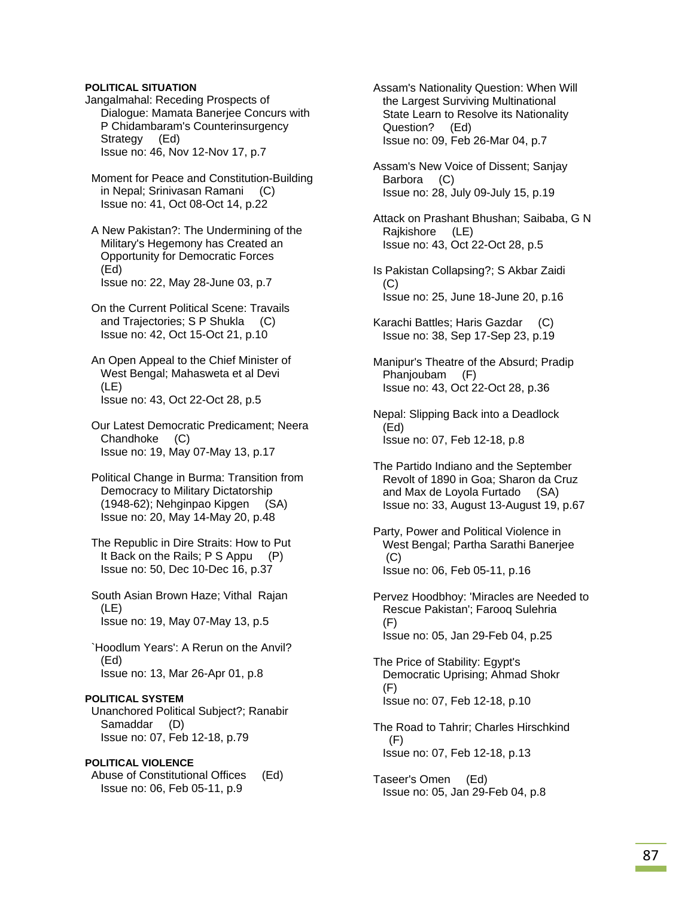**POLITICAL SITUATION**

Jangalmahal: Receding Prospects of Dialogue: Mamata Banerjee Concurs with P Chidambaram's Counterinsurgency Strategy (Ed)
Issue no: 46, Nov 12-Nov 17, p.7

Moment for Peace and Constitution-Building in Nepal; Srinivasan Ramani (C)
Issue no: 41, Oct 08-Oct 14, p.22

A New Pakistan?: The Undermining of the Military's Hegemony has Created an Opportunity for Democratic Forces (Ed)
Issue no: 22, May 28-June 03, p.7

On the Current Political Scene: Travails and Trajectories; S P Shukla (C)
Issue no: 42, Oct 15-Oct 21, p.10

An Open Appeal to the Chief Minister of West Bengal; Mahasweta et al Devi (LE)
Issue no: 43, Oct 22-Oct 28, p.5

Our Latest Democratic Predicament; Neera Chandhoke (C)
Issue no: 19, May 07-May 13, p.17

Political Change in Burma: Transition from Democracy to Military Dictatorship (1948-62); Nehginpao Kipgen (SA)
Issue no: 20, May 14-May 20, p.48

The Republic in Dire Straits: How to Put It Back on the Rails; P S Appu (P)
Issue no: 50, Dec 10-Dec 16, p.37

South Asian Brown Haze; Vithal Rajan (LE)
Issue no: 19, May 07-May 13, p.5

`Hoodlum Years': A Rerun on the Anvil? (Ed)
Issue no: 13, Mar 26-Apr 01, p.8

**POLITICAL SYSTEM**

Unanchored Political Subject?; Ranabir Samaddar (D)
Issue no: 07, Feb 12-18, p.79

**POLITICAL VIOLENCE**

Abuse of Constitutional Offices (Ed)
Issue no: 06, Feb 05-11, p.9

Assam's Nationality Question: When Will the Largest Surviving Multinational State Learn to Resolve its Nationality Question? (Ed)
Issue no: 09, Feb 26-Mar 04, p.7

Assam's New Voice of Dissent; Sanjay Barbora (C)
Issue no: 28, July 09-July 15, p.19

Attack on Prashant Bhushan; Saibaba, G N Rajkishore (LE)
Issue no: 43, Oct 22-Oct 28, p.5

Is Pakistan Collapsing?; S Akbar Zaidi (C)
Issue no: 25, June 18-June 20, p.16

Karachi Battles; Haris Gazdar (C)
Issue no: 38, Sep 17-Sep 23, p.19

Manipur's Theatre of the Absurd; Pradip Phanjoubam (F)
Issue no: 43, Oct 22-Oct 28, p.36

Nepal: Slipping Back into a Deadlock (Ed)
Issue no: 07, Feb 12-18, p.8

The Partido Indiano and the September Revolt of 1890 in Goa; Sharon da Cruz and Max de Loyola Furtado (SA)
Issue no: 33, August 13-August 19, p.67

Party, Power and Political Violence in West Bengal; Partha Sarathi Banerjee (C)
Issue no: 06, Feb 05-11, p.16

Pervez Hoodbhoy: 'Miracles are Needed to Rescue Pakistan'; Farooq Sulehria (F)
Issue no: 05, Jan 29-Feb 04, p.25

The Price of Stability: Egypt's Democratic Uprising; Ahmad Shokr (F)
Issue no: 07, Feb 12-18, p.10

The Road to Tahrir; Charles Hirschkind (F)
Issue no: 07, Feb 12-18, p.13

Taseer's Omen (Ed)
Issue no: 05, Jan 29-Feb 04, p.8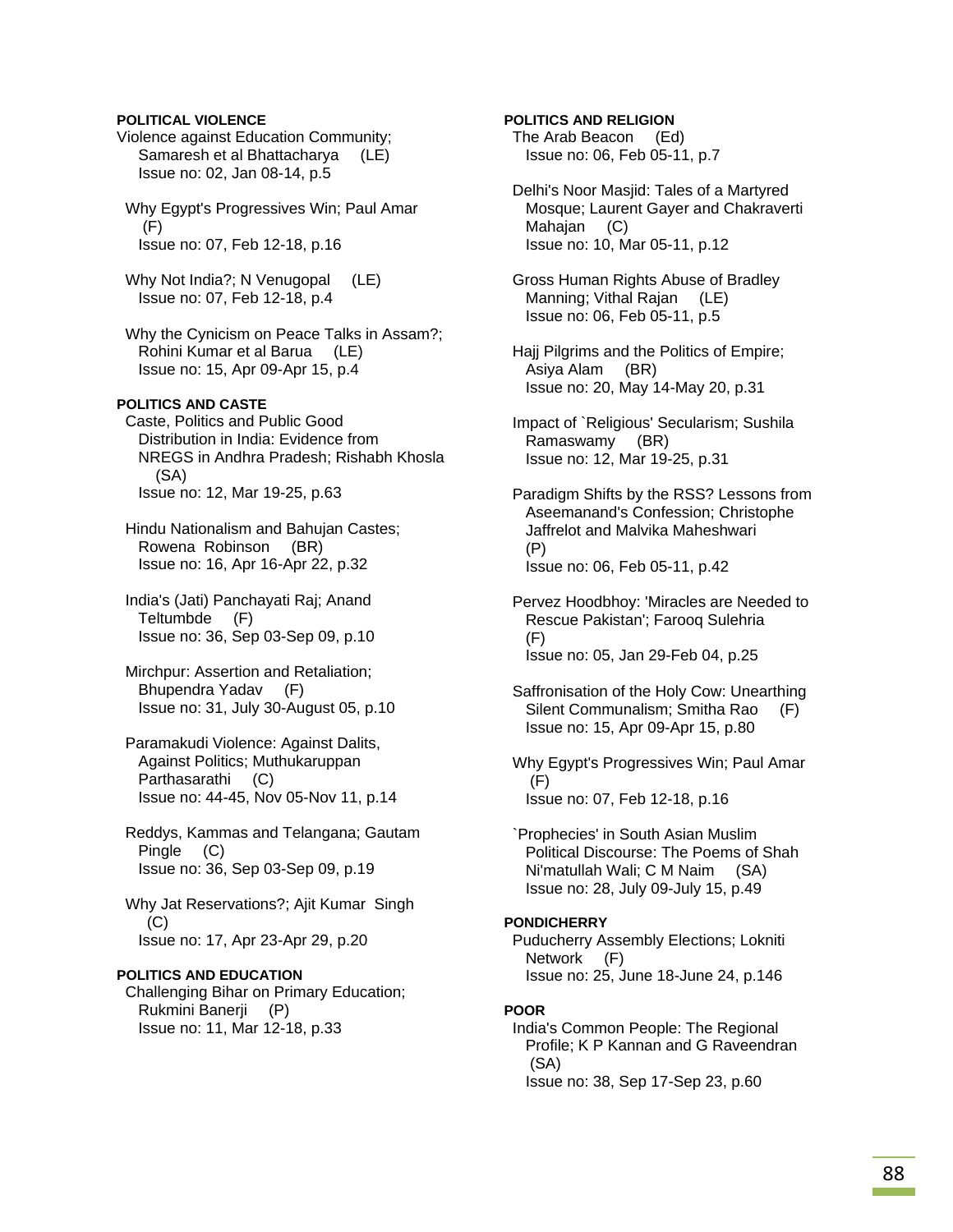**POLITICAL VIOLENCE**

Violence against Education Community; Samaresh et al Bhattacharya (LE)
Issue no: 02, Jan 08-14, p.5

Why Egypt's Progressives Win; Paul Amar (F)
Issue no: 07, Feb 12-18, p.16

Why Not India?; N Venugopal (LE)
Issue no: 07, Feb 12-18, p.4

Why the Cynicism on Peace Talks in Assam?; Rohini Kumar et al Barua (LE)
Issue no: 15, Apr 09-Apr 15, p.4

**POLITICS AND CASTE**

Caste, Politics and Public Good Distribution in India: Evidence from NREGS in Andhra Pradesh; Rishabh Khosla (SA)
Issue no: 12, Mar 19-25, p.63

Hindu Nationalism and Bahujan Castes; Rowena Robinson (BR)
Issue no: 16, Apr 16-Apr 22, p.32

India's (Jati) Panchayati Raj; Anand Teltumbde (F)
Issue no: 36, Sep 03-Sep 09, p.10

Mirchpur: Assertion and Retaliation; Bhupendra Yadav (F)
Issue no: 31, July 30-August 05, p.10

Paramakudi Violence: Against Dalits, Against Politics; Muthukaruppan Parthasarathi (C)
Issue no: 44-45, Nov 05-Nov 11, p.14

Reddys, Kammas and Telangana; Gautam Pingle (C)
Issue no: 36, Sep 03-Sep 09, p.19

Why Jat Reservations?; Ajit Kumar Singh (C)
Issue no: 17, Apr 23-Apr 29, p.20

**POLITICS AND EDUCATION**

Challenging Bihar on Primary Education; Rukmini Banerji (P)
Issue no: 11, Mar 12-18, p.33

**POLITICS AND RELIGION**

The Arab Beacon (Ed)
Issue no: 06, Feb 05-11, p.7

Delhi's Noor Masjid: Tales of a Martyred Mosque; Laurent Gayer and Chakraverti Mahajan (C)
Issue no: 10, Mar 05-11, p.12

Gross Human Rights Abuse of Bradley Manning; Vithal Rajan (LE)
Issue no: 06, Feb 05-11, p.5

Hajj Pilgrims and the Politics of Empire; Asiya Alam (BR)
Issue no: 20, May 14-May 20, p.31

Impact of `Religious' Secularism; Sushila Ramaswamy (BR)
Issue no: 12, Mar 19-25, p.31

Paradigm Shifts by the RSS? Lessons from Aseemanand's Confession; Christophe Jaffrelot and Malvika Maheshwari (P)
Issue no: 06, Feb 05-11, p.42

Pervez Hoodbhoy: 'Miracles are Needed to Rescue Pakistan'; Farooq Sulehria (F)
Issue no: 05, Jan 29-Feb 04, p.25

Saffronisation of the Holy Cow: Unearthing Silent Communalism; Smitha Rao (F)
Issue no: 15, Apr 09-Apr 15, p.80

Why Egypt's Progressives Win; Paul Amar (F)
Issue no: 07, Feb 12-18, p.16

`Prophecies' in South Asian Muslim Political Discourse: The Poems of Shah Ni'matullah Wali; C M Naim (SA)
Issue no: 28, July 09-July 15, p.49

**PONDICHERRY**

Puducherry Assembly Elections; Lokniti Network (F)
Issue no: 25, June 18-June 24, p.146

**POOR**

India's Common People: The Regional Profile; K P Kannan and G Raveendran (SA)
Issue no: 38, Sep 17-Sep 23, p.60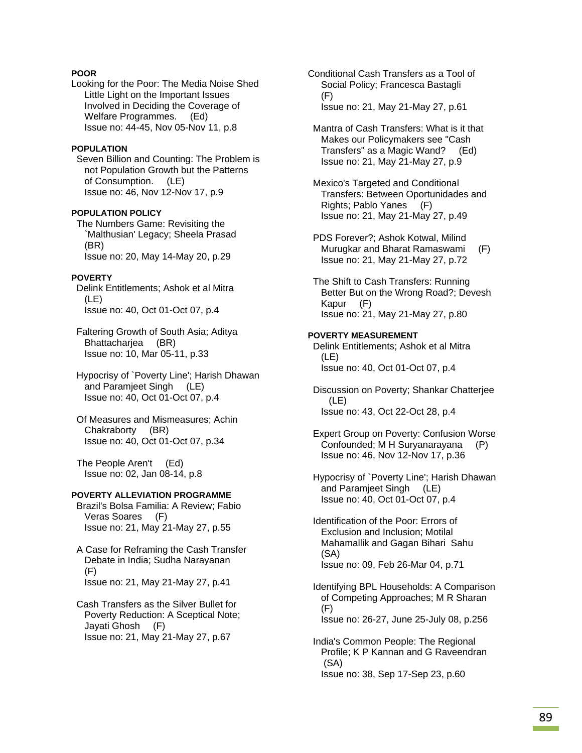**POOR**

Looking for the Poor: The Media Noise Shed Little Light on the Important Issues Involved in Deciding the Coverage of Welfare Programmes. (Ed)
Issue no: 44-45, Nov 05-Nov 11, p.8

**POPULATION**

Seven Billion and Counting: The Problem is not Population Growth but the Patterns of Consumption. (LE)
Issue no: 46, Nov 12-Nov 17, p.9

**POPULATION POLICY**

The Numbers Game: Revisiting the `Malthusian' Legacy; Sheela Prasad (BR)
Issue no: 20, May 14-May 20, p.29

**POVERTY**

Delink Entitlements; Ashok et al Mitra (LE)
Issue no: 40, Oct 01-Oct 07, p.4

Faltering Growth of South Asia; Aditya Bhattacharjea (BR)
Issue no: 10, Mar 05-11, p.33

Hypocrisy of `Poverty Line'; Harish Dhawan and Paramjeet Singh (LE)
Issue no: 40, Oct 01-Oct 07, p.4

Of Measures and Mismeasures; Achin Chakraborty (BR)
Issue no: 40, Oct 01-Oct 07, p.34

The People Aren't (Ed)
Issue no: 02, Jan 08-14, p.8

**POVERTY ALLEVIATION PROGRAMME**

Brazil's Bolsa Familia: A Review; Fabio Veras Soares (F)
Issue no: 21, May 21-May 27, p.55

A Case for Reframing the Cash Transfer Debate in India; Sudha Narayanan (F)
Issue no: 21, May 21-May 27, p.41

Cash Transfers as the Silver Bullet for Poverty Reduction: A Sceptical Note; Jayati Ghosh (F)
Issue no: 21, May 21-May 27, p.67

Conditional Cash Transfers as a Tool of Social Policy; Francesca Bastagli (F)
Issue no: 21, May 21-May 27, p.61

Mantra of Cash Transfers: What is it that Makes our Policymakers see "Cash Transfers" as a Magic Wand? (Ed)
Issue no: 21, May 21-May 27, p.9

Mexico's Targeted and Conditional Transfers: Between Oportunidades and Rights; Pablo Yanes (F)
Issue no: 21, May 21-May 27, p.49

PDS Forever?; Ashok Kotwal, Milind Murugkar and Bharat Ramaswami (F)
Issue no: 21, May 21-May 27, p.72

The Shift to Cash Transfers: Running Better But on the Wrong Road?; Devesh Kapur (F)
Issue no: 21, May 21-May 27, p.80

**POVERTY MEASUREMENT**

Delink Entitlements; Ashok et al Mitra (LE)
Issue no: 40, Oct 01-Oct 07, p.4

Discussion on Poverty; Shankar Chatterjee (LE)
Issue no: 43, Oct 22-Oct 28, p.4

Expert Group on Poverty: Confusion Worse Confounded; M H Suryanarayana (P)
Issue no: 46, Nov 12-Nov 17, p.36

Hypocrisy of `Poverty Line'; Harish Dhawan and Paramjeet Singh (LE)
Issue no: 40, Oct 01-Oct 07, p.4

Identification of the Poor: Errors of Exclusion and Inclusion; Motilal Mahamallik and Gagan Bihari Sahu (SA)
Issue no: 09, Feb 26-Mar 04, p.71

Identifying BPL Households: A Comparison of Competing Approaches; M R Sharan (F)
Issue no: 26-27, June 25-July 08, p.256

India's Common People: The Regional Profile; K P Kannan and G Raveendran (SA)
Issue no: 38, Sep 17-Sep 23, p.60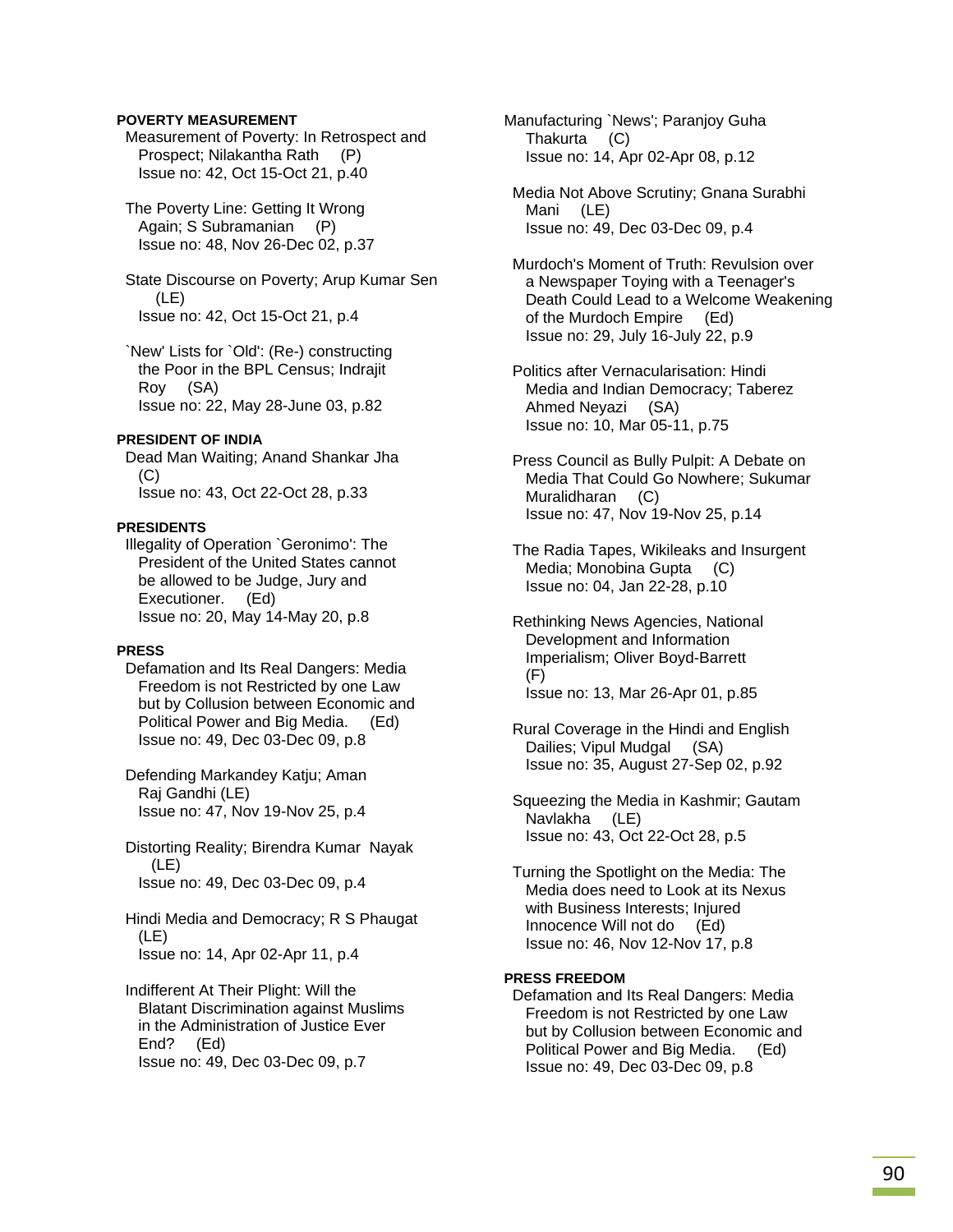**POVERTY MEASUREMENT**

Measurement of Poverty: In Retrospect and Prospect; Nilakantha Rath (P)
Issue no: 42, Oct 15-Oct 21, p.40

The Poverty Line: Getting It Wrong Again; S Subramanian (P)
Issue no: 48, Nov 26-Dec 02, p.37

State Discourse on Poverty; Arup Kumar Sen (LE)
Issue no: 42, Oct 15-Oct 21, p.4

`New' Lists for `Old': (Re-) constructing the Poor in the BPL Census; Indrajit Roy (SA)
Issue no: 22, May 28-June 03, p.82

**PRESIDENT OF INDIA**

Dead Man Waiting; Anand Shankar Jha (C)
Issue no: 43, Oct 22-Oct 28, p.33

**PRESIDENTS**

Illegality of Operation `Geronimo': The President of the United States cannot be allowed to be Judge, Jury and Executioner. (Ed)
Issue no: 20, May 14-May 20, p.8

**PRESS**

Defamation and Its Real Dangers: Media Freedom is not Restricted by one Law but by Collusion between Economic and Political Power and Big Media. (Ed)
Issue no: 49, Dec 03-Dec 09, p.8

Defending Markandey Katju; Aman Raj Gandhi (LE)
Issue no: 47, Nov 19-Nov 25, p.4

Distorting Reality; Birendra Kumar Nayak (LE)
Issue no: 49, Dec 03-Dec 09, p.4

Hindi Media and Democracy; R S Phaugat (LE)
Issue no: 14, Apr 02-Apr 11, p.4

Indifferent At Their Plight: Will the Blatant Discrimination against Muslims in the Administration of Justice Ever End? (Ed)
Issue no: 49, Dec 03-Dec 09, p.7

Manufacturing `News'; Paranjoy Guha Thakurta (C)
Issue no: 14, Apr 02-Apr 08, p.12

Media Not Above Scrutiny; Gnana Surabhi Mani (LE)
Issue no: 49, Dec 03-Dec 09, p.4

Murdoch's Moment of Truth: Revulsion over a Newspaper Toying with a Teenager's Death Could Lead to a Welcome Weakening of the Murdoch Empire (Ed)
Issue no: 29, July 16-July 22, p.9

Politics after Vernacularisation: Hindi Media and Indian Democracy; Taberez Ahmed Neyazi (SA)
Issue no: 10, Mar 05-11, p.75

Press Council as Bully Pulpit: A Debate on Media That Could Go Nowhere; Sukumar Muralidharan (C)
Issue no: 47, Nov 19-Nov 25, p.14

The Radia Tapes, Wikileaks and Insurgent Media; Monobina Gupta (C)
Issue no: 04, Jan 22-28, p.10

Rethinking News Agencies, National Development and Information Imperialism; Oliver Boyd-Barrett (F)
Issue no: 13, Mar 26-Apr 01, p.85

Rural Coverage in the Hindi and English Dailies; Vipul Mudgal (SA)
Issue no: 35, August 27-Sep 02, p.92

Squeezing the Media in Kashmir; Gautam Navlakha (LE)
Issue no: 43, Oct 22-Oct 28, p.5

Turning the Spotlight on the Media: The Media does need to Look at its Nexus with Business Interests; Injured Innocence Will not do (Ed)
Issue no: 46, Nov 12-Nov 17, p.8

**PRESS FREEDOM**

Defamation and Its Real Dangers: Media Freedom is not Restricted by one Law but by Collusion between Economic and Political Power and Big Media. (Ed)
Issue no: 49, Dec 03-Dec 09, p.8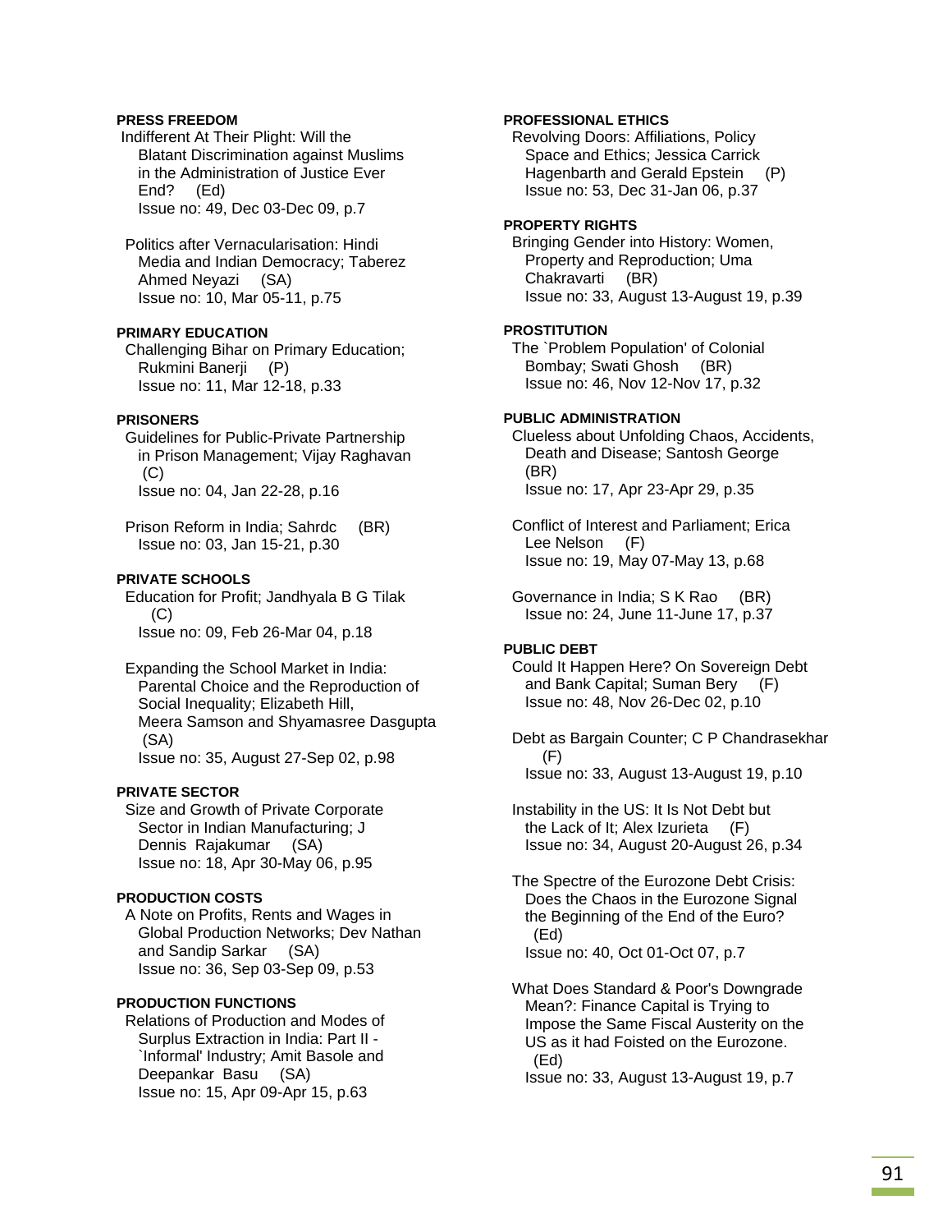**PRESS FREEDOM**

Indifferent At Their Plight: Will the Blatant Discrimination against Muslims in the Administration of Justice Ever End? (Ed)
Issue no: 49, Dec 03-Dec 09, p.7

Politics after Vernacularisation: Hindi Media and Indian Democracy; Taberez Ahmed Neyazi (SA)
Issue no: 10, Mar 05-11, p.75

**PRIMARY EDUCATION**

Challenging Bihar on Primary Education; Rukmini Banerji (P)
Issue no: 11, Mar 12-18, p.33

**PRISONERS**

Guidelines for Public-Private Partnership in Prison Management; Vijay Raghavan (C)
Issue no: 04, Jan 22-28, p.16

Prison Reform in India; Sahrdc (BR)
Issue no: 03, Jan 15-21, p.30

**PRIVATE SCHOOLS**

Education for Profit; Jandhyala B G Tilak (C)
Issue no: 09, Feb 26-Mar 04, p.18

Expanding the School Market in India: Parental Choice and the Reproduction of Social Inequality; Elizabeth Hill, Meera Samson and Shyamasree Dasgupta (SA)
Issue no: 35, August 27-Sep 02, p.98

**PRIVATE SECTOR**

Size and Growth of Private Corporate Sector in Indian Manufacturing; J Dennis Rajakumar (SA)
Issue no: 18, Apr 30-May 06, p.95

**PRODUCTION COSTS**

A Note on Profits, Rents and Wages in Global Production Networks; Dev Nathan and Sandip Sarkar (SA)
Issue no: 36, Sep 03-Sep 09, p.53

**PRODUCTION FUNCTIONS**

Relations of Production and Modes of Surplus Extraction in India: Part II - `Informal' Industry; Amit Basole and Deepankar Basu (SA)
Issue no: 15, Apr 09-Apr 15, p.63

**PROFESSIONAL ETHICS**

Revolving Doors: Affiliations, Policy Space and Ethics; Jessica Carrick Hagenbarth and Gerald Epstein (P)
Issue no: 53, Dec 31-Jan 06, p.37

**PROPERTY RIGHTS**

Bringing Gender into History: Women, Property and Reproduction; Uma Chakravarti (BR)
Issue no: 33, August 13-August 19, p.39

**PROSTITUTION**

The `Problem Population' of Colonial Bombay; Swati Ghosh (BR)
Issue no: 46, Nov 12-Nov 17, p.32

**PUBLIC ADMINISTRATION**

Clueless about Unfolding Chaos, Accidents, Death and Disease; Santosh George (BR)
Issue no: 17, Apr 23-Apr 29, p.35

Conflict of Interest and Parliament; Erica Lee Nelson (F)
Issue no: 19, May 07-May 13, p.68

Governance in India; S K Rao (BR)
Issue no: 24, June 11-June 17, p.37

**PUBLIC DEBT**

Could It Happen Here? On Sovereign Debt and Bank Capital; Suman Bery (F)
Issue no: 48, Nov 26-Dec 02, p.10

Debt as Bargain Counter; C P Chandrasekhar (F)
Issue no: 33, August 13-August 19, p.10

Instability in the US: It Is Not Debt but the Lack of It; Alex Izurieta (F)
Issue no: 34, August 20-August 26, p.34

The Spectre of the Eurozone Debt Crisis: Does the Chaos in the Eurozone Signal the Beginning of the End of the Euro? (Ed)
Issue no: 40, Oct 01-Oct 07, p.7

What Does Standard & Poor's Downgrade Mean?: Finance Capital is Trying to Impose the Same Fiscal Austerity on the US as it had Foisted on the Eurozone. (Ed)
Issue no: 33, August 13-August 19, p.7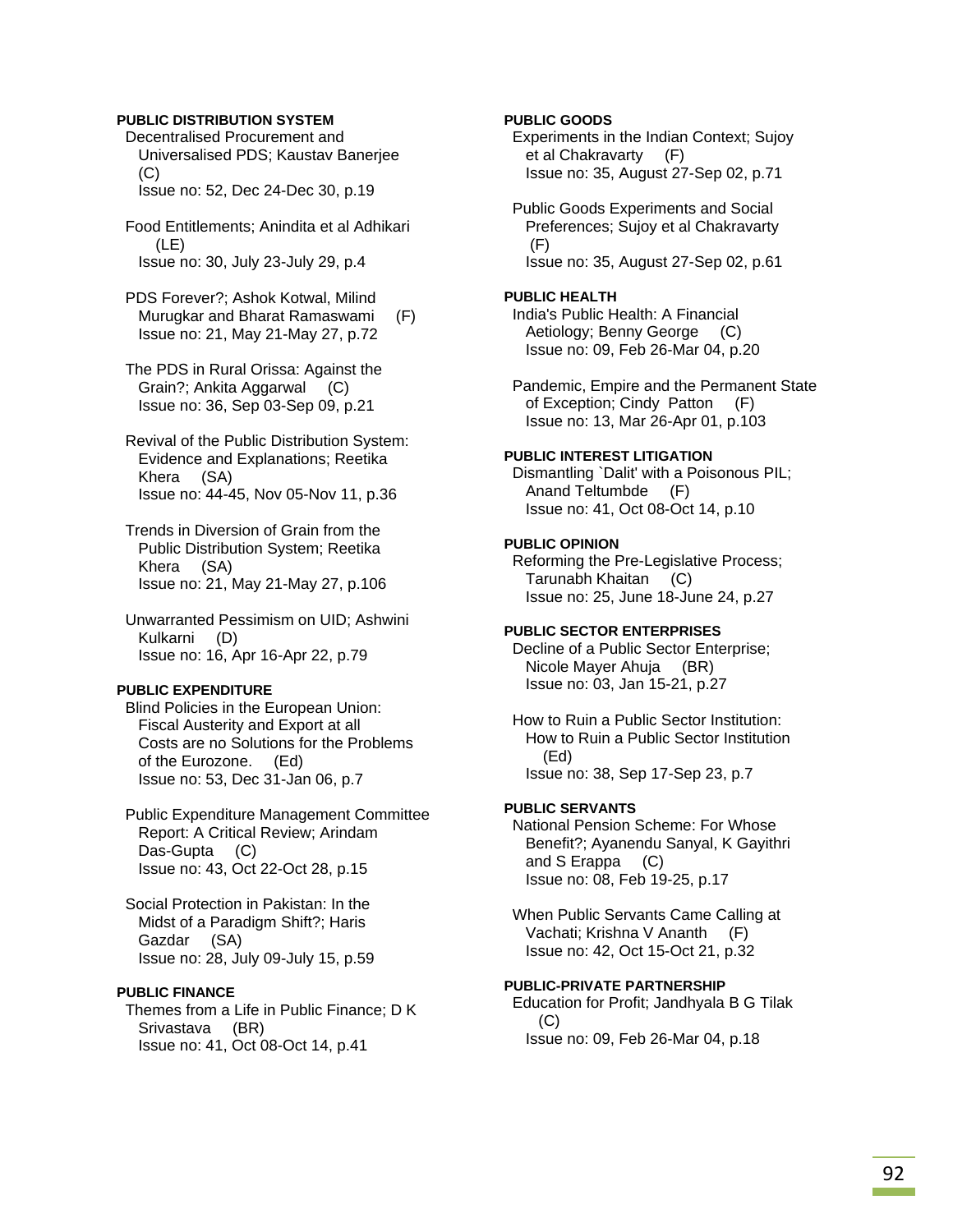**PUBLIC DISTRIBUTION SYSTEM**

Decentralised Procurement and Universalised PDS; Kaustav Banerjee (C)
Issue no: 52, Dec 24-Dec 30, p.19

Food Entitlements; Anindita et al Adhikari (LE)
Issue no: 30, July 23-July 29, p.4

PDS Forever?; Ashok Kotwal, Milind Murugkar and Bharat Ramaswami (F)
Issue no: 21, May 21-May 27, p.72

The PDS in Rural Orissa: Against the Grain?; Ankita Aggarwal (C)
Issue no: 36, Sep 03-Sep 09, p.21

Revival of the Public Distribution System: Evidence and Explanations; Reetika Khera (SA)
Issue no: 44-45, Nov 05-Nov 11, p.36

Trends in Diversion of Grain from the Public Distribution System; Reetika Khera (SA)
Issue no: 21, May 21-May 27, p.106

Unwarranted Pessimism on UID; Ashwini Kulkarni (D)
Issue no: 16, Apr 16-Apr 22, p.79

**PUBLIC EXPENDITURE**

Blind Policies in the European Union: Fiscal Austerity and Export at all Costs are no Solutions for the Problems of the Eurozone. (Ed)
Issue no: 53, Dec 31-Jan 06, p.7

Public Expenditure Management Committee Report: A Critical Review; Arindam Das-Gupta (C)
Issue no: 43, Oct 22-Oct 28, p.15

Social Protection in Pakistan: In the Midst of a Paradigm Shift?; Haris Gazdar (SA)
Issue no: 28, July 09-July 15, p.59

**PUBLIC FINANCE**

Themes from a Life in Public Finance; D K Srivastava (BR)
Issue no: 41, Oct 08-Oct 14, p.41

**PUBLIC GOODS**

Experiments in the Indian Context; Sujoy et al Chakravarty (F)
Issue no: 35, August 27-Sep 02, p.71

Public Goods Experiments and Social Preferences; Sujoy et al Chakravarty (F)
Issue no: 35, August 27-Sep 02, p.61

**PUBLIC HEALTH**

India's Public Health: A Financial Aetiology; Benny George (C)
Issue no: 09, Feb 26-Mar 04, p.20

Pandemic, Empire and the Permanent State of Exception; Cindy Patton (F)
Issue no: 13, Mar 26-Apr 01, p.103

**PUBLIC INTEREST LITIGATION**

Dismantling `Dalit' with a Poisonous PIL; Anand Teltumbde (F)
Issue no: 41, Oct 08-Oct 14, p.10

**PUBLIC OPINION**

Reforming the Pre-Legislative Process; Tarunabh Khaitan (C)
Issue no: 25, June 18-June 24, p.27

**PUBLIC SECTOR ENTERPRISES**

Decline of a Public Sector Enterprise; Nicole Mayer Ahuja (BR)
Issue no: 03, Jan 15-21, p.27

How to Ruin a Public Sector Institution: How to Ruin a Public Sector Institution (Ed)
Issue no: 38, Sep 17-Sep 23, p.7

**PUBLIC SERVANTS**

National Pension Scheme: For Whose Benefit?; Ayanendu Sanyal, K Gayithri and S Erappa (C)
Issue no: 08, Feb 19-25, p.17

When Public Servants Came Calling at Vachati; Krishna V Ananth (F)
Issue no: 42, Oct 15-Oct 21, p.32

**PUBLIC-PRIVATE PARTNERSHIP**

Education for Profit; Jandhyala B G Tilak (C)
Issue no: 09, Feb 26-Mar 04, p.18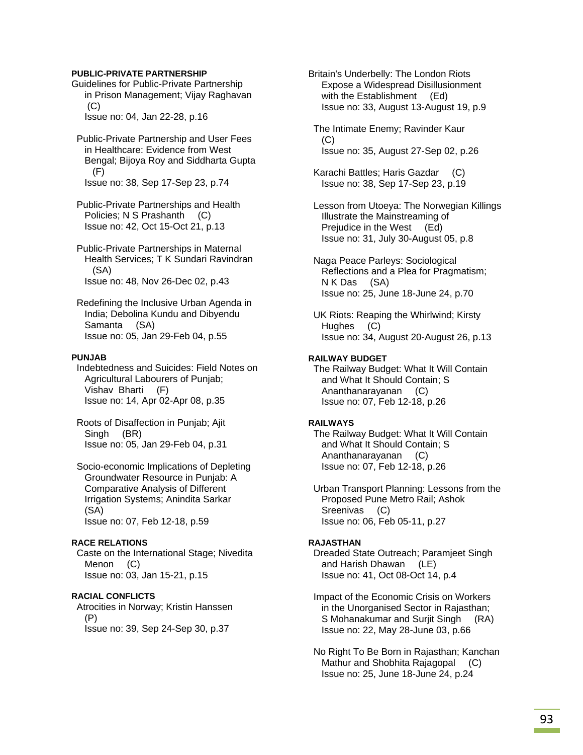**PUBLIC-PRIVATE PARTNERSHIP**

Guidelines for Public-Private Partnership in Prison Management; Vijay Raghavan (C)
Issue no: 04, Jan 22-28, p.16

Public-Private Partnership and User Fees in Healthcare: Evidence from West Bengal; Bijoya Roy and Siddharta Gupta (F)
Issue no: 38, Sep 17-Sep 23, p.74

Public-Private Partnerships and Health Policies; N S Prashanth (C)
Issue no: 42, Oct 15-Oct 21, p.13

Public-Private Partnerships in Maternal Health Services; T K Sundari Ravindran (SA)
Issue no: 48, Nov 26-Dec 02, p.43

Redefining the Inclusive Urban Agenda in India; Debolina Kundu and Dibyendu Samanta (SA)
Issue no: 05, Jan 29-Feb 04, p.55

**PUNJAB**

Indebtedness and Suicides: Field Notes on Agricultural Labourers of Punjab; Vishav Bharti (F)
Issue no: 14, Apr 02-Apr 08, p.35

Roots of Disaffection in Punjab; Ajit Singh (BR)
Issue no: 05, Jan 29-Feb 04, p.31

Socio-economic Implications of Depleting Groundwater Resource in Punjab: A Comparative Analysis of Different Irrigation Systems; Anindita Sarkar (SA)
Issue no: 07, Feb 12-18, p.59

**RACE RELATIONS**

Caste on the International Stage; Nivedita Menon (C)
Issue no: 03, Jan 15-21, p.15

**RACIAL CONFLICTS**

Atrocities in Norway; Kristin Hanssen (P)
Issue no: 39, Sep 24-Sep 30, p.37

Britain's Underbelly: The London Riots Expose a Widespread Disillusionment with the Establishment (Ed)
Issue no: 33, August 13-August 19, p.9

The Intimate Enemy; Ravinder Kaur (C)
Issue no: 35, August 27-Sep 02, p.26

Karachi Battles; Haris Gazdar (C)
Issue no: 38, Sep 17-Sep 23, p.19

Lesson from Utoeya: The Norwegian Killings Illustrate the Mainstreaming of Prejudice in the West (Ed)
Issue no: 31, July 30-August 05, p.8

Naga Peace Parleys: Sociological Reflections and a Plea for Pragmatism; N K Das (SA)
Issue no: 25, June 18-June 24, p.70

UK Riots: Reaping the Whirlwind; Kirsty Hughes (C)
Issue no: 34, August 20-August 26, p.13

**RAILWAY BUDGET**

The Railway Budget: What It Will Contain and What It Should Contain; S Ananthanarayanan (C)
Issue no: 07, Feb 12-18, p.26

**RAILWAYS**

The Railway Budget: What It Will Contain and What It Should Contain; S Ananthanarayanan (C)
Issue no: 07, Feb 12-18, p.26

Urban Transport Planning: Lessons from the Proposed Pune Metro Rail; Ashok Sreenivas (C)
Issue no: 06, Feb 05-11, p.27

**RAJASTHAN**

Dreaded State Outreach; Paramjeet Singh and Harish Dhawan (LE)
Issue no: 41, Oct 08-Oct 14, p.4

Impact of the Economic Crisis on Workers in the Unorganised Sector in Rajasthan; S Mohanakumar and Surjit Singh (RA)
Issue no: 22, May 28-June 03, p.66

No Right To Be Born in Rajasthan; Kanchan Mathur and Shobhita Rajagopal (C)
Issue no: 25, June 18-June 24, p.24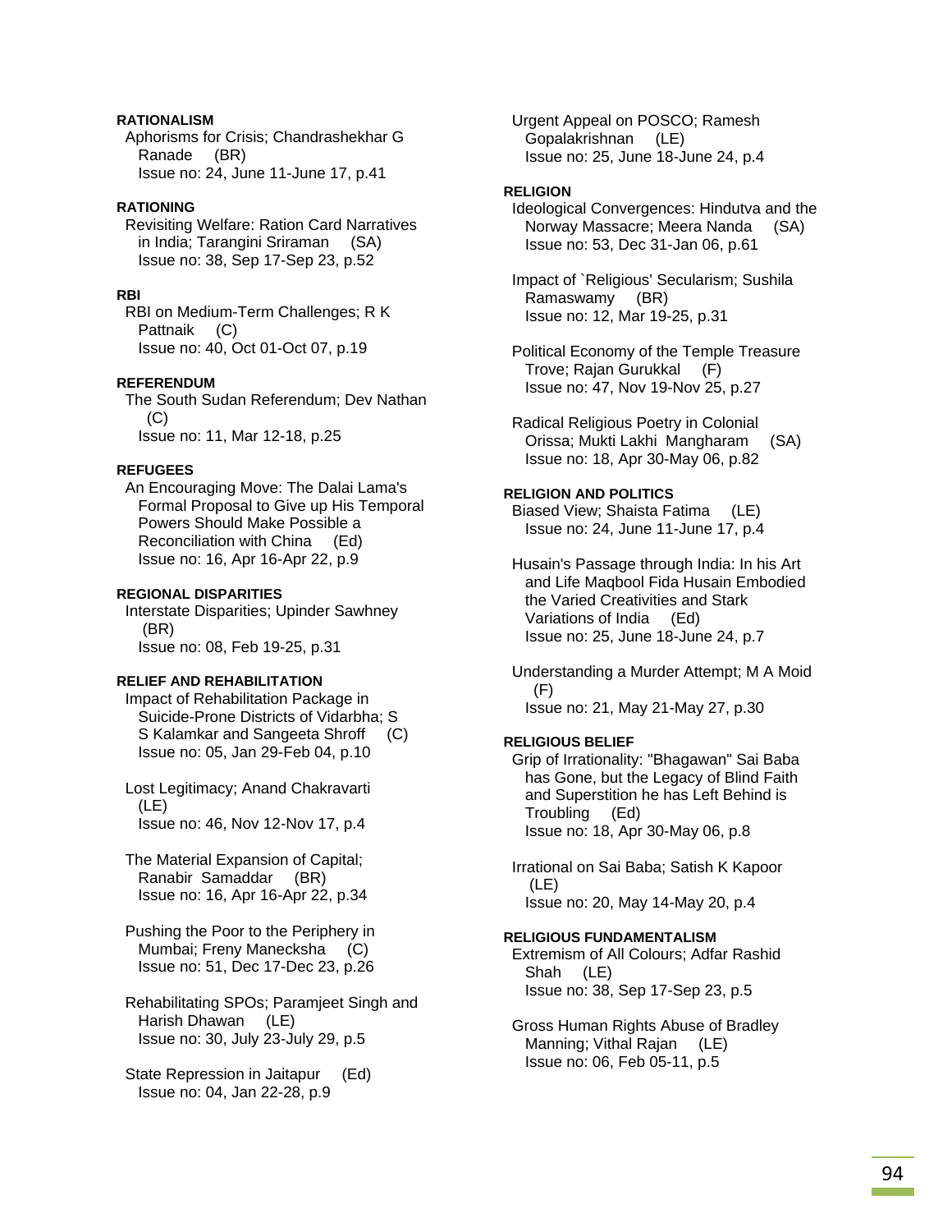**RATIONALISM**

Aphorisms for Crisis; Chandrashekhar G Ranade (BR)
Issue no: 24, June 11-June 17, p.41

**RATIONING**

Revisiting Welfare: Ration Card Narratives in India; Tarangini Sriraman (SA)
Issue no: 38, Sep 17-Sep 23, p.52

**RBI**

RBI on Medium-Term Challenges; R K Pattnaik (C)
Issue no: 40, Oct 01-Oct 07, p.19

**REFERENDUM**

The South Sudan Referendum; Dev Nathan (C)
Issue no: 11, Mar 12-18, p.25

**REFUGEES**

An Encouraging Move: The Dalai Lama's Formal Proposal to Give up His Temporal Powers Should Make Possible a Reconciliation with China (Ed)
Issue no: 16, Apr 16-Apr 22, p.9

**REGIONAL DISPARITIES**

Interstate Disparities; Upinder Sawhney (BR)
Issue no: 08, Feb 19-25, p.31

**RELIEF AND REHABILITATION**

Impact of Rehabilitation Package in Suicide-Prone Districts of Vidarbha; S S Kalamkar and Sangeeta Shroff (C)
Issue no: 05, Jan 29-Feb 04, p.10

Lost Legitimacy; Anand Chakravarti (LE)
Issue no: 46, Nov 12-Nov 17, p.4

The Material Expansion of Capital; Ranabir Samaddar (BR)
Issue no: 16, Apr 16-Apr 22, p.34

Pushing the Poor to the Periphery in Mumbai; Freny Manecksha (C)
Issue no: 51, Dec 17-Dec 23, p.26

Rehabilitating SPOs; Paramjeet Singh and Harish Dhawan (LE)
Issue no: 30, July 23-July 29, p.5

State Repression in Jaitapur (Ed)
Issue no: 04, Jan 22-28, p.9

Urgent Appeal on POSCO; Ramesh Gopalakrishnan (LE)
Issue no: 25, June 18-June 24, p.4

**RELIGION**

Ideological Convergences: Hindutva and the Norway Massacre; Meera Nanda (SA)
Issue no: 53, Dec 31-Jan 06, p.61

Impact of `Religious' Secularism; Sushila Ramaswamy (BR)
Issue no: 12, Mar 19-25, p.31

Political Economy of the Temple Treasure Trove; Rajan Gurukkal (F)
Issue no: 47, Nov 19-Nov 25, p.27

Radical Religious Poetry in Colonial Orissa; Mukti Lakhi Mangharam (SA)
Issue no: 18, Apr 30-May 06, p.82

**RELIGION AND POLITICS**

Biased View; Shaista Fatima (LE)
Issue no: 24, June 11-June 17, p.4

Husain's Passage through India: In his Art and Life Maqbool Fida Husain Embodied the Varied Creativities and Stark Variations of India (Ed)
Issue no: 25, June 18-June 24, p.7

Understanding a Murder Attempt; M A Moid (F)
Issue no: 21, May 21-May 27, p.30

**RELIGIOUS BELIEF**

Grip of Irrationality: "Bhagawan" Sai Baba has Gone, but the Legacy of Blind Faith and Superstition he has Left Behind is Troubling (Ed)
Issue no: 18, Apr 30-May 06, p.8

Irrational on Sai Baba; Satish K Kapoor (LE)
Issue no: 20, May 14-May 20, p.4

**RELIGIOUS FUNDAMENTALISM**

Extremism of All Colours; Adfar Rashid Shah (LE)
Issue no: 38, Sep 17-Sep 23, p.5

Gross Human Rights Abuse of Bradley Manning; Vithal Rajan (LE)
Issue no: 06, Feb 05-11, p.5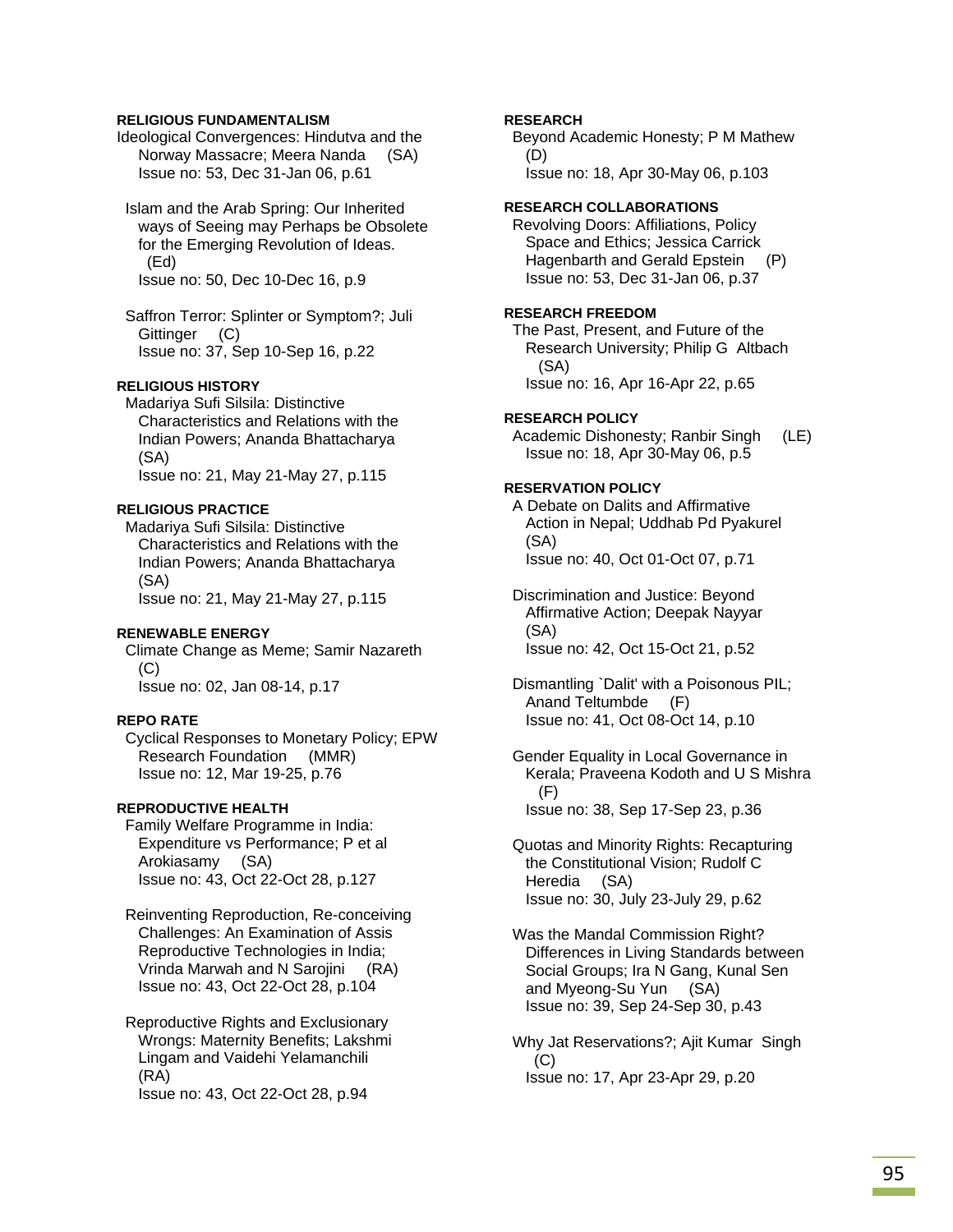**RELIGIOUS FUNDAMENTALISM**

Ideological Convergences: Hindutva and the Norway Massacre; Meera Nanda (SA)
Issue no: 53, Dec 31-Jan 06, p.61

Islam and the Arab Spring: Our Inherited ways of Seeing may Perhaps be Obsolete for the Emerging Revolution of Ideas. (Ed)
Issue no: 50, Dec 10-Dec 16, p.9

Saffron Terror: Splinter or Symptom?; Juli Gittinger (C)
Issue no: 37, Sep 10-Sep 16, p.22

**RELIGIOUS HISTORY**

Madariya Sufi Silsila: Distinctive Characteristics and Relations with the Indian Powers; Ananda Bhattacharya (SA)
Issue no: 21, May 21-May 27, p.115

**RELIGIOUS PRACTICE**

Madariya Sufi Silsila: Distinctive Characteristics and Relations with the Indian Powers; Ananda Bhattacharya (SA)
Issue no: 21, May 21-May 27, p.115

**RENEWABLE ENERGY**

Climate Change as Meme; Samir Nazareth (C)
Issue no: 02, Jan 08-14, p.17

**REPO RATE**

Cyclical Responses to Monetary Policy; EPW Research Foundation (MMR)
Issue no: 12, Mar 19-25, p.76

**REPRODUCTIVE HEALTH**

Family Welfare Programme in India: Expenditure vs Performance; P et al Arokiasamy (SA)
Issue no: 43, Oct 22-Oct 28, p.127

Reinventing Reproduction, Re-conceiving Challenges: An Examination of Assis Reproductive Technologies in India; Vrinda Marwah and N Sarojini (RA)
Issue no: 43, Oct 22-Oct 28, p.104

Reproductive Rights and Exclusionary Wrongs: Maternity Benefits; Lakshmi Lingam and Vaidehi Yelamanchili (RA)
Issue no: 43, Oct 22-Oct 28, p.94

**RESEARCH**

Beyond Academic Honesty; P M Mathew (D)
Issue no: 18, Apr 30-May 06, p.103

**RESEARCH COLLABORATIONS**

Revolving Doors: Affiliations, Policy Space and Ethics; Jessica Carrick Hagenbarth and Gerald Epstein (P)
Issue no: 53, Dec 31-Jan 06, p.37

**RESEARCH FREEDOM**

The Past, Present, and Future of the Research University; Philip G Altbach (SA)
Issue no: 16, Apr 16-Apr 22, p.65

**RESEARCH POLICY**

Academic Dishonesty; Ranbir Singh (LE)
Issue no: 18, Apr 30-May 06, p.5

**RESERVATION POLICY**

A Debate on Dalits and Affirmative Action in Nepal; Uddhab Pd Pyakurel (SA)
Issue no: 40, Oct 01-Oct 07, p.71

Discrimination and Justice: Beyond Affirmative Action; Deepak Nayyar (SA)
Issue no: 42, Oct 15-Oct 21, p.52

Dismantling `Dalit' with a Poisonous PIL; Anand Teltumbde (F)
Issue no: 41, Oct 08-Oct 14, p.10

Gender Equality in Local Governance in Kerala; Praveena Kodoth and U S Mishra (F)
Issue no: 38, Sep 17-Sep 23, p.36

Quotas and Minority Rights: Recapturing the Constitutional Vision; Rudolf C Heredia (SA)
Issue no: 30, July 23-July 29, p.62

Was the Mandal Commission Right? Differences in Living Standards between Social Groups; Ira N Gang, Kunal Sen and Myeong-Su Yun (SA)
Issue no: 39, Sep 24-Sep 30, p.43

Why Jat Reservations?; Ajit Kumar Singh (C)
Issue no: 17, Apr 23-Apr 29, p.20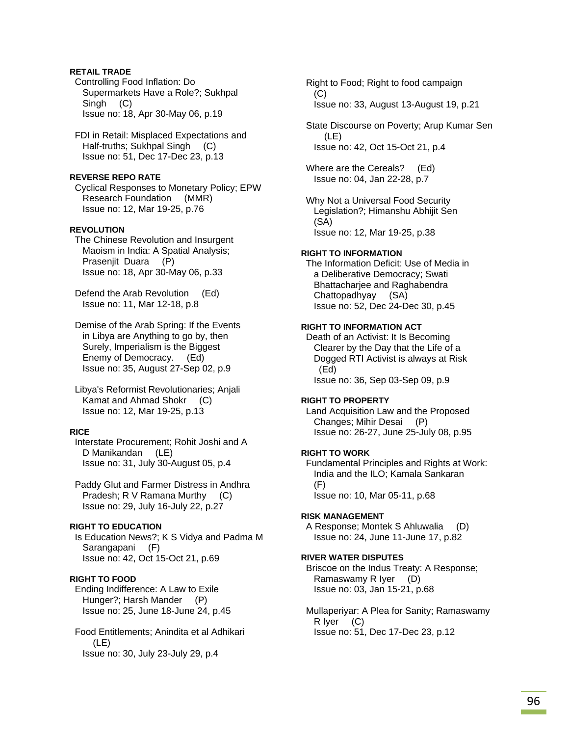**RETAIL TRADE**

Controlling Food Inflation: Do Supermarkets Have a Role?; Sukhpal Singh (C)
Issue no: 18, Apr 30-May 06, p.19

FDI in Retail: Misplaced Expectations and Half-truths; Sukhpal Singh (C)
Issue no: 51, Dec 17-Dec 23, p.13

**REVERSE REPO RATE**

Cyclical Responses to Monetary Policy; EPW Research Foundation (MMR)
Issue no: 12, Mar 19-25, p.76

**REVOLUTION**

The Chinese Revolution and Insurgent Maoism in India: A Spatial Analysis; Prasenjit Duara (P)
Issue no: 18, Apr 30-May 06, p.33

Defend the Arab Revolution (Ed)
Issue no: 11, Mar 12-18, p.8

Demise of the Arab Spring: If the Events in Libya are Anything to go by, then Surely, Imperialism is the Biggest Enemy of Democracy. (Ed)
Issue no: 35, August 27-Sep 02, p.9

Libya's Reformist Revolutionaries; Anjali Kamat and Ahmad Shokr (C)
Issue no: 12, Mar 19-25, p.13

**RICE**

Interstate Procurement; Rohit Joshi and A D Manikandan (LE)
Issue no: 31, July 30-August 05, p.4

Paddy Glut and Farmer Distress in Andhra Pradesh; R V Ramana Murthy (C)
Issue no: 29, July 16-July 22, p.27

**RIGHT TO EDUCATION**

Is Education News?; K S Vidya and Padma M Sarangapani (F)
Issue no: 42, Oct 15-Oct 21, p.69

**RIGHT TO FOOD**

Ending Indifference: A Law to Exile Hunger?; Harsh Mander (P)
Issue no: 25, June 18-June 24, p.45

Food Entitlements; Anindita et al Adhikari (LE)
Issue no: 30, July 23-July 29, p.4

Right to Food; Right to food campaign (C)
Issue no: 33, August 13-August 19, p.21

State Discourse on Poverty; Arup Kumar Sen (LE)
Issue no: 42, Oct 15-Oct 21, p.4

Where are the Cereals? (Ed)
Issue no: 04, Jan 22-28, p.7

Why Not a Universal Food Security Legislation?; Himanshu Abhijit Sen (SA)
Issue no: 12, Mar 19-25, p.38

**RIGHT TO INFORMATION**

The Information Deficit: Use of Media in a Deliberative Democracy; Swati Bhattacharjee and Raghabendra Chattopadhyay (SA)
Issue no: 52, Dec 24-Dec 30, p.45

**RIGHT TO INFORMATION ACT**

Death of an Activist: It Is Becoming Clearer by the Day that the Life of a Dogged RTI Activist is always at Risk (Ed)
Issue no: 36, Sep 03-Sep 09, p.9

**RIGHT TO PROPERTY**

Land Acquisition Law and the Proposed Changes; Mihir Desai (P)
Issue no: 26-27, June 25-July 08, p.95

**RIGHT TO WORK**

Fundamental Principles and Rights at Work: India and the ILO; Kamala Sankaran (F)
Issue no: 10, Mar 05-11, p.68

**RISK MANAGEMENT**

A Response; Montek S Ahluwalia (D)
Issue no: 24, June 11-June 17, p.82

**RIVER WATER DISPUTES**

Briscoe on the Indus Treaty: A Response; Ramaswamy R Iyer (D)
Issue no: 03, Jan 15-21, p.68

Mullaperiyar: A Plea for Sanity; Ramaswamy R Iyer (C)
Issue no: 51, Dec 17-Dec 23, p.12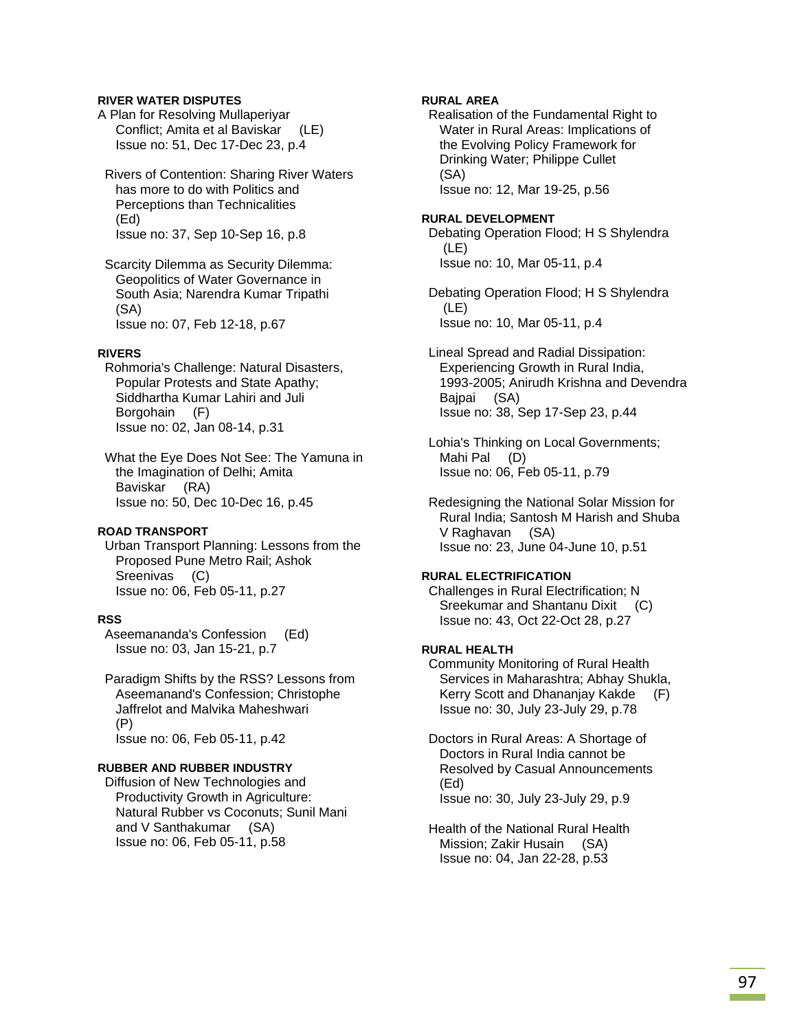**RIVER WATER DISPUTES**

A Plan for Resolving Mullaperiyar Conflict; Amita et al Baviskar (LE)
Issue no: 51, Dec 17-Dec 23, p.4

Rivers of Contention: Sharing River Waters has more to do with Politics and Perceptions than Technicalities (Ed)
Issue no: 37, Sep 10-Sep 16, p.8

Scarcity Dilemma as Security Dilemma: Geopolitics of Water Governance in South Asia; Narendra Kumar Tripathi (SA)
Issue no: 07, Feb 12-18, p.67

**RIVERS**

Rohmoria's Challenge: Natural Disasters, Popular Protests and State Apathy; Siddhartha Kumar Lahiri and Juli Borgohain (F)
Issue no: 02, Jan 08-14, p.31

What the Eye Does Not See: The Yamuna in the Imagination of Delhi; Amita Baviskar (RA)
Issue no: 50, Dec 10-Dec 16, p.45

**ROAD TRANSPORT**

Urban Transport Planning: Lessons from the Proposed Pune Metro Rail; Ashok Sreenivas (C)
Issue no: 06, Feb 05-11, p.27

**RSS**

Aseemananda's Confession (Ed)
Issue no: 03, Jan 15-21, p.7

Paradigm Shifts by the RSS? Lessons from Aseemanand's Confession; Christophe Jaffrelot and Malvika Maheshwari (P)
Issue no: 06, Feb 05-11, p.42

**RUBBER AND RUBBER INDUSTRY**

Diffusion of New Technologies and Productivity Growth in Agriculture: Natural Rubber vs Coconuts; Sunil Mani and V Santhakumar (SA)
Issue no: 06, Feb 05-11, p.58

**RURAL AREA**

Realisation of the Fundamental Right to Water in Rural Areas: Implications of the Evolving Policy Framework for Drinking Water; Philippe Cullet (SA)
Issue no: 12, Mar 19-25, p.56

**RURAL DEVELOPMENT**

Debating Operation Flood; H S Shylendra (LE)
Issue no: 10, Mar 05-11, p.4

Debating Operation Flood; H S Shylendra (LE)
Issue no: 10, Mar 05-11, p.4

Lineal Spread and Radial Dissipation: Experiencing Growth in Rural India, 1993-2005; Anirudh Krishna and Devendra Bajpai (SA)
Issue no: 38, Sep 17-Sep 23, p.44

Lohia's Thinking on Local Governments; Mahi Pal (D)
Issue no: 06, Feb 05-11, p.79

Redesigning the National Solar Mission for Rural India; Santosh M Harish and Shuba V Raghavan (SA)
Issue no: 23, June 04-June 10, p.51

**RURAL ELECTRIFICATION**

Challenges in Rural Electrification; N Sreekumar and Shantanu Dixit (C)
Issue no: 43, Oct 22-Oct 28, p.27

**RURAL HEALTH**

Community Monitoring of Rural Health Services in Maharashtra; Abhay Shukla, Kerry Scott and Dhananjay Kakde (F)
Issue no: 30, July 23-July 29, p.78

Doctors in Rural Areas: A Shortage of Doctors in Rural India cannot be Resolved by Casual Announcements (Ed)
Issue no: 30, July 23-July 29, p.9

Health of the National Rural Health Mission; Zakir Husain (SA)
Issue no: 04, Jan 22-28, p.53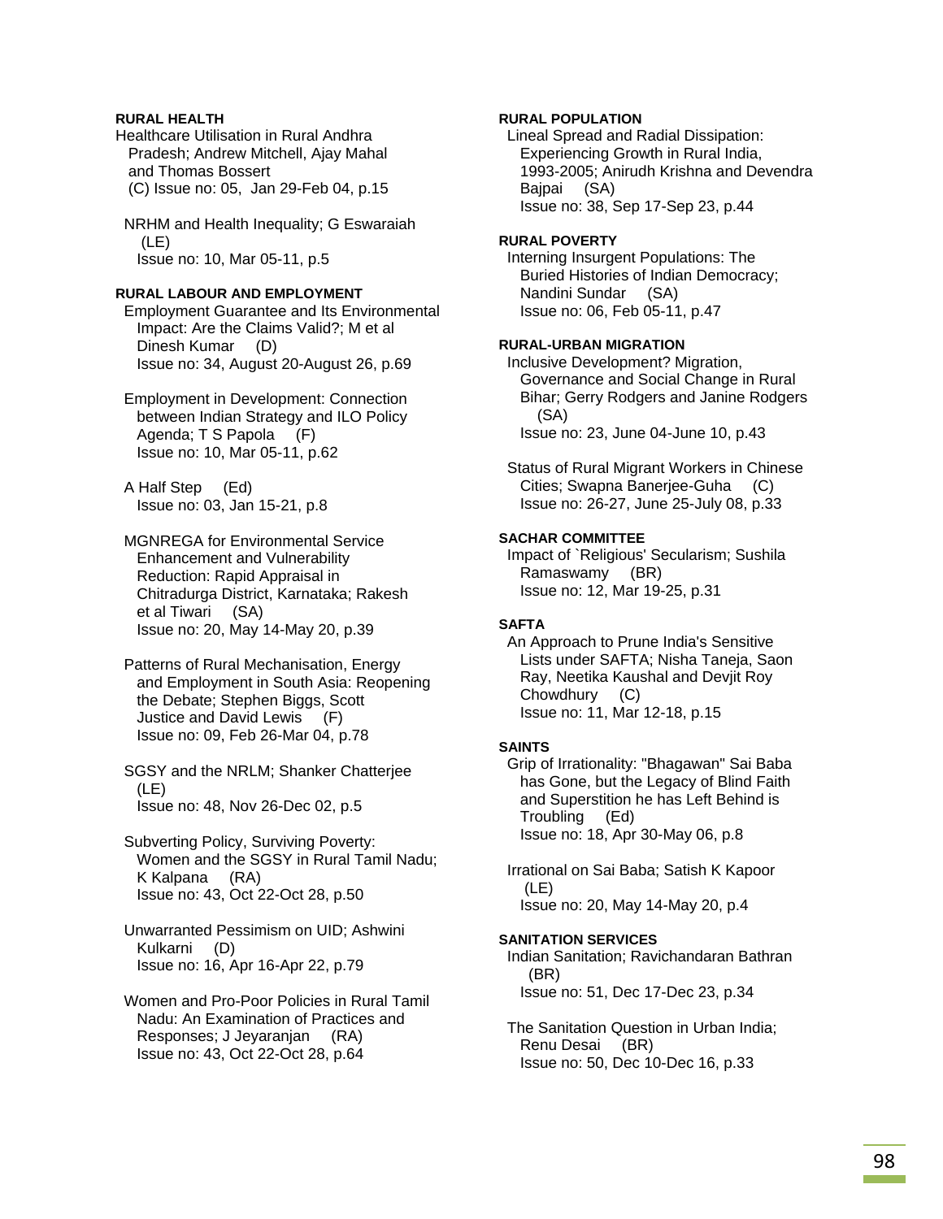**RURAL HEALTH**

Healthcare Utilisation in Rural Andhra Pradesh; Andrew Mitchell, Ajay Mahal and Thomas Bossert
(C) Issue no: 05, Jan 29-Feb 04, p.15

NRHM and Health Inequality; G Eswaraiah (LE)
Issue no: 10, Mar 05-11, p.5

**RURAL LABOUR AND EMPLOYMENT**

Employment Guarantee and Its Environmental Impact: Are the Claims Valid?; M et al Dinesh Kumar (D)
Issue no: 34, August 20-August 26, p.69

Employment in Development: Connection between Indian Strategy and ILO Policy Agenda; T S Papola (F)
Issue no: 10, Mar 05-11, p.62

A Half Step (Ed)
Issue no: 03, Jan 15-21, p.8

MGNREGA for Environmental Service Enhancement and Vulnerability Reduction: Rapid Appraisal in Chitradurga District, Karnataka; Rakesh et al Tiwari (SA)
Issue no: 20, May 14-May 20, p.39

Patterns of Rural Mechanisation, Energy and Employment in South Asia: Reopening the Debate; Stephen Biggs, Scott Justice and David Lewis (F)
Issue no: 09, Feb 26-Mar 04, p.78

SGSY and the NRLM; Shanker Chatterjee (LE)
Issue no: 48, Nov 26-Dec 02, p.5

Subverting Policy, Surviving Poverty: Women and the SGSY in Rural Tamil Nadu; K Kalpana (RA)
Issue no: 43, Oct 22-Oct 28, p.50

Unwarranted Pessimism on UID; Ashwini Kulkarni (D)
Issue no: 16, Apr 16-Apr 22, p.79

Women and Pro-Poor Policies in Rural Tamil Nadu: An Examination of Practices and Responses; J Jeyaranjan (RA)
Issue no: 43, Oct 22-Oct 28, p.64

**RURAL POPULATION**

Lineal Spread and Radial Dissipation: Experiencing Growth in Rural India, 1993-2005; Anirudh Krishna and Devendra Bajpai (SA)
Issue no: 38, Sep 17-Sep 23, p.44

**RURAL POVERTY**

Interning Insurgent Populations: The Buried Histories of Indian Democracy; Nandini Sundar (SA)
Issue no: 06, Feb 05-11, p.47

**RURAL-URBAN MIGRATION**

Inclusive Development? Migration, Governance and Social Change in Rural Bihar; Gerry Rodgers and Janine Rodgers (SA)
Issue no: 23, June 04-June 10, p.43

Status of Rural Migrant Workers in Chinese Cities; Swapna Banerjee-Guha (C)
Issue no: 26-27, June 25-July 08, p.33

**SACHAR COMMITTEE**

Impact of `Religious' Secularism; Sushila Ramaswamy (BR)
Issue no: 12, Mar 19-25, p.31

**SAFTA**

An Approach to Prune India's Sensitive Lists under SAFTA; Nisha Taneja, Saon Ray, Neetika Kaushal and Devjit Roy Chowdhury (C)
Issue no: 11, Mar 12-18, p.15

**SAINTS**

Grip of Irrationality: "Bhagawan" Sai Baba has Gone, but the Legacy of Blind Faith and Superstition he has Left Behind is Troubling (Ed)
Issue no: 18, Apr 30-May 06, p.8

Irrational on Sai Baba; Satish K Kapoor (LE)
Issue no: 20, May 14-May 20, p.4

**SANITATION SERVICES**

Indian Sanitation; Ravichandaran Bathran (BR)
Issue no: 51, Dec 17-Dec 23, p.34

The Sanitation Question in Urban India; Renu Desai (BR)
Issue no: 50, Dec 10-Dec 16, p.33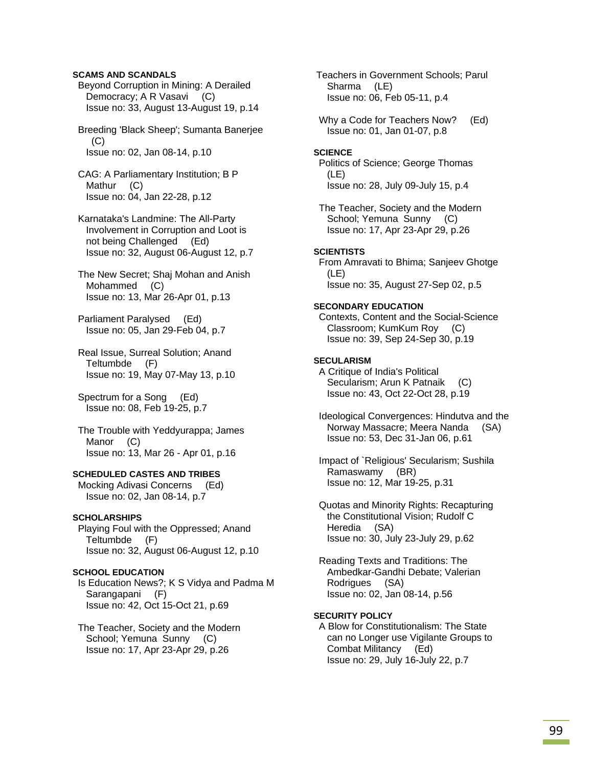**SCAMS AND SCANDALS**

Beyond Corruption in Mining: A Derailed Democracy; A R Vasavi (C)
Issue no: 33, August 13-August 19, p.14

Breeding 'Black Sheep'; Sumanta Banerjee (C)
Issue no: 02, Jan 08-14, p.10

CAG: A Parliamentary Institution; B P Mathur (C)
Issue no: 04, Jan 22-28, p.12

Karnataka's Landmine: The All-Party Involvement in Corruption and Loot is not being Challenged (Ed)
Issue no: 32, August 06-August 12, p.7

The New Secret; Shaj Mohan and Anish Mohammed (C)
Issue no: 13, Mar 26-Apr 01, p.13

Parliament Paralysed (Ed)
Issue no: 05, Jan 29-Feb 04, p.7

Real Issue, Surreal Solution; Anand Teltumbde (F)
Issue no: 19, May 07-May 13, p.10

Spectrum for a Song (Ed)
Issue no: 08, Feb 19-25, p.7

The Trouble with Yeddyurappa; James Manor (C)
Issue no: 13, Mar 26 - Apr 01, p.16

**SCHEDULED CASTES AND TRIBES**

Mocking Adivasi Concerns (Ed)
Issue no: 02, Jan 08-14, p.7

**SCHOLARSHIPS**

Playing Foul with the Oppressed; Anand Teltumbde (F)
Issue no: 32, August 06-August 12, p.10

**SCHOOL EDUCATION**

Is Education News?; K S Vidya and Padma M Sarangapani (F)
Issue no: 42, Oct 15-Oct 21, p.69

The Teacher, Society and the Modern School; Yemuna Sunny (C)
Issue no: 17, Apr 23-Apr 29, p.26

Teachers in Government Schools; Parul Sharma (LE)
Issue no: 06, Feb 05-11, p.4

Why a Code for Teachers Now? (Ed)
Issue no: 01, Jan 01-07, p.8

**SCIENCE**

Politics of Science; George Thomas (LE)
Issue no: 28, July 09-July 15, p.4

The Teacher, Society and the Modern School; Yemuna Sunny (C)
Issue no: 17, Apr 23-Apr 29, p.26

**SCIENTISTS**

From Amravati to Bhima; Sanjeev Ghotge (LE)
Issue no: 35, August 27-Sep 02, p.5

**SECONDARY EDUCATION**

Contexts, Content and the Social-Science Classroom; KumKum Roy (C)
Issue no: 39, Sep 24-Sep 30, p.19

**SECULARISM**

A Critique of India's Political Secularism; Arun K Patnaik (C)
Issue no: 43, Oct 22-Oct 28, p.19

Ideological Convergences: Hindutva and the Norway Massacre; Meera Nanda (SA)
Issue no: 53, Dec 31-Jan 06, p.61

Impact of `Religious' Secularism; Sushila Ramaswamy (BR)
Issue no: 12, Mar 19-25, p.31

Quotas and Minority Rights: Recapturing the Constitutional Vision; Rudolf C Heredia (SA)
Issue no: 30, July 23-July 29, p.62

Reading Texts and Traditions: The Ambedkar-Gandhi Debate; Valerian Rodrigues (SA)
Issue no: 02, Jan 08-14, p.56

**SECURITY POLICY**

A Blow for Constitutionalism: The State can no Longer use Vigilante Groups to Combat Militancy (Ed)
Issue no: 29, July 16-July 22, p.7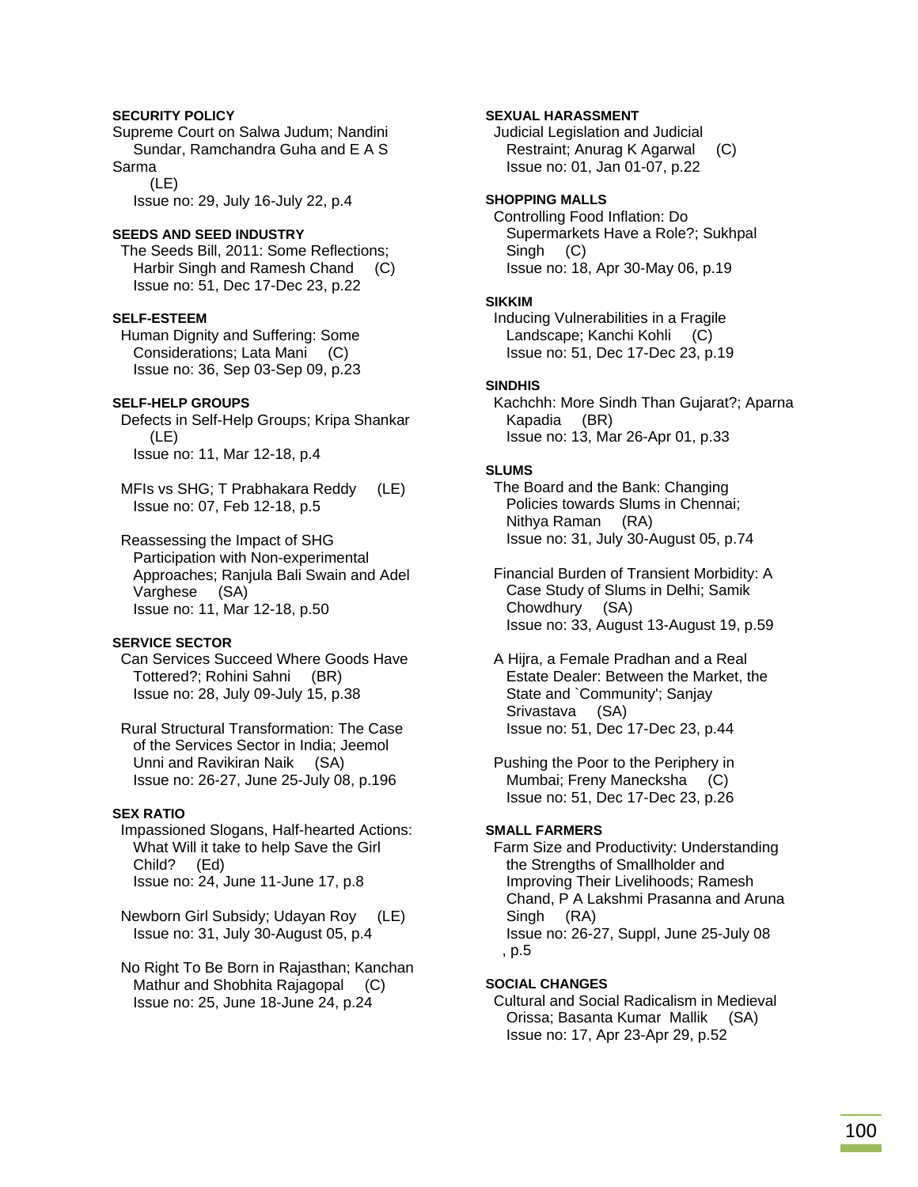**SECURITY POLICY**

Supreme Court on Salwa Judum; Nandini Sundar, Ramchandra Guha and E A S Sarma (LE)
Issue no: 29, July 16-July 22, p.4

**SEEDS AND SEED INDUSTRY**

The Seeds Bill, 2011: Some Reflections; Harbir Singh and Ramesh Chand (C)
Issue no: 51, Dec 17-Dec 23, p.22

**SELF-ESTEEM**

Human Dignity and Suffering: Some Considerations; Lata Mani (C)
Issue no: 36, Sep 03-Sep 09, p.23

**SELF-HELP GROUPS**

Defects in Self-Help Groups; Kripa Shankar (LE)
Issue no: 11, Mar 12-18, p.4

MFIs vs SHG; T Prabhakara Reddy (LE)
Issue no: 07, Feb 12-18, p.5

Reassessing the Impact of SHG Participation with Non-experimental Approaches; Ranjula Bali Swain and Adel Varghese (SA)
Issue no: 11, Mar 12-18, p.50

**SERVICE SECTOR**

Can Services Succeed Where Goods Have Tottered?; Rohini Sahni (BR)
Issue no: 28, July 09-July 15, p.38

Rural Structural Transformation: The Case of the Services Sector in India; Jeemol Unni and Ravikiran Naik (SA)
Issue no: 26-27, June 25-July 08, p.196

**SEX RATIO**

Impassioned Slogans, Half-hearted Actions: What Will it take to help Save the Girl Child? (Ed)
Issue no: 24, June 11-June 17, p.8

Newborn Girl Subsidy; Udayan Roy (LE)
Issue no: 31, July 30-August 05, p.4

No Right To Be Born in Rajasthan; Kanchan Mathur and Shobhita Rajagopal (C)
Issue no: 25, June 18-June 24, p.24

**SEXUAL HARASSMENT**

Judicial Legislation and Judicial Restraint; Anurag K Agarwal (C)
Issue no: 01, Jan 01-07, p.22

**SHOPPING MALLS**

Controlling Food Inflation: Do Supermarkets Have a Role?; Sukhpal Singh (C)
Issue no: 18, Apr 30-May 06, p.19

**SIKKIM**

Inducing Vulnerabilities in a Fragile Landscape; Kanchi Kohli (C)
Issue no: 51, Dec 17-Dec 23, p.19

**SINDHIS**

Kachchh: More Sindh Than Gujarat?; Aparna Kapadia (BR)
Issue no: 13, Mar 26-Apr 01, p.33

**SLUMS**

The Board and the Bank: Changing Policies towards Slums in Chennai; Nithya Raman (RA)
Issue no: 31, July 30-August 05, p.74

Financial Burden of Transient Morbidity: A Case Study of Slums in Delhi; Samik Chowdhury (SA)
Issue no: 33, August 13-August 19, p.59

A Hijra, a Female Pradhan and a Real Estate Dealer: Between the Market, the State and `Community'; Sanjay Srivastava (SA)
Issue no: 51, Dec 17-Dec 23, p.44

Pushing the Poor to the Periphery in Mumbai; Freny Manecksha (C)
Issue no: 51, Dec 17-Dec 23, p.26

**SMALL FARMERS**

Farm Size and Productivity: Understanding the Strengths of Smallholder and Improving Their Livelihoods; Ramesh Chand, P A Lakshmi Prasanna and Aruna Singh (RA)
Issue no: 26-27, Suppl, June 25-July 08, p.5

**SOCIAL CHANGES**

Cultural and Social Radicalism in Medieval Orissa; Basanta Kumar Mallik (SA)
Issue no: 17, Apr 23-Apr 29, p.52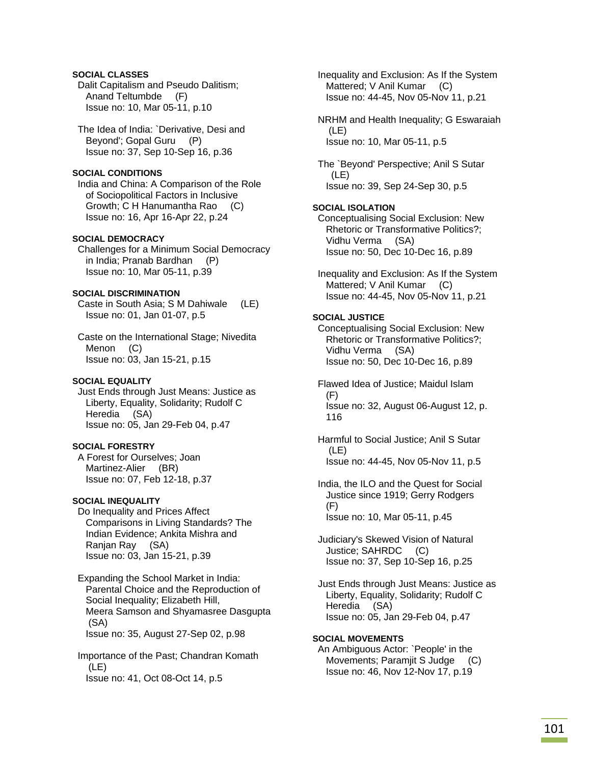**SOCIAL CLASSES**

Dalit Capitalism and Pseudo Dalitism; Anand Teltumbde (F)
Issue no: 10, Mar 05-11, p.10

The Idea of India: `Derivative, Desi and Beyond'; Gopal Guru (P)
Issue no: 37, Sep 10-Sep 16, p.36

**SOCIAL CONDITIONS**

India and China: A Comparison of the Role of Sociopolitical Factors in Inclusive Growth; C H Hanumantha Rao (C)
Issue no: 16, Apr 16-Apr 22, p.24

**SOCIAL DEMOCRACY**

Challenges for a Minimum Social Democracy in India; Pranab Bardhan (P)
Issue no: 10, Mar 05-11, p.39

**SOCIAL DISCRIMINATION**

Caste in South Asia; S M Dahiwale (LE)
Issue no: 01, Jan 01-07, p.5

Caste on the International Stage; Nivedita Menon (C)
Issue no: 03, Jan 15-21, p.15

**SOCIAL EQUALITY**

Just Ends through Just Means: Justice as Liberty, Equality, Solidarity; Rudolf C Heredia (SA)
Issue no: 05, Jan 29-Feb 04, p.47

**SOCIAL FORESTRY**

A Forest for Ourselves; Joan Martinez-Alier (BR)
Issue no: 07, Feb 12-18, p.37

**SOCIAL INEQUALITY**

Do Inequality and Prices Affect Comparisons in Living Standards? The Indian Evidence; Ankita Mishra and Ranjan Ray (SA)
Issue no: 03, Jan 15-21, p.39

Expanding the School Market in India: Parental Choice and the Reproduction of Social Inequality; Elizabeth Hill, Meera Samson and Shyamasree Dasgupta (SA)
Issue no: 35, August 27-Sep 02, p.98

Importance of the Past; Chandran Komath (LE)
Issue no: 41, Oct 08-Oct 14, p.5

Inequality and Exclusion: As If the System Mattered; V Anil Kumar (C)
Issue no: 44-45, Nov 05-Nov 11, p.21

NRHM and Health Inequality; G Eswaraiah (LE)
Issue no: 10, Mar 05-11, p.5

The `Beyond' Perspective; Anil S Sutar (LE)
Issue no: 39, Sep 24-Sep 30, p.5

**SOCIAL ISOLATION**

Conceptualising Social Exclusion: New Rhetoric or Transformative Politics?; Vidhu Verma (SA)
Issue no: 50, Dec 10-Dec 16, p.89

Inequality and Exclusion: As If the System Mattered; V Anil Kumar (C)
Issue no: 44-45, Nov 05-Nov 11, p.21

**SOCIAL JUSTICE**

Conceptualising Social Exclusion: New Rhetoric or Transformative Politics?; Vidhu Verma (SA)
Issue no: 50, Dec 10-Dec 16, p.89

Flawed Idea of Justice; Maidul Islam (F)
Issue no: 32, August 06-August 12, p. 116

Harmful to Social Justice; Anil S Sutar (LE)
Issue no: 44-45, Nov 05-Nov 11, p.5

India, the ILO and the Quest for Social Justice since 1919; Gerry Rodgers (F)
Issue no: 10, Mar 05-11, p.45

Judiciary's Skewed Vision of Natural Justice; SAHRDC (C)
Issue no: 37, Sep 10-Sep 16, p.25

Just Ends through Just Means: Justice as Liberty, Equality, Solidarity; Rudolf C Heredia (SA)
Issue no: 05, Jan 29-Feb 04, p.47

**SOCIAL MOVEMENTS**

An Ambiguous Actor: `People' in the Movements; Paramjit S Judge (C)
Issue no: 46, Nov 12-Nov 17, p.19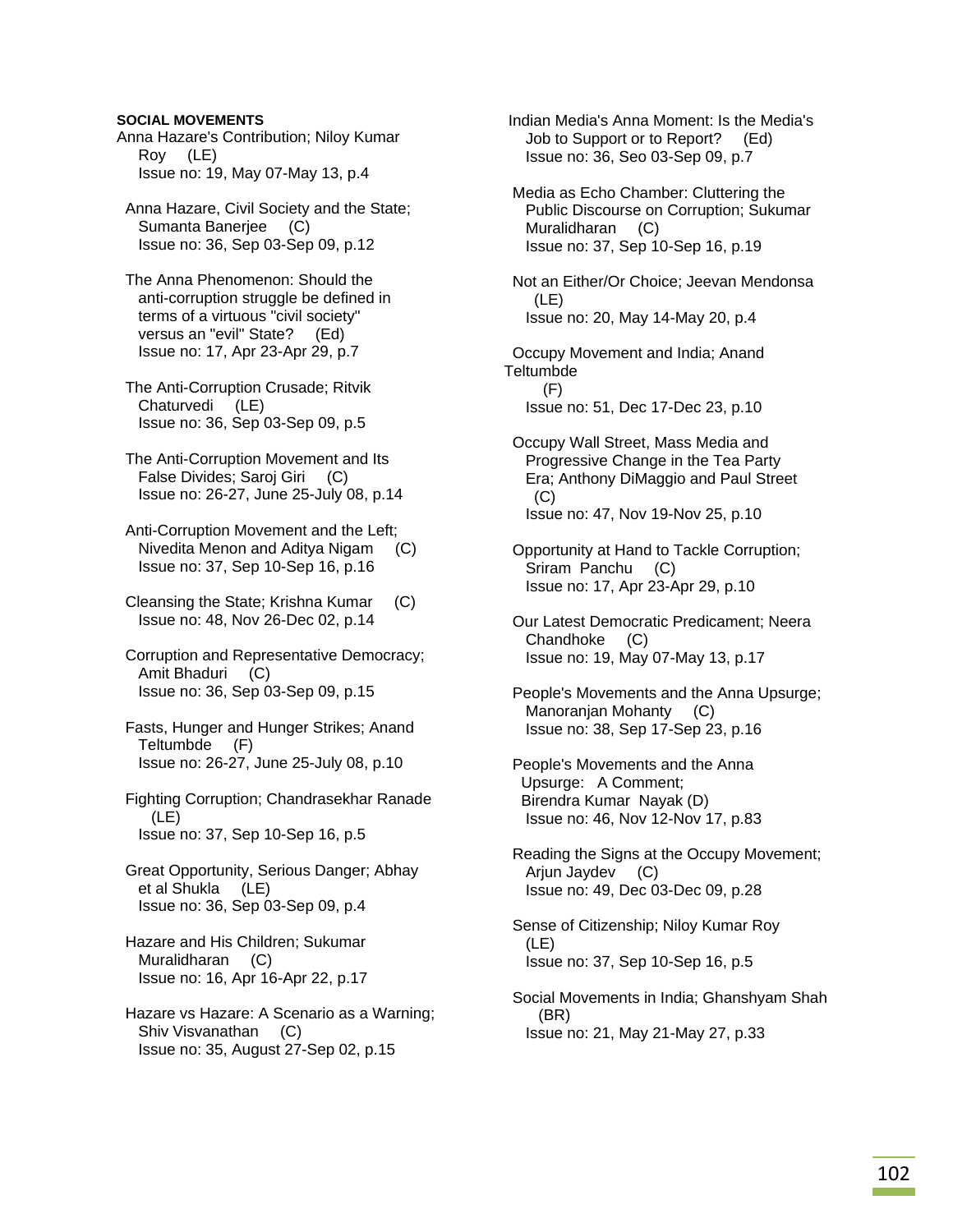**SOCIAL MOVEMENTS**

Anna Hazare's Contribution; Niloy Kumar Roy (LE)
Issue no: 19, May 07-May 13, p.4

Anna Hazare, Civil Society and the State; Sumanta Banerjee (C)
Issue no: 36, Sep 03-Sep 09, p.12

The Anna Phenomenon: Should the anti-corruption struggle be defined in terms of a virtuous "civil society" versus an "evil" State? (Ed)
Issue no: 17, Apr 23-Apr 29, p.7

The Anti-Corruption Crusade; Ritvik Chaturvedi (LE)
Issue no: 36, Sep 03-Sep 09, p.5

The Anti-Corruption Movement and Its False Divides; Saroj Giri (C)
Issue no: 26-27, June 25-July 08, p.14

Anti-Corruption Movement and the Left; Nivedita Menon and Aditya Nigam (C)
Issue no: 37, Sep 10-Sep 16, p.16

Cleansing the State; Krishna Kumar (C)
Issue no: 48, Nov 26-Dec 02, p.14

Corruption and Representative Democracy; Amit Bhaduri (C)
Issue no: 36, Sep 03-Sep 09, p.15

Fasts, Hunger and Hunger Strikes; Anand Teltumbde (F)
Issue no: 26-27, June 25-July 08, p.10

Fighting Corruption; Chandrasekhar Ranade (LE)
Issue no: 37, Sep 10-Sep 16, p.5

Great Opportunity, Serious Danger; Abhay et al Shukla (LE)
Issue no: 36, Sep 03-Sep 09, p.4

Hazare and His Children; Sukumar Muralidharan (C)
Issue no: 16, Apr 16-Apr 22, p.17

Hazare vs Hazare: A Scenario as a Warning; Shiv Visvanathan (C)
Issue no: 35, August 27-Sep 02, p.15

Indian Media's Anna Moment: Is the Media's Job to Support or to Report? (Ed)
Issue no: 36, Seo 03-Sep 09, p.7

Media as Echo Chamber: Cluttering the Public Discourse on Corruption; Sukumar Muralidharan (C)
Issue no: 37, Sep 10-Sep 16, p.19

Not an Either/Or Choice; Jeevan Mendonsa (LE)
Issue no: 20, May 14-May 20, p.4

Occupy Movement and India; Anand Teltumbde (F)
Issue no: 51, Dec 17-Dec 23, p.10

Occupy Wall Street, Mass Media and Progressive Change in the Tea Party Era; Anthony DiMaggio and Paul Street (C)
Issue no: 47, Nov 19-Nov 25, p.10

Opportunity at Hand to Tackle Corruption; Sriram Panchu (C)
Issue no: 17, Apr 23-Apr 29, p.10

Our Latest Democratic Predicament; Neera Chandhoke (C)
Issue no: 19, May 07-May 13, p.17

People's Movements and the Anna Upsurge; Manoranjan Mohanty (C)
Issue no: 38, Sep 17-Sep 23, p.16

People's Movements and the Anna Upsurge: A Comment; Birendra Kumar Nayak (D)
Issue no: 46, Nov 12-Nov 17, p.83

Reading the Signs at the Occupy Movement; Arjun Jaydev (C)
Issue no: 49, Dec 03-Dec 09, p.28

Sense of Citizenship; Niloy Kumar Roy (LE)
Issue no: 37, Sep 10-Sep 16, p.5

Social Movements in India; Ghanshyam Shah (BR)
Issue no: 21, May 21-May 27, p.33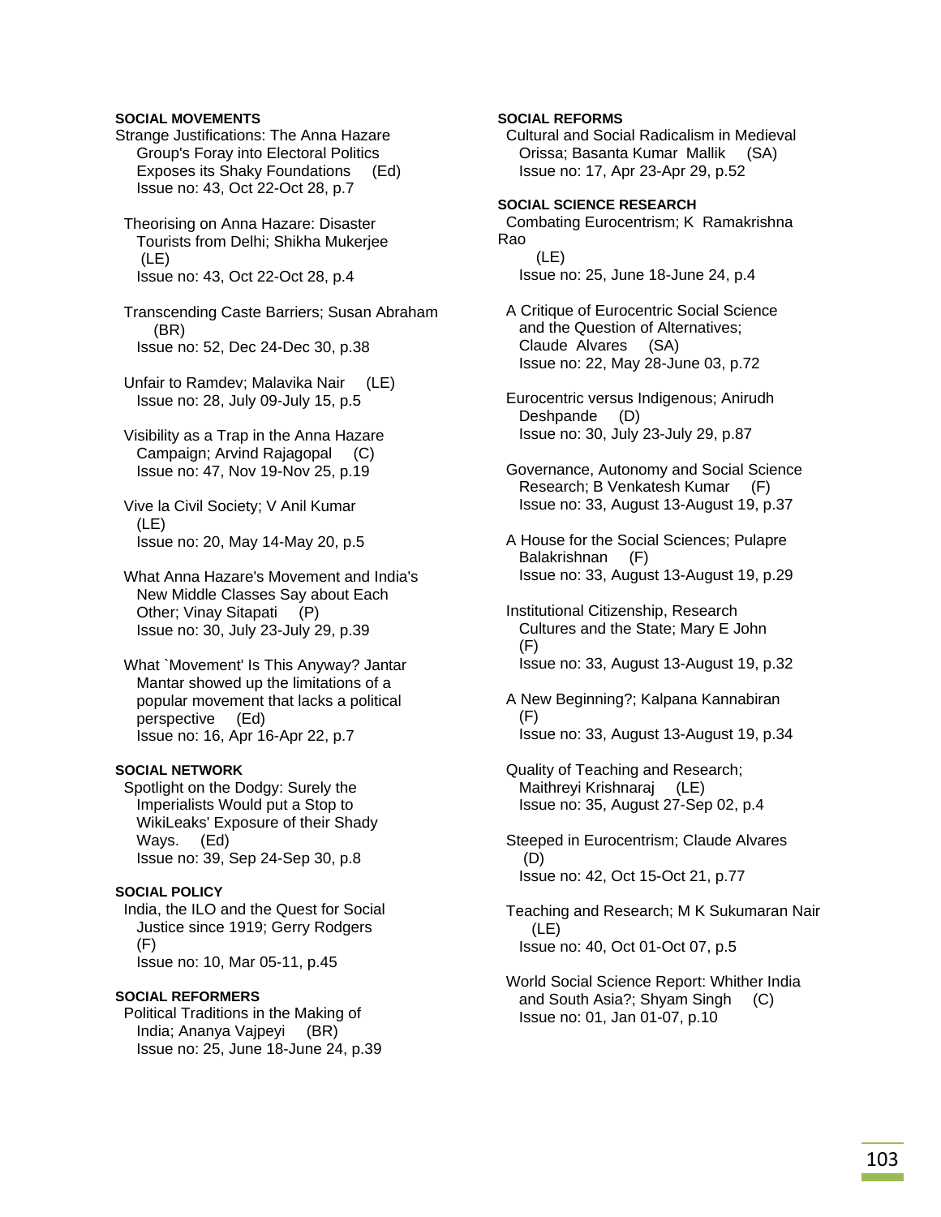**SOCIAL MOVEMENTS**

Strange Justifications: The Anna Hazare Group's Foray into Electoral Politics Exposes its Shaky Foundations (Ed)
Issue no: 43, Oct 22-Oct 28, p.7

Theorising on Anna Hazare: Disaster Tourists from Delhi; Shikha Mukerjee (LE)
Issue no: 43, Oct 22-Oct 28, p.4

Transcending Caste Barriers; Susan Abraham (BR)
Issue no: 52, Dec 24-Dec 30, p.38

Unfair to Ramdev; Malavika Nair (LE)
Issue no: 28, July 09-July 15, p.5

Visibility as a Trap in the Anna Hazare Campaign; Arvind Rajagopal (C)
Issue no: 47, Nov 19-Nov 25, p.19

Vive la Civil Society; V Anil Kumar (LE)
Issue no: 20, May 14-May 20, p.5

What Anna Hazare's Movement and India's New Middle Classes Say about Each Other; Vinay Sitapati (P)
Issue no: 30, July 23-July 29, p.39

What `Movement' Is This Anyway? Jantar Mantar showed up the limitations of a popular movement that lacks a political perspective (Ed)
Issue no: 16, Apr 16-Apr 22, p.7

**SOCIAL NETWORK**

Spotlight on the Dodgy: Surely the Imperialists Would put a Stop to WikiLeaks' Exposure of their Shady Ways. (Ed)
Issue no: 39, Sep 24-Sep 30, p.8

**SOCIAL POLICY**

India, the ILO and the Quest for Social Justice since 1919; Gerry Rodgers (F)
Issue no: 10, Mar 05-11, p.45

**SOCIAL REFORMERS**

Political Traditions in the Making of India; Ananya Vajpeyi (BR)
Issue no: 25, June 18-June 24, p.39

**SOCIAL REFORMS**

Cultural and Social Radicalism in Medieval Orissa; Basanta Kumar Mallik (SA)
Issue no: 17, Apr 23-Apr 29, p.52

**SOCIAL SCIENCE RESEARCH**

Combating Eurocentrism; K Ramakrishna Rao (LE)
Issue no: 25, June 18-June 24, p.4

A Critique of Eurocentric Social Science and the Question of Alternatives; Claude Alvares (SA)
Issue no: 22, May 28-June 03, p.72

Eurocentric versus Indigenous; Anirudh Deshpande (D)
Issue no: 30, July 23-July 29, p.87

Governance, Autonomy and Social Science Research; B Venkatesh Kumar (F)
Issue no: 33, August 13-August 19, p.37

A House for the Social Sciences; Pulapre Balakrishnan (F)
Issue no: 33, August 13-August 19, p.29

Institutional Citizenship, Research Cultures and the State; Mary E John (F)
Issue no: 33, August 13-August 19, p.32

A New Beginning?; Kalpana Kannabiran (F)
Issue no: 33, August 13-August 19, p.34

Quality of Teaching and Research; Maithreyi Krishnaraj (LE)
Issue no: 35, August 27-Sep 02, p.4

Steeped in Eurocentrism; Claude Alvares (D)
Issue no: 42, Oct 15-Oct 21, p.77

Teaching and Research; M K Sukumaran Nair (LE)
Issue no: 40, Oct 01-Oct 07, p.5

World Social Science Report: Whither India and South Asia?; Shyam Singh (C)
Issue no: 01, Jan 01-07, p.10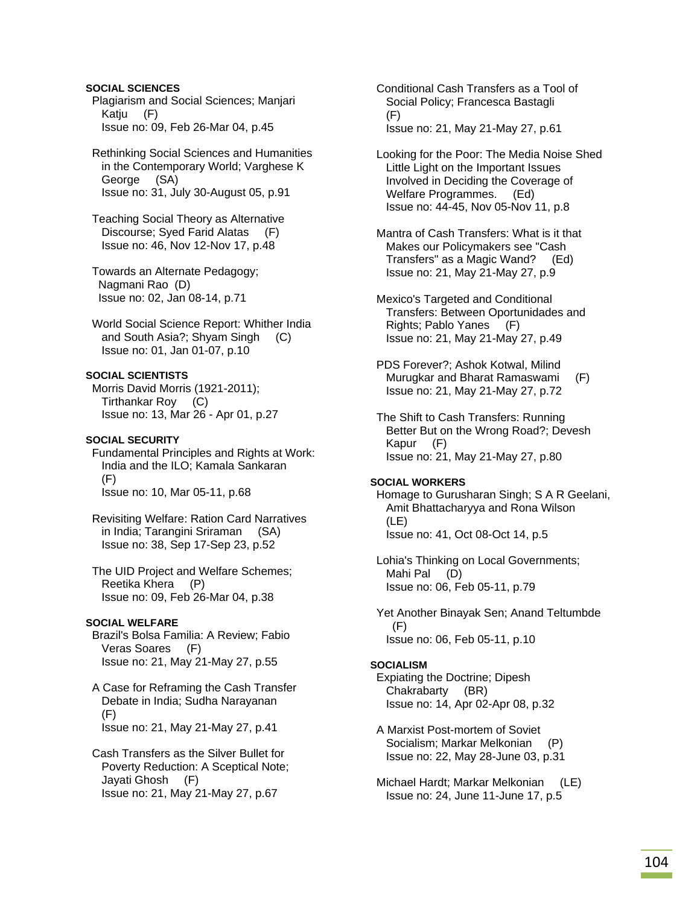**SOCIAL SCIENCES**

Plagiarism and Social Sciences; Manjari Katju (F)
Issue no: 09, Feb 26-Mar 04, p.45

Rethinking Social Sciences and Humanities in the Contemporary World; Varghese K George (SA)
Issue no: 31, July 30-August 05, p.91

Teaching Social Theory as Alternative Discourse; Syed Farid Alatas (F)
Issue no: 46, Nov 12-Nov 17, p.48

Towards an Alternate Pedagogy; Nagmani Rao (D)
Issue no: 02, Jan 08-14, p.71

World Social Science Report: Whither India and South Asia?; Shyam Singh (C)
Issue no: 01, Jan 01-07, p.10

**SOCIAL SCIENTISTS**

Morris David Morris (1921-2011); Tirthankar Roy (C)
Issue no: 13, Mar 26 - Apr 01, p.27

**SOCIAL SECURITY**

Fundamental Principles and Rights at Work: India and the ILO; Kamala Sankaran (F)
Issue no: 10, Mar 05-11, p.68

Revisiting Welfare: Ration Card Narratives in India; Tarangini Sriraman (SA)
Issue no: 38, Sep 17-Sep 23, p.52

The UID Project and Welfare Schemes; Reetika Khera (P)
Issue no: 09, Feb 26-Mar 04, p.38

**SOCIAL WELFARE**

Brazil's Bolsa Familia: A Review; Fabio Veras Soares (F)
Issue no: 21, May 21-May 27, p.55

A Case for Reframing the Cash Transfer Debate in India; Sudha Narayanan (F)
Issue no: 21, May 21-May 27, p.41

Cash Transfers as the Silver Bullet for Poverty Reduction: A Sceptical Note; Jayati Ghosh (F)
Issue no: 21, May 21-May 27, p.67

Conditional Cash Transfers as a Tool of Social Policy; Francesca Bastagli (F)
Issue no: 21, May 21-May 27, p.61

Looking for the Poor: The Media Noise Shed Little Light on the Important Issues Involved in Deciding the Coverage of Welfare Programmes. (Ed)
Issue no: 44-45, Nov 05-Nov 11, p.8

Mantra of Cash Transfers: What is it that Makes our Policymakers see "Cash Transfers" as a Magic Wand? (Ed)
Issue no: 21, May 21-May 27, p.9

Mexico's Targeted and Conditional Transfers: Between Oportunidades and Rights; Pablo Yanes (F)
Issue no: 21, May 21-May 27, p.49

PDS Forever?; Ashok Kotwal, Milind Murugkar and Bharat Ramaswami (F)
Issue no: 21, May 21-May 27, p.72

The Shift to Cash Transfers: Running Better But on the Wrong Road?; Devesh Kapur (F)
Issue no: 21, May 21-May 27, p.80

**SOCIAL WORKERS**

Homage to Gurusharan Singh; S A R Geelani, Amit Bhattacharyya and Rona Wilson (LE)
Issue no: 41, Oct 08-Oct 14, p.5

Lohia's Thinking on Local Governments; Mahi Pal (D)
Issue no: 06, Feb 05-11, p.79

Yet Another Binayak Sen; Anand Teltumbde (F)
Issue no: 06, Feb 05-11, p.10

**SOCIALISM**

Expiating the Doctrine; Dipesh Chakrabarty (BR)
Issue no: 14, Apr 02-Apr 08, p.32

A Marxist Post-mortem of Soviet Socialism; Markar Melkonian (P)
Issue no: 22, May 28-June 03, p.31

Michael Hardt; Markar Melkonian (LE)
Issue no: 24, June 11-June 17, p.5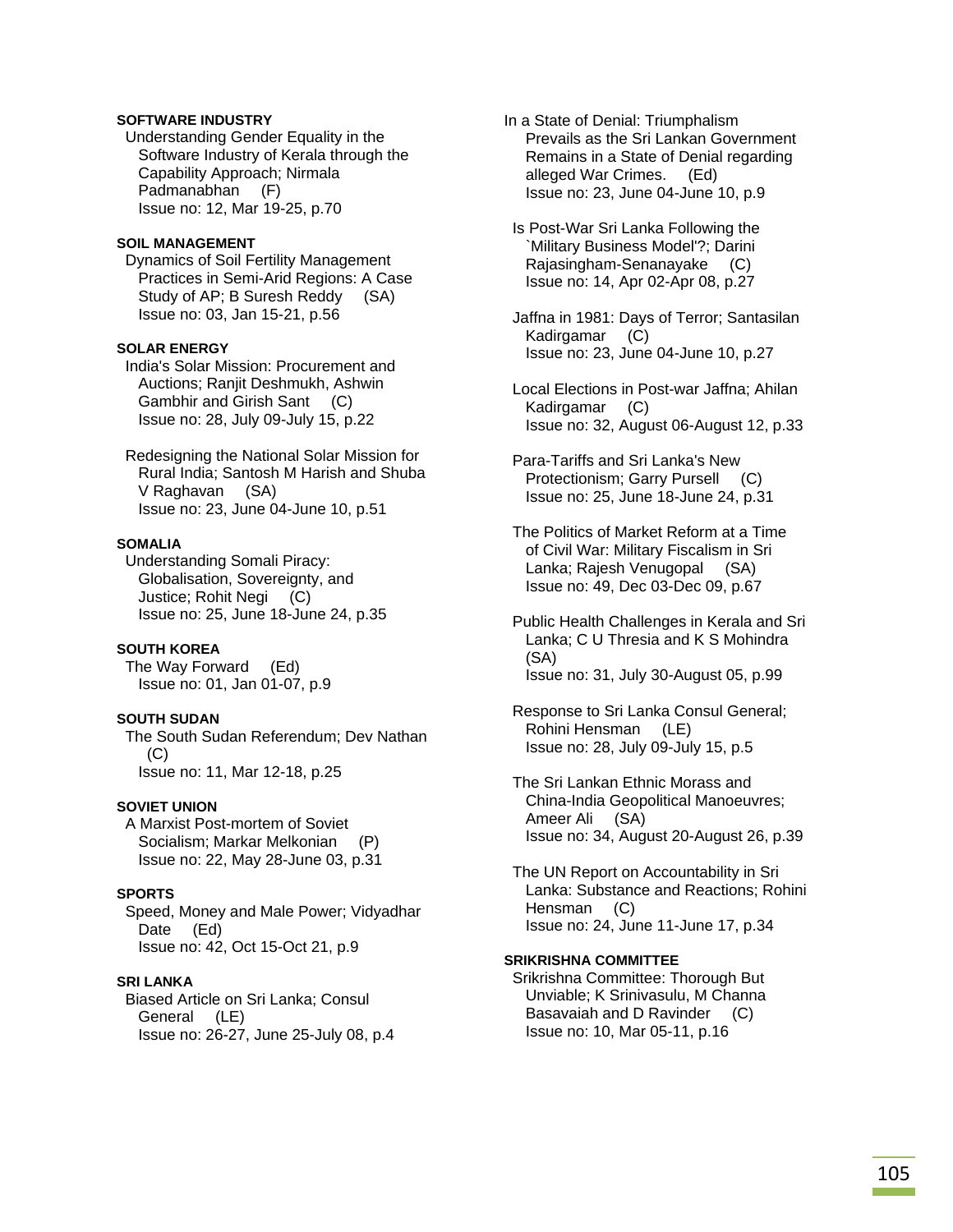**SOFTWARE INDUSTRY**

Understanding Gender Equality in the Software Industry of Kerala through the Capability Approach; Nirmala Padmanabhan (F)
Issue no: 12, Mar 19-25, p.70

**SOIL MANAGEMENT**

Dynamics of Soil Fertility Management Practices in Semi-Arid Regions: A Case Study of AP; B Suresh Reddy (SA)
Issue no: 03, Jan 15-21, p.56

**SOLAR ENERGY**

India's Solar Mission: Procurement and Auctions; Ranjit Deshmukh, Ashwin Gambhir and Girish Sant (C)
Issue no: 28, July 09-July 15, p.22

Redesigning the National Solar Mission for Rural India; Santosh M Harish and Shuba V Raghavan (SA)
Issue no: 23, June 04-June 10, p.51

**SOMALIA**

Understanding Somali Piracy: Globalisation, Sovereignty, and Justice; Rohit Negi (C)
Issue no: 25, June 18-June 24, p.35

**SOUTH KOREA**

The Way Forward (Ed)
Issue no: 01, Jan 01-07, p.9

**SOUTH SUDAN**

The South Sudan Referendum; Dev Nathan (C)
Issue no: 11, Mar 12-18, p.25

**SOVIET UNION**

A Marxist Post-mortem of Soviet Socialism; Markar Melkonian (P)
Issue no: 22, May 28-June 03, p.31

**SPORTS**

Speed, Money and Male Power; Vidyadhar Date (Ed)
Issue no: 42, Oct 15-Oct 21, p.9

**SRI LANKA**

Biased Article on Sri Lanka; Consul General (LE)
Issue no: 26-27, June 25-July 08, p.4

In a State of Denial: Triumphalism Prevails as the Sri Lankan Government Remains in a State of Denial regarding alleged War Crimes. (Ed)
Issue no: 23, June 04-June 10, p.9

Is Post-War Sri Lanka Following the `Military Business Model'?; Darini Rajasingham-Senanayake (C)
Issue no: 14, Apr 02-Apr 08, p.27

Jaffna in 1981: Days of Terror; Santasilan Kadirgamar (C)
Issue no: 23, June 04-June 10, p.27

Local Elections in Post-war Jaffna; Ahilan Kadirgamar (C)
Issue no: 32, August 06-August 12, p.33

Para-Tariffs and Sri Lanka's New Protectionism; Garry Pursell (C)
Issue no: 25, June 18-June 24, p.31

The Politics of Market Reform at a Time of Civil War: Military Fiscalism in Sri Lanka; Rajesh Venugopal (SA)
Issue no: 49, Dec 03-Dec 09, p.67

Public Health Challenges in Kerala and Sri Lanka; C U Thresia and K S Mohindra (SA)
Issue no: 31, July 30-August 05, p.99

Response to Sri Lanka Consul General; Rohini Hensman (LE)
Issue no: 28, July 09-July 15, p.5

The Sri Lankan Ethnic Morass and China-India Geopolitical Manoeuvres; Ameer Ali (SA)
Issue no: 34, August 20-August 26, p.39

The UN Report on Accountability in Sri Lanka: Substance and Reactions; Rohini Hensman (C)
Issue no: 24, June 11-June 17, p.34

**SRIKRISHNA COMMITTEE**

Srikrishna Committee: Thorough But Unviable; K Srinivasulu, M Channa Basavaiah and D Ravinder (C)
Issue no: 10, Mar 05-11, p.16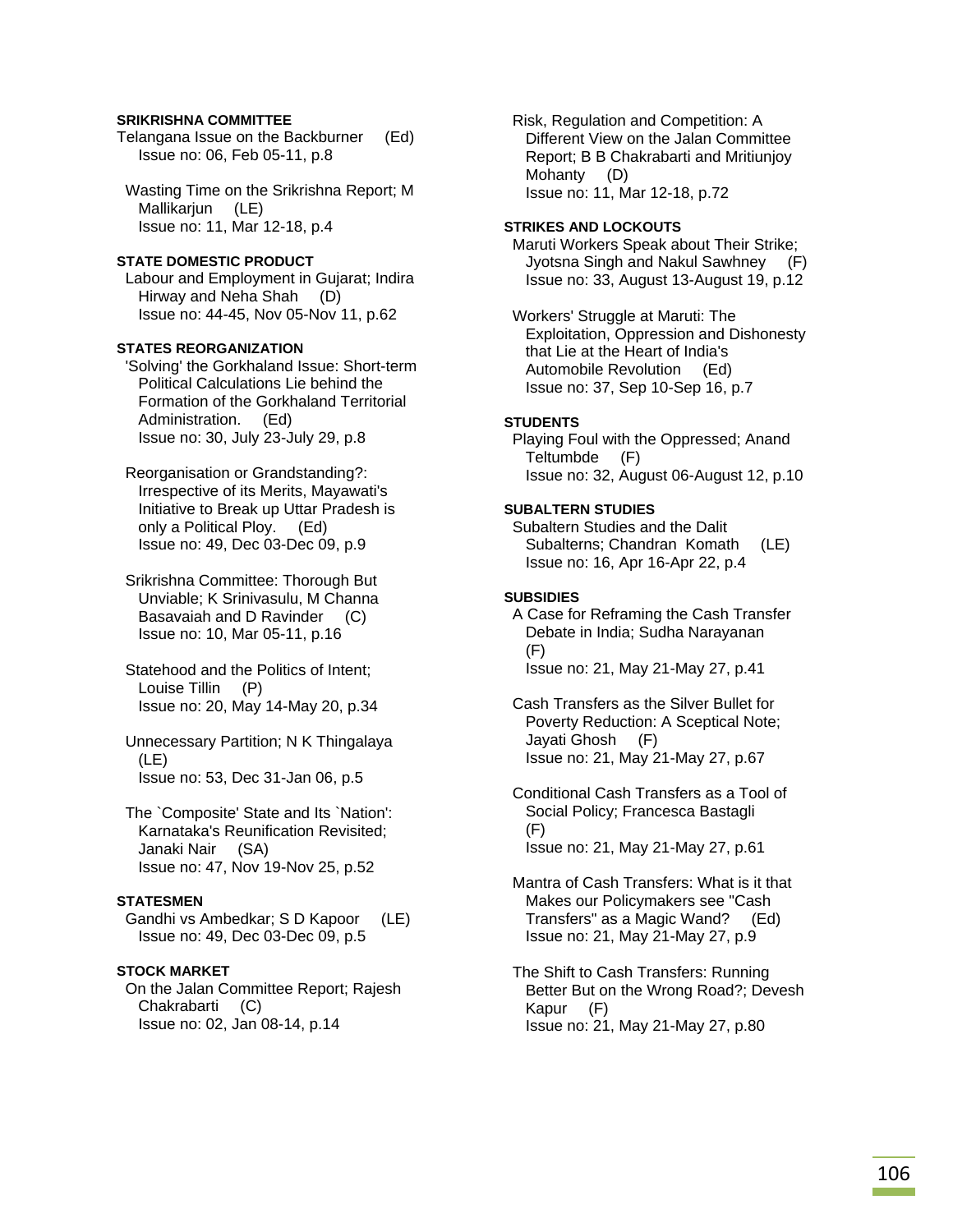**SRIKRISHNA COMMITTEE**

Telangana Issue on the Backburner (Ed)
Issue no: 06, Feb 05-11, p.8

Wasting Time on the Srikrishna Report; M Mallikarjun (LE)
Issue no: 11, Mar 12-18, p.4

**STATE DOMESTIC PRODUCT**

Labour and Employment in Gujarat; Indira Hirway and Neha Shah (D)
Issue no: 44-45, Nov 05-Nov 11, p.62

**STATES REORGANIZATION**

'Solving' the Gorkhaland Issue: Short-term Political Calculations Lie behind the Formation of the Gorkhaland Territorial Administration. (Ed)
Issue no: 30, July 23-July 29, p.8

Reorganisation or Grandstanding?: Irrespective of its Merits, Mayawati's Initiative to Break up Uttar Pradesh is only a Political Ploy. (Ed)
Issue no: 49, Dec 03-Dec 09, p.9

Srikrishna Committee: Thorough But Unviable; K Srinivasulu, M Channa Basavaiah and D Ravinder (C)
Issue no: 10, Mar 05-11, p.16

Statehood and the Politics of Intent; Louise Tillin (P)
Issue no: 20, May 14-May 20, p.34

Unnecessary Partition; N K Thingalaya (LE)
Issue no: 53, Dec 31-Jan 06, p.5

The `Composite' State and Its `Nation': Karnataka's Reunification Revisited; Janaki Nair (SA)
Issue no: 47, Nov 19-Nov 25, p.52

**STATESMEN**

Gandhi vs Ambedkar; S D Kapoor (LE)
Issue no: 49, Dec 03-Dec 09, p.5

**STOCK MARKET**

On the Jalan Committee Report; Rajesh Chakrabarti (C)
Issue no: 02, Jan 08-14, p.14

Risk, Regulation and Competition: A Different View on the Jalan Committee Report; B B Chakrabarti and Mritiunjoy Mohanty (D)
Issue no: 11, Mar 12-18, p.72

**STRIKES AND LOCKOUTS**

Maruti Workers Speak about Their Strike; Jyotsna Singh and Nakul Sawhney (F)
Issue no: 33, August 13-August 19, p.12

Workers' Struggle at Maruti: The Exploitation, Oppression and Dishonesty that Lie at the Heart of India's Automobile Revolution (Ed)
Issue no: 37, Sep 10-Sep 16, p.7

**STUDENTS**

Playing Foul with the Oppressed; Anand Teltumbde (F)
Issue no: 32, August 06-August 12, p.10

**SUBALTERN STUDIES**

Subaltern Studies and the Dalit Subalterns; Chandran Komath (LE)
Issue no: 16, Apr 16-Apr 22, p.4

**SUBSIDIES**

A Case for Reframing the Cash Transfer Debate in India; Sudha Narayanan (F)
Issue no: 21, May 21-May 27, p.41

Cash Transfers as the Silver Bullet for Poverty Reduction: A Sceptical Note; Jayati Ghosh (F)
Issue no: 21, May 21-May 27, p.67

Conditional Cash Transfers as a Tool of Social Policy; Francesca Bastagli (F)
Issue no: 21, May 21-May 27, p.61

Mantra of Cash Transfers: What is it that Makes our Policymakers see "Cash Transfers" as a Magic Wand? (Ed)
Issue no: 21, May 21-May 27, p.9

The Shift to Cash Transfers: Running Better But on the Wrong Road?; Devesh Kapur (F)
Issue no: 21, May 21-May 27, p.80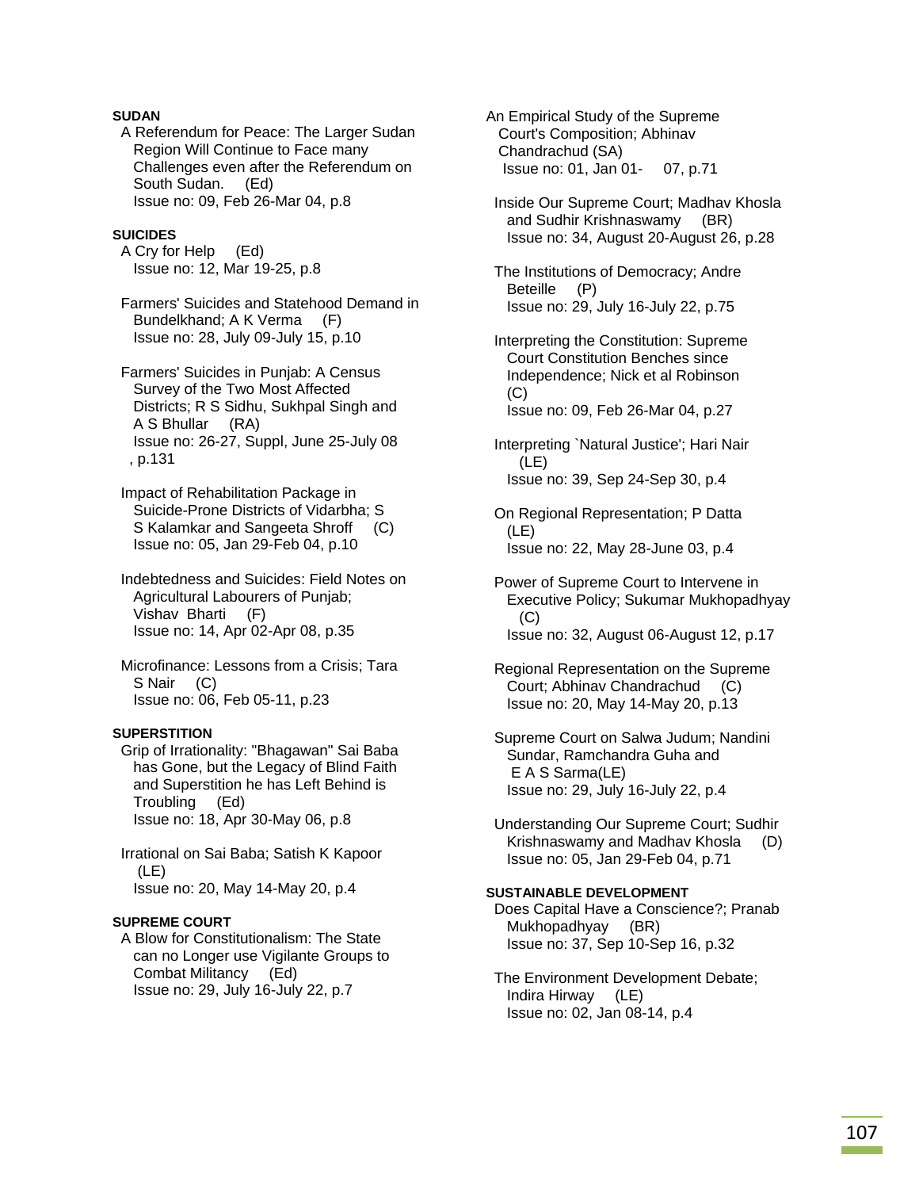**SUDAN**

A Referendum for Peace: The Larger Sudan Region Will Continue to Face many Challenges even after the Referendum on South Sudan. (Ed)
Issue no: 09, Feb 26-Mar 04, p.8

**SUICIDES**

A Cry for Help (Ed)
Issue no: 12, Mar 19-25, p.8

Farmers' Suicides and Statehood Demand in Bundelkhand; A K Verma (F)
Issue no: 28, July 09-July 15, p.10

Farmers' Suicides in Punjab: A Census Survey of the Two Most Affected Districts; R S Sidhu, Sukhpal Singh and A S Bhullar (RA)
Issue no: 26-27, Suppl, June 25-July 08 , p.131

Impact of Rehabilitation Package in Suicide-Prone Districts of Vidarbha; S S Kalamkar and Sangeeta Shroff (C)
Issue no: 05, Jan 29-Feb 04, p.10

Indebtedness and Suicides: Field Notes on Agricultural Labourers of Punjab; Vishav Bharti (F)
Issue no: 14, Apr 02-Apr 08, p.35

Microfinance: Lessons from a Crisis; Tara S Nair (C)
Issue no: 06, Feb 05-11, p.23

**SUPERSTITION**

Grip of Irrationality: "Bhagawan" Sai Baba has Gone, but the Legacy of Blind Faith and Superstition he has Left Behind is Troubling (Ed)
Issue no: 18, Apr 30-May 06, p.8

Irrational on Sai Baba; Satish K Kapoor (LE)
Issue no: 20, May 14-May 20, p.4

**SUPREME COURT**

A Blow for Constitutionalism: The State can no Longer use Vigilante Groups to Combat Militancy (Ed)
Issue no: 29, July 16-July 22, p.7

An Empirical Study of the Supreme Court's Composition; Abhinav Chandrachud (SA)
Issue no: 01, Jan 01- 07, p.71

Inside Our Supreme Court; Madhav Khosla and Sudhir Krishnaswamy (BR)
Issue no: 34, August 20-August 26, p.28

The Institutions of Democracy; Andre Beteille (P)
Issue no: 29, July 16-July 22, p.75

Interpreting the Constitution: Supreme Court Constitution Benches since Independence; Nick et al Robinson (C)
Issue no: 09, Feb 26-Mar 04, p.27

Interpreting `Natural Justice'; Hari Nair (LE)
Issue no: 39, Sep 24-Sep 30, p.4

On Regional Representation; P Datta (LE)
Issue no: 22, May 28-June 03, p.4

Power of Supreme Court to Intervene in Executive Policy; Sukumar Mukhopadhyay (C)
Issue no: 32, August 06-August 12, p.17

Regional Representation on the Supreme Court; Abhinav Chandrachud (C)
Issue no: 20, May 14-May 20, p.13

Supreme Court on Salwa Judum; Nandini Sundar, Ramchandra Guha and E A S Sarma(LE)
Issue no: 29, July 16-July 22, p.4

Understanding Our Supreme Court; Sudhir Krishnaswamy and Madhav Khosla (D)
Issue no: 05, Jan 29-Feb 04, p.71

**SUSTAINABLE DEVELOPMENT**

Does Capital Have a Conscience?; Pranab Mukhopadhyay (BR)
Issue no: 37, Sep 10-Sep 16, p.32

The Environment Development Debate; Indira Hirway (LE)
Issue no: 02, Jan 08-14, p.4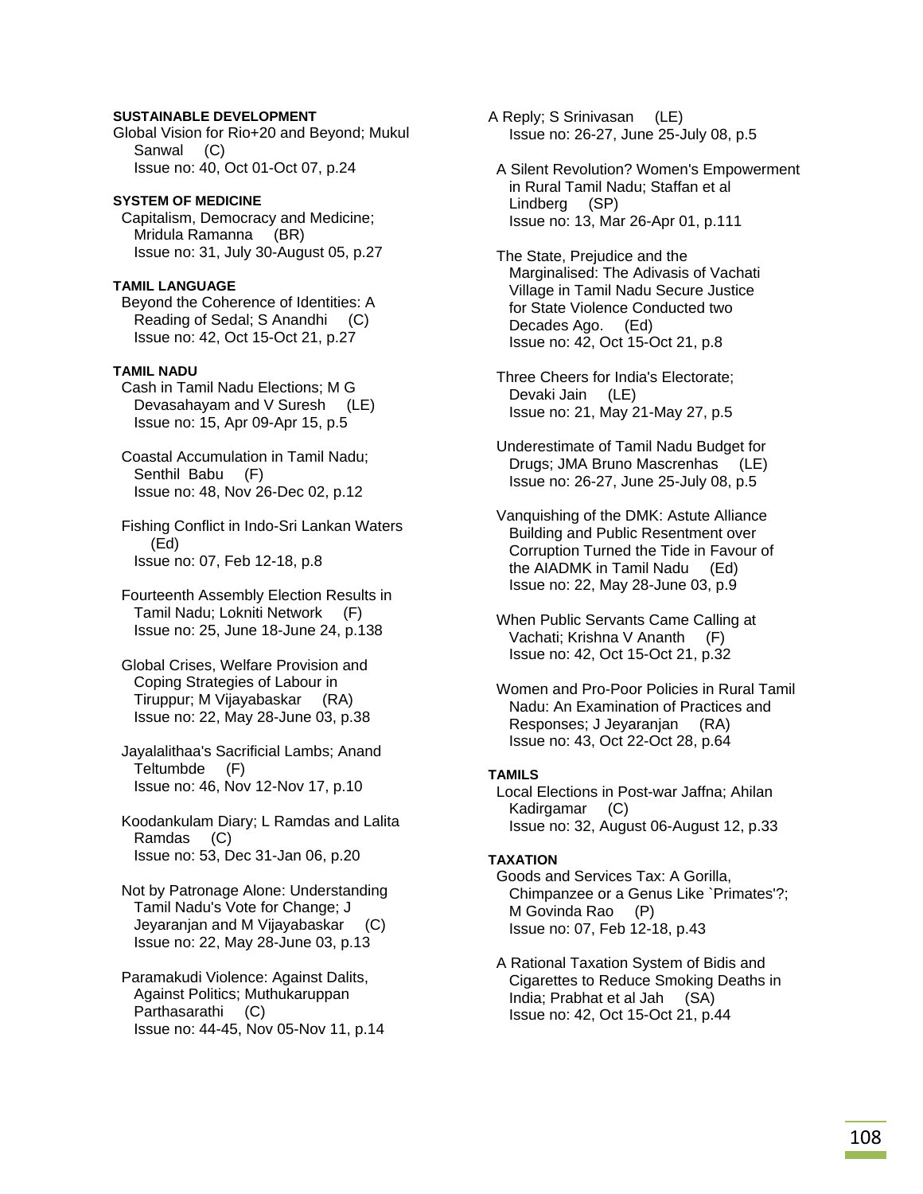**SUSTAINABLE DEVELOPMENT**

Global Vision for Rio+20 and Beyond; Mukul Sanwal (C)
Issue no: 40, Oct 01-Oct 07, p.24

**SYSTEM OF MEDICINE**

Capitalism, Democracy and Medicine; Mridula Ramanna (BR)
Issue no: 31, July 30-August 05, p.27

**TAMIL LANGUAGE**

Beyond the Coherence of Identities: A Reading of Sedal; S Anandhi (C)
Issue no: 42, Oct 15-Oct 21, p.27

**TAMIL NADU**

Cash in Tamil Nadu Elections; M G Devasahayam and V Suresh (LE)
Issue no: 15, Apr 09-Apr 15, p.5

Coastal Accumulation in Tamil Nadu; Senthil Babu (F)
Issue no: 48, Nov 26-Dec 02, p.12

Fishing Conflict in Indo-Sri Lankan Waters (Ed)
Issue no: 07, Feb 12-18, p.8

Fourteenth Assembly Election Results in Tamil Nadu; Lokniti Network (F)
Issue no: 25, June 18-June 24, p.138

Global Crises, Welfare Provision and Coping Strategies of Labour in Tiruppur; M Vijayabaskar (RA)
Issue no: 22, May 28-June 03, p.38

Jayalalithaa's Sacrificial Lambs; Anand Teltumbde (F)
Issue no: 46, Nov 12-Nov 17, p.10

Koodankulam Diary; L Ramdas and Lalita Ramdas (C)
Issue no: 53, Dec 31-Jan 06, p.20

Not by Patronage Alone: Understanding Tamil Nadu's Vote for Change; J Jeyaranjan and M Vijayabaskar (C)
Issue no: 22, May 28-June 03, p.13

Paramakudi Violence: Against Dalits, Against Politics; Muthukaruppan Parthasarathi (C)
Issue no: 44-45, Nov 05-Nov 11, p.14

A Reply; S Srinivasan (LE)
Issue no: 26-27, June 25-July 08, p.5

A Silent Revolution? Women's Empowerment in Rural Tamil Nadu; Staffan et al Lindberg (SP)
Issue no: 13, Mar 26-Apr 01, p.111

The State, Prejudice and the Marginalised: The Adivasis of Vachati Village in Tamil Nadu Secure Justice for State Violence Conducted two Decades Ago. (Ed)
Issue no: 42, Oct 15-Oct 21, p.8

Three Cheers for India's Electorate; Devaki Jain (LE)
Issue no: 21, May 21-May 27, p.5

Underestimate of Tamil Nadu Budget for Drugs; JMA Bruno Mascrenhas (LE)
Issue no: 26-27, June 25-July 08, p.5

Vanquishing of the DMK: Astute Alliance Building and Public Resentment over Corruption Turned the Tide in Favour of the AIADMK in Tamil Nadu (Ed)
Issue no: 22, May 28-June 03, p.9

When Public Servants Came Calling at Vachati; Krishna V Ananth (F)
Issue no: 42, Oct 15-Oct 21, p.32

Women and Pro-Poor Policies in Rural Tamil Nadu: An Examination of Practices and Responses; J Jeyaranjan (RA)
Issue no: 43, Oct 22-Oct 28, p.64

**TAMILS**

Local Elections in Post-war Jaffna; Ahilan Kadirgamar (C)
Issue no: 32, August 06-August 12, p.33

**TAXATION**

Goods and Services Tax: A Gorilla, Chimpanzee or a Genus Like `Primates'?; M Govinda Rao (P)
Issue no: 07, Feb 12-18, p.43

A Rational Taxation System of Bidis and Cigarettes to Reduce Smoking Deaths in India; Prabhat et al Jah (SA)
Issue no: 42, Oct 15-Oct 21, p.44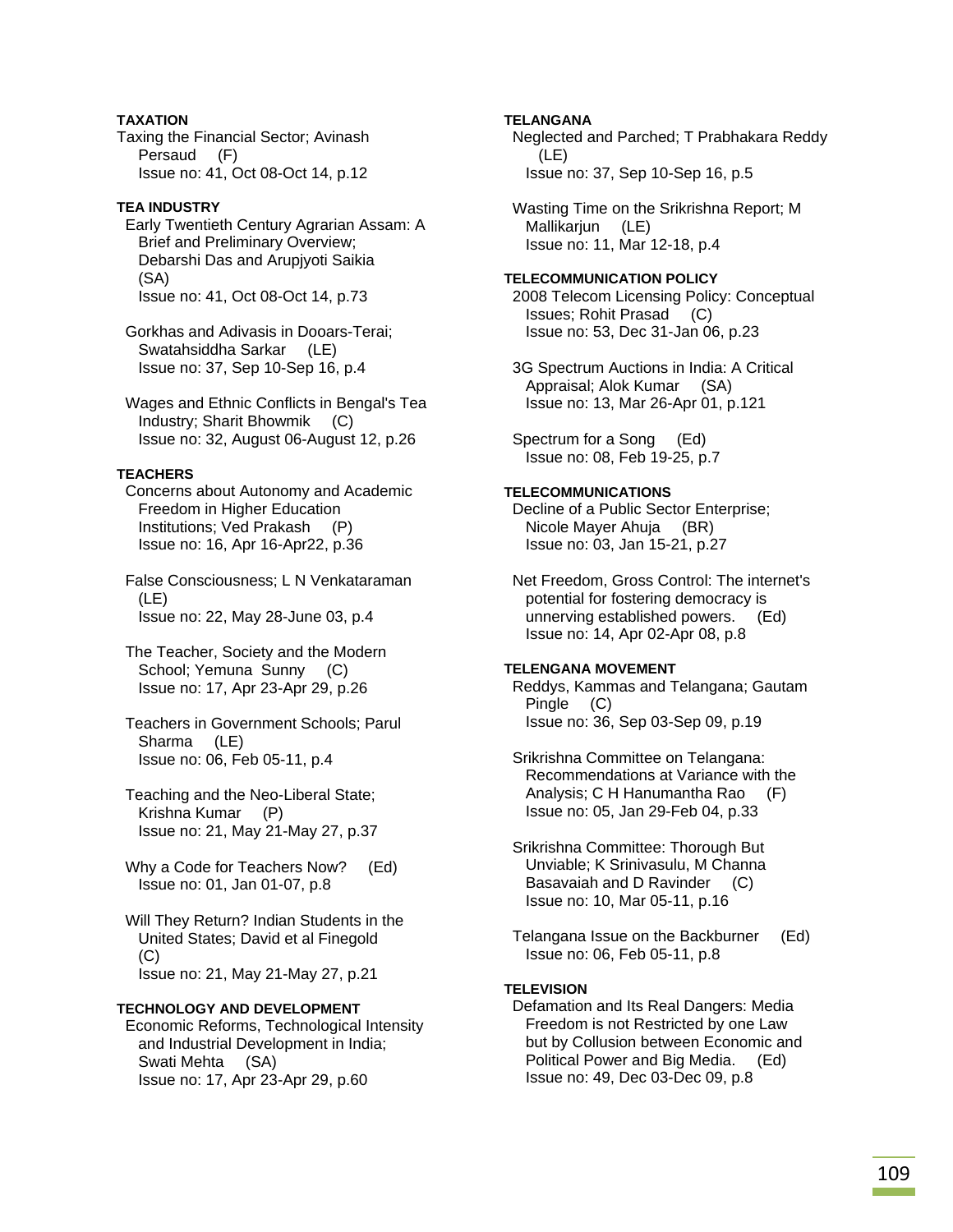**TAXATION**

Taxing the Financial Sector; Avinash Persaud (F)
Issue no: 41, Oct 08-Oct 14, p.12

**TEA INDUSTRY**

Early Twentieth Century Agrarian Assam: A Brief and Preliminary Overview; Debarshi Das and Arupjyoti Saikia (SA)
Issue no: 41, Oct 08-Oct 14, p.73

Gorkhas and Adivasis in Dooars-Terai; Swatahsiddha Sarkar (LE)
Issue no: 37, Sep 10-Sep 16, p.4

Wages and Ethnic Conflicts in Bengal's Tea Industry; Sharit Bhowmik (C)
Issue no: 32, August 06-August 12, p.26

**TEACHERS**

Concerns about Autonomy and Academic Freedom in Higher Education Institutions; Ved Prakash (P)
Issue no: 16, Apr 16-Apr22, p.36

False Consciousness; L N Venkataraman (LE)
Issue no: 22, May 28-June 03, p.4

The Teacher, Society and the Modern School; Yemuna Sunny (C)
Issue no: 17, Apr 23-Apr 29, p.26

Teachers in Government Schools; Parul Sharma (LE)
Issue no: 06, Feb 05-11, p.4

Teaching and the Neo-Liberal State; Krishna Kumar (P)
Issue no: 21, May 21-May 27, p.37

Why a Code for Teachers Now? (Ed)
Issue no: 01, Jan 01-07, p.8

Will They Return? Indian Students in the United States; David et al Finegold (C)
Issue no: 21, May 21-May 27, p.21

**TECHNOLOGY AND DEVELOPMENT**

Economic Reforms, Technological Intensity and Industrial Development in India; Swati Mehta (SA)
Issue no: 17, Apr 23-Apr 29, p.60

**TELANGANA**

Neglected and Parched; T Prabhakara Reddy (LE)
Issue no: 37, Sep 10-Sep 16, p.5

Wasting Time on the Srikrishna Report; M Mallikarjun (LE)
Issue no: 11, Mar 12-18, p.4

**TELECOMMUNICATION POLICY**

2008 Telecom Licensing Policy: Conceptual Issues; Rohit Prasad (C)
Issue no: 53, Dec 31-Jan 06, p.23

3G Spectrum Auctions in India: A Critical Appraisal; Alok Kumar (SA)
Issue no: 13, Mar 26-Apr 01, p.121

Spectrum for a Song (Ed)
Issue no: 08, Feb 19-25, p.7

**TELECOMMUNICATIONS**

Decline of a Public Sector Enterprise; Nicole Mayer Ahuja (BR)
Issue no: 03, Jan 15-21, p.27

Net Freedom, Gross Control: The internet's potential for fostering democracy is unnerving established powers. (Ed)
Issue no: 14, Apr 02-Apr 08, p.8

**TELENGANA MOVEMENT**

Reddys, Kammas and Telangana; Gautam Pingle (C)
Issue no: 36, Sep 03-Sep 09, p.19

Srikrishna Committee on Telangana: Recommendations at Variance with the Analysis; C H Hanumantha Rao (F)
Issue no: 05, Jan 29-Feb 04, p.33

Srikrishna Committee: Thorough But Unviable; K Srinivasulu, M Channa Basavaiah and D Ravinder (C)
Issue no: 10, Mar 05-11, p.16

Telangana Issue on the Backburner (Ed)
Issue no: 06, Feb 05-11, p.8

**TELEVISION**

Defamation and Its Real Dangers: Media Freedom is not Restricted by one Law but by Collusion between Economic and Political Power and Big Media. (Ed)
Issue no: 49, Dec 03-Dec 09, p.8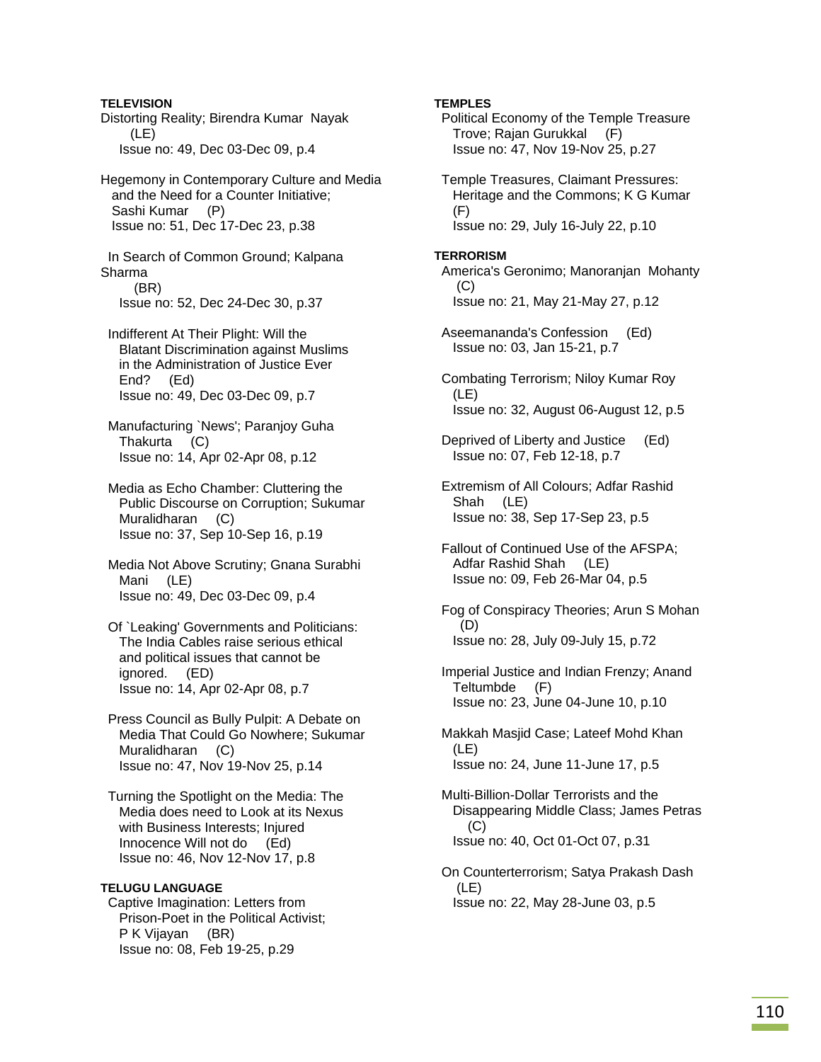**TELEVISION**

Distorting Reality; Birendra Kumar Nayak (LE)
Issue no: 49, Dec 03-Dec 09, p.4

Hegemony in Contemporary Culture and Media and the Need for a Counter Initiative; Sashi Kumar (P)
Issue no: 51, Dec 17-Dec 23, p.38

In Search of Common Ground; Kalpana Sharma (BR)
Issue no: 52, Dec 24-Dec 30, p.37

Indifferent At Their Plight: Will the Blatant Discrimination against Muslims in the Administration of Justice Ever End? (Ed)
Issue no: 49, Dec 03-Dec 09, p.7

Manufacturing `News'; Paranjoy Guha Thakurta (C)
Issue no: 14, Apr 02-Apr 08, p.12

Media as Echo Chamber: Cluttering the Public Discourse on Corruption; Sukumar Muralidharan (C)
Issue no: 37, Sep 10-Sep 16, p.19

Media Not Above Scrutiny; Gnana Surabhi Mani (LE)
Issue no: 49, Dec 03-Dec 09, p.4

Of `Leaking' Governments and Politicians: The India Cables raise serious ethical and political issues that cannot be ignored. (ED)
Issue no: 14, Apr 02-Apr 08, p.7

Press Council as Bully Pulpit: A Debate on Media That Could Go Nowhere; Sukumar Muralidharan (C)
Issue no: 47, Nov 19-Nov 25, p.14

Turning the Spotlight on the Media: The Media does need to Look at its Nexus with Business Interests; Injured Innocence Will not do (Ed)
Issue no: 46, Nov 12-Nov 17, p.8

**TELUGU LANGUAGE**

Captive Imagination: Letters from Prison-Poet in the Political Activist; P K Vijayan (BR)
Issue no: 08, Feb 19-25, p.29

**TEMPLES**

Political Economy of the Temple Treasure Trove; Rajan Gurukkal (F)
Issue no: 47, Nov 19-Nov 25, p.27

Temple Treasures, Claimant Pressures: Heritage and the Commons; K G Kumar (F)
Issue no: 29, July 16-July 22, p.10

**TERRORISM**

America's Geronimo; Manoranjan Mohanty (C)
Issue no: 21, May 21-May 27, p.12

Aseemananda's Confession (Ed)
Issue no: 03, Jan 15-21, p.7

Combating Terrorism; Niloy Kumar Roy (LE)
Issue no: 32, August 06-August 12, p.5

Deprived of Liberty and Justice (Ed)
Issue no: 07, Feb 12-18, p.7

Extremism of All Colours; Adfar Rashid Shah (LE)
Issue no: 38, Sep 17-Sep 23, p.5

Fallout of Continued Use of the AFSPA; Adfar Rashid Shah (LE)
Issue no: 09, Feb 26-Mar 04, p.5

Fog of Conspiracy Theories; Arun S Mohan (D)
Issue no: 28, July 09-July 15, p.72

Imperial Justice and Indian Frenzy; Anand Teltumbde (F)
Issue no: 23, June 04-June 10, p.10

Makkah Masjid Case; Lateef Mohd Khan (LE)
Issue no: 24, June 11-June 17, p.5

Multi-Billion-Dollar Terrorists and the Disappearing Middle Class; James Petras (C)
Issue no: 40, Oct 01-Oct 07, p.31

On Counterterrorism; Satya Prakash Dash (LE)
Issue no: 22, May 28-June 03, p.5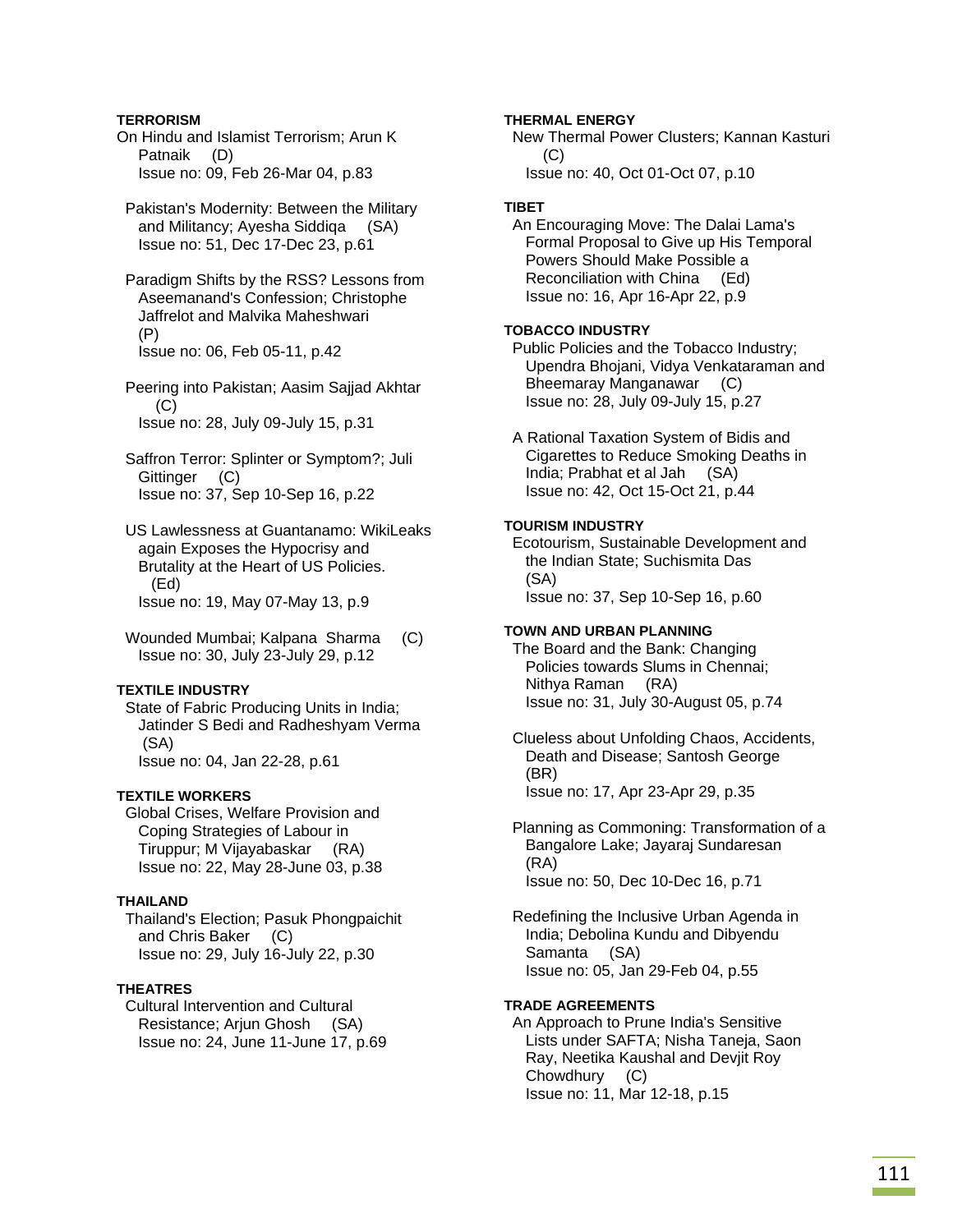**TERRORISM**

On Hindu and Islamist Terrorism; Arun K Patnaik (D)
Issue no: 09, Feb 26-Mar 04, p.83

Pakistan's Modernity: Between the Military and Militancy; Ayesha Siddiqa (SA)
Issue no: 51, Dec 17-Dec 23, p.61

Paradigm Shifts by the RSS? Lessons from Aseemanand's Confession; Christophe Jaffrelot and Malvika Maheshwari (P)
Issue no: 06, Feb 05-11, p.42

Peering into Pakistan; Aasim Sajjad Akhtar (C)
Issue no: 28, July 09-July 15, p.31

Saffron Terror: Splinter or Symptom?; Juli Gittinger (C)
Issue no: 37, Sep 10-Sep 16, p.22

US Lawlessness at Guantanamo: WikiLeaks again Exposes the Hypocrisy and Brutality at the Heart of US Policies. (Ed)
Issue no: 19, May 07-May 13, p.9

Wounded Mumbai; Kalpana Sharma (C)
Issue no: 30, July 23-July 29, p.12

**TEXTILE INDUSTRY**

State of Fabric Producing Units in India; Jatinder S Bedi and Radheshyam Verma (SA)
Issue no: 04, Jan 22-28, p.61

**TEXTILE WORKERS**

Global Crises, Welfare Provision and Coping Strategies of Labour in Tiruppur; M Vijayabaskar (RA)
Issue no: 22, May 28-June 03, p.38

**THAILAND**

Thailand's Election; Pasuk Phongpaichit and Chris Baker (C)
Issue no: 29, July 16-July 22, p.30

**THEATRES**

Cultural Intervention and Cultural Resistance; Arjun Ghosh (SA)
Issue no: 24, June 11-June 17, p.69

**THERMAL ENERGY**

New Thermal Power Clusters; Kannan Kasturi (C)
Issue no: 40, Oct 01-Oct 07, p.10

**TIBET**

An Encouraging Move: The Dalai Lama's Formal Proposal to Give up His Temporal Powers Should Make Possible a Reconciliation with China (Ed)
Issue no: 16, Apr 16-Apr 22, p.9

**TOBACCO INDUSTRY**

Public Policies and the Tobacco Industry; Upendra Bhojani, Vidya Venkataraman and Bheemaray Manganawar (C)
Issue no: 28, July 09-July 15, p.27

A Rational Taxation System of Bidis and Cigarettes to Reduce Smoking Deaths in India; Prabhat et al Jah (SA)
Issue no: 42, Oct 15-Oct 21, p.44

**TOURISM INDUSTRY**

Ecotourism, Sustainable Development and the Indian State; Suchismita Das (SA)
Issue no: 37, Sep 10-Sep 16, p.60

**TOWN AND URBAN PLANNING**

The Board and the Bank: Changing Policies towards Slums in Chennai; Nithya Raman (RA)
Issue no: 31, July 30-August 05, p.74

Clueless about Unfolding Chaos, Accidents, Death and Disease; Santosh George (BR)
Issue no: 17, Apr 23-Apr 29, p.35

Planning as Commoning: Transformation of a Bangalore Lake; Jayaraj Sundaresan (RA)
Issue no: 50, Dec 10-Dec 16, p.71

Redefining the Inclusive Urban Agenda in India; Debolina Kundu and Dibyendu Samanta (SA)
Issue no: 05, Jan 29-Feb 04, p.55

**TRADE AGREEMENTS**

An Approach to Prune India's Sensitive Lists under SAFTA; Nisha Taneja, Saon Ray, Neetika Kaushal and Devjit Roy Chowdhury (C)
Issue no: 11, Mar 12-18, p.15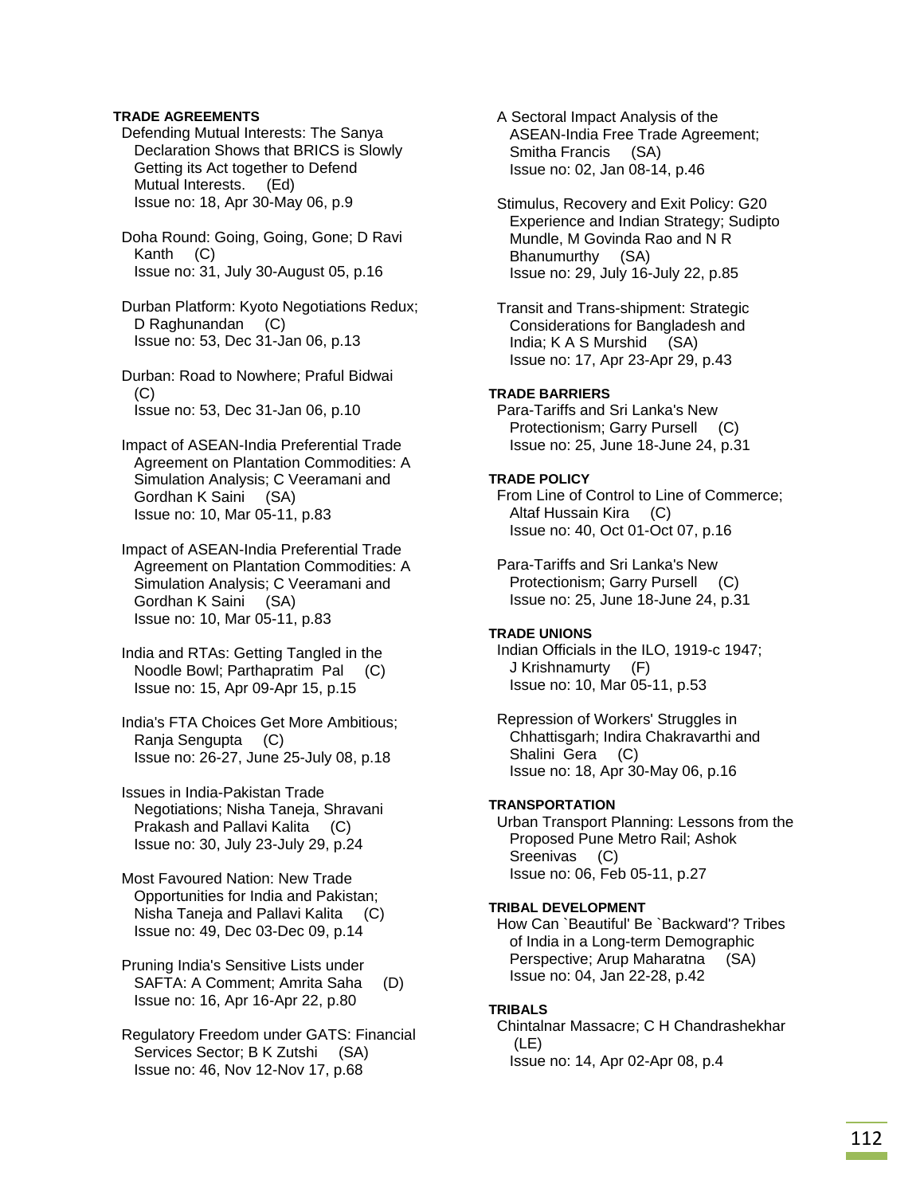**TRADE AGREEMENTS**

Defending Mutual Interests: The Sanya Declaration Shows that BRICS is Slowly Getting its Act together to Defend Mutual Interests. (Ed)
Issue no: 18, Apr 30-May 06, p.9

Doha Round: Going, Going, Gone; D Ravi Kanth (C)
Issue no: 31, July 30-August 05, p.16

Durban Platform: Kyoto Negotiations Redux; D Raghunandan (C)
Issue no: 53, Dec 31-Jan 06, p.13

Durban: Road to Nowhere; Praful Bidwai (C)
Issue no: 53, Dec 31-Jan 06, p.10

Impact of ASEAN-India Preferential Trade Agreement on Plantation Commodities: A Simulation Analysis; C Veeramani and Gordhan K Saini (SA)
Issue no: 10, Mar 05-11, p.83

Impact of ASEAN-India Preferential Trade Agreement on Plantation Commodities: A Simulation Analysis; C Veeramani and Gordhan K Saini (SA)
Issue no: 10, Mar 05-11, p.83

India and RTAs: Getting Tangled in the Noodle Bowl; Parthapratim Pal (C)
Issue no: 15, Apr 09-Apr 15, p.15

India's FTA Choices Get More Ambitious; Ranja Sengupta (C)
Issue no: 26-27, June 25-July 08, p.18

Issues in India-Pakistan Trade Negotiations; Nisha Taneja, Shravani Prakash and Pallavi Kalita (C)
Issue no: 30, July 23-July 29, p.24

Most Favoured Nation: New Trade Opportunities for India and Pakistan; Nisha Taneja and Pallavi Kalita (C)
Issue no: 49, Dec 03-Dec 09, p.14

Pruning India's Sensitive Lists under SAFTA: A Comment; Amrita Saha (D)
Issue no: 16, Apr 16-Apr 22, p.80

Regulatory Freedom under GATS: Financial Services Sector; B K Zutshi (SA)
Issue no: 46, Nov 12-Nov 17, p.68

A Sectoral Impact Analysis of the ASEAN-India Free Trade Agreement; Smitha Francis (SA)
Issue no: 02, Jan 08-14, p.46

Stimulus, Recovery and Exit Policy: G20 Experience and Indian Strategy; Sudipto Mundle, M Govinda Rao and N R Bhanumurthy (SA)
Issue no: 29, July 16-July 22, p.85

Transit and Trans-shipment: Strategic Considerations for Bangladesh and India; K A S Murshid (SA)
Issue no: 17, Apr 23-Apr 29, p.43

**TRADE BARRIERS**

Para-Tariffs and Sri Lanka's New Protectionism; Garry Pursell (C)
Issue no: 25, June 18-June 24, p.31

**TRADE POLICY**

From Line of Control to Line of Commerce; Altaf Hussain Kira (C)
Issue no: 40, Oct 01-Oct 07, p.16

Para-Tariffs and Sri Lanka's New Protectionism; Garry Pursell (C)
Issue no: 25, June 18-June 24, p.31

**TRADE UNIONS**

Indian Officials in the ILO, 1919-c 1947; J Krishnamurty (F)
Issue no: 10, Mar 05-11, p.53

Repression of Workers' Struggles in Chhattisgarh; Indira Chakravarthi and Shalini Gera (C)
Issue no: 18, Apr 30-May 06, p.16

**TRANSPORTATION**

Urban Transport Planning: Lessons from the Proposed Pune Metro Rail; Ashok Sreenivas (C)
Issue no: 06, Feb 05-11, p.27

**TRIBAL DEVELOPMENT**

How Can `Beautiful' Be `Backward'? Tribes of India in a Long-term Demographic Perspective; Arup Maharatna (SA)
Issue no: 04, Jan 22-28, p.42

**TRIBALS**

Chintalnar Massacre; C H Chandrashekhar (LE)
Issue no: 14, Apr 02-Apr 08, p.4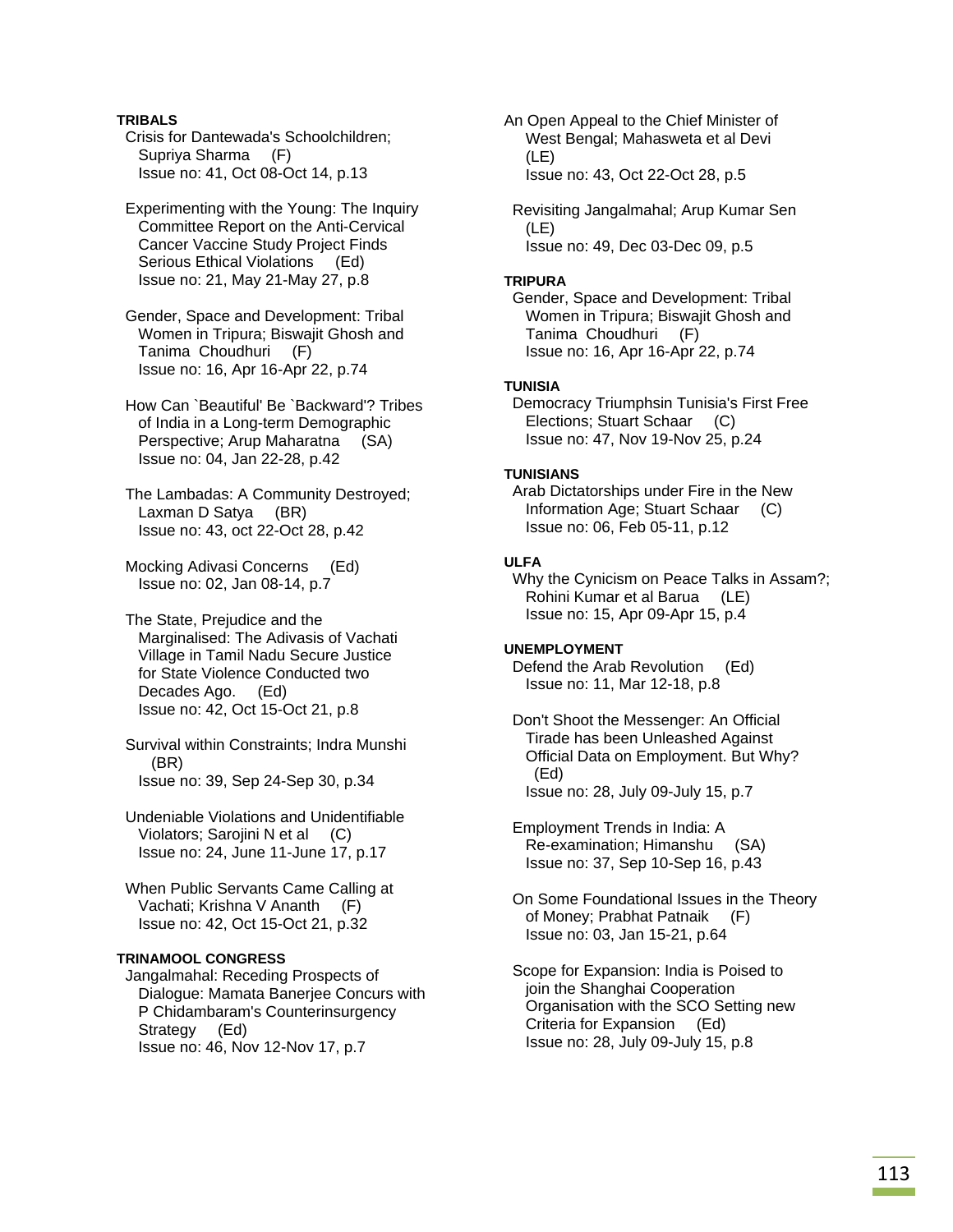**TRIBALS**

Crisis for Dantewada's Schoolchildren; Supriya Sharma (F)
Issue no: 41, Oct 08-Oct 14, p.13

Experimenting with the Young: The Inquiry Committee Report on the Anti-Cervical Cancer Vaccine Study Project Finds Serious Ethical Violations (Ed)
Issue no: 21, May 21-May 27, p.8

Gender, Space and Development: Tribal Women in Tripura; Biswajit Ghosh and Tanima Choudhuri (F)
Issue no: 16, Apr 16-Apr 22, p.74

How Can `Beautiful' Be `Backward'? Tribes of India in a Long-term Demographic Perspective; Arup Maharatna (SA)
Issue no: 04, Jan 22-28, p.42

The Lambadas: A Community Destroyed; Laxman D Satya (BR)
Issue no: 43, oct 22-Oct 28, p.42

Mocking Adivasi Concerns (Ed)
Issue no: 02, Jan 08-14, p.7

The State, Prejudice and the Marginalised: The Adivasis of Vachati Village in Tamil Nadu Secure Justice for State Violence Conducted two Decades Ago. (Ed)
Issue no: 42, Oct 15-Oct 21, p.8

Survival within Constraints; Indra Munshi (BR)
Issue no: 39, Sep 24-Sep 30, p.34

Undeniable Violations and Unidentifiable Violators; Sarojini N et al (C)
Issue no: 24, June 11-June 17, p.17

When Public Servants Came Calling at Vachati; Krishna V Ananth (F)
Issue no: 42, Oct 15-Oct 21, p.32

**TRINAMOOL CONGRESS**

Jangalmahal: Receding Prospects of Dialogue: Mamata Banerjee Concurs with P Chidambaram's Counterinsurgency Strategy (Ed)
Issue no: 46, Nov 12-Nov 17, p.7

An Open Appeal to the Chief Minister of West Bengal; Mahasweta et al Devi (LE)
Issue no: 43, Oct 22-Oct 28, p.5

Revisiting Jangalmahal; Arup Kumar Sen (LE)
Issue no: 49, Dec 03-Dec 09, p.5

**TRIPURA**

Gender, Space and Development: Tribal Women in Tripura; Biswajit Ghosh and Tanima Choudhuri (F)
Issue no: 16, Apr 16-Apr 22, p.74

**TUNISIA**

Democracy Triumphsin Tunisia's First Free Elections; Stuart Schaar (C)
Issue no: 47, Nov 19-Nov 25, p.24

**TUNISIANS**

Arab Dictatorships under Fire in the New Information Age; Stuart Schaar (C)
Issue no: 06, Feb 05-11, p.12

**ULFA**

Why the Cynicism on Peace Talks in Assam?; Rohini Kumar et al Barua (LE)
Issue no: 15, Apr 09-Apr 15, p.4

**UNEMPLOYMENT**

Defend the Arab Revolution (Ed)
Issue no: 11, Mar 12-18, p.8

Don't Shoot the Messenger: An Official Tirade has been Unleashed Against Official Data on Employment. But Why? (Ed)
Issue no: 28, July 09-July 15, p.7

Employment Trends in India: A Re-examination; Himanshu (SA)
Issue no: 37, Sep 10-Sep 16, p.43

On Some Foundational Issues in the Theory of Money; Prabhat Patnaik (F)
Issue no: 03, Jan 15-21, p.64

Scope for Expansion: India is Poised to join the Shanghai Cooperation Organisation with the SCO Setting new Criteria for Expansion (Ed)
Issue no: 28, July 09-July 15, p.8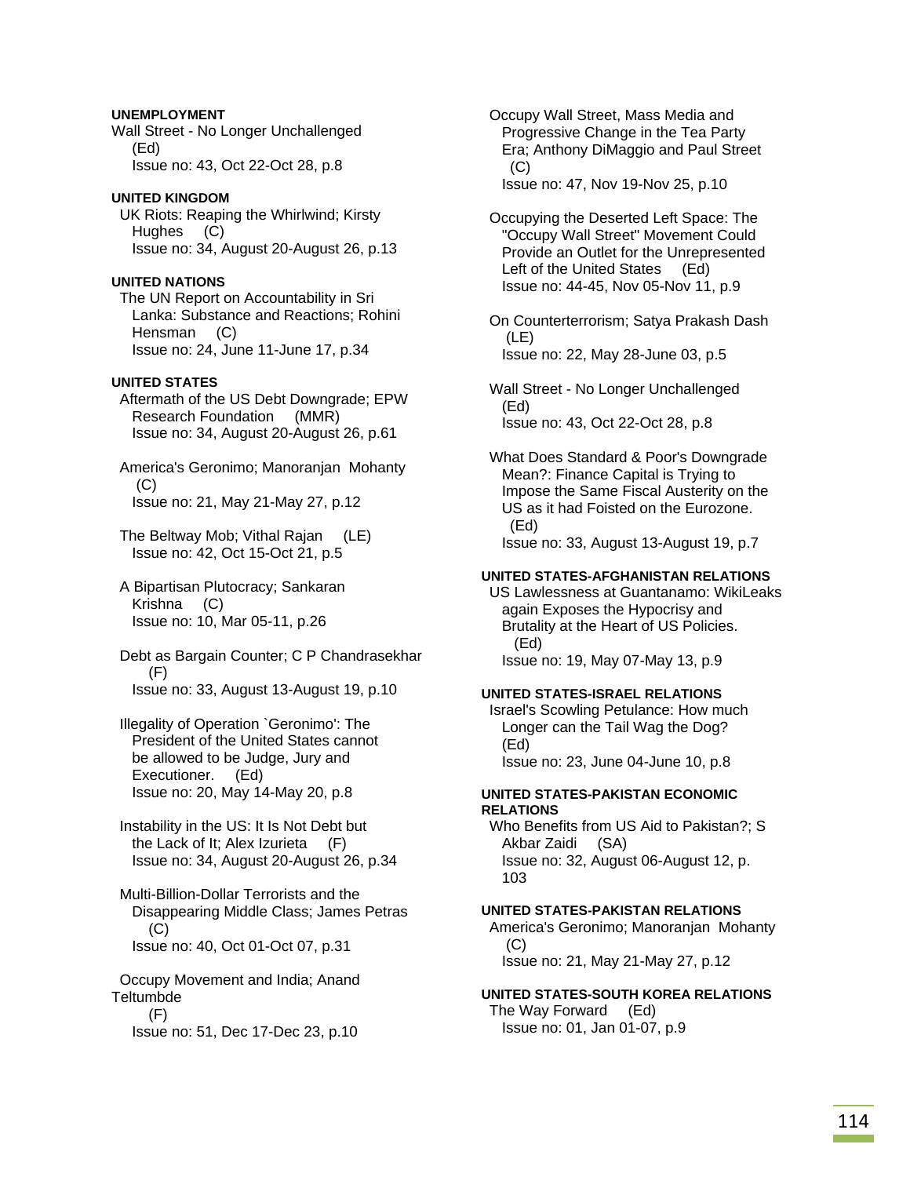**UNEMPLOYMENT**

Wall Street - No Longer Unchallenged (Ed)
Issue no: 43, Oct 22-Oct 28, p.8

**UNITED KINGDOM**

UK Riots: Reaping the Whirlwind; Kirsty Hughes (C)
Issue no: 34, August 20-August 26, p.13

**UNITED NATIONS**

The UN Report on Accountability in Sri Lanka: Substance and Reactions; Rohini Hensman (C)
Issue no: 24, June 11-June 17, p.34

**UNITED STATES**

Aftermath of the US Debt Downgrade; EPW Research Foundation (MMR)
Issue no: 34, August 20-August 26, p.61

America's Geronimo; Manoranjan Mohanty (C)
Issue no: 21, May 21-May 27, p.12

The Beltway Mob; Vithal Rajan (LE)
Issue no: 42, Oct 15-Oct 21, p.5

A Bipartisan Plutocracy; Sankaran Krishna (C)
Issue no: 10, Mar 05-11, p.26

Debt as Bargain Counter; C P Chandrasekhar (F)
Issue no: 33, August 13-August 19, p.10

Illegality of Operation `Geronimo': The President of the United States cannot be allowed to be Judge, Jury and Executioner. (Ed)
Issue no: 20, May 14-May 20, p.8

Instability in the US: It Is Not Debt but the Lack of It; Alex Izurieta (F)
Issue no: 34, August 20-August 26, p.34

Multi-Billion-Dollar Terrorists and the Disappearing Middle Class; James Petras (C)
Issue no: 40, Oct 01-Oct 07, p.31

Occupy Movement and India; Anand Teltumbde (F)
Issue no: 51, Dec 17-Dec 23, p.10

Occupy Wall Street, Mass Media and Progressive Change in the Tea Party Era; Anthony DiMaggio and Paul Street (C)
Issue no: 47, Nov 19-Nov 25, p.10

Occupying the Deserted Left Space: The "Occupy Wall Street" Movement Could Provide an Outlet for the Unrepresented Left of the United States (Ed)
Issue no: 44-45, Nov 05-Nov 11, p.9

On Counterterrorism; Satya Prakash Dash (LE)
Issue no: 22, May 28-June 03, p.5

Wall Street - No Longer Unchallenged (Ed)
Issue no: 43, Oct 22-Oct 28, p.8

What Does Standard & Poor's Downgrade Mean?: Finance Capital is Trying to Impose the Same Fiscal Austerity on the US as it had Foisted on the Eurozone. (Ed)
Issue no: 33, August 13-August 19, p.7

**UNITED STATES-AFGHANISTAN RELATIONS**

US Lawlessness at Guantanamo: WikiLeaks again Exposes the Hypocrisy and Brutality at the Heart of US Policies. (Ed)
Issue no: 19, May 07-May 13, p.9

**UNITED STATES-ISRAEL RELATIONS**

Israel's Scowling Petulance: How much Longer can the Tail Wag the Dog? (Ed)
Issue no: 23, June 04-June 10, p.8

**UNITED STATES-PAKISTAN ECONOMIC RELATIONS**

Who Benefits from US Aid to Pakistan?; S Akbar Zaidi (SA)
Issue no: 32, August 06-August 12, p. 103

**UNITED STATES-PAKISTAN RELATIONS**

America's Geronimo; Manoranjan Mohanty (C)
Issue no: 21, May 21-May 27, p.12

**UNITED STATES-SOUTH KOREA RELATIONS**

The Way Forward (Ed)
Issue no: 01, Jan 01-07, p.9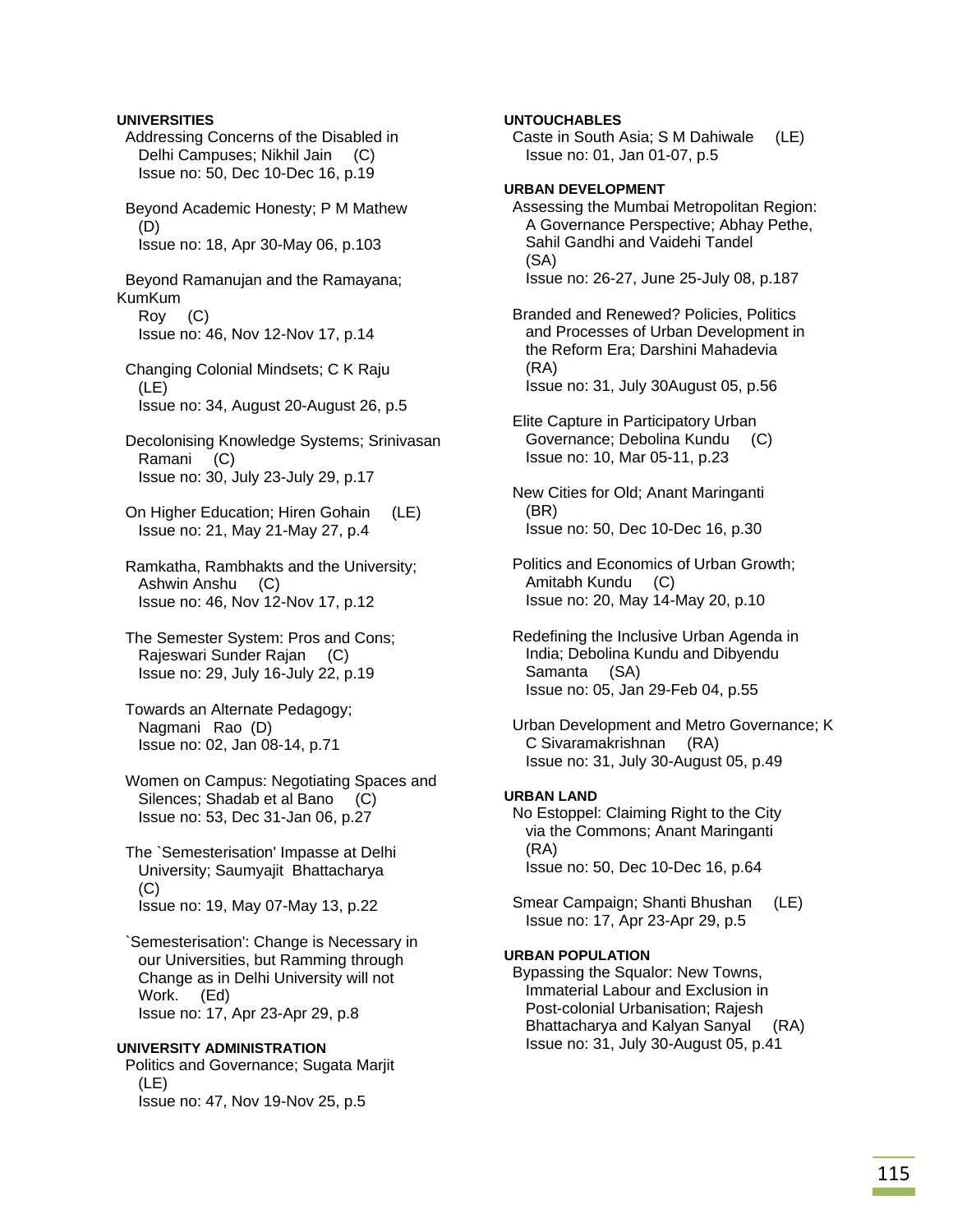**UNIVERSITIES**

Addressing Concerns of the Disabled in Delhi Campuses; Nikhil Jain (C)
Issue no: 50, Dec 10-Dec 16, p.19

Beyond Academic Honesty; P M Mathew (D)
Issue no: 18, Apr 30-May 06, p.103

Beyond Ramanujan and the Ramayana; KumKum Roy (C)
Issue no: 46, Nov 12-Nov 17, p.14

Changing Colonial Mindsets; C K Raju (LE)
Issue no: 34, August 20-August 26, p.5

Decolonising Knowledge Systems; Srinivasan Ramani (C)
Issue no: 30, July 23-July 29, p.17

On Higher Education; Hiren Gohain (LE)
Issue no: 21, May 21-May 27, p.4

Ramkatha, Rambhakts and the University; Ashwin Anshu (C)
Issue no: 46, Nov 12-Nov 17, p.12

The Semester System: Pros and Cons; Rajeswari Sunder Rajan (C)
Issue no: 29, July 16-July 22, p.19

Towards an Alternate Pedagogy; Nagmani Rao (D)
Issue no: 02, Jan 08-14, p.71

Women on Campus: Negotiating Spaces and Silences; Shadab et al Bano (C)
Issue no: 53, Dec 31-Jan 06, p.27

The `Semesterisation' Impasse at Delhi University; Saumyajit Bhattacharya (C)
Issue no: 19, May 07-May 13, p.22

`Semesterisation': Change is Necessary in our Universities, but Ramming through Change as in Delhi University will not Work. (Ed)
Issue no: 17, Apr 23-Apr 29, p.8

**UNIVERSITY ADMINISTRATION**

Politics and Governance; Sugata Marjit (LE)
Issue no: 47, Nov 19-Nov 25, p.5

**UNTOUCHABLES**

Caste in South Asia; S M Dahiwale (LE)
Issue no: 01, Jan 01-07, p.5

**URBAN DEVELOPMENT**

Assessing the Mumbai Metropolitan Region: A Governance Perspective; Abhay Pethe, Sahil Gandhi and Vaidehi Tandel (SA)
Issue no: 26-27, June 25-July 08, p.187

Branded and Renewed? Policies, Politics and Processes of Urban Development in the Reform Era; Darshini Mahadevia (RA)
Issue no: 31, July 30August 05, p.56

Elite Capture in Participatory Urban Governance; Debolina Kundu (C)
Issue no: 10, Mar 05-11, p.23

New Cities for Old; Anant Maringanti (BR)
Issue no: 50, Dec 10-Dec 16, p.30

Politics and Economics of Urban Growth; Amitabh Kundu (C)
Issue no: 20, May 14-May 20, p.10

Redefining the Inclusive Urban Agenda in India; Debolina Kundu and Dibyendu Samanta (SA)
Issue no: 05, Jan 29-Feb 04, p.55

Urban Development and Metro Governance; K C Sivaramakrishnan (RA)
Issue no: 31, July 30-August 05, p.49

**URBAN LAND**

No Estoppel: Claiming Right to the City via the Commons; Anant Maringanti (RA)
Issue no: 50, Dec 10-Dec 16, p.64

Smear Campaign; Shanti Bhushan (LE)
Issue no: 17, Apr 23-Apr 29, p.5

**URBAN POPULATION**

Bypassing the Squalor: New Towns, Immaterial Labour and Exclusion in Post-colonial Urbanisation; Rajesh Bhattacharya and Kalyan Sanyal (RA)
Issue no: 31, July 30-August 05, p.41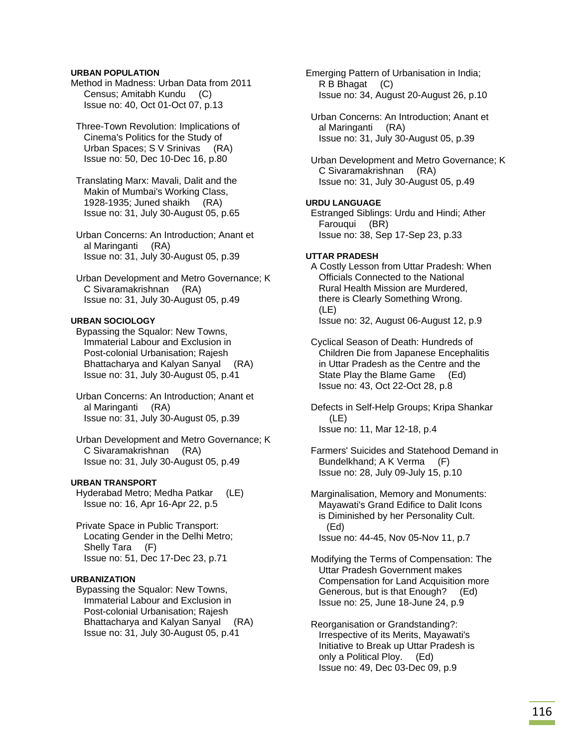**URBAN POPULATION**

Method in Madness: Urban Data from 2011 Census; Amitabh Kundu (C)
Issue no: 40, Oct 01-Oct 07, p.13

Three-Town Revolution: Implications of Cinema's Politics for the Study of Urban Spaces; S V Srinivas (RA)
Issue no: 50, Dec 10-Dec 16, p.80

Translating Marx: Mavali, Dalit and the Makin of Mumbai's Working Class, 1928-1935; Juned shaikh (RA)
Issue no: 31, July 30-August 05, p.65

Urban Concerns: An Introduction; Anant et al Maringanti (RA)
Issue no: 31, July 30-August 05, p.39

Urban Development and Metro Governance; K C Sivaramakrishnan (RA)
Issue no: 31, July 30-August 05, p.49

**URBAN SOCIOLOGY**

Bypassing the Squalor: New Towns, Immaterial Labour and Exclusion in Post-colonial Urbanisation; Rajesh Bhattacharya and Kalyan Sanyal (RA)
Issue no: 31, July 30-August 05, p.41

Urban Concerns: An Introduction; Anant et al Maringanti (RA)
Issue no: 31, July 30-August 05, p.39

Urban Development and Metro Governance; K C Sivaramakrishnan (RA)
Issue no: 31, July 30-August 05, p.49

**URBAN TRANSPORT**

Hyderabad Metro; Medha Patkar (LE)
Issue no: 16, Apr 16-Apr 22, p.5

Private Space in Public Transport: Locating Gender in the Delhi Metro; Shelly Tara (F)
Issue no: 51, Dec 17-Dec 23, p.71

**URBANIZATION**

Bypassing the Squalor: New Towns, Immaterial Labour and Exclusion in Post-colonial Urbanisation; Rajesh Bhattacharya and Kalyan Sanyal (RA)
Issue no: 31, July 30-August 05, p.41

Emerging Pattern of Urbanisation in India; R B Bhagat (C)
Issue no: 34, August 20-August 26, p.10

Urban Concerns: An Introduction; Anant et al Maringanti (RA)
Issue no: 31, July 30-August 05, p.39

Urban Development and Metro Governance; K C Sivaramakrishnan (RA)
Issue no: 31, July 30-August 05, p.49

**URDU LANGUAGE**

Estranged Siblings: Urdu and Hindi; Ather Farouqui (BR)
Issue no: 38, Sep 17-Sep 23, p.33

**UTTAR PRADESH**

A Costly Lesson from Uttar Pradesh: When Officials Connected to the National Rural Health Mission are Murdered, there is Clearly Something Wrong. (LE)
Issue no: 32, August 06-August 12, p.9

Cyclical Season of Death: Hundreds of Children Die from Japanese Encephalitis in Uttar Pradesh as the Centre and the State Play the Blame Game (Ed)
Issue no: 43, Oct 22-Oct 28, p.8

Defects in Self-Help Groups; Kripa Shankar (LE)
Issue no: 11, Mar 12-18, p.4

Farmers' Suicides and Statehood Demand in Bundelkhand; A K Verma (F)
Issue no: 28, July 09-July 15, p.10

Marginalisation, Memory and Monuments: Mayawati's Grand Edifice to Dalit Icons is Diminished by her Personality Cult. (Ed)
Issue no: 44-45, Nov 05-Nov 11, p.7

Modifying the Terms of Compensation: The Uttar Pradesh Government makes Compensation for Land Acquisition more Generous, but is that Enough? (Ed)
Issue no: 25, June 18-June 24, p.9

Reorganisation or Grandstanding?: Irrespective of its Merits, Mayawati's Initiative to Break up Uttar Pradesh is only a Political Ploy. (Ed)
Issue no: 49, Dec 03-Dec 09, p.9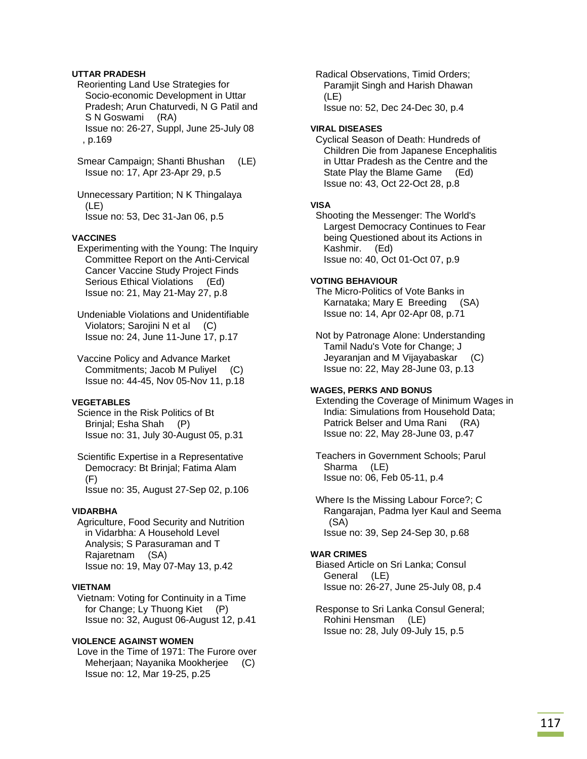**UTTAR PRADESH**

Reorienting Land Use Strategies for Socio-economic Development in Uttar Pradesh; Arun Chaturvedi, N G Patil and S N Goswami (RA)
Issue no: 26-27, Suppl, June 25-July 08, p.169

Smear Campaign; Shanti Bhushan (LE)
Issue no: 17, Apr 23-Apr 29, p.5

Unnecessary Partition; N K Thingalaya (LE)
Issue no: 53, Dec 31-Jan 06, p.5

**VACCINES**

Experimenting with the Young: The Inquiry Committee Report on the Anti-Cervical Cancer Vaccine Study Project Finds Serious Ethical Violations (Ed)
Issue no: 21, May 21-May 27, p.8

Undeniable Violations and Unidentifiable Violators; Sarojini N et al (C)
Issue no: 24, June 11-June 17, p.17

Vaccine Policy and Advance Market Commitments; Jacob M Puliyel (C)
Issue no: 44-45, Nov 05-Nov 11, p.18

**VEGETABLES**

Science in the Risk Politics of Bt Brinjal; Esha Shah (P)
Issue no: 31, July 30-August 05, p.31

Scientific Expertise in a Representative Democracy: Bt Brinjal; Fatima Alam (F)
Issue no: 35, August 27-Sep 02, p.106

**VIDARBHA**

Agriculture, Food Security and Nutrition in Vidarbha: A Household Level Analysis; S Parasuraman and T Rajaretnam (SA)
Issue no: 19, May 07-May 13, p.42

**VIETNAM**

Vietnam: Voting for Continuity in a Time for Change; Ly Thuong Kiet (P)
Issue no: 32, August 06-August 12, p.41

**VIOLENCE AGAINST WOMEN**

Love in the Time of 1971: The Furore over Meherjaan; Nayanika Mookherjee (C)
Issue no: 12, Mar 19-25, p.25

Radical Observations, Timid Orders; Paramjit Singh and Harish Dhawan (LE)
Issue no: 52, Dec 24-Dec 30, p.4

**VIRAL DISEASES**

Cyclical Season of Death: Hundreds of Children Die from Japanese Encephalitis in Uttar Pradesh as the Centre and the State Play the Blame Game (Ed)
Issue no: 43, Oct 22-Oct 28, p.8

**VISA**

Shooting the Messenger: The World's Largest Democracy Continues to Fear being Questioned about its Actions in Kashmir. (Ed)
Issue no: 40, Oct 01-Oct 07, p.9

**VOTING BEHAVIOUR**

The Micro-Politics of Vote Banks in Karnataka; Mary E Breeding (SA)
Issue no: 14, Apr 02-Apr 08, p.71

Not by Patronage Alone: Understanding Tamil Nadu's Vote for Change; J Jeyaranjan and M Vijayabaskar (C)
Issue no: 22, May 28-June 03, p.13

**WAGES, PERKS AND BONUS**

Extending the Coverage of Minimum Wages in India: Simulations from Household Data; Patrick Belser and Uma Rani (RA)
Issue no: 22, May 28-June 03, p.47

Teachers in Government Schools; Parul Sharma (LE)
Issue no: 06, Feb 05-11, p.4

Where Is the Missing Labour Force?; C Rangarajan, Padma Iyer Kaul and Seema (SA)
Issue no: 39, Sep 24-Sep 30, p.68

**WAR CRIMES**

Biased Article on Sri Lanka; Consul General (LE)
Issue no: 26-27, June 25-July 08, p.4

Response to Sri Lanka Consul General; Rohini Hensman (LE)
Issue no: 28, July 09-July 15, p.5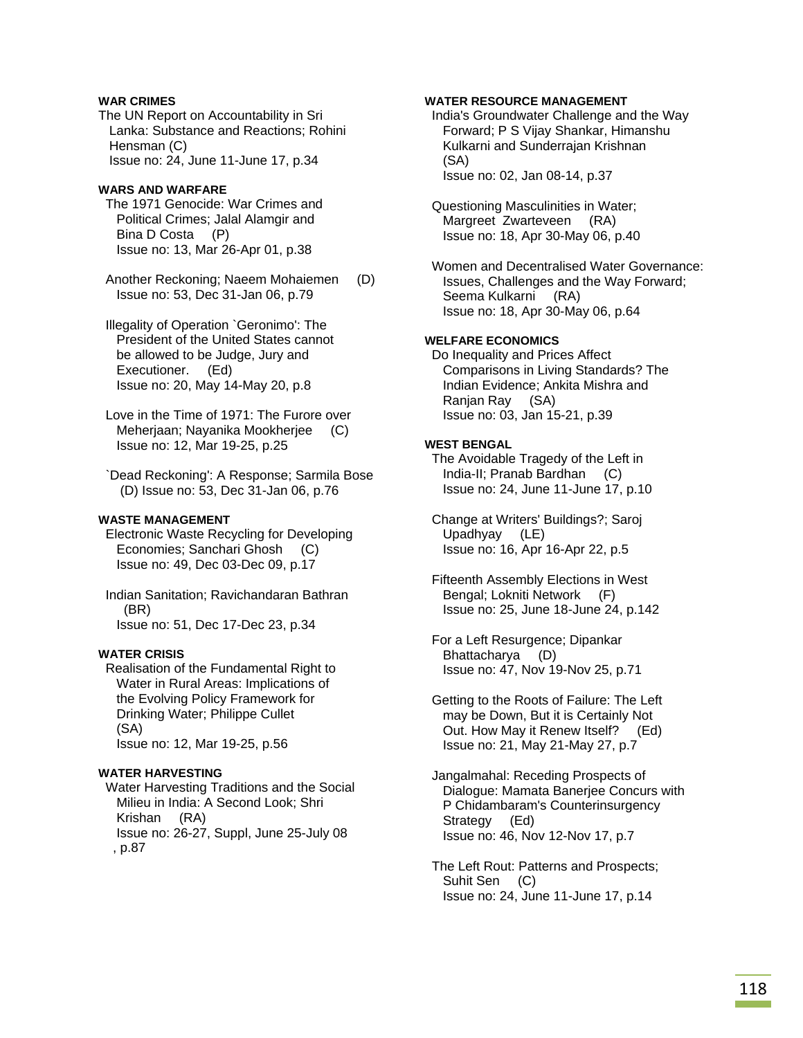**WAR CRIMES**

The UN Report on Accountability in Sri Lanka: Substance and Reactions; Rohini Hensman (C)
Issue no: 24, June 11-June 17, p.34

**WARS AND WARFARE**

The 1971 Genocide: War Crimes and Political Crimes; Jalal Alamgir and Bina D Costa (P)
Issue no: 13, Mar 26-Apr 01, p.38

Another Reckoning; Naeem Mohaiemen (D)
Issue no: 53, Dec 31-Jan 06, p.79

Illegality of Operation `Geronimo': The President of the United States cannot be allowed to be Judge, Jury and Executioner. (Ed)
Issue no: 20, May 14-May 20, p.8

Love in the Time of 1971: The Furore over Meherjaan; Nayanika Mookherjee (C)
Issue no: 12, Mar 19-25, p.25

`Dead Reckoning': A Response; Sarmila Bose (D) Issue no: 53, Dec 31-Jan 06, p.76

**WASTE MANAGEMENT**

Electronic Waste Recycling for Developing Economies; Sanchari Ghosh (C)
Issue no: 49, Dec 03-Dec 09, p.17

Indian Sanitation; Ravichandaran Bathran (BR)
Issue no: 51, Dec 17-Dec 23, p.34

**WATER CRISIS**

Realisation of the Fundamental Right to Water in Rural Areas: Implications of the Evolving Policy Framework for Drinking Water; Philippe Cullet (SA)
Issue no: 12, Mar 19-25, p.56

**WATER HARVESTING**

Water Harvesting Traditions and the Social Milieu in India: A Second Look; Shri Krishan (RA)
Issue no: 26-27, Suppl, June 25-July 08 , p.87

**WATER RESOURCE MANAGEMENT**

India's Groundwater Challenge and the Way Forward; P S Vijay Shankar, Himanshu Kulkarni and Sunderrajan Krishnan (SA)
Issue no: 02, Jan 08-14, p.37

Questioning Masculinities in Water; Margreet Zwarteveen (RA)
Issue no: 18, Apr 30-May 06, p.40

Women and Decentralised Water Governance: Issues, Challenges and the Way Forward; Seema Kulkarni (RA)
Issue no: 18, Apr 30-May 06, p.64

**WELFARE ECONOMICS**

Do Inequality and Prices Affect Comparisons in Living Standards? The Indian Evidence; Ankita Mishra and Ranjan Ray (SA)
Issue no: 03, Jan 15-21, p.39

**WEST BENGAL**

The Avoidable Tragedy of the Left in India-II; Pranab Bardhan (C)
Issue no: 24, June 11-June 17, p.10

Change at Writers' Buildings?; Saroj Upadhyay (LE)
Issue no: 16, Apr 16-Apr 22, p.5

Fifteenth Assembly Elections in West Bengal; Lokniti Network (F)
Issue no: 25, June 18-June 24, p.142

For a Left Resurgence; Dipankar Bhattacharya (D)
Issue no: 47, Nov 19-Nov 25, p.71

Getting to the Roots of Failure: The Left may be Down, But it is Certainly Not Out. How May it Renew Itself? (Ed)
Issue no: 21, May 21-May 27, p.7

Jangalmahal: Receding Prospects of Dialogue: Mamata Banerjee Concurs with P Chidambaram's Counterinsurgency Strategy (Ed)
Issue no: 46, Nov 12-Nov 17, p.7

The Left Rout: Patterns and Prospects; Suhit Sen (C)
Issue no: 24, June 11-June 17, p.14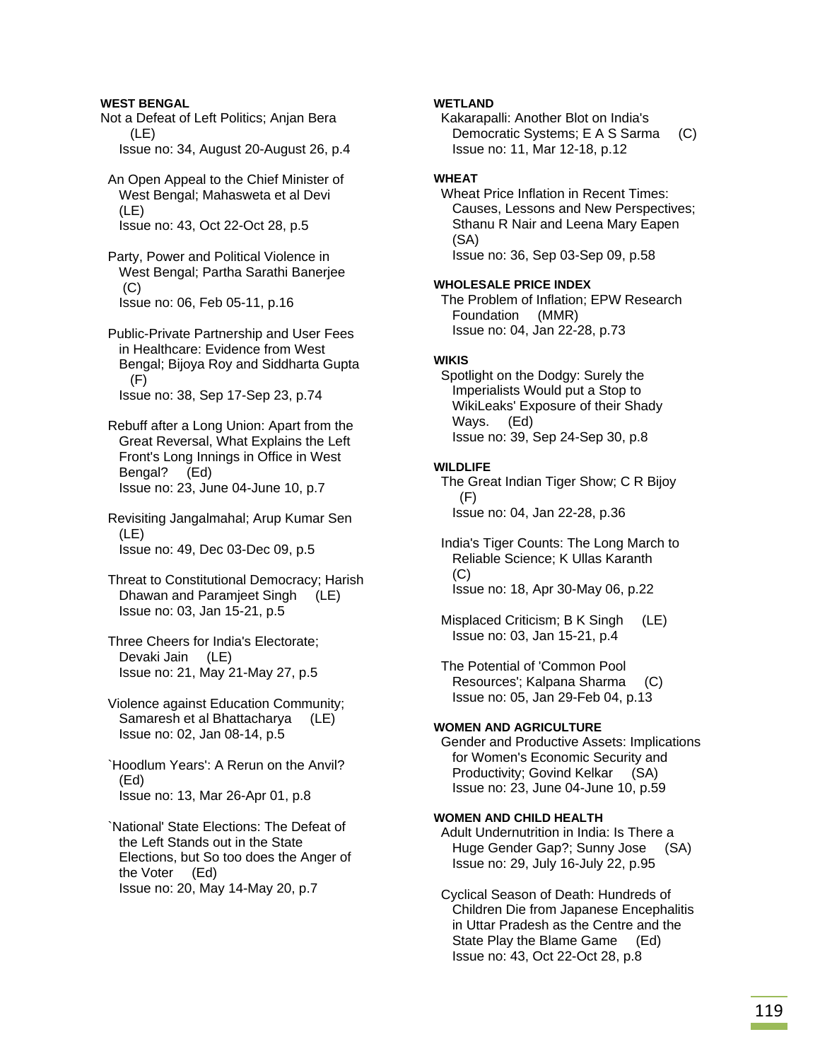**WEST BENGAL**

Not a Defeat of Left Politics; Anjan Bera (LE)
Issue no: 34, August 20-August 26, p.4

An Open Appeal to the Chief Minister of West Bengal; Mahasweta et al Devi (LE)
Issue no: 43, Oct 22-Oct 28, p.5

Party, Power and Political Violence in West Bengal; Partha Sarathi Banerjee (C)
Issue no: 06, Feb 05-11, p.16

Public-Private Partnership and User Fees in Healthcare: Evidence from West Bengal; Bijoya Roy and Siddharta Gupta (F)
Issue no: 38, Sep 17-Sep 23, p.74

Rebuff after a Long Union: Apart from the Great Reversal, What Explains the Left Front's Long Innings in Office in West Bengal? (Ed)
Issue no: 23, June 04-June 10, p.7

Revisiting Jangalmahal; Arup Kumar Sen (LE)
Issue no: 49, Dec 03-Dec 09, p.5

Threat to Constitutional Democracy; Harish Dhawan and Paramjeet Singh (LE)
Issue no: 03, Jan 15-21, p.5

Three Cheers for India's Electorate; Devaki Jain (LE)
Issue no: 21, May 21-May 27, p.5

Violence against Education Community; Samaresh et al Bhattacharya (LE)
Issue no: 02, Jan 08-14, p.5

`Hoodlum Years': A Rerun on the Anvil? (Ed)
Issue no: 13, Mar 26-Apr 01, p.8

`National' State Elections: The Defeat of the Left Stands out in the State Elections, but So too does the Anger of the Voter (Ed)
Issue no: 20, May 14-May 20, p.7

**WETLAND**

Kakarapalli: Another Blot on India's Democratic Systems; E A S Sarma (C)
Issue no: 11, Mar 12-18, p.12

**WHEAT**

Wheat Price Inflation in Recent Times: Causes, Lessons and New Perspectives; Sthanu R Nair and Leena Mary Eapen (SA)
Issue no: 36, Sep 03-Sep 09, p.58

**WHOLESALE PRICE INDEX**

The Problem of Inflation; EPW Research Foundation (MMR)
Issue no: 04, Jan 22-28, p.73

**WIKIS**

Spotlight on the Dodgy: Surely the Imperialists Would put a Stop to WikiLeaks' Exposure of their Shady Ways. (Ed)
Issue no: 39, Sep 24-Sep 30, p.8

**WILDLIFE**

The Great Indian Tiger Show; C R Bijoy (F)
Issue no: 04, Jan 22-28, p.36

India's Tiger Counts: The Long March to Reliable Science; K Ullas Karanth (C)
Issue no: 18, Apr 30-May 06, p.22

Misplaced Criticism; B K Singh (LE)
Issue no: 03, Jan 15-21, p.4

The Potential of 'Common Pool Resources'; Kalpana Sharma (C)
Issue no: 05, Jan 29-Feb 04, p.13

**WOMEN AND AGRICULTURE**

Gender and Productive Assets: Implications for Women's Economic Security and Productivity; Govind Kelkar (SA)
Issue no: 23, June 04-June 10, p.59

**WOMEN AND CHILD HEALTH**

Adult Undernutrition in India: Is There a Huge Gender Gap?; Sunny Jose (SA)
Issue no: 29, July 16-July 22, p.95

Cyclical Season of Death: Hundreds of Children Die from Japanese Encephalitis in Uttar Pradesh as the Centre and the State Play the Blame Game (Ed)
Issue no: 43, Oct 22-Oct 28, p.8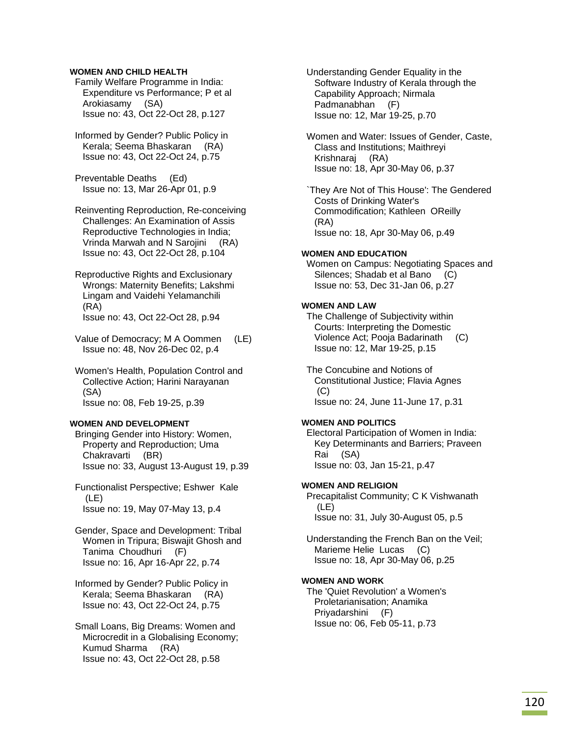**WOMEN AND CHILD HEALTH**

Family Welfare Programme in India: Expenditure vs Performance; P et al Arokiasamy (SA)
Issue no: 43, Oct 22-Oct 28, p.127

Informed by Gender? Public Policy in Kerala; Seema Bhaskaran (RA)
Issue no: 43, Oct 22-Oct 24, p.75

Preventable Deaths (Ed)
Issue no: 13, Mar 26-Apr 01, p.9

Reinventing Reproduction, Re-conceiving Challenges: An Examination of Assis Reproductive Technologies in India; Vrinda Marwah and N Sarojini (RA)
Issue no: 43, Oct 22-Oct 28, p.104

Reproductive Rights and Exclusionary Wrongs: Maternity Benefits; Lakshmi Lingam and Vaidehi Yelamanchili (RA)
Issue no: 43, Oct 22-Oct 28, p.94

Value of Democracy; M A Oommen (LE)
Issue no: 48, Nov 26-Dec 02, p.4

Women's Health, Population Control and Collective Action; Harini Narayanan (SA)
Issue no: 08, Feb 19-25, p.39

**WOMEN AND DEVELOPMENT**

Bringing Gender into History: Women, Property and Reproduction; Uma Chakravarti (BR)
Issue no: 33, August 13-August 19, p.39

Functionalist Perspective; Eshwer Kale (LE)
Issue no: 19, May 07-May 13, p.4

Gender, Space and Development: Tribal Women in Tripura; Biswajit Ghosh and Tanima Choudhuri (F)
Issue no: 16, Apr 16-Apr 22, p.74

Informed by Gender? Public Policy in Kerala; Seema Bhaskaran (RA)
Issue no: 43, Oct 22-Oct 24, p.75

Small Loans, Big Dreams: Women and Microcredit in a Globalising Economy; Kumud Sharma (RA)
Issue no: 43, Oct 22-Oct 28, p.58

Understanding Gender Equality in the Software Industry of Kerala through the Capability Approach; Nirmala Padmanabhan (F)
Issue no: 12, Mar 19-25, p.70

Women and Water: Issues of Gender, Caste, Class and Institutions; Maithreyi Krishnaraj (RA)
Issue no: 18, Apr 30-May 06, p.37

`They Are Not of This House': The Gendered Costs of Drinking Water's Commodification; Kathleen OReilly (RA)
Issue no: 18, Apr 30-May 06, p.49

**WOMEN AND EDUCATION**

Women on Campus: Negotiating Spaces and Silences; Shadab et al Bano (C)
Issue no: 53, Dec 31-Jan 06, p.27

**WOMEN AND LAW**

The Challenge of Subjectivity within Courts: Interpreting the Domestic Violence Act; Pooja Badarinath (C)
Issue no: 12, Mar 19-25, p.15

The Concubine and Notions of Constitutional Justice; Flavia Agnes (C)
Issue no: 24, June 11-June 17, p.31

**WOMEN AND POLITICS**

Electoral Participation of Women in India: Key Determinants and Barriers; Praveen Rai (SA)
Issue no: 03, Jan 15-21, p.47

**WOMEN AND RELIGION**

Precapitalist Community; C K Vishwanath (LE)
Issue no: 31, July 30-August 05, p.5

Understanding the French Ban on the Veil; Marieme Helie Lucas (C)
Issue no: 18, Apr 30-May 06, p.25

**WOMEN AND WORK**

The 'Quiet Revolution' a Women's Proletarianisation; Anamika Priyadarshini (F)
Issue no: 06, Feb 05-11, p.73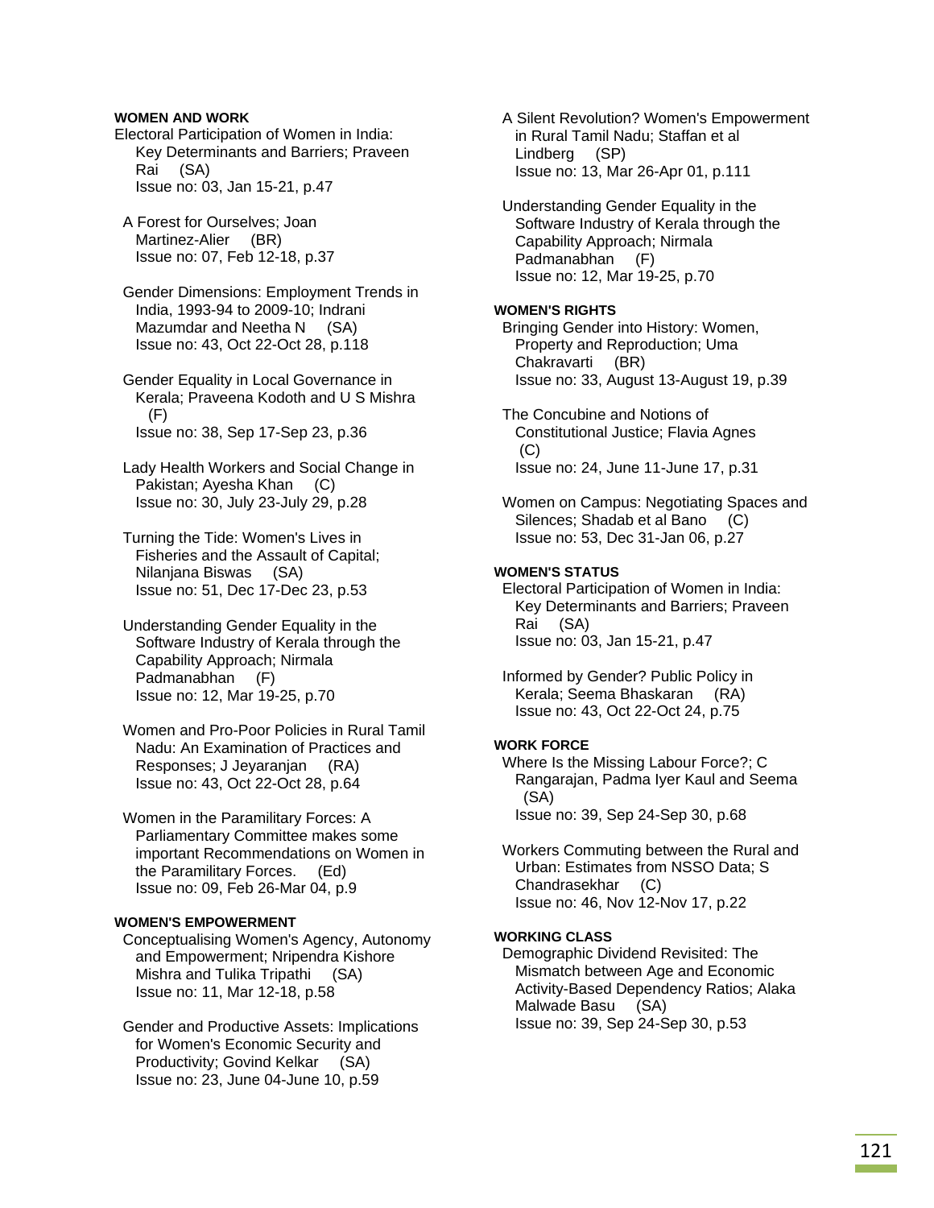**WOMEN AND WORK**

Electoral Participation of Women in India: Key Determinants and Barriers; Praveen Rai (SA)
Issue no: 03, Jan 15-21, p.47

A Forest for Ourselves; Joan Martinez-Alier (BR)
Issue no: 07, Feb 12-18, p.37

Gender Dimensions: Employment Trends in India, 1993-94 to 2009-10; Indrani Mazumdar and Neetha N (SA)
Issue no: 43, Oct 22-Oct 28, p.118

Gender Equality in Local Governance in Kerala; Praveena Kodoth and U S Mishra (F)
Issue no: 38, Sep 17-Sep 23, p.36

Lady Health Workers and Social Change in Pakistan; Ayesha Khan (C)
Issue no: 30, July 23-July 29, p.28

Turning the Tide: Women's Lives in Fisheries and the Assault of Capital; Nilanjana Biswas (SA)
Issue no: 51, Dec 17-Dec 23, p.53

Understanding Gender Equality in the Software Industry of Kerala through the Capability Approach; Nirmala Padmanabhan (F)
Issue no: 12, Mar 19-25, p.70

Women and Pro-Poor Policies in Rural Tamil Nadu: An Examination of Practices and Responses; J Jeyaranjan (RA)
Issue no: 43, Oct 22-Oct 28, p.64

Women in the Paramilitary Forces: A Parliamentary Committee makes some important Recommendations on Women in the Paramilitary Forces. (Ed)
Issue no: 09, Feb 26-Mar 04, p.9

**WOMEN'S EMPOWERMENT**

Conceptualising Women's Agency, Autonomy and Empowerment; Nripendra Kishore Mishra and Tulika Tripathi (SA)
Issue no: 11, Mar 12-18, p.58

Gender and Productive Assets: Implications for Women's Economic Security and Productivity; Govind Kelkar (SA)
Issue no: 23, June 04-June 10, p.59

A Silent Revolution? Women's Empowerment in Rural Tamil Nadu; Staffan et al Lindberg (SP)
Issue no: 13, Mar 26-Apr 01, p.111

Understanding Gender Equality in the Software Industry of Kerala through the Capability Approach; Nirmala Padmanabhan (F)
Issue no: 12, Mar 19-25, p.70

**WOMEN'S RIGHTS**

Bringing Gender into History: Women, Property and Reproduction; Uma Chakravarti (BR)
Issue no: 33, August 13-August 19, p.39

The Concubine and Notions of Constitutional Justice; Flavia Agnes (C)
Issue no: 24, June 11-June 17, p.31

Women on Campus: Negotiating Spaces and Silences; Shadab et al Bano (C)
Issue no: 53, Dec 31-Jan 06, p.27

**WOMEN'S STATUS**

Electoral Participation of Women in India: Key Determinants and Barriers; Praveen Rai (SA)
Issue no: 03, Jan 15-21, p.47

Informed by Gender? Public Policy in Kerala; Seema Bhaskaran (RA)
Issue no: 43, Oct 22-Oct 24, p.75

**WORK FORCE**

Where Is the Missing Labour Force?; C Rangarajan, Padma Iyer Kaul and Seema (SA)
Issue no: 39, Sep 24-Sep 30, p.68

Workers Commuting between the Rural and Urban: Estimates from NSSO Data; S Chandrasekhar (C)
Issue no: 46, Nov 12-Nov 17, p.22

**WORKING CLASS**

Demographic Dividend Revisited: The Mismatch between Age and Economic Activity-Based Dependency Ratios; Alaka Malwade Basu (SA)
Issue no: 39, Sep 24-Sep 30, p.53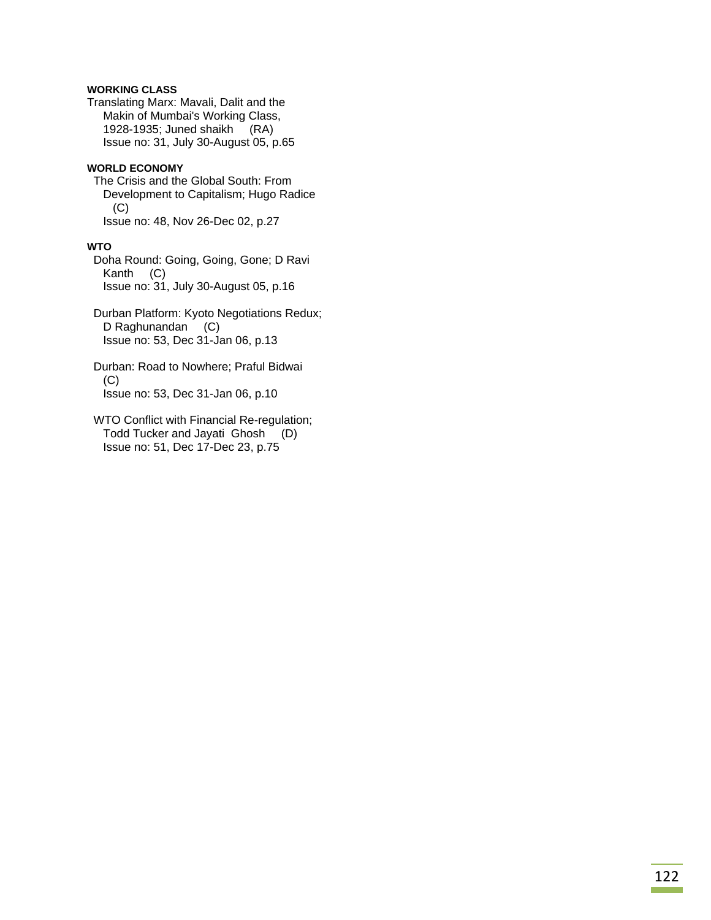**WORKING CLASS**

Translating Marx: Mavali, Dalit and the Makin of Mumbai's Working Class, 1928-1935; Juned shaikh (RA)
Issue no: 31, July 30-August 05, p.65

**WORLD ECONOMY**

The Crisis and the Global South: From Development to Capitalism; Hugo Radice (C)
Issue no: 48, Nov 26-Dec 02, p.27

**WTO**

Doha Round: Going, Going, Gone; D Ravi Kanth (C)
Issue no: 31, July 30-August 05, p.16

Durban Platform: Kyoto Negotiations Redux; D Raghunandan (C)
Issue no: 53, Dec 31-Jan 06, p.13

Durban: Road to Nowhere; Praful Bidwai (C)
Issue no: 53, Dec 31-Jan 06, p.10

WTO Conflict with Financial Re-regulation; Todd Tucker and Jayati Ghosh (D)
Issue no: 51, Dec 17-Dec 23, p.75